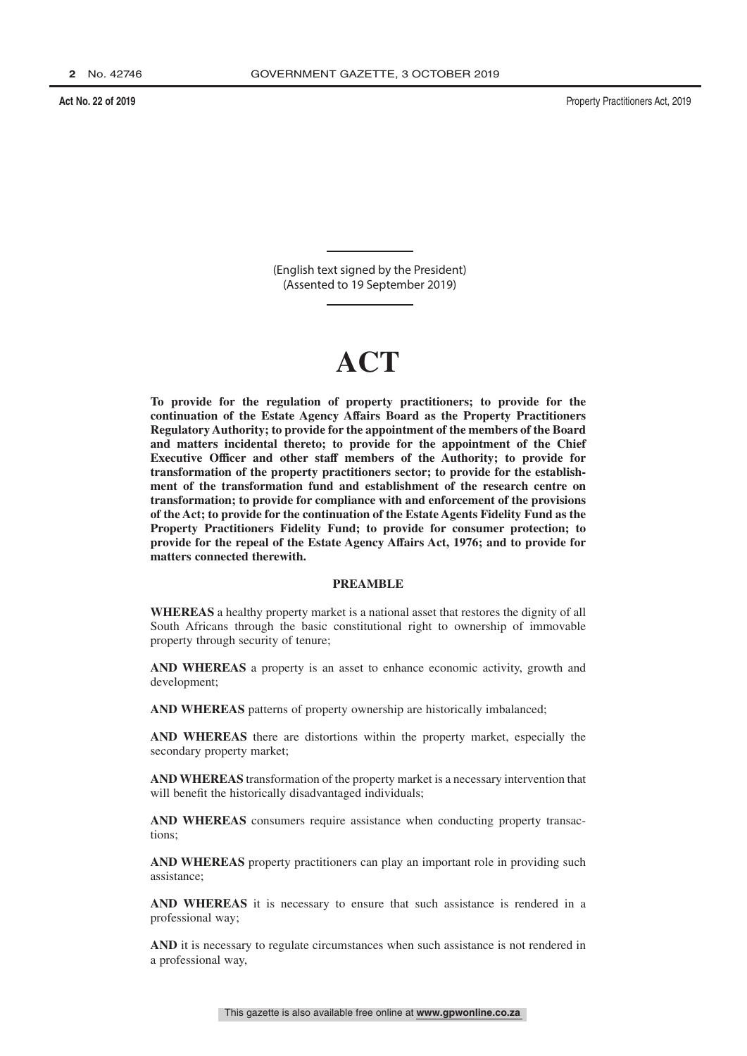(English text signed by the President)
(Assented to 19 September 2019)

# ACT

**To provide for the regulation of property practitioners; to provide for the continuation of the Estate Agency Affairs Board as the Property Practitioners Regulatory Authority; to provide for the appointment of the members of the Board and matters incidental thereto; to provide for the appointment of the Chief Executive Officer and other staff members of the Authority; to provide for transformation of the property practitioners sector; to provide for the establishment of the transformation fund and establishment of the research centre on transformation; to provide for compliance with and enforcement of the provisions of the Act; to provide for the continuation of the Estate Agents Fidelity Fund as the Property Practitioners Fidelity Fund; to provide for consumer protection; to provide for the repeal of the Estate Agency Affairs Act, 1976; and to provide for matters connected therewith.**

## PREAMBLE

**WHEREAS** a healthy property market is a national asset that restores the dignity of all South Africans through the basic constitutional right to ownership of immovable property through security of tenure;

**AND WHEREAS** a property is an asset to enhance economic activity, growth and development;

**AND WHEREAS** patterns of property ownership are historically imbalanced;

**AND WHEREAS** there are distortions within the property market, especially the secondary property market;

**AND WHEREAS** transformation of the property market is a necessary intervention that will benefit the historically disadvantaged individuals;

**AND WHEREAS** consumers require assistance when conducting property transactions;

**AND WHEREAS** property practitioners can play an important role in providing such assistance;

**AND WHEREAS** it is necessary to ensure that such assistance is rendered in a professional way;

**AND** it is necessary to regulate circumstances when such assistance is not rendered in a professional way,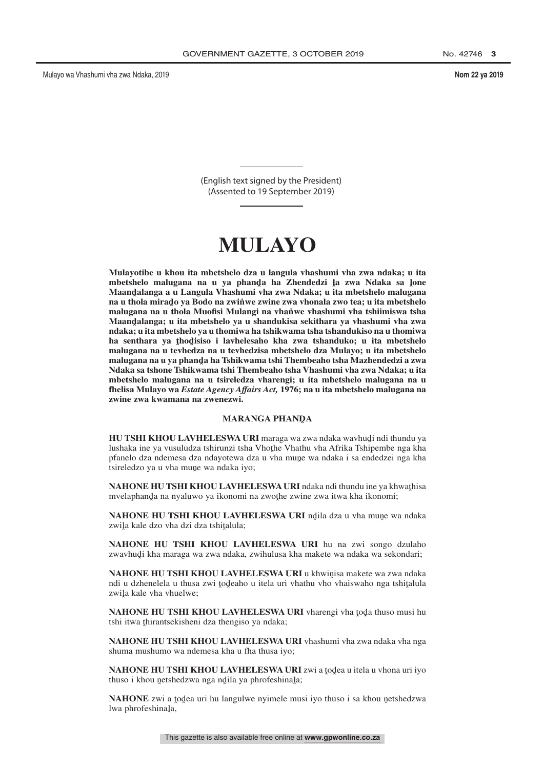(English text signed by the President)
(Assented to 19 September 2019)

# MULAYO

**Mulayotibe u khou ita mbetshelo dza u langula vhashumi vha zwa ndaka; u ita mbetshelo malugana na u ya phanḓa ha Zhendedzi ḽa zwa Ndaka sa ḽone Maanḓalanga a u Langula Vhashumi vha zwa Ndaka; u ita mbetshelo malugana na u thola miraḓo ya Bodo na zwiṅwe zwine zwa vhonala zwo tea; u ita mbetshelo malugana na u thola Muofisi Mulangi na vhaṅwe vhashumi vha tshiimiswa tsha Maanḓalanga; u ita mbetshelo ya u shandukisa sekithara ya vhashumi vha zwa ndaka; u ita mbetshelo ya u thomiwa ha tshikwama tsha tshandukiso na u thomiwa ha senthara ya ṱhoḓisiso i lavhelesaho kha zwa tshanduko; u ita mbetshelo malugana na u tevhedza na u tevhedzisa mbetshelo dza Mulayo; u ita mbetshelo malugana na u ya phanḓa ha Tshikwama tshi Thembeaho tsha Mazhendedzi a zwa Ndaka sa tshone Tshikwama tshi Thembeaho tsha Vhashumi vha zwa Ndaka; u ita mbetshelo malugana na u tsireledza vharengi; u ita mbetshelo malugana na u fhelisa Mulayo wa *Estate Agency Affairs Act,* 1976; na u ita mbetshelo malugana na zwine zwa kwamana na zwenezwi.**

## MARANGA PHANḒA

**HU TSHI KHOU LAVHELESWA URI** maraga wa zwa ndaka wavhuḓi ndi thundu ya lushaka ine ya vusuludza tshirunzi tsha Vhoṱhe Vhathu vha Afrika Tshipembe nga kha pfanelo dza ndemesa dza ndayotewa dza u vha muṋe wa ndaka i sa endedzei nga kha tsireledzo ya u vha muṋe wa ndaka iyo;

**NAHONE HU TSHI KHOU LAVHELESWA URI** ndaka ndi thundu ine ya khwaṱhisa mvelaphanḓa na nyaluwo ya ikonomi na zwoṱhe zwine zwa itwa kha ikonomi;

**NAHONE HU TSHI KHOU LAVHELESWA URI** nḓila dza u vha muṋe wa ndaka zwiḽa kale dzo vha dzi dza tshiṱalula;

**NAHONE HU TSHI KHOU LAVHELESWA URI** hu na zwi songo dzulaho zwavhuḓi kha maraga wa zwa ndaka, zwihulusa kha makete wa ndaka wa sekondari;

**NAHONE HU TSHI KHOU LAVHELESWA URI** u khwiṋisa makete wa zwa ndaka ndi u dzhenelela u thusa zwi ṱoḓeaho u itela uri vhathu vho vhaiswaho nga tshiṱalula zwiḽa kale vha vhuelwe;

**NAHONE HU TSHI KHOU LAVHELESWA URI** vharengi vha ṱoḓa thuso musi hu tshi itwa ṱhirantsekisheni dza thengiso ya ndaka;

**NAHONE HU TSHI KHOU LAVHELESWA URI** vhashumi vha zwa ndaka vha nga shuma mushumo wa ndemesa kha u fha thusa iyo;

**NAHONE HU TSHI KHOU LAVHELESWA URI** zwi a ṱoḓea u itela u vhona uri iyo thuso i khou ṋetshedzwa nga nḓila ya phrofeshinaḽa;

**NAHONE** zwi a ṱoḓea uri hu langulwe nyimele musi iyo thuso i sa khou ṋetshedzwa lwa phrofeshinaḽa,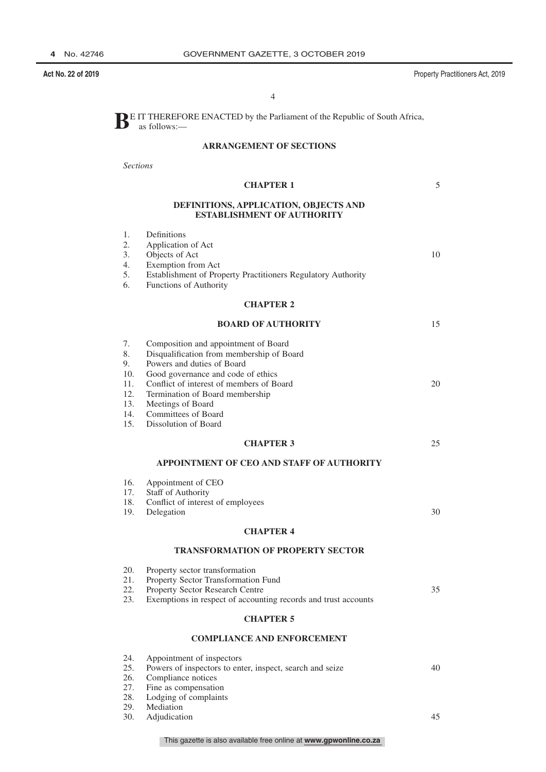**B**E IT THEREFORE ENACTED by the Parliament of the Republic of South Africa, as follows:—

## ARRANGEMENT OF SECTIONS

*Sections*

### CHAPTER 1

### DEFINITIONS, APPLICATION, OBJECTS AND ESTABLISHMENT OF AUTHORITY

1. Definitions
2. Application of Act
3. Objects of Act
4. Exemption from Act
5. Establishment of Property Practitioners Regulatory Authority
6. Functions of Authority

### CHAPTER 2

### BOARD OF AUTHORITY

7. Composition and appointment of Board
8. Disqualification from membership of Board
9. Powers and duties of Board
10. Good governance and code of ethics
11. Conflict of interest of members of Board
12. Termination of Board membership
13. Meetings of Board
14. Committees of Board
15. Dissolution of Board

### CHAPTER 3

### APPOINTMENT OF CEO AND STAFF OF AUTHORITY

16. Appointment of CEO
17. Staff of Authority
18. Conflict of interest of employees
19. Delegation

### CHAPTER 4

### TRANSFORMATION OF PROPERTY SECTOR

20. Property sector transformation
21. Property Sector Transformation Fund
22. Property Sector Research Centre
23. Exemptions in respect of accounting records and trust accounts

### CHAPTER 5

### COMPLIANCE AND ENFORCEMENT

24. Appointment of inspectors
25. Powers of inspectors to enter, inspect, search and seize
26. Compliance notices
27. Fine as compensation
28. Lodging of complaints
29. Mediation
30. Adjudication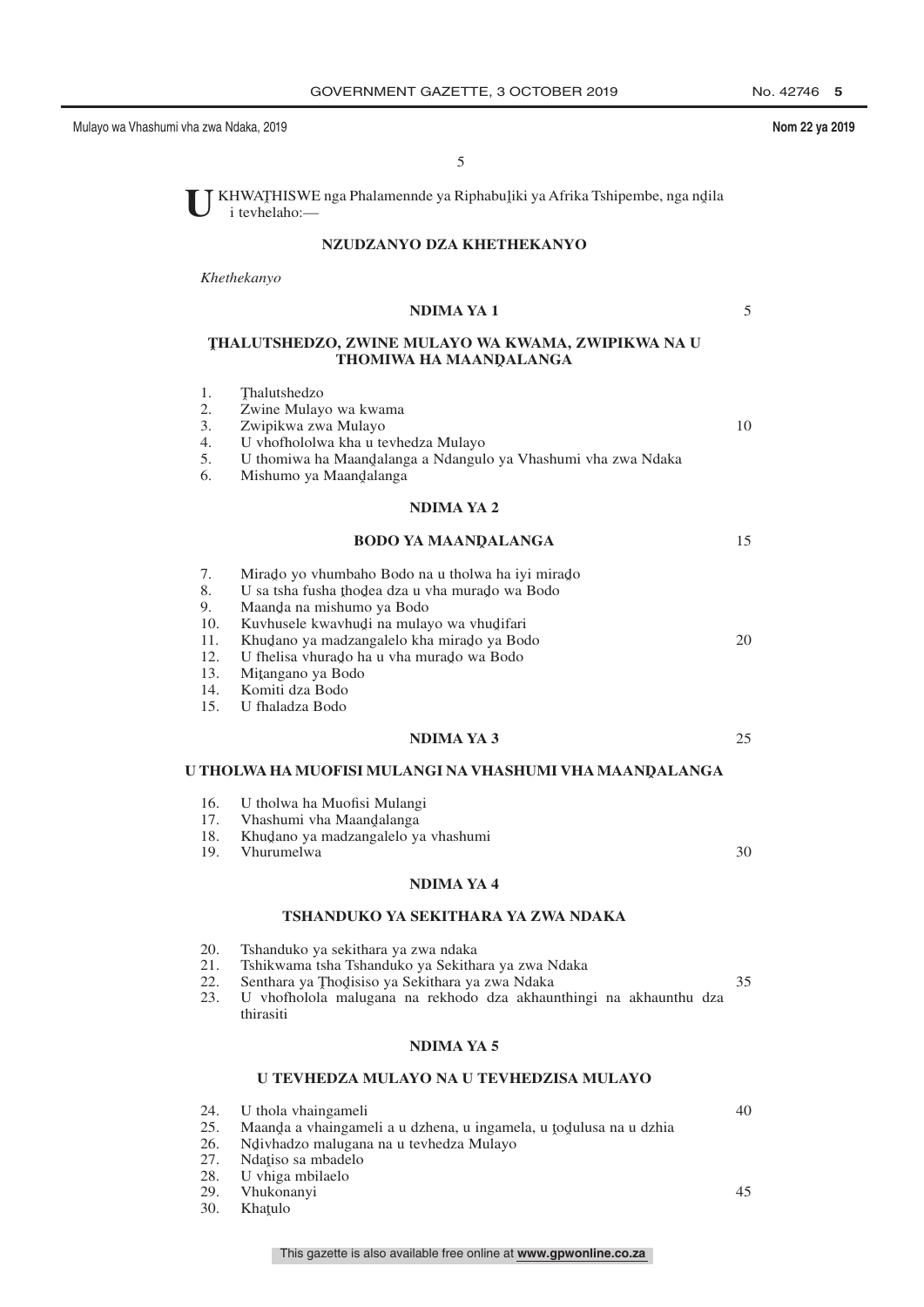U KHWAṰHISWE nga Phalamennde ya Riphabuḽiki ya Afrika Tshipembe, nga nḓila i tevhelaho:—

## NZUDZANYO DZA KHETHEKANYO

*Khethekanyo*

### NDIMA YA 1

### ṰHALUTSHEDZO, ZWINE MULAYO WA KWAMA, ZWIPIKWA NA U THOMIWA HA MAANḒALANGA

1. Ṱhalutshedzo
2. Zwine Mulayo wa kwama
3. Zwipikwa zwa Mulayo
4. U vhofhololwa kha u tevhedza Mulayo
5. U thomiwa ha Maanḓalanga a Ndangulo ya Vhashumi vha zwa Ndaka
6. Mishumo ya Maanḓalanga

### NDIMA YA 2

### BODO YA MAANḒALANGA

7. Miraḓo yo vhumbaho Bodo na u tholwa ha iyi miraḓo
8. U sa tsha fusha ṱhoḓea dza u vha muraḓo wa Bodo
9. Maanḓa na mishumo ya Bodo
10. Kuvhusele kwavhuḓi na mulayo wa vhuḓifari
11. Khuḓano ya madzangalelo kha miraḓo ya Bodo
12. U fhelisa vhuraḓo ha u vha muraḓo wa Bodo
13. Miṱangano ya Bodo
14. Komiti dza Bodo
15. U fhaladza Bodo

### NDIMA YA 3

### U THOLWA HA MUOFISI MULANGI NA VHASHUMI VHA MAANḒALANGA

16. U tholwa ha Muofisi Mulangi
17. Vhashumi vha Maanḓalanga
18. Khuḓano ya madzangalelo ya vhashumi
19. Vhurumelwa

### NDIMA YA 4

### TSHANDUKO YA SEKITHARA YA ZWA NDAKA

20. Tshanduko ya sekithara ya zwa ndaka
21. Tshikwama tsha Tshanduko ya Sekithara ya zwa Ndaka
22. Senthara ya Ṱhoḓisiso ya Sekithara ya zwa Ndaka
23. U vhofholola malugana na rekhodo dza akhaunthingi na akhaunthu dza thirasiti

### NDIMA YA 5

### U TEVHEDZA MULAYO NA U TEVHEDZISA MULAYO

24. U thola vhaingameli
25. Maanḓa a vhaingameli a u dzhena, u ingamela, u ṱoḓulusa na u dzhia
26. Nḓivhadzo malugana na u tevhedza Mulayo
27. Ndaṱiso sa mbadelo
28. U vhiga mbilaelo
29. Vhukonanyi
30. Khaṱulo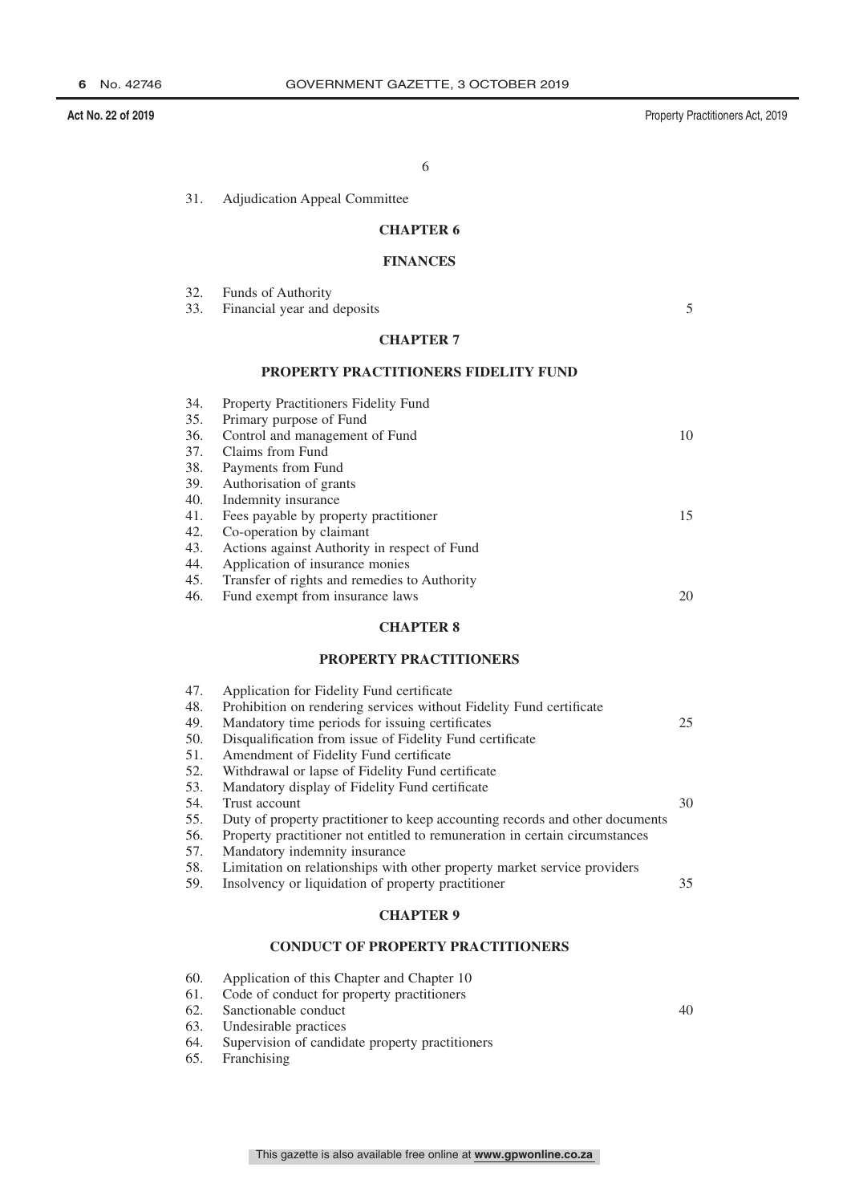31. Adjudication Appeal Committee

## CHAPTER 6

## FINANCES

32. Funds of Authority
33. Financial year and deposits

## CHAPTER 7

## PROPERTY PRACTITIONERS FIDELITY FUND

34. Property Practitioners Fidelity Fund
35. Primary purpose of Fund
36. Control and management of Fund
37. Claims from Fund
38. Payments from Fund
39. Authorisation of grants
40. Indemnity insurance
41. Fees payable by property practitioner
42. Co-operation by claimant
43. Actions against Authority in respect of Fund
44. Application of insurance monies
45. Transfer of rights and remedies to Authority
46. Fund exempt from insurance laws

## CHAPTER 8

## PROPERTY PRACTITIONERS

47. Application for Fidelity Fund certificate
48. Prohibition on rendering services without Fidelity Fund certificate
49. Mandatory time periods for issuing certificates
50. Disqualification from issue of Fidelity Fund certificate
51. Amendment of Fidelity Fund certificate
52. Withdrawal or lapse of Fidelity Fund certificate
53. Mandatory display of Fidelity Fund certificate
54. Trust account
55. Duty of property practitioner to keep accounting records and other documents
56. Property practitioner not entitled to remuneration in certain circumstances
57. Mandatory indemnity insurance
58. Limitation on relationships with other property market service providers
59. Insolvency or liquidation of property practitioner

## CHAPTER 9

## CONDUCT OF PROPERTY PRACTITIONERS

60. Application of this Chapter and Chapter 10
61. Code of conduct for property practitioners
62. Sanctionable conduct
63. Undesirable practices
64. Supervision of candidate property practitioners
65. Franchising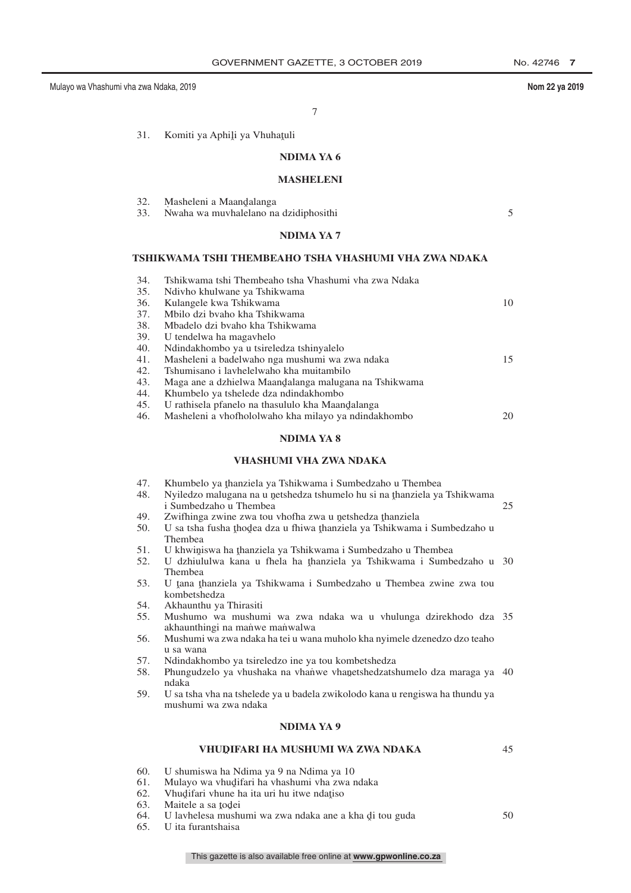31. Komiti ya Aphiḽi ya Vhuhaṱuli

## NDIMA YA 6

## MASHELENI

32. Ṃasheleni a Maanḓalanga
33. Ṅwaha wa muvhalelano na dzidiphosithi

## NDIMA YA 7

## TSHIKWAMA TSHI THEMBEAHO TSHA VHASHUMI VHA ZWA NDAKA

34. Tshikwama tshi Thembeaho tsha Vhashumi vha zwa Ndaka
35. Ndivho khulwane ya Tshikwama
36. Kulangele kwa Tshikwama
37. Mbilo dzi bvaho kha Tshikwama
38. Mbadelo dzi bvaho kha Tshikwama
39. U tendelwa ha magavhelo
40. Ndindakhombo ya u tsireledza tshinyalelo
41. Masheleni a badelwaho nga mushumi wa zwa ndaka
42. Tshumisano i lavhelelwaho kha muitambilo
43. Maga ane a dzhielwa Maanḓalanga malugana na Tshikwama
44. Khumbelo ya tshelede dza ndindakhombo
45. U rathisela pfanelo na thasululo kha Maanḓalanga
46. Masheleni a vhofhololwaho kha milayo ya ndindakhombo

## NDIMA YA 8

## VHASHUMI VHA ZWA NDAKA

47. Khumbelo ya ṱhanziela ya Tshikwama i Sumbedzaho u Thembea
48. Nyiledzo malugana na u ṋetshedza tshumelo hu si na ṱhanziela ya Tshikwama i Sumbedzaho u Thembea
49. Zwifhinga zwine zwa tou vhofha zwa u ṋetshedza ṱhanziela
50. U sa tsha fusha ṱhoḓea dza u fhiwa ṱhanziela ya Tshikwama i Sumbedzaho u Thembea
51. U khwiṋiswa ha ṱhanziela ya Tshikwama i Sumbedzaho u Thembea
52. U dzhiululwa kana u fhela ha ṱhanziela ya Tshikwama i Sumbedzaho u Thembea
53. U ṱana ṱhanziela ya Tshikwama i Sumbedzaho u Thembea zwine zwa tou kombetshedza
54. Akhaunthu ya Thirasiti
55. Mushumo wa mushumi wa zwa ndaka wa u vhulunga dzirekhodo dza akhaunthingi na maṅwe maṅwalwa
56. Mushumi wa zwa ndaka ha tei u wana muholo kha nyimele dzenedzo dzo teaho u sa wana
57. Ndindakhombo ya tsireledzo ine ya tou kombetshedza
58. Phungudzelo ya vhushaka na vhaṅwe vhaṋetshedzatshumelo dza maraga ya ndaka
59. U sa tsha vha na tshelede ya u badela zwikolodo kana u rengiswa ha thundu ya mushumi wa zwa ndaka

## NDIMA YA 9

## VHUḒIFARI HA MUSHUMI WA ZWA NDAKA

60. U shumiswa ha Ndima ya 9 na Ndima ya 10
61. Mulayo wa vhuḓifari ha vhashumi vha zwa ndaka
62. Vhuḓifari vhune ha ita uri hu itwe ndaṱiso
63. Maitele a sa ṱoḓei
64. U lavhelesa mushumi wa zwa ndaka ane a kha ḓi tou guda
65. U ita furantshaisa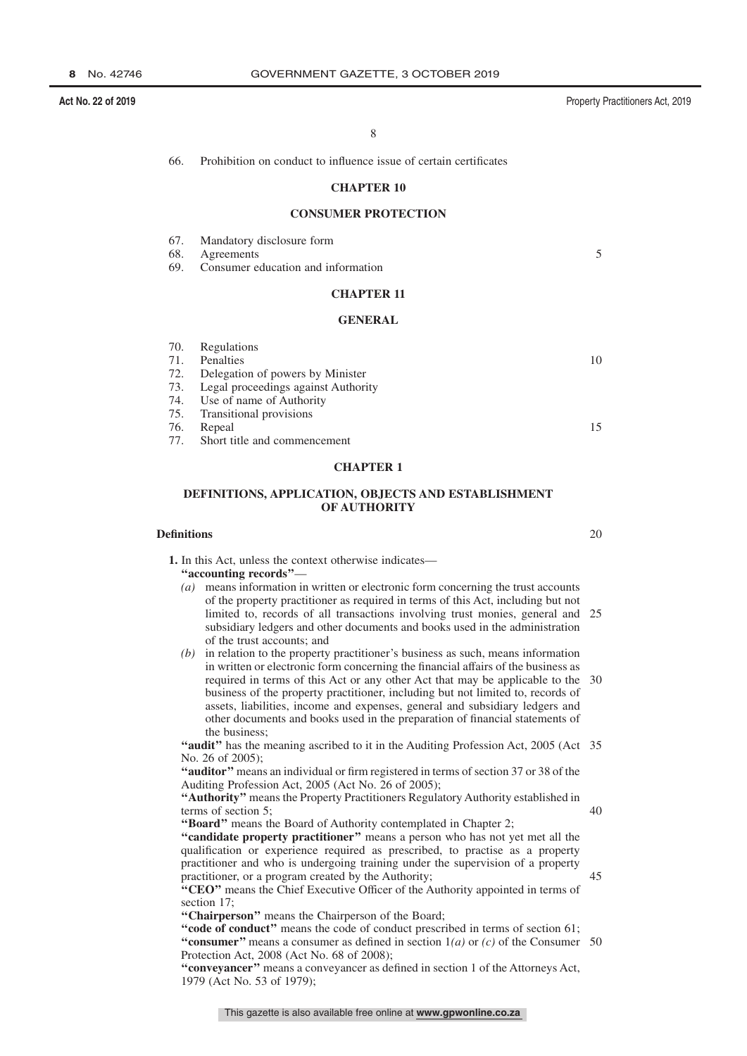66. Prohibition on conduct to influence issue of certain certificates

**CHAPTER 10**

**CONSUMER PROTECTION**

67. Mandatory disclosure form
68. Agreements
69. Consumer education and information

**CHAPTER 11**

**GENERAL**

70. Regulations
71. Penalties
72. Delegation of powers by Minister
73. Legal proceedings against Authority
74. Use of name of Authority
75. Transitional provisions
76. Repeal
77. Short title and commencement

## CHAPTER 1

## DEFINITIONS, APPLICATION, OBJECTS AND ESTABLISHMENT OF AUTHORITY

### Definitions

**1.** In this Act, unless the context otherwise indicates—

**"accounting records"**—

*(a)* means information in written or electronic form concerning the trust accounts of the property practitioner as required in terms of this Act, including but not limited to, records of all transactions involving trust monies, general and subsidiary ledgers and other documents and books used in the administration of the trust accounts; and

*(b)* in relation to the property practitioner's business as such, means information in written or electronic form concerning the financial affairs of the business as required in terms of this Act or any other Act that may be applicable to the business of the property practitioner, including but not limited to, records of assets, liabilities, income and expenses, general and subsidiary ledgers and other documents and books used in the preparation of financial statements of the business;

**"audit"** has the meaning ascribed to it in the Auditing Profession Act, 2005 (Act No. 26 of 2005);

**"auditor"** means an individual or firm registered in terms of section 37 or 38 of the Auditing Profession Act, 2005 (Act No. 26 of 2005);

**"Authority"** means the Property Practitioners Regulatory Authority established in terms of section 5;

**"Board"** means the Board of Authority contemplated in Chapter 2;

**"candidate property practitioner"** means a person who has not yet met all the qualification or experience required as prescribed, to practise as a property practitioner and who is undergoing training under the supervision of a property practitioner, or a program created by the Authority;

**"CEO"** means the Chief Executive Officer of the Authority appointed in terms of section 17;

**"Chairperson"** means the Chairperson of the Board;

**"code of conduct"** means the code of conduct prescribed in terms of section 61;

**"consumer"** means a consumer as defined in section 1*(a)* or *(c)* of the Consumer Protection Act, 2008 (Act No. 68 of 2008);

**"conveyancer"** means a conveyancer as defined in section 1 of the Attorneys Act, 1979 (Act No. 53 of 1979);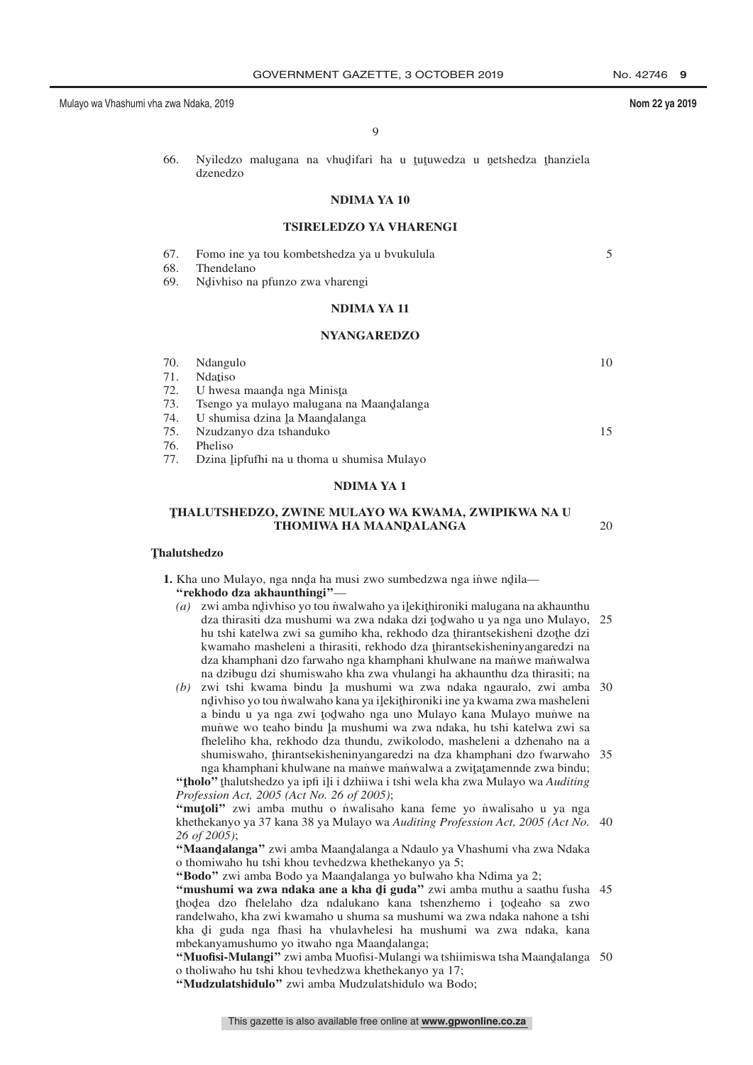66. Nyiledzo malugana na vhuḓifari ha u ṱuṱuwedza u ṋetshedza ṱhanziela dzenedzo

**NDIMA YA 10**

**TSIRELEDZO YA VHARENGI**

67. Fomo ine ya tou kombetshedza ya u bvukulula
68. Thendelano
69. Nḓivhiso na pfunzo zwa vharengi

**NDIMA YA 11**

**NYANGAREDZO**

70. Ndangulo
71. Ndaṱiso
72. U hwesa maanḓa nga Minisṭa
73. Tsengo ya mulayo malugana na Maanḓalanga
74. U shumisa dzina ḽa Maanḓalanga
75. Nzudzanyo dza tshanduko
76. Pheliso
77. Dzina ḽipfufhi na u thoma u shumisa Mulayo

**NDIMA YA 1**

**ṰHALUTSHEDZO, ZWINE MULAYO WA KWAMA, ZWIPIKWA NA U THOMIWA HA MAANḒALANGA**

**Ṱhalutshedzo**

**1.** Kha uno Mulayo, nga nnḓa ha musi zwo sumbedzwa nga iṅwe nḓila—

**"rekhodo dza akhaunthingi"**—

*(a)* zwi amba nḓivhiso yo tou ṅwalwaho ya iḽekiṱhironiki malugana na akhaunthu dza thirasiti dza mushumi wa zwa ndaka dzi ṱoḓwaho u ya nga uno Mulayo, hu tshi katelwa zwi sa gumiho kha, rekhodo dza ṱhirantsekisheni dzoṱhe dzi kwamaho masheleni a thirasiti, rekhodo dza ṱhirantsekisheninyangaredzi na dza khamphani dzo farwaho nga khamphani khulwane na maṅwe maṅwalwa na dzibugu dzi shumiswaho kha zwa vhulangi ha akhaunthu dza thirasiti; na

*(b)* zwi tshi kwama bindu ḽa mushumi wa zwa ndaka ngauralo, zwi amba nḓivhiso yo tou ṅwalwaho kana ya iḽekiṱhironiki ine ya kwama zwa masheleni a bindu u ya nga zwi ṱoḓwaho nga uno Mulayo kana Mulayo muṅwe na muṅwe wo teaho bindu ḽa mushumi wa zwa ndaka, hu tshi katelwa zwi sa fheleliho kha, rekhodo dza thundu, zwikolodo, masheleni a dzhenaho na a shumiswaho, ṱhirantsekisheninyangaredzi na dza khamphani dzo fwarwaho nga khamphani khulwane na maṅwe maṅwalwa a zwiṱaṱamennde zwa bindu;

**"ṱholo"** ṱhalutshedzo ya ipfi iḽi i dzhiiwa i tshi wela kha zwa Mulayo wa *Auditing Profession Act, 2005 (Act No. 26 of 2005)*;

**"muṱoli"** zwi amba muthu o ṅwalisaho kana feme yo ṅwalisaho u ya nga khethekanyo ya 37 kana 38 ya Mulayo wa *Auditing Profession Act, 2005 (Act No. 26 of 2005)*;

**"Maanḓalanga"** zwi amba Maanḓalanga a Ndaulo ya Vhashumi vha zwa Ndaka o thomiwaho hu tshi khou tevhedzwa khethekanyo ya 5;

**"Bodo"** zwi amba Bodo ya Maanḓalanga yo bulwaho kha Ndima ya 2;

**"mushumi wa zwa ndaka ane a kha ḓi guda"** zwi amba muthu a saathu fusha ṱhoḓea dzo fhelelaho dza ndalukano kana tshenzhemo i ṱoḓeaho sa zwo randelwaho, kha zwi kwamaho u shuma sa mushumi wa zwa ndaka nahone a tshi kha ḓi guda nga fhasi ha vhulavhelesi ha mushumi wa zwa ndaka, kana mbekanyamushumo yo itwaho nga Maanḓalanga;

**"Muofisi-Mulangi"** zwi amba Muofisi-Mulangi wa tshiimiswa tsha Maanḓalanga o tholiwaho hu tshi khou tevhedzwa khethekanyo ya 17;

**"Mudzulatshidulo"** zwi amba Mudzulatshidulo wa Bodo;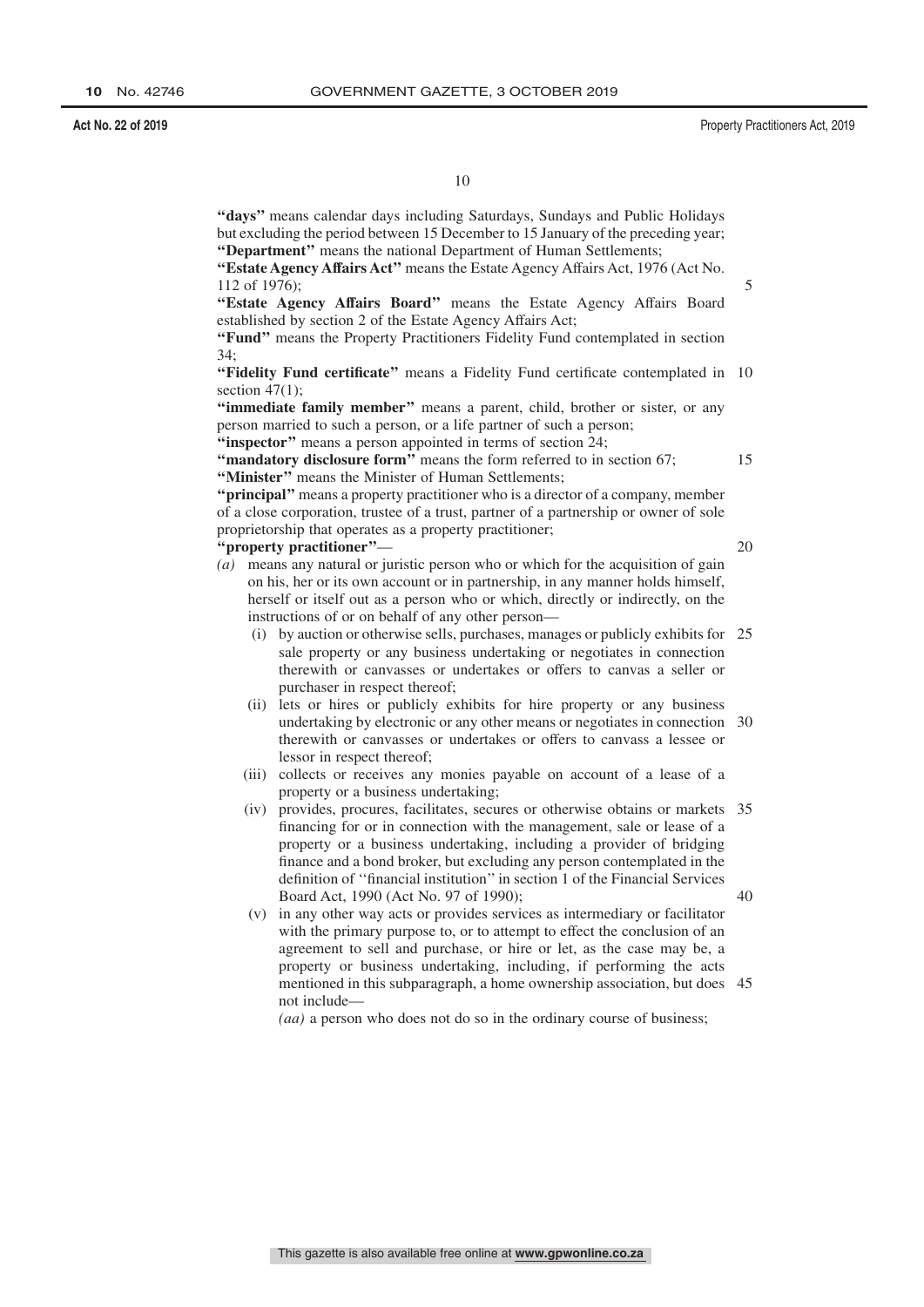**"days"** means calendar days including Saturdays, Sundays and Public Holidays but excluding the period between 15 December to 15 January of the preceding year;

**"Department"** means the national Department of Human Settlements;

**"Estate Agency Affairs Act"** means the Estate Agency Affairs Act, 1976 (Act No. 112 of 1976);

**"Estate Agency Affairs Board"** means the Estate Agency Affairs Board established by section 2 of the Estate Agency Affairs Act;

**"Fund"** means the Property Practitioners Fidelity Fund contemplated in section 34;

**"Fidelity Fund certificate"** means a Fidelity Fund certificate contemplated in section 47(1);

**"immediate family member"** means a parent, child, brother or sister, or any person married to such a person, or a life partner of such a person;

**"inspector"** means a person appointed in terms of section 24;

**"mandatory disclosure form"** means the form referred to in section 67;

**"Minister"** means the Minister of Human Settlements;

**"principal"** means a property practitioner who is a director of a company, member of a close corporation, trustee of a trust, partner of a partnership or owner of sole proprietorship that operates as a property practitioner;

**"property practitioner"**—

*(a)* means any natural or juristic person who or which for the acquisition of gain on his, her or its own account or in partnership, in any manner holds himself, herself or itself out as a person who or which, directly or indirectly, on the instructions of or on behalf of any other person—

- (i) by auction or otherwise sells, purchases, manages or publicly exhibits for sale property or any business undertaking or negotiates in connection therewith or canvasses or undertakes or offers to canvas a seller or purchaser in respect thereof;
- (ii) lets or hires or publicly exhibits for hire property or any business undertaking by electronic or any other means or negotiates in connection therewith or canvasses or undertakes or offers to canvass a lessee or lessor in respect thereof;
- (iii) collects or receives any monies payable on account of a lease of a property or a business undertaking;
- (iv) provides, procures, facilitates, secures or otherwise obtains or markets financing for or in connection with the management, sale or lease of a property or a business undertaking, including a provider of bridging finance and a bond broker, but excluding any person contemplated in the definition of ''financial institution'' in section 1 of the Financial Services Board Act, 1990 (Act No. 97 of 1990);
- (v) in any other way acts or provides services as intermediary or facilitator with the primary purpose to, or to attempt to effect the conclusion of an agreement to sell and purchase, or hire or let, as the case may be, a property or business undertaking, including, if performing the acts mentioned in this subparagraph, a home ownership association, but does not include—

  *(aa)* a person who does not do so in the ordinary course of business;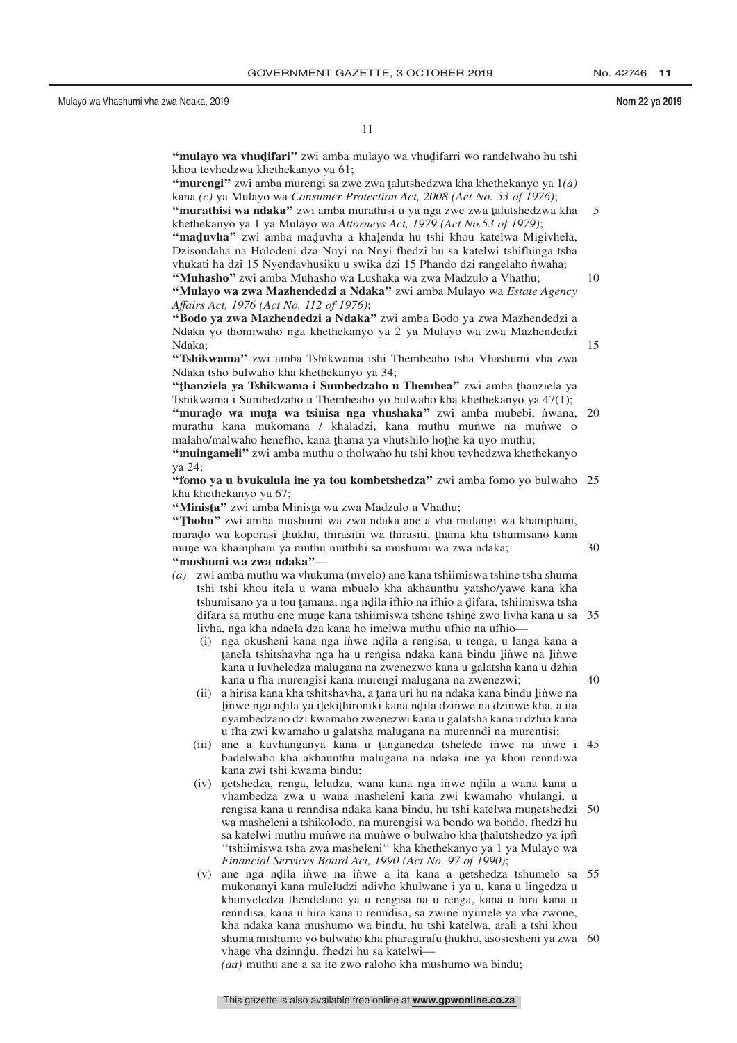**"mulayo wa vhuḓifari"** zwi amba mulayo wa vhuḓifarri wo randelwaho hu tshi khou tevhedzwa khethekanyo ya 61;

**"murengi"** zwi amba murengi sa zwe zwa ṱalutshedzwa kha khethekanyo ya 1*(a)* kana *(c)* ya Mulayo wa *Consumer Protection Act, 2008 (Act No. 53 of 1976)*;

**"murathisi wa ndaka"** zwi amba murathisi u ya nga zwe zwa ṱalutshedzwa kha khethekanyo ya 1 ya Mulayo wa *Attorneys Act, 1979 (Act No.53 of 1979)*;

**"maḓuvha"** zwi amba maḓuvha a khaḽenda hu tshi khou katelwa Migivhela, Dzisondaha na Holodeni dza Nnyi na Nnyi fhedzi hu sa katelwi tshifhinga tsha vhukati ha dzi 15 Nyendavhusiku u swika dzi 15 Phando dzi rangelaho ṅwaha;

**"Muhasho"** zwi amba Muhasho wa Lushaka wa zwa Madzulo a Vhathu;

**"Mulayo wa zwa Mazhendedzi a Ndaka"** zwi amba Mulayo wa *Estate Agency Affairs Act, 1976 (Act No. 112 of 1976)*;

**"Bodo ya zwa Mazhendedzi a Ndaka"** zwi amba Bodo ya zwa Mazhendedzi a Ndaka yo thomiwaho nga khethekanyo ya 2 ya Mulayo wa zwa Mazhendedzi Ndaka;

**"Tshikwama"** zwi amba Tshikwama tshi Thembeaho tsha Vhashumi vha zwa Ndaka tsho bulwaho kha khethekanyo ya 34;

**"ṱhanziela ya Tshikwama i Sumbedzaho u Thembea"** zwi amba ṱhanziela ya Tshikwama i Sumbedzaho u Thembeaho yo bulwaho kha khethekanyo ya 47(1);

**"muraḓo wa muṭa wa tsinisa nga vhushaka"** zwi amba mubebi, ṅwana, murathu kana mukomana / khaladzi, kana muthu muṅwe na muṅwe o malaho/malwaho henefho, kana ṱhama ya vhutshilo hoṱhe ka uyo muthu;

**"muingameli"** zwi amba muthu o tholwaho hu tshi khou tevhedzwa khethekanyo ya 24;

**"fomo ya u bvukulula ine ya tou kombetshedza"** zwi amba fomo yo bulwaho kha khethekanyo ya 67;

**"Minisṱa"** zwi amba Minisṱa wa zwa Madzulo a Vhathu;

**"Ṱhoho"** zwi amba mushumi wa zwa ndaka ane a vha mulangi wa khamphani, muraḓo wa koporasi ṱhukhu, thirasitii wa thirasiti, ṱhama kha tshumisano kana muṋe wa khamphani ya muthu muthihi sa mushumi wa zwa ndaka;

**"mushumi wa zwa ndaka"**—

*(a)* zwi amba muthu wa vhukuma (mvelo) ane kana tshiimiswa tshine tsha shuma tshi tshi khou itela u wana mbuelo kha akhaunthu yatsho/yawe kana kha tshumisano ya u tou ṱamana, nga nḓila ifhio na ifhio a ḓifara, tshiimiswa tsha ḓifara sa muthu ene muṋe kana tshiimiswa tshone tshiṋe zwo livha kana u sa livha, nga kha ndaela dza kana ho imelwa muthu ufhio na ufhio—

(i) nga okusheni kana nga iṅwe nḓila a rengisa, u renga, u langa kana a ṱanela tshitshavha nga ha u rengisa ndaka kana bindu ḽiṅwe na ḽiṅwe kana u luvheledza malugana na zwenezwo kana u galatsha kana u dzhia kana u fha murengisi kana murengi malugana na zwenezwi;

(ii) a hirisa kana kha tshitshavha, a ṱana uri hu na ndaka kana bindu ḽiṅwe na ḽiṅwe nga nḓila ya iḽekiṱhironiki kana nḓila dziṅwe na dziṅwe kha, a ita nyambedzano dzi kwamaho zwenezwi kana u galatsha kana u dzhia kana u fha zwi kwamaho u galatsha malugana na murenndi na murentisi;

(iii) ane a kuvhanganya kana u ṱanganedza tshelede iṅwe na iṅwe i badelwaho kha akhaunthu malugana na ndaka ine ya khou renndiwa kana zwi tshi kwama bindu;

(iv) ṋetshedza, renga, leludza, wana kana nga iṅwe nḓila a wana kana u vhambedza zwa u wana masheleni kana zwi kwamaho vhulangi, u rengisa kana u renndisa ndaka kana bindu, hu tshi katelwa muṋetshedzi wa masheleni a tshikolodo, na murengisi wa bondo wa bondo, fhedzi hu sa katelwi muthu muṅwe na muṅwe o bulwaho kha ṱhalutshedzo ya ipfi ''tshiimiswa tsha zwa masheleni'' kha khethekanyo ya 1 ya Mulayo wa *Financial Services Board Act, 1990 (Act No. 97 of 1990)*;

(v) ane nga nḓila iṅwe na iṅwe a ita kana a ṋetshedza tshumelo sa mukonanyi kana muleludzi ndivho khulwane i ya u, kana u lingedza u khunyeledza thendelano ya u rengisa na u renga, kana u hira kana u renndisa, kana u hira kana u renndisa, sa zwine nyimele ya vha zwone, kha ndaka kana mushumo wa bindu, hu tshi katelwa, arali a tshi khou shuma mishumo yo bulwaho kha pharagirafu ṱhukhu, asosiesheni ya zwa vhaṋe vha dzinnḓu, fhedzi hu sa katelwi—

*(aa)* muthu ane a sa ite zwo raloho kha mushumo wa bindu;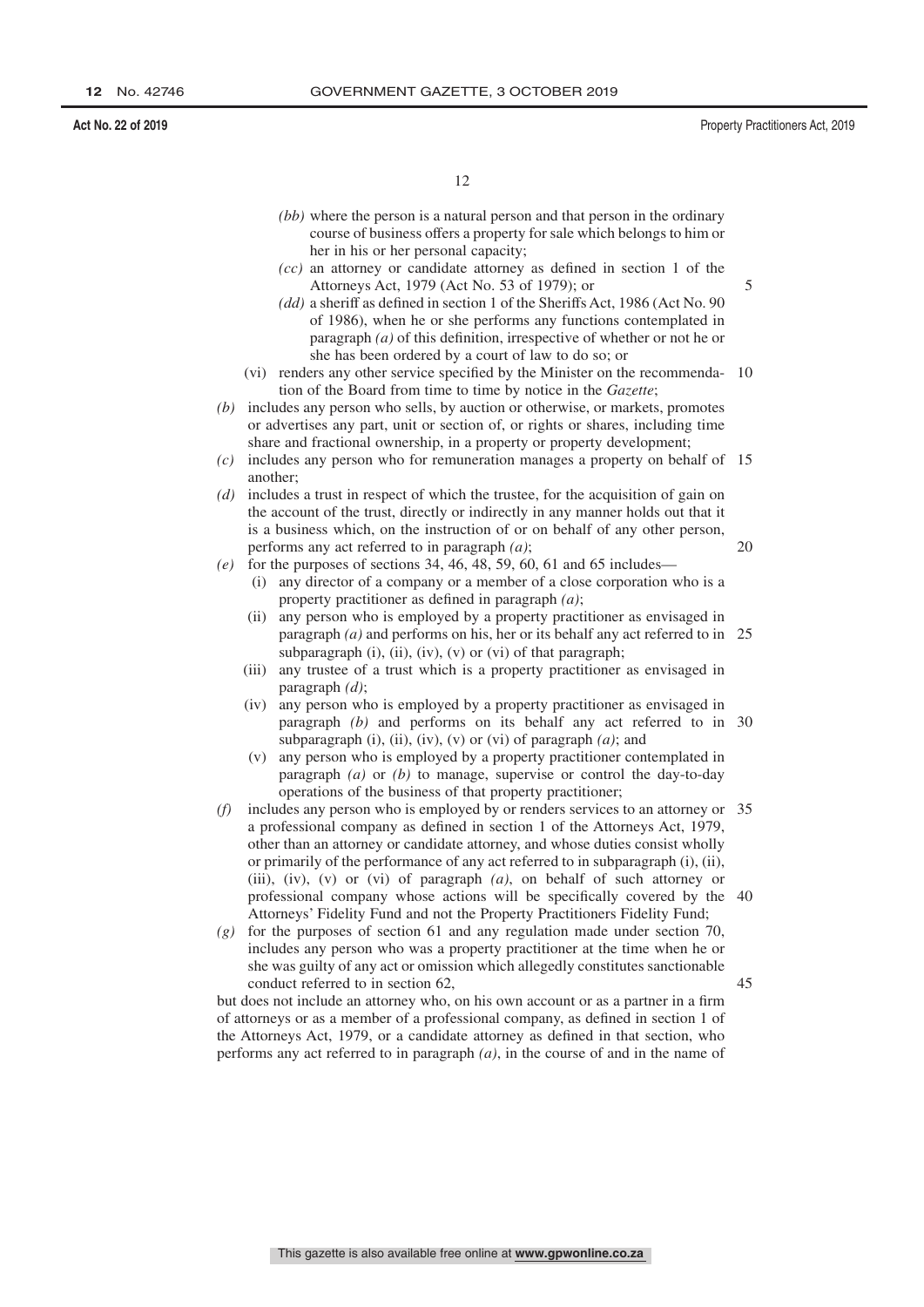*(bb)* where the person is a natural person and that person in the ordinary course of business offers a property for sale which belongs to him or her in his or her personal capacity;

*(cc)* an attorney or candidate attorney as defined in section 1 of the Attorneys Act, 1979 (Act No. 53 of 1979); or

*(dd)* a sheriff as defined in section 1 of the Sheriffs Act, 1986 (Act No. 90 of 1986), when he or she performs any functions contemplated in paragraph *(a)* of this definition, irrespective of whether or not he or she has been ordered by a court of law to do so; or

(vi) renders any other service specified by the Minister on the recommendation of the Board from time to time by notice in the *Gazette*;

*(b)* includes any person who sells, by auction or otherwise, or markets, promotes or advertises any part, unit or section of, or rights or shares, including time share and fractional ownership, in a property or property development;

*(c)* includes any person who for remuneration manages a property on behalf of another;

*(d)* includes a trust in respect of which the trustee, for the acquisition of gain on the account of the trust, directly or indirectly in any manner holds out that it is a business which, on the instruction of or on behalf of any other person, performs any act referred to in paragraph *(a)*;

*(e)* for the purposes of sections 34, 46, 48, 59, 60, 61 and 65 includes—

(i) any director of a company or a member of a close corporation who is a property practitioner as defined in paragraph *(a)*;

(ii) any person who is employed by a property practitioner as envisaged in paragraph *(a)* and performs on his, her or its behalf any act referred to in subparagraph (i), (ii), (iv), (v) or (vi) of that paragraph;

(iii) any trustee of a trust which is a property practitioner as envisaged in paragraph *(d)*;

(iv) any person who is employed by a property practitioner as envisaged in paragraph *(b)* and performs on its behalf any act referred to in subparagraph (i), (ii), (iv), (v) or (vi) of paragraph *(a)*; and

(v) any person who is employed by a property practitioner contemplated in paragraph *(a)* or *(b)* to manage, supervise or control the day-to-day operations of the business of that property practitioner;

*(f)* includes any person who is employed by or renders services to an attorney or a professional company as defined in section 1 of the Attorneys Act, 1979, other than an attorney or candidate attorney, and whose duties consist wholly or primarily of the performance of any act referred to in subparagraph (i), (ii), (iii), (iv), (v) or (vi) of paragraph *(a)*, on behalf of such attorney or professional company whose actions will be specifically covered by the Attorneys' Fidelity Fund and not the Property Practitioners Fidelity Fund;

*(g)* for the purposes of section 61 and any regulation made under section 70, includes any person who was a property practitioner at the time when he or she was guilty of any act or omission which allegedly constitutes sanctionable conduct referred to in section 62,

but does not include an attorney who, on his own account or as a partner in a firm of attorneys or as a member of a professional company, as defined in section 1 of the Attorneys Act, 1979, or a candidate attorney as defined in that section, who performs any act referred to in paragraph *(a)*, in the course of and in the name of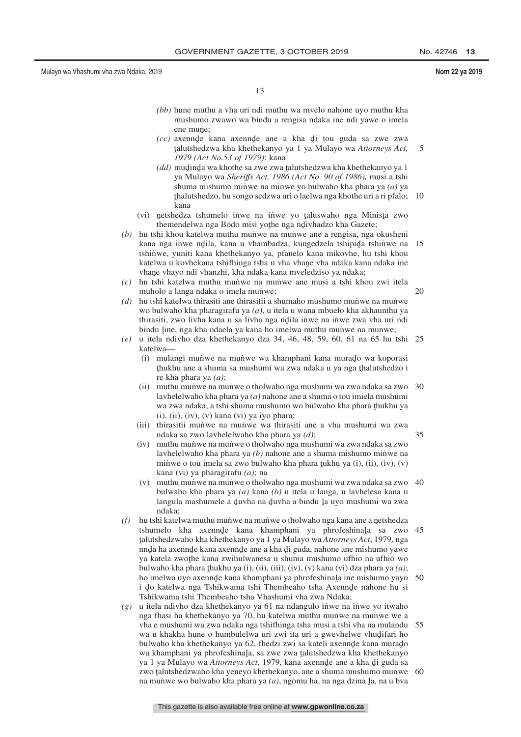*(bb)* hune muthu a vha uri ndi muthu wa mvelo nahone uyo muthu kha mushumo zwawo wa bindu a rengisa ndaka ine ndi yawe o imela ene muṇe;

*(cc)* axennḓe kana axennḓe ane a kha ḓi tou guda sa zwe zwa ṱalutshedzwa kha khethekanyo ya 1 ya Mulayo wa *Attorneys Act, 1979 (Act No.53 of 1979)*; kana

*(dd)* muḓinḓa wa khothe sa zwe zwa ṱalutshedzwa kha khethekanyo ya 1 ya Mulayo wa *Sheriffs Act, 1986 (Act No. 90 of 1986),* musi a tshi shuma mishumo miṅwe na miṅwe yo bulwaho kha phara ya *(a)* ya ṱhalutshedzo, hu songo sedzwa uri o laelwa nga khothe uri a ri pfalo; kana

(vi) ṋetshedza tshumelo iṅwe na iṅwe yo ṱaluswaho nga Minisṭa zwo themendelwa nga Bodo misi yoṱhe nga nḓivhadzo kha Gazete;

*(b)* hu tshi khou katelwa muthu muṅwe na muṅwe ane a rengisa, nga okusheni kana nga iṅwe nḓila, kana u vhambadza, kungedzela tshipiḓa tshiṅwe na tshiṅwe, yuniti kana khethekanyo ya, pfanelo kana mikovhe, hu tshi khou katelwa u kovhekana tshifhinga tsha u vha vhaṋe vha ndaka kana ndaka ine vhaṋe vhayo ndi vhanzhi, kha ndaka kana mveledziso ya ndaka;

*(c)* hu tshi katelwa muthu muṅwe na muṅwe ane musi a tshi khou zwi itela muholo a langa ndaka o imela muṅwe;

*(d)* hu tshi katelwa thirasiti ane thirasitii a shumaho mushumo muṅwe na muṅwe wo bulwaho kha pharagirafu ya *(a)*, u itela u wana mbuelo kha akhaunthu ya thirasiti, zwo livha kana u sa livha nga nḓila iṅwe na iṅwe zwa vha uri ndi bindu ḽine, nga kha ndaela ya kana ho imelwa muthu muṅwe na muṅwe;

*(e)* u itela ndivho dza khethekanyo dza 34, 46, 48, 59, 60, 61 na 65 hu tshi katelwa—

(i) mulangi muṅwe na muṅwe wa khamphani kana murad̥o wa koporasi ṱhukhu ane a shuma sa mushumi wa zwa ndaka u ya nga ṱhalutshedzo i re kha phara ya *(a)*;

(ii) muthu muṅwe na muṅwe o tholwaho nga mushumi wa zwa ndaka sa zwo lavhelelwaho kha phara ya *(a)* nahone ane a shuma o tou imiela mushumi wa zwa ndaka, a tshi shuma mushumo wo bulwaho kha phara ṱhukhu ya (i), (ii), (iv), (v) kana (vi) ya iyo phara;

(iii) thirasitii muṅwe na muṅwe wa thirasiti ane a vha mushumi wa zwa ndaka sa zwo lavhelelwaho kha phara ya *(d)*;

(iv) muthu muṅwe na muṅwe o tholwaho nga mushumi wa zwa ndaka sa zwo lavhelelwaho kha phara ya *(b)* nahone ane a shuma mishumo miṅwe na miṅwe o tou imela sa zwo bulwaho kha phara ṱukhu ya (i), (ii), (iv), (v) kana (vi) ya pharagirafu *(a)*; na

(v) muthu muṅwe na muṅwe o tholwaho nga mushumi wa zwa ndaka sa zwo bulwaho kha phara ya *(a)* kana *(b)* u itela u langa, u lavhelesa kana u langula mashumele a ḓuvha na ḓuvha a bindu ḽa uyo mushumi wa zwa ndaka;

*(f)* hu tshi katelwa muthu muṅwe na muṅwe o tholwaho nga kana ane a ṋetshedza tshumelo kha axennḓe kana khamphani ya phrofeshinaḽa sa zwo ṱalutshedzwaho kha khethekanyo ya 1 ya Mulayo wa *Attorneys Act*, 1979, nga nnḓa ha axennḓe kana axennḓe ane a kha ḓi guda, nahone ane mishumo yawe ya katela zwoṱhe kana zwihulwanesa u shuma mushumo ufhio na ufhio wo bulwaho kha phara ṱhukhu ya (i), (ii), (iii), (iv), (v) kana (vi) dza phara ya *(a)*; ho imelwa uyo axennḓe kana khamphani ya phrofeshinaḽa ine mishumo yayo i ḓo katelwa nga Tshikwama tshi Thembeaho tsha Axennḓe nahone hu si Tshikwama tshi Thembeaho tsha Vhashumi vha zwa Ndaka;

*(g)* u itela ndivho dza khethekanyo ya 61 na ndangulo iṅwe na iṅwe yo itwaho nga fhasi ha khethekanyo ya 70, hu katelwa muthu muṅwe na muṅwe we a vha e mushumi wa zwa ndaka nga tshifhinga tsha musi a tshi vha na mulandu wa u khakha hune o humbulelwa uri zwi ita uri a gwevhelwe vhuḓifari ho bulwaho kha khethekanyo ya 62, fhedzi zwi sa kateli axennḓe kana murad̥o wa khamphani ya phrofeshinaḽa, sa zwe zwa ṱalutshedzwa kha khethekanyo ya 1 ya Mulayo wa *Attorneys Act*, 1979, kana axennḓe ane a kha ḓi guda sa zwo ṱalutshedzwaho kha yeneyo khethekanyo, ane a shuma mushumo muṅwe na muṅwe wo bulwaho kha phara ya *(a)*, ngomu ha, na nga dzina ḽa, na u bva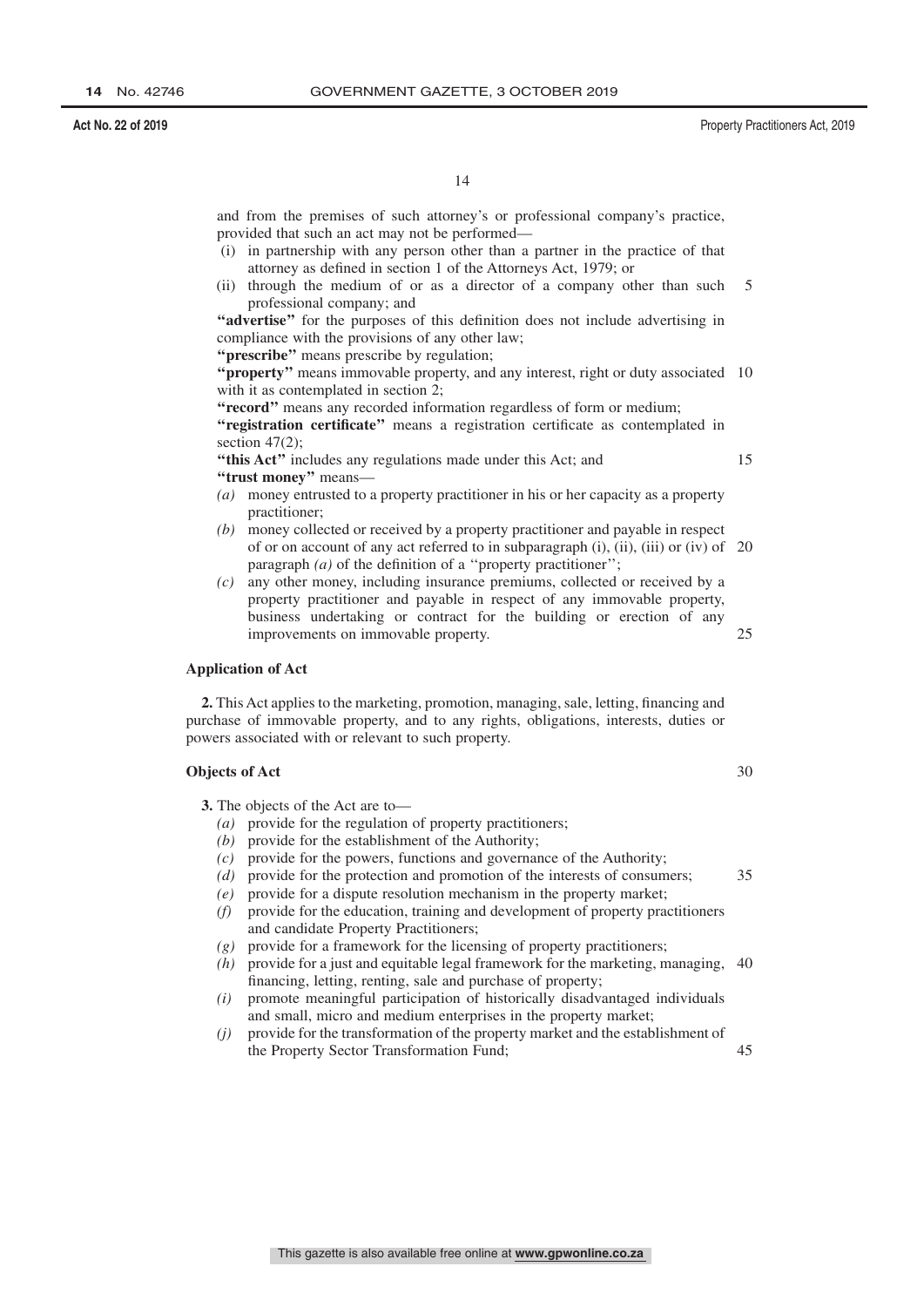and from the premises of such attorney's or professional company's practice, provided that such an act may not be performed—

(i) in partnership with any person other than a partner in the practice of that attorney as defined in section 1 of the Attorneys Act, 1979; or

(ii) through the medium of or as a director of a company other than such professional company; and

**"advertise"** for the purposes of this definition does not include advertising in compliance with the provisions of any other law;

**"prescribe"** means prescribe by regulation;

**"property"** means immovable property, and any interest, right or duty associated with it as contemplated in section 2;

**"record"** means any recorded information regardless of form or medium;

**"registration certificate"** means a registration certificate as contemplated in section 47(2);

**"this Act"** includes any regulations made under this Act; and

**"trust money"** means—

*(a)* money entrusted to a property practitioner in his or her capacity as a property practitioner;

*(b)* money collected or received by a property practitioner and payable in respect of or on account of any act referred to in subparagraph (i), (ii), (iii) or (iv) of paragraph *(a)* of the definition of a "property practitioner";

*(c)* any other money, including insurance premiums, collected or received by a property practitioner and payable in respect of any immovable property, business undertaking or contract for the building or erection of any improvements on immovable property.

**Application of Act**

**2.** This Act applies to the marketing, promotion, managing, sale, letting, financing and purchase of immovable property, and to any rights, obligations, interests, duties or powers associated with or relevant to such property.

**Objects of Act**

**3.** The objects of the Act are to—

*(a)* provide for the regulation of property practitioners;

*(b)* provide for the establishment of the Authority;

*(c)* provide for the powers, functions and governance of the Authority;

*(d)* provide for the protection and promotion of the interests of consumers;

*(e)* provide for a dispute resolution mechanism in the property market;

*(f)* provide for the education, training and development of property practitioners and candidate Property Practitioners;

*(g)* provide for a framework for the licensing of property practitioners;

*(h)* provide for a just and equitable legal framework for the marketing, managing, financing, letting, renting, sale and purchase of property;

*(i)* promote meaningful participation of historically disadvantaged individuals and small, micro and medium enterprises in the property market;

*(j)* provide for the transformation of the property market and the establishment of the Property Sector Transformation Fund;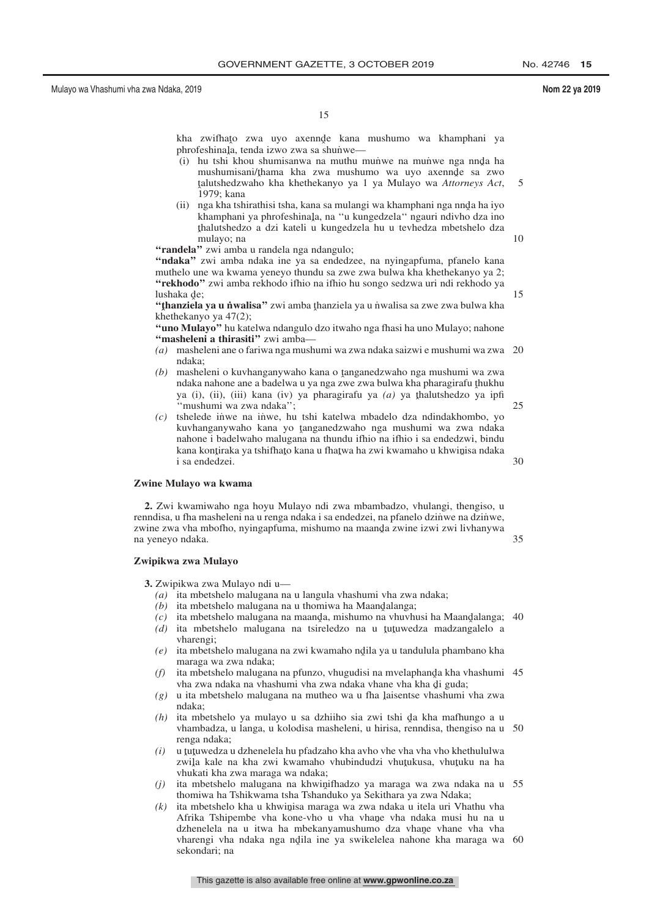kha zwifhaṱo zwa uyo axennḓe kana mushumo wa khamphani ya phrofeshinaḽa, tenda izwo zwa sa shuṅwe—

(i) hu tshi khou shumisanwa na muthu muṅwe na muṅwe nga nnḓa ha mushumisani/ṱhama kha zwa mushumo wa uyo axennḓe sa zwo ṱalutshedzwaho kha khethekanyo ya 1 ya Mulayo wa *Attorneys Act*, 1979; kana

(ii) nga kha tshirathisi tsha, kana sa mulangi wa khamphani nga nnḓa ha iyo khamphani ya phrofeshinaḽa, na ''u kungedzela'' ngauri ndivho dza ino ṱhalutshedzo a dzi kateli u kungedzela hu u tevhedza mbetshelo dza mulayo; na

**"randela"** zwi amba u randela nga ndangulo;

**"ndaka"** zwi amba ndaka ine ya sa endedzee, na nyingapfuma, pfanelo kana muthelo une wa kwama yeneyo thundu sa zwe zwa bulwa kha khethekanyo ya 2;

**"rekhodo"** zwi amba rekhodo ifhio na ifhio hu songo sedzwa uri ndi rekhodo ya lushaka ḓe;

**"ṱhanziela ya u ṅwalisa"** zwi amba ṱhanziela ya u ṅwalisa sa zwe zwa bulwa kha khethekanyo ya 47(2);

**"uno Mulayo"** hu katelwa ndangulo dzo itwaho nga fhasi ha uno Mulayo; nahone

**"masheleni a thirasiti"** zwi amba—

*(a)* masheleni ane o fariwa nga mushumi wa zwa ndaka saizwi e mushumi wa zwa ndaka;

*(b)* masheleni o kuvhanganywaho kana o ṱanganedzwaho nga mushumi wa zwa ndaka nahone ane a badelwa u ya nga zwe zwa bulwa kha pharagirafu ṱhukhu ya (i), (ii), (iii) kana (iv) ya pharagirafu ya *(a)* ya ṱhalutshedzo ya ipfi ''mushumi wa zwa ndaka'';

*(c)* tshelede iṅwe na iṅwe, hu tshi katelwa mbadelo dza ndindakhombo, yo kuvhanganywaho kana yo ṱanganedzwaho nga mushumi wa zwa ndaka nahone i badelwaho malugana na thundu ifhio na ifhio i sa endedzwi, bindu kana konṱiraka ya tshifhaṱo kana u fhaṱwa ha zwi kwamaho u khwiṋisa ndaka i sa endedzei.

**Zwine Mulayo wa kwama**

**2.** Zwi kwamiwaho nga hoyu Mulayo ndi zwa mbambadzo, vhulangi, thengiso, u renndisa, u fha masheleni na u renga ndaka i sa endedzei, na pfanelo dziṅwe na dziṅwe, zwine zwa vha mbofho, nyingapfuma, mishumo na maanḓa zwine izwi zwi livhanywa na yeneyo ndaka.

**Zwipikwa zwa Mulayo**

**3.** Zwipikwa zwa Mulayo ndi u—

*(a)* ita mbetshelo malugana na u langula vhashumi vha zwa ndaka;

*(b)* ita mbetshelo malugana na u thomiwa ha Maanḓalanga;

*(c)* ita mbetshelo malugana na maanḓa, mishumo na vhuvhusi ha Maanḓalanga;

*(d)* ita mbetshelo malugana na tsireledzo na u ṱuṱuwedza madzangalelo a vharengi;

*(e)* ita mbetshelo malugana na zwi kwamaho nḓila ya u tandulula phambano kha maraga wa zwa ndaka;

*(f)* ita mbetshelo malugana na pfunzo, vhugudisi na mvelaphanḓa kha vhashumi vha zwa ndaka na vhashumi vha zwa ndaka vhane vha kha ḓi guda;

*(g)* u ita mbetshelo malugana na mutheo wa u fha ḽaisentse vhashumi vha zwa ndaka;

*(h)* ita mbetshelo ya mulayo u sa dzhiiho sia zwi tshi ḓa kha mafhungo a u vhambadza, u langa, u kolodisa masheleni, u hirisa, renndisa, thengiso na u renga ndaka;

*(i)* u ṱuṱuwedza u dzhenelela hu pfadzaho kha avho vhe vha vha vho khethululwa zwiḽa kale na kha zwi kwamaho vhubindudzi vhuṱukusa, vhuṱuku na ha vhukati kha zwa maraga wa ndaka;

*(j)* ita mbetshelo malugana na khwiṋifhadzo ya maraga wa zwa ndaka na u thomiwa ha Tshikwama tsha Tshanduko ya Sekithara ya zwa Ndaka;

*(k)* ita mbetshelo kha u khwiṋisa maraga wa zwa ndaka u itela uri Vhathu vha Afrika Tshipembe vha kone-vho u vha vhaṋe vha ndaka musi hu na u dzhenelela na u itwa ha mbekanyamushumo dza vhaṋe vhane vha vha vharengi vha ndaka nga nḓila ine ya swikelelea nahone kha maraga wa sekondari; na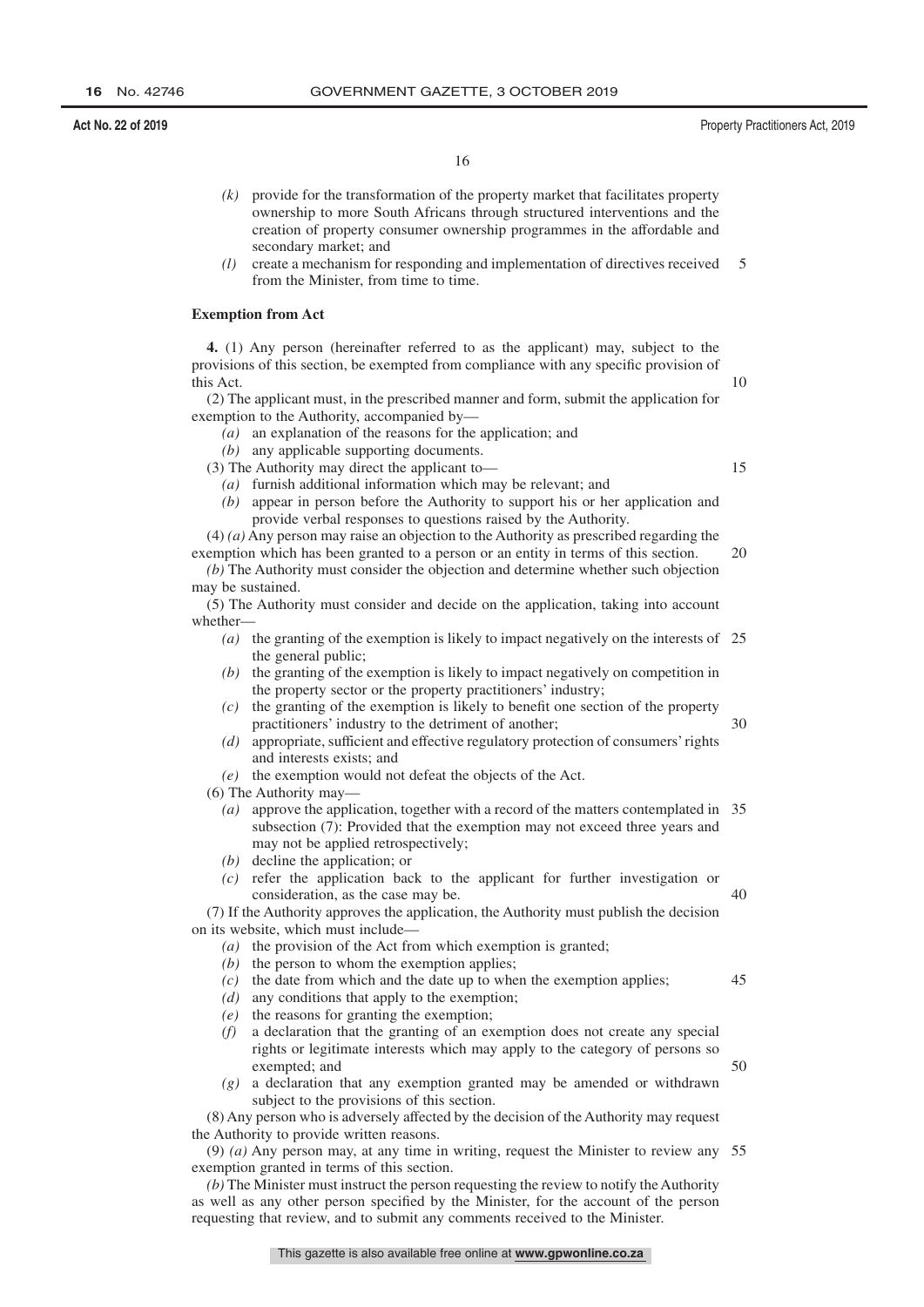*(k)* provide for the transformation of the property market that facilitates property ownership to more South Africans through structured interventions and the creation of property consumer ownership programmes in the affordable and secondary market; and

*(l)* create a mechanism for responding and implementation of directives received from the Minister, from time to time.

**Exemption from Act**

**4.** (1) Any person (hereinafter referred to as the applicant) may, subject to the provisions of this section, be exempted from compliance with any specific provision of this Act.

(2) The applicant must, in the prescribed manner and form, submit the application for exemption to the Authority, accompanied by—

*(a)* an explanation of the reasons for the application; and

*(b)* any applicable supporting documents.

(3) The Authority may direct the applicant to—

*(a)* furnish additional information which may be relevant; and

*(b)* appear in person before the Authority to support his or her application and provide verbal responses to questions raised by the Authority.

(4) *(a)* Any person may raise an objection to the Authority as prescribed regarding the exemption which has been granted to a person or an entity in terms of this section.

*(b)* The Authority must consider the objection and determine whether such objection may be sustained.

(5) The Authority must consider and decide on the application, taking into account whether—

*(a)* the granting of the exemption is likely to impact negatively on the interests of the general public;

*(b)* the granting of the exemption is likely to impact negatively on competition in the property sector or the property practitioners' industry;

*(c)* the granting of the exemption is likely to benefit one section of the property practitioners' industry to the detriment of another;

*(d)* appropriate, sufficient and effective regulatory protection of consumers' rights and interests exists; and

*(e)* the exemption would not defeat the objects of the Act.

(6) The Authority may—

*(a)* approve the application, together with a record of the matters contemplated in subsection (7): Provided that the exemption may not exceed three years and may not be applied retrospectively;

*(b)* decline the application; or

*(c)* refer the application back to the applicant for further investigation or consideration, as the case may be.

(7) If the Authority approves the application, the Authority must publish the decision on its website, which must include—

*(a)* the provision of the Act from which exemption is granted;

*(b)* the person to whom the exemption applies;

*(c)* the date from which and the date up to when the exemption applies;

*(d)* any conditions that apply to the exemption;

*(e)* the reasons for granting the exemption;

*(f)* a declaration that the granting of an exemption does not create any special rights or legitimate interests which may apply to the category of persons so exempted; and

*(g)* a declaration that any exemption granted may be amended or withdrawn subject to the provisions of this section.

(8) Any person who is adversely affected by the decision of the Authority may request the Authority to provide written reasons.

(9) *(a)* Any person may, at any time in writing, request the Minister to review any exemption granted in terms of this section.

*(b)* The Minister must instruct the person requesting the review to notify the Authority as well as any other person specified by the Minister, for the account of the person requesting that review, and to submit any comments received to the Minister.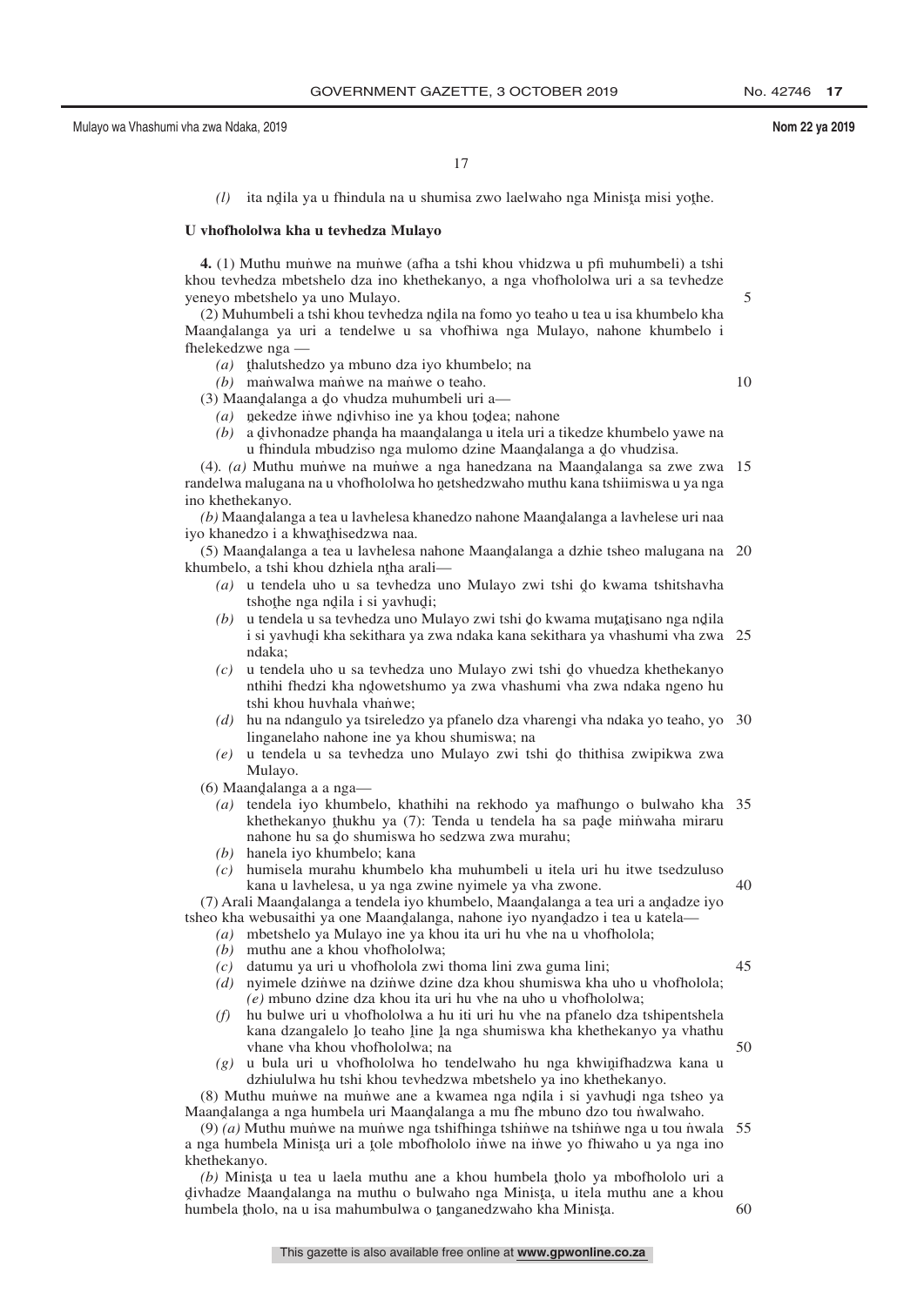*(l)* ita nḓila ya u fhindula na u shumisa zwo laelwaho nga Minisṱa misi yoṱhe.

**U vhofhololwa kha u tevhedza Mulayo**

**4.** (1) Muthu muṅwe na muṅwe (afha a tshi khou vhidzwa u pfi muhumbeli) a tshi khou tevhedza mbetshelo dza ino khethekanyo, a nga vhofhololwa uri a sa tevhedze yeneyo mbetshelo ya uno Mulayo.

(2) Muhumbeli a tshi khou tevhedza nḓila na fomo yo teaho u tea u isa khumbelo kha Maanḓalanga ya uri a tendelwe u sa vhofhiwa nga Mulayo, nahone khumbelo i fhelekedzwe nga —

*(a)* ṱhalutshedzo ya mbuno dza iyo khumbelo; na

*(b)* maṅwalwa maṅwe na maṅwe o teaho.

(3) Maanḓalanga a ḓo vhudza muhumbeli uri a—

*(a)* ṋekedze iṅwe nḓivhiso ine ya khou ṱoḓea; nahone

*(b)* a ḓivhonadze phanḓa ha maanḓalanga u itela uri a tikedze khumbelo yawe na u fhindula mbudziso nga mulomo dzine Maanḓalanga a ḓo vhudzisa.

(4). *(a)* Muthu muṅwe na muṅwe a nga hanedzana na Maanḓalanga sa zwe zwa randelwa malugana na u vhofhololwa ho ṋetshedzwaho muthu kana tshiimiswa u ya nga ino khethekanyo.

*(b)* Maanḓalanga a tea u lavhelesa khanedzo nahone Maanḓalanga a lavhelese uri naa iyo khanedzo i a khwaṱhisedzwa naa.

(5) Maanḓalanga a tea u lavhelesa nahone Maanḓalanga a dzhie tsheo malugana na khumbelo, a tshi khou dzhiela nṱha arali—

*(a)* u tendela uho u sa tevhedza uno Mulayo zwi tshi ḓo kwama tshitshavha tshoṱhe nga nḓila i si yavhuḓi;

*(b)* u tendela u sa tevhedza uno Mulayo zwi tshi ḓo kwama muṱaṱisano nga nḓila i si yavhuḓi kha sekithara ya zwa ndaka kana sekithara ya vhashumi vha zwa ndaka;

*(c)* u tendela uho u sa tevhedza uno Mulayo zwi tshi ḓo vhuedza khethekanyo nthihi fhedzi kha nḓowetshumo ya zwa vhashumi vha zwa ndaka ngeno hu tshi khou huvhala vhaṅwe;

*(d)* hu na ndangulo ya tsireledzo ya pfanelo dza vharengi vha ndaka yo teaho, yo linganelaho nahone ine ya khou shumiswa; na

*(e)* u tendela u sa tevhedza uno Mulayo zwi tshi ḓo thithisa zwipikwa zwa Mulayo.

(6) Maanḓalanga a a nga—

*(a)* tendela iyo khumbelo, khathihi na rekhodo ya mafhungo o bulwaho kha khethekanyo ṱhukhu ya (7): Tenda u tendela ha sa paḓe miṅwaha miraru nahone hu sa ḓo shumiswa ho sedzwa zwa murahu;

*(b)* hanela iyo khumbelo; kana

*(c)* humisela murahu khumbelo kha muhumbeli u itela uri hu itwe tsedzuluso kana u lavhelesa, u ya nga zwine nyimele ya vha zwone.

(7) Arali Maanḓalanga a tendela iyo khumbelo, Maanḓalanga a tea uri a anḓadze iyo tsheo kha webusaithi ya one Maanḓalanga, nahone iyo nyanḓadzo i tea u katela—

*(a)* mbetshelo ya Mulayo ine ya khou ita uri hu vhe na u vhofholola;

*(b)* muthu ane a khou vhofhololwa;

*(c)* datumu ya uri u vhofholola zwi thoma lini zwa guma lini;

*(d)* nyimele dziṅwe na dziṅwe dzine dza khou shumiswa kha uho u vhofholola;

*(e)* mbuno dzine dza khou ita uri hu vhe na uho u vhofhololwa;

*(f)* hu bulwe uri u vhofhololwa a hu iti uri hu vhe na pfanelo dza tshipentshela kana dzangalelo ḽo teaho ḽine ḽa nga shumiswa kha khethekanyo ya vhathu vhane vha khou vhofhololwa; na

*(g)* u bula uri u vhofhololwa ho tendelwaho hu nga khwiṋifhadzwa kana u dzhiululwa hu tshi khou tevhedzwa mbetshelo ya ino khethekanyo.

(8) Muthu muṅwe na muṅwe ane a kwamea nga nḓila i si yavhuḓi nga tsheo ya Maanḓalanga a nga humbela uri Maanḓalanga a mu fhe mbuno dzo tou ṅwalwaho.

(9) *(a)* Muthu muṅwe na muṅwe nga tshifhinga tshiṅwe na tshiṅwe nga u tou ṅwala a nga humbela Minisṱa uri a ṱole mbofhololo iṅwe na iṅwe yo fhiwaho u ya nga ino khethekanyo.

*(b)* Minisṱa u tea u laela muthu ane a khou humbela ṱholo ya mbofhololo uri a ḓivhadze Maanḓalanga na muthu o bulwaho nga Minisṱa, u itela muthu ane a khou humbela ṱholo, na u isa mahumbulwa o ṱanganedzwaho kha Minisṱa.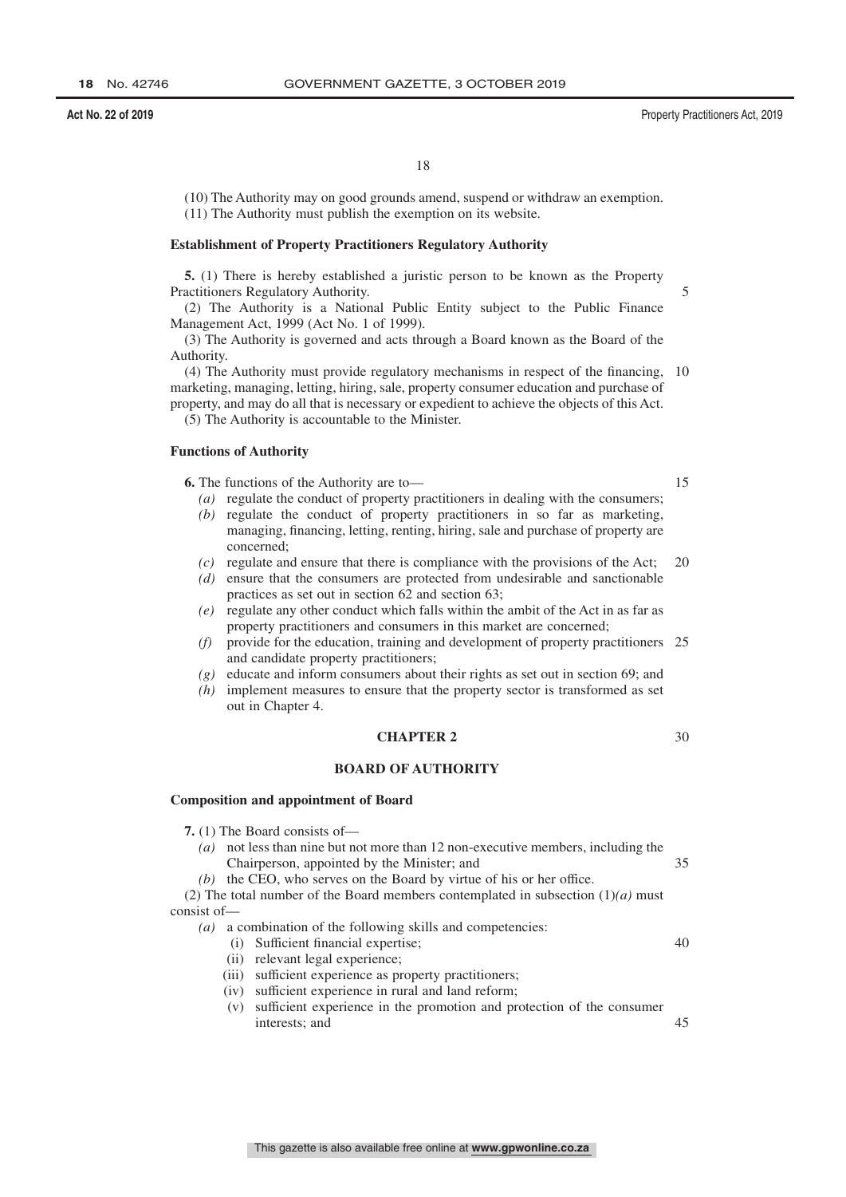(10) The Authority may on good grounds amend, suspend or withdraw an exemption.

(11) The Authority must publish the exemption on its website.

**Establishment of Property Practitioners Regulatory Authority**

**5.** (1) There is hereby established a juristic person to be known as the Property Practitioners Regulatory Authority.

(2) The Authority is a National Public Entity subject to the Public Finance Management Act, 1999 (Act No. 1 of 1999).

(3) The Authority is governed and acts through a Board known as the Board of the Authority.

(4) The Authority must provide regulatory mechanisms in respect of the financing, marketing, managing, letting, hiring, sale, property consumer education and purchase of property, and may do all that is necessary or expedient to achieve the objects of this Act.

(5) The Authority is accountable to the Minister.

**Functions of Authority**

**6.** The functions of the Authority are to—

*(a)* regulate the conduct of property practitioners in dealing with the consumers;

*(b)* regulate the conduct of property practitioners in so far as marketing, managing, financing, letting, renting, hiring, sale and purchase of property are concerned;

*(c)* regulate and ensure that there is compliance with the provisions of the Act;

*(d)* ensure that the consumers are protected from undesirable and sanctionable practices as set out in section 62 and section 63;

*(e)* regulate any other conduct which falls within the ambit of the Act in as far as property practitioners and consumers in this market are concerned;

*(f)* provide for the education, training and development of property practitioners and candidate property practitioners;

*(g)* educate and inform consumers about their rights as set out in section 69; and

*(h)* implement measures to ensure that the property sector is transformed as set out in Chapter 4.

## CHAPTER 2

## BOARD OF AUTHORITY

**Composition and appointment of Board**

**7.** (1) The Board consists of—

*(a)* not less than nine but not more than 12 non-executive members, including the Chairperson, appointed by the Minister; and

*(b)* the CEO, who serves on the Board by virtue of his or her office.

(2) The total number of the Board members contemplated in subsection (1)*(a)* must consist of—

*(a)* a combination of the following skills and competencies:

(i) Sufficient financial expertise;

(ii) relevant legal experience;

(iii) sufficient experience as property practitioners;

(iv) sufficient experience in rural and land reform;

(v) sufficient experience in the promotion and protection of the consumer interests; and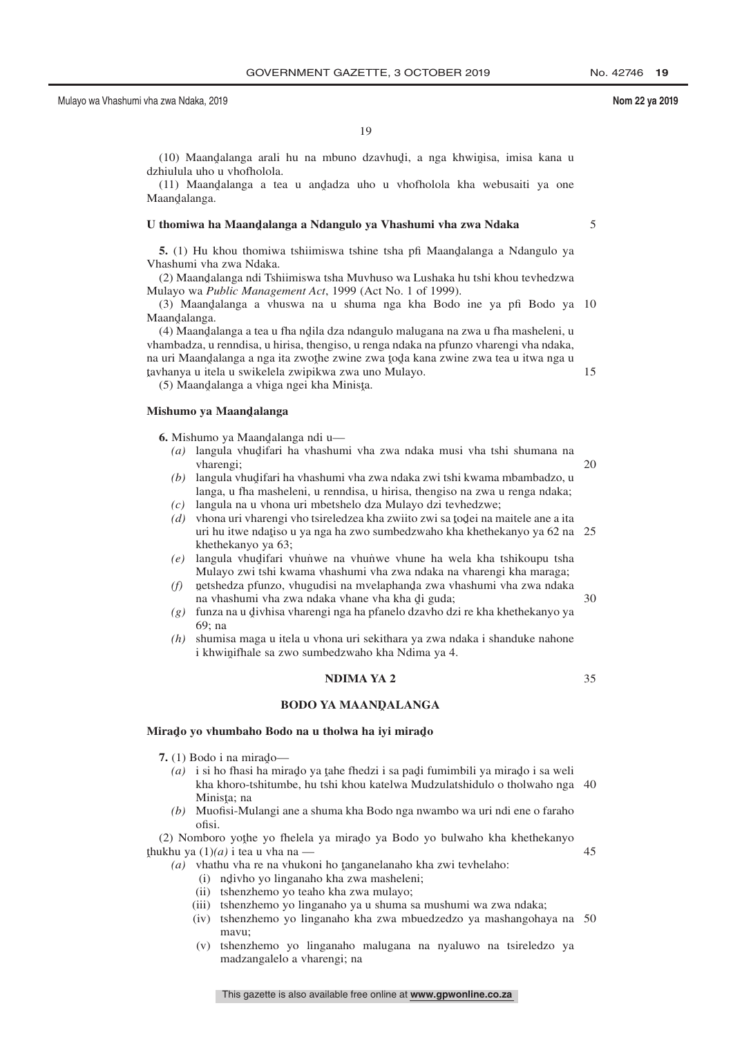(10) Maanḓalanga arali hu na mbuno dzavhuḓi, a nga khwiṇisa, imisa kana u dzhiulula uho u vhofholola.

(11) Maanḓalanga a tea u anḓadza uho u vhofholola kha webusaiti ya one Maanḓalanga.

**U thomiwa ha Maanḓalanga a Ndangulo ya Vhashumi vha zwa Ndaka**

**5.** (1) Hu khou thomiwa tshiimiswa tshine tsha pfi Maanḓalanga a Ndangulo ya Vhashumi vha zwa Ndaka.

(2) Maanḓalanga ndi Tshiimiswa tsha Muvhuso wa Lushaka hu tshi khou tevhedzwa Mulayo wa *Public Management Act*, 1999 (Act No. 1 of 1999).

(3) Maanḓalanga a vhuswa na u shuma nga kha Bodo ine ya pfi Bodo ya Maanḓalanga.

(4) Maanḓalanga a tea u fha nḓila dza ndangulo malugana na zwa u fha masheleni, u vhambadza, u renndisa, u hirisa, thengiso, u renga ndaka na pfunzo vharengi vha ndaka, na uri Maanḓalanga a nga ita zwoṱhe zwine zwa ṱoḓa kana zwine zwa tea u itwa nga u ṱavhanya u itela u swikelela zwipikwa zwa uno Mulayo.

(5) Maanḓalanga a vhiga ngei kha Minisṱa.

**Mishumo ya Maanḓalanga**

**6.** Mishumo ya Maanḓalanga ndi u—

*(a)* langula vhuḓifari ha vhashumi vha zwa ndaka musi vha tshi shumana na vharengi;

*(b)* langula vhuḓifari ha vhashumi vha zwa ndaka zwi tshi kwama mbambadzo, u langa, u fha masheleni, u renndisa, u hirisa, thengiso na zwa u renga ndaka;

*(c)* langula na u vhona uri mbetshelo dza Mulayo dzi tevhedzwe;

*(d)* vhona uri vharengi vho tsireledzea kha zwiito zwi sa ṱoḓei na maitele ane a ita uri hu itwe ndaṱiso u ya nga ha zwo sumbedzwaho kha khethekanyo ya 62 na khethekanyo ya 63;

*(e)* langula vhuḓifari vhuṅwe na vhuṅwe vhune ha wela kha tshikoupu tsha Mulayo zwi tshi kwama vhashumi vha zwa ndaka na vharengi kha maraga;

*(f)* ṋetshedza pfunzo, vhugudisi na mvelaphanḓa zwa vhashumi vha zwa ndaka na vhashumi vha zwa ndaka vhane vha kha ḓi guda;

*(g)* funza na u ḓivhisa vharengi nga ha pfanelo dzavho dzi re kha khethekanyo ya 69; na

*(h)* shumisa maga u itela u vhona uri sekithara ya zwa ndaka i shanduke nahone i khwiṋifhale sa zwo sumbedzwaho kha Ndima ya 4.

## NDIMA YA 2

## BODO YA MAANḒALANGA

**Miraḓo yo vhumbaho Bodo na u tholwa ha iyi miraḓo**

**7.** (1) Bodo i na miraḓo—

*(a)* i si ho fhasi ha miraḓo ya ṱahe fhedzi i sa paḓi fumimbili ya miraḓo i sa weli kha khoro-tshitumbe, hu tshi khou katelwa Mudzulatshidulo o tholwaho nga Minisṱa; na

*(b)* Muofisi-Mulangi ane a shuma kha Bodo nga nwambo wa uri ndi ene o faraho ofisi.

(2) Nomboro yoṱhe yo fhelela ya miraḓo ya Bodo yo bulwaho kha khethekanyo ṱhukhu ya (1)*(a)* i tea u vha na —

*(a)* vhathu vha re na vhukoni ho ṱanganelanaho kha zwi tevhelaho:

(i) nḓivho yo linganaho kha zwa masheleni;

(ii) tshenzhemo yo teaho kha zwa mulayo;

(iii) tshenzhemo yo linganaho ya u shuma sa mushumi wa zwa ndaka;

(iv) tshenzhemo yo linganaho kha zwa mbuedzedzo ya mashangohaya na mavu;

(v) tshenzhemo yo linganaho malugana na nyaluwo na tsireledzo ya madzangalelo a vharengi; na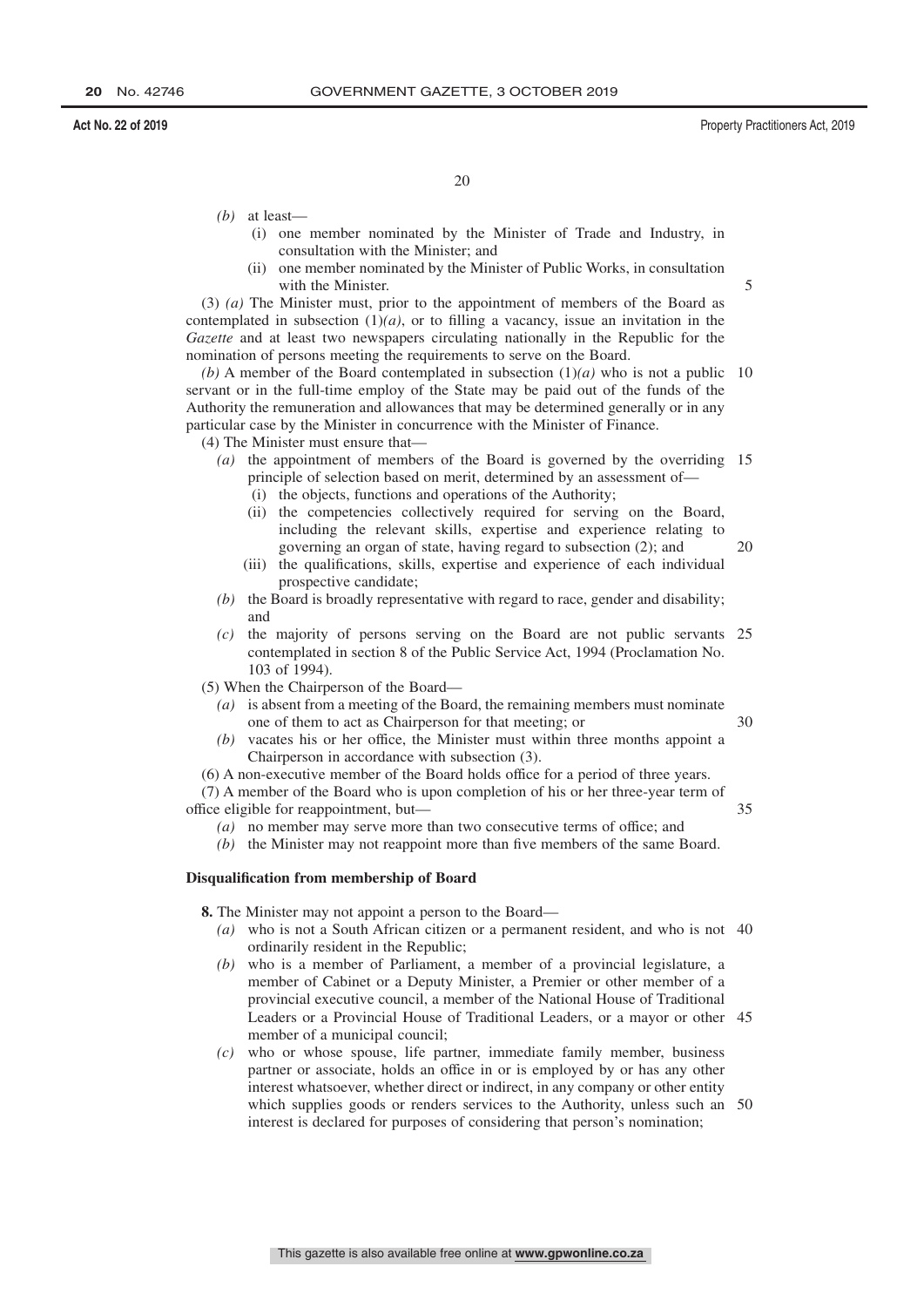*(b)* at least—

(i) one member nominated by the Minister of Trade and Industry, in consultation with the Minister; and

(ii) one member nominated by the Minister of Public Works, in consultation with the Minister.

(3) *(a)* The Minister must, prior to the appointment of members of the Board as contemplated in subsection (1)*(a)*, or to filling a vacancy, issue an invitation in the *Gazette* and at least two newspapers circulating nationally in the Republic for the nomination of persons meeting the requirements to serve on the Board.

*(b)* A member of the Board contemplated in subsection (1)*(a)* who is not a public servant or in the full-time employ of the State may be paid out of the funds of the Authority the remuneration and allowances that may be determined generally or in any particular case by the Minister in concurrence with the Minister of Finance.

(4) The Minister must ensure that—

*(a)* the appointment of members of the Board is governed by the overriding principle of selection based on merit, determined by an assessment of—

(i) the objects, functions and operations of the Authority;

(ii) the competencies collectively required for serving on the Board, including the relevant skills, expertise and experience relating to governing an organ of state, having regard to subsection (2); and

(iii) the qualifications, skills, expertise and experience of each individual prospective candidate;

*(b)* the Board is broadly representative with regard to race, gender and disability; and

*(c)* the majority of persons serving on the Board are not public servants contemplated in section 8 of the Public Service Act, 1994 (Proclamation No. 103 of 1994).

(5) When the Chairperson of the Board—

*(a)* is absent from a meeting of the Board, the remaining members must nominate one of them to act as Chairperson for that meeting; or

*(b)* vacates his or her office, the Minister must within three months appoint a Chairperson in accordance with subsection (3).

(6) A non-executive member of the Board holds office for a period of three years.

(7) A member of the Board who is upon completion of his or her three-year term of office eligible for reappointment, but—

*(a)* no member may serve more than two consecutive terms of office; and

*(b)* the Minister may not reappoint more than five members of the same Board.

**Disqualification from membership of Board**

**8.** The Minister may not appoint a person to the Board—

*(a)* who is not a South African citizen or a permanent resident, and who is not ordinarily resident in the Republic;

*(b)* who is a member of Parliament, a member of a provincial legislature, a member of Cabinet or a Deputy Minister, a Premier or other member of a provincial executive council, a member of the National House of Traditional Leaders or a Provincial House of Traditional Leaders, or a mayor or other member of a municipal council;

*(c)* who or whose spouse, life partner, immediate family member, business partner or associate, holds an office in or is employed by or has any other interest whatsoever, whether direct or indirect, in any company or other entity which supplies goods or renders services to the Authority, unless such an interest is declared for purposes of considering that person's nomination;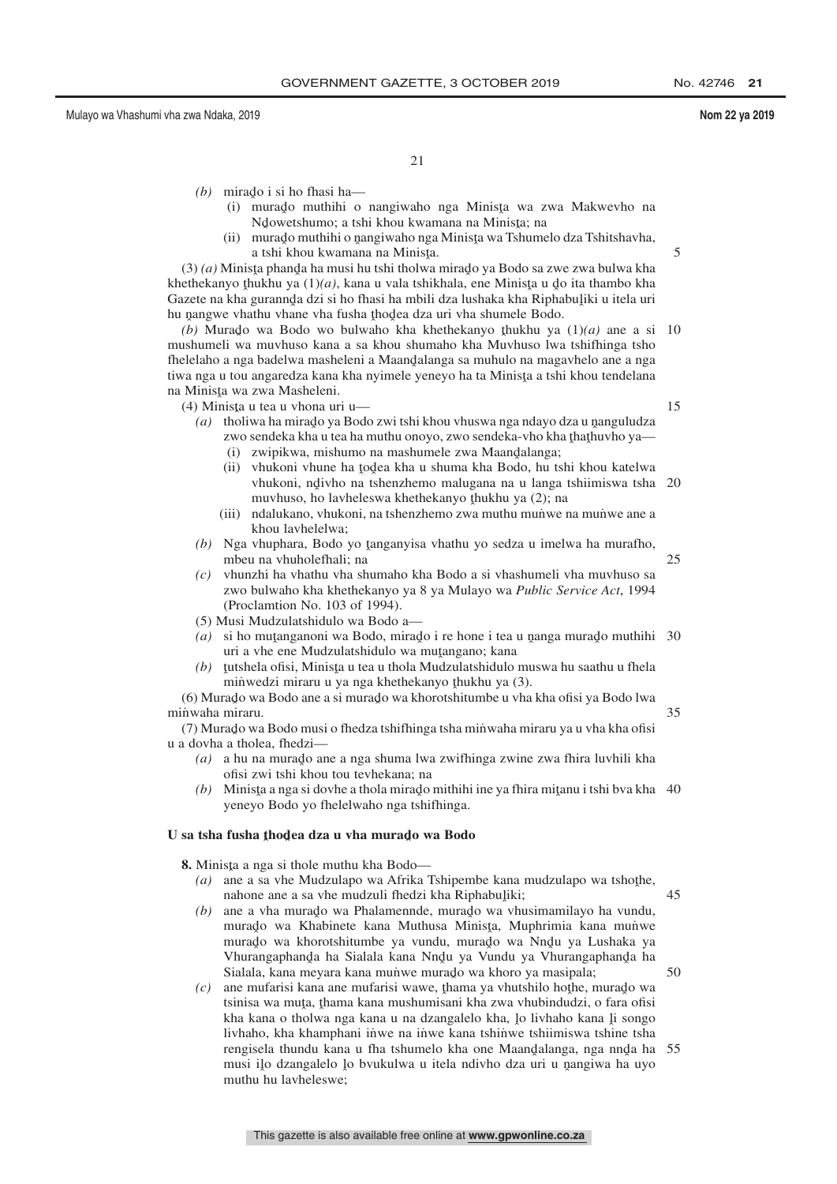*(b)* mirado i si ho fhasi ha—

(i) murado muthihi o nangiwaho nga Minista wa zwa Makwevho na Ndowetshumo; a tshi khou kwamana na Minista; na

(ii) murado muthihi o nangiwaho nga Minista wa Tshumelo dza Tshitshavha, a tshi khou kwamana na Minista.

(3) *(a)* Minista phanda ha musi hu tshi tholwa mirado ya Bodo sa zwe zwa bulwa kha khethekanyo thukhu ya (1)*(a)*, kana u vala tshikhala, ene Minista u do ita thambo kha Gazete na kha gurannda dzi si ho fhasi ha mbili dza lushaka kha Riphabuliki u itela uri hu nangwe vhathu vhane vha fusha thodea dza uri vha shumele Bodo.

*(b)* Murado wa Bodo wo bulwaho kha khethekanyo thukhu ya (1)*(a)* ane a si mushumeli wa muvhuso kana a sa khou shumaho kha Muvhuso lwa tshifhinga tsho fhelelaho a nga badelwa masheleni a Maandalanga sa muhulo na magavhelo ane a nga tiwa nga u tou angaredza kana kha nyimele yeneyo ha ta Minista a tshi khou tendelana na Minista wa zwa Masheleni.

(4) Minista u tea u vhona uri u—

*(a)* tholiwa ha mirado ya Bodo zwi tshi khou vhuswa nga ndayo dza u nanguludza zwo sendeka kha u tea ha muthu onoyo, zwo sendeka-vho kha thathuvho ya—

(i) zwipikwa, mishumo na mashumele zwa Maandalanga;

(ii) vhukoni vhune ha todea kha u shuma kha Bodo, hu tshi khou katelwa vhukoni, ndivho na tshenzhemo malugana na u langa tshiimiswa tsha muvhuso, ho lavheleswa khethekanyo thukhu ya (2); na

(iii) ndalukano, vhukoni, na tshenzhemo zwa muthu muṅwe na muṅwe ane a khou lavhelelwa;

*(b)* Nga vhuphara, Bodo yo tanganyisa vhathu yo sedza u imelwa ha murafho, mbeu na vhuholefhali; na

*(c)* vhunzhi ha vhathu vha shumaho kha Bodo a si vhashumeli vha muvhuso sa zwo bulwaho kha khethekanyo ya 8 ya Mulayo wa *Public Service Act*, 1994 (Proclamtion No. 103 of 1994).

(5) Musi Mudzulatshidulo wa Bodo a—

*(a)* si ho mutanganoni wa Bodo, mirado i re hone i tea u nanga murado muthihi uri a vhe ene Mudzulatshidulo wa mutangano; kana

*(b)* tutshela ofisi, Minista u tea u thola Mudzulatshidulo muswa hu saathu u fhela miṅwedzi miraru u ya nga khethekanyo thukhu ya (3).

(6) Murado wa Bodo ane a si murado wa khorotshitumbe u vha kha ofisi ya Bodo lwa miṅwaha miraru.

(7) Murado wa Bodo musi o fhedza tshifhinga tsha miṅwaha miraru ya u vha kha ofisi u a dovha a tholea, fhedzi—

*(a)* a hu na murado ane a nga shuma lwa zwifhinga zwine zwa fhira luvhili kha ofisi zwi tshi khou tou tevhekana; na

*(b)* Minista a nga si dovhe a thola mirado mithihi ine ya fhira mitanu i tshi bva kha yeneyo Bodo yo fhelelwaho nga tshifhinga.

**U sa tsha fusha thodea dza u vha murado wa Bodo**

**8.** Minista a nga si thole muthu kha Bodo—

*(a)* ane a sa vhe Mudzulapo wa Afrika Tshipembe kana mudzulapo wa tshothe, nahone ane a sa vhe mudzuli fhedzi kha Riphabuliki;

*(b)* ane a vha murado wa Phalamennde, murado wa vhusimamilayo ha vundu, murado wa Khabinete kana Muthusa Minista, Muphrimia kana muṅwe murado wa khorotshitumbe ya vundu, murado wa Nndu ya Lushaka ya Vhurangaphanda ha Sialala kana Nndu ya Vundu ya Vhurangaphanda ha Sialala, kana meyara kana muṅwe murado wa khoro ya masipala;

*(c)* ane mufarisi kana ane mufarisi wawe, thama ya vhutshilo hothe, murado wa tsinisa wa muta, thama kana mushumisani kha zwa vhubindudzi, o fara ofisi kha kana o tholwa nga kana u na dzangalelo kha, lo livhaho kana li songo livhaho, kha khamphani iṅwe na iṅwe kana tshiṅwe tshiimiswa tshine tsha rengisela thundu kana u fha tshumelo kha one Maandalanga, nga nnda ha musi ilo dzangalelo lo bvukulwa u itela ndivho dza uri u nangiwa ha uyo muthu hu lavheleswe;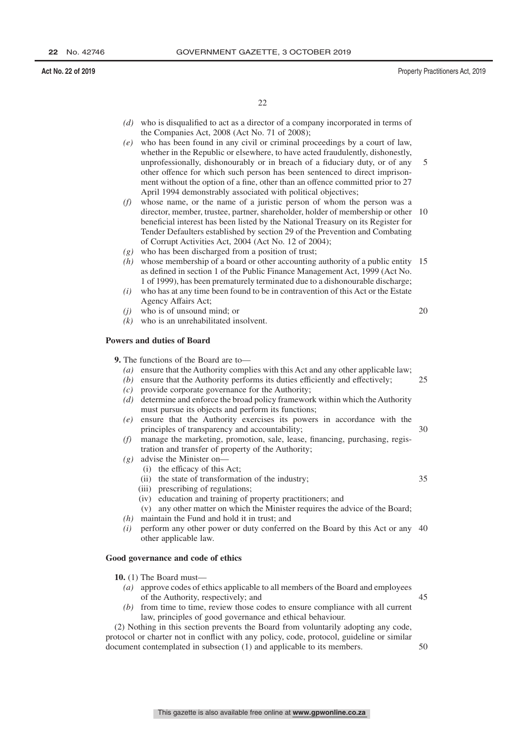*(d)* who is disqualified to act as a director of a company incorporated in terms of the Companies Act, 2008 (Act No. 71 of 2008);

*(e)* who has been found in any civil or criminal proceedings by a court of law, whether in the Republic or elsewhere, to have acted fraudulently, dishonestly, unprofessionally, dishonourably or in breach of a fiduciary duty, or of any other offence for which such person has been sentenced to direct imprisonment without the option of a fine, other than an offence committed prior to 27 April 1994 demonstrably associated with political objectives;

*(f)* whose name, or the name of a juristic person of whom the person was a director, member, trustee, partner, shareholder, holder of membership or other beneficial interest has been listed by the National Treasury on its Register for Tender Defaulters established by section 29 of the Prevention and Combating of Corrupt Activities Act, 2004 (Act No. 12 of 2004);

*(g)* who has been discharged from a position of trust;

*(h)* whose membership of a board or other accounting authority of a public entity as defined in section 1 of the Public Finance Management Act, 1999 (Act No. 1 of 1999), has been prematurely terminated due to a dishonourable discharge;

*(i)* who has at any time been found to be in contravention of this Act or the Estate Agency Affairs Act;

*(j)* who is of unsound mind; or

*(k)* who is an unrehabilitated insolvent.

**Powers and duties of Board**

**9.** The functions of the Board are to—

*(a)* ensure that the Authority complies with this Act and any other applicable law;

*(b)* ensure that the Authority performs its duties efficiently and effectively;

*(c)* provide corporate governance for the Authority;

*(d)* determine and enforce the broad policy framework within which the Authority must pursue its objects and perform its functions;

*(e)* ensure that the Authority exercises its powers in accordance with the principles of transparency and accountability;

*(f)* manage the marketing, promotion, sale, lease, financing, purchasing, registration and transfer of property of the Authority;

*(g)* advise the Minister on—

(i) the efficacy of this Act;

(ii) the state of transformation of the industry;

(iii) prescribing of regulations;

(iv) education and training of property practitioners; and

(v) any other matter on which the Minister requires the advice of the Board;

*(h)* maintain the Fund and hold it in trust; and

*(i)* perform any other power or duty conferred on the Board by this Act or any other applicable law.

**Good governance and code of ethics**

**10.** (1) The Board must—

*(a)* approve codes of ethics applicable to all members of the Board and employees of the Authority, respectively; and

*(b)* from time to time, review those codes to ensure compliance with all current law, principles of good governance and ethical behaviour.

(2) Nothing in this section prevents the Board from voluntarily adopting any code, protocol or charter not in conflict with any policy, code, protocol, guideline or similar document contemplated in subsection (1) and applicable to its members.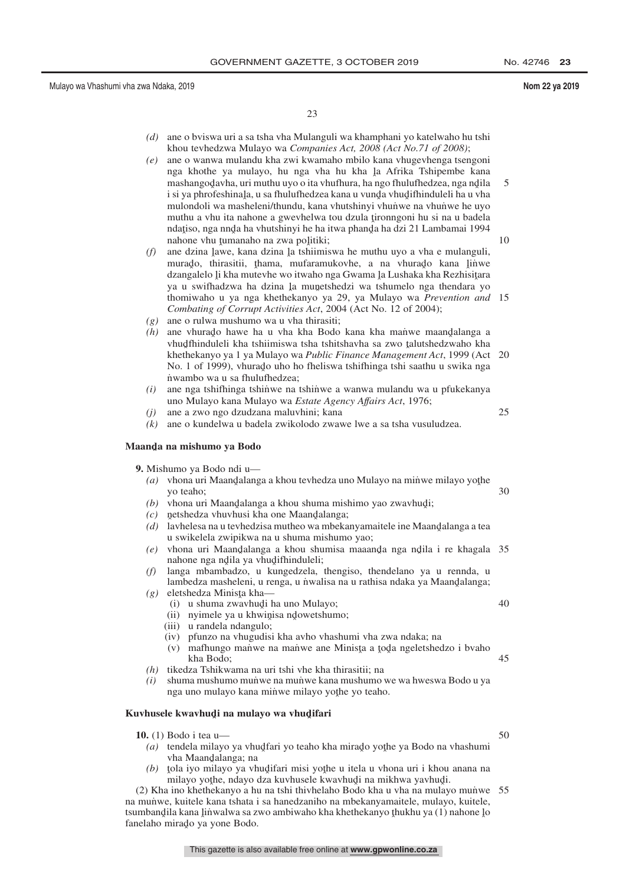*(d)* ane o bviswa uri a sa tsha vha Mulanguli wa khamphani yo katelwaho hu tshi khou tevhedzwa Mulayo wa *Companies Act, 2008 (Act No.71 of 2008)*;

*(e)* ane o wanwa mulandu kha zwi kwamaho mbilo kana vhugevhenga tsengoni nga khothe ya mulayo, hu nga vha hu kha ḽa Afrika Tshipembe kana mashangoḓavha, uri muthu uyo o ita vhufhura, ha ngo fhulufhedzea, nga nḓila i si ya phrofeshinaḽa, u sa fhulufhedzea kana u vunḓa vhuḓifhinduleli ha u vha mulondoli wa masheleni/thundu, kana vhutshinyi vhuṅwe na vhuṅwe he uyo muthu a vhu ita nahone a gwevhelwa tou dzula ṱironngoni hu si na u badela ndaṱiso, nga nnḓa ha vhutshinyi he ha itwa phanḓa ha dzi 21 Lambamai 1994 nahone vhu ṱumanaho na zwa poḽitiki;

*(f)* ane dzina ḽawe, kana dzina ḽa tshiimiswa he muthu uyo a vha e mulanguli, muraḓo, thirasitii, ṱhama, mufaramukovhe, a na vhuraḓo kana ḽiṅwe dzangalelo ḽi kha mutevhe wo itwaho nga Gwama ḽa Lushaka kha Rezhisiṱara ya u swifhadzwa ha dzina ḽa muṋetshedzi wa tshumelo nga thendara yo thomiwaho u ya nga khethekanyo ya 29, ya Mulayo wa *Prevention and Combating of Corrupt Activities Act*, 2004 (Act No. 12 of 2004);

*(g)* ane o rulwa mushumo wa u vha thirasiti;

*(h)* ane vhuraḓo hawe ha u vha kha Bodo kana kha maṅwe maanḓalanga a vhuḓfhinduleli kha tshiimiswa tsha tshitshavha sa zwo ṱalutshedzwaho kha khethekanyo ya 1 ya Mulayo wa *Public Finance Management Act*, 1999 (Act No. 1 of 1999), vhuraḓo uho ho fheliswa tshifhinga tshi saathu u swika nga ṅwambo wa u sa fhulufhedzea;

*(i)* ane nga tshifhinga tshiṅwe na tshiṅwe a wanwa mulandu wa u pfukekanya uno Mulayo kana Mulayo wa *Estate Agency Affairs Act*, 1976;

*(j)* ane a zwo ngo dzudzana maluvhini; kana

*(k)* ane o kundelwa u badela zwikolodo zwawe lwe a sa tsha vusuludzea.

**Maanḓa na mishumo ya Bodo**

**9.** Mishumo ya Bodo ndi u—

*(a)* vhona uri Maanḓalanga a khou tevhedza uno Mulayo na miṅwe milayo yoṱhe yo teaho;

*(b)* vhona uri Maanḓalanga a khou shuma mishimo yao zwavhuḓi;

*(c)* ṋetshedza vhuvhusi kha one Maanḓalanga;

*(d)* lavhelesa na u tevhedzisa mutheo wa mbekanyamaitele ine Maanḓalanga a tea u swikelela zwipikwa na u shuma mishumo yao;

*(e)* vhona uri Maanḓalanga a khou shumisa maaanḓa nga nḓila i re khagala nahone nga nḓila ya vhuḓifhinduleli;

*(f)* langa mbambadzo, u kungedzela, thengiso, thendelano ya u rennda, u lambedza masheleni, u renga, u ṅwalisa na u rathisa ndaka ya Maanḓalanga;

*(g)* eletshedza Minisṱa kha—

(i) u shuma zwavhuḓi ha uno Mulayo;

(ii) nyimele ya u khwiṋisa nḓowetshumo;

(iii) u randela ndangulo;

(iv) pfunzo na vhugudisi kha avho vhashumi vha zwa ndaka; na

(v) mafhungo maṅwe na maṅwe ane Minisṱa a ṱoḓa ngeletshedzo i bvaho kha Bodo;

*(h)* tikedza Tshikwama na uri tshi vhe kha thirasitii; na

*(i)* shuma mushumo muṅwe na muṅwe kana mushumo we wa hweswa Bodo u ya nga uno mulayo kana miṅwe milayo yoṱhe yo teaho.

**Kuvhusele kwavhuḓi na mulayo wa vhuḓifari**

**10.** (1) Bodo i tea u—

*(a)* tendela milayo ya vhuḓfari yo teaho kha miraḓo yoṱhe ya Bodo na vhashumi vha Maanḓalanga; na

*(b)* ṱola iyo milayo ya vhuḓifari misi yoṱhe u itela u vhona uri i khou anana na milayo yoṱhe, ndayo dza kuvhusele kwavhuḓi na mikhwa yavhuḓi.

(2) Kha ino khethekanyo a hu na tshi thivhelaho Bodo kha u vha na mulayo muṅwe na muṅwe, kuitele kana tshata i sa hanedzaniho na mbekanyamaitele, mulayo, kuitele, tsumbanḓila kana ḽiṅwalwa sa zwo ambiwaho kha khethekanyo ṱhukhu ya (1) nahone ḽo fanelaho miraḓo ya yone Bodo.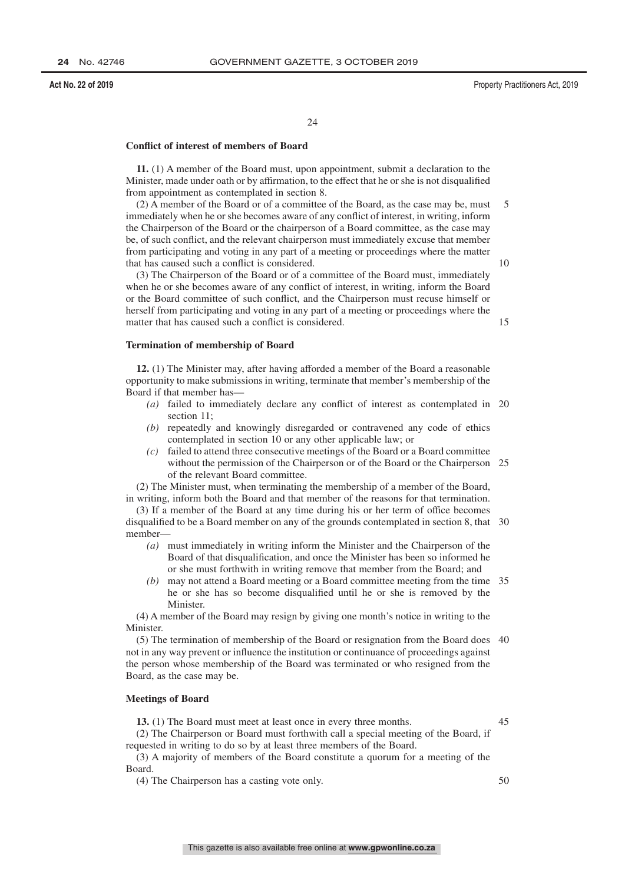**Conflict of interest of members of Board**

**11.** (1) A member of the Board must, upon appointment, submit a declaration to the Minister, made under oath or by affirmation, to the effect that he or she is not disqualified from appointment as contemplated in section 8.

(2) A member of the Board or of a committee of the Board, as the case may be, must immediately when he or she becomes aware of any conflict of interest, in writing, inform the Chairperson of the Board or the chairperson of a Board committee, as the case may be, of such conflict, and the relevant chairperson must immediately excuse that member from participating and voting in any part of a meeting or proceedings where the matter that has caused such a conflict is considered.

(3) The Chairperson of the Board or of a committee of the Board must, immediately when he or she becomes aware of any conflict of interest, in writing, inform the Board or the Board committee of such conflict, and the Chairperson must recuse himself or herself from participating and voting in any part of a meeting or proceedings where the matter that has caused such a conflict is considered.

**Termination of membership of Board**

**12.** (1) The Minister may, after having afforded a member of the Board a reasonable opportunity to make submissions in writing, terminate that member's membership of the Board if that member has—

*(a)* failed to immediately declare any conflict of interest as contemplated in section 11;

*(b)* repeatedly and knowingly disregarded or contravened any code of ethics contemplated in section 10 or any other applicable law; or

*(c)* failed to attend three consecutive meetings of the Board or a Board committee without the permission of the Chairperson or of the Board or the Chairperson of the relevant Board committee.

(2) The Minister must, when terminating the membership of a member of the Board, in writing, inform both the Board and that member of the reasons for that termination.

(3) If a member of the Board at any time during his or her term of office becomes disqualified to be a Board member on any of the grounds contemplated in section 8, that member—

*(a)* must immediately in writing inform the Minister and the Chairperson of the Board of that disqualification, and once the Minister has been so informed he or she must forthwith in writing remove that member from the Board; and

*(b)* may not attend a Board meeting or a Board committee meeting from the time he or she has so become disqualified until he or she is removed by the Minister.

(4) A member of the Board may resign by giving one month's notice in writing to the Minister.

(5) The termination of membership of the Board or resignation from the Board does not in any way prevent or influence the institution or continuance of proceedings against the person whose membership of the Board was terminated or who resigned from the Board, as the case may be.

**Meetings of Board**

**13.** (1) The Board must meet at least once in every three months.

(2) The Chairperson or Board must forthwith call a special meeting of the Board, if requested in writing to do so by at least three members of the Board.

(3) A majority of members of the Board constitute a quorum for a meeting of the Board.

(4) The Chairperson has a casting vote only.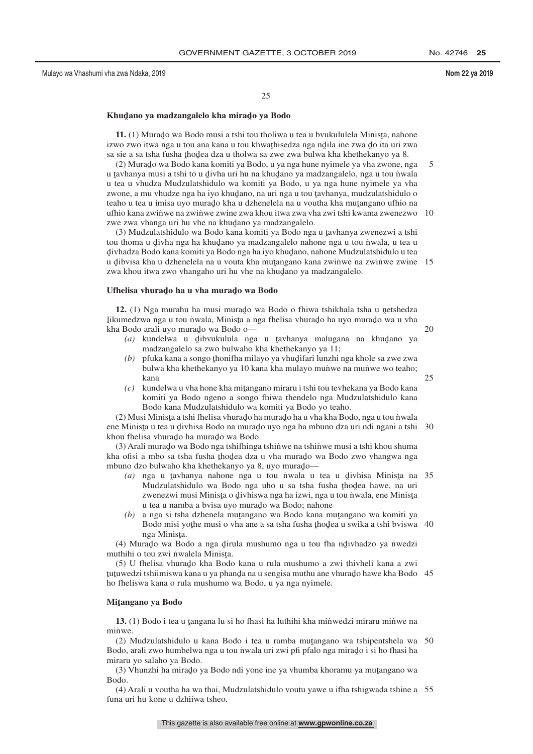### Khuḓano ya madzangalelo kha miraḓo ya Bodo

**11.** (1) Muraḓo wa Bodo musi a tshi tou tholiwa u tea u bvukululela Minisṭa, nahone izwo zwo itwa nga u tou ana kana u tou khwaṭhisedza nga nḓila ine zwa ḓo ita uri zwa sa sie a sa tsha fusha ṭhoḓea dza u tholwa sa zwe zwa bulwa kha khethekanyo ya 8.

(2) Muraḓo wa Bodo kana komiti ya Bodo, u ya nga hune nyimele ya vha zwone, nga u ṭavhanya musi a tshi to u ḓivha uri hu na khuḓano ya madzangalelo, nga u tou ṅwala u tea u vhudza Mudzulatshidulo wa komiti ya Bodo, u ya nga hune nyimele ya vha zwone, a mu vhudze nga ha iyo khuḓano, na uri nga u tou ṭavhanya, mudzulatshidulo o teaho u tea u imisa uyo muraḓo kha u dzhenelela na u voutha kha muṭangano ufhio na ufhio kana zwiṅwe na zwiṅwe zwine zwa khou itwa zwa vha zwi tshi kwama zwenezwo zwe zwa vhanga uri hu vhe na khuḓano ya madzangalelo.

(3) Mudzulatshidulo wa Bodo kana komiti ya Bodo nga u ṭavhanya zwenezwi a tshi tou thoma u ḓivha nga ha khuḓano ya madzangalelo nahone nga u tou ṅwala, u tea u ḓivhadza Bodo kana komiti ya Bodo nga ha iyo khuḓano, nahone Mudzulatshidulo u tea u ḓibvisa kha u dzhenelela na u vouta kha muṭangano kana zwiṅwe na zwiṅwe zwine zwa khou itwa zwo vhangaho uri hu vhe na khuḓano ya madzangalelo.

### Ufhelisa vhuraḓo ha u vha muraḓo wa Bodo

**12.** (1) Nga murahu ha musi muraḓo wa Bodo o fhiwa tshikhala tsha u ṇetshedza ḽikumedzwa nga u tou ṅwala, Minisṭa a nga fhelisa vhuraḓo ha uyo muraḓo wa u vha kha Bodo arali uyo muraḓo wa Bodo o—

*(a)* kundelwa u ḓibvukulula nga u ṭavhanya malugana na khuḓano ya madzangalelo sa zwo bulwaho kha khethekanyo ya 11;

*(b)* pfuka kana a songo ṭhonifha milayo ya vhuḓifari lunzhi nga khole sa zwe zwa bulwa kha khethekanyo ya 10 kana kha mulayo muṅwe na muṅwe wo teaho; kana

*(c)* kundelwa u vha hone kha miṭangano miraru i tshi tou tevhekana ya Bodo kana komiti ya Bodo ngeno a songo fhiwa thendelo nga Mudzulatshidulo kana Bodo kana Mudzulatshidulo wa komiti ya Bodo yo teaho.

(2) Musi Minisṭa a tshi fhelisa vhuraḓo ha muraḓo ha u vha kha Bodo, nga u tou ṅwala ene Minisṭa u tea u ḓivhisa Bodo na muraḓo uyo nga ha mbuno dza uri ndi ngani a tshi khou fhelisa vhuraḓo ha muraḓo wa Bodo.

(3) Arali muraḓo wa Bodo nga tshifhinga tshiṅwe na tshiṅwe musi a tshi khou shuma kha ofisi a mbo sa tsha fusha ṭhoḓea dza u vha muraḓo wa Bodo zwo vhangwa nga mbuno dzo bulwaho kha khethekanyo ya 8, uyo muraḓo—

*(a)* nga u ṭavhanya nahone nga u tou ṅwala u tea u ḓivhisa Minisṭa na Mudzulatshidulo wa Bodo nga uho u sa tsha fusha ṭhoḓea hawe, na uri zwenezwi musi Minisṭa o ḓivhiswa nga ha izwi, nga u tou ṅwala, ene Minisṭa u tea u namba a bvisa uyo muraḓo wa Bodo; nahone

*(b)* a nga si tsha dzhenela muṭangano wa Bodo kana muṭangano wa komiti ya Bodo misi yoṭhe musi o vha ane a sa tsha fusha ṭhoḓea u swika a tshi bviswa nga Minisṭa.

(4) Muraḓo wa Bodo a nga ḓirula mushumo nga u tou fha nḓivhadzo ya ṅwedzi muthihi o tou zwi ṅwalela Minisṭa.

(5) U fhelisa vhuraḓo kha Bodo kana u rula mushumo a zwi thivheli kana a zwi ṭuṭuwedzi tshiimiswa kana u ya phanḓa na u sengisa muthu ane vhuraḓo hawe kha Bodo ho fheliswa kana o rula mushumo wa Bodo, u ya nga nyimele.

### Miṭangano ya Bodo

**13.** (1) Bodo i tea u ṭangana lu si ho fhasi ha luthihi kha miṅwedzi miraru miṅwe na miṅwe.

(2) Mudzulatshidulo u kana Bodo i tea u ramba muṭangano wa tshipentshela wa Bodo, arali zwo humbelwa nga u tou ṅwala uri zwi pfi pfalo nga miraḓo i si ho fhasi ha miraru yo salaho ya Bodo.

(3) Vhunzhi ha miraḓo ya Bodo ndi yone ine ya vhumba khoramu ya muṭangano wa Bodo.

(4) Arali u voutha ha wa thai, Mudzulatshidulo voutu yawe u ifha tshigwada tshine a funa uri hu kone u dzhiiwa tsheo.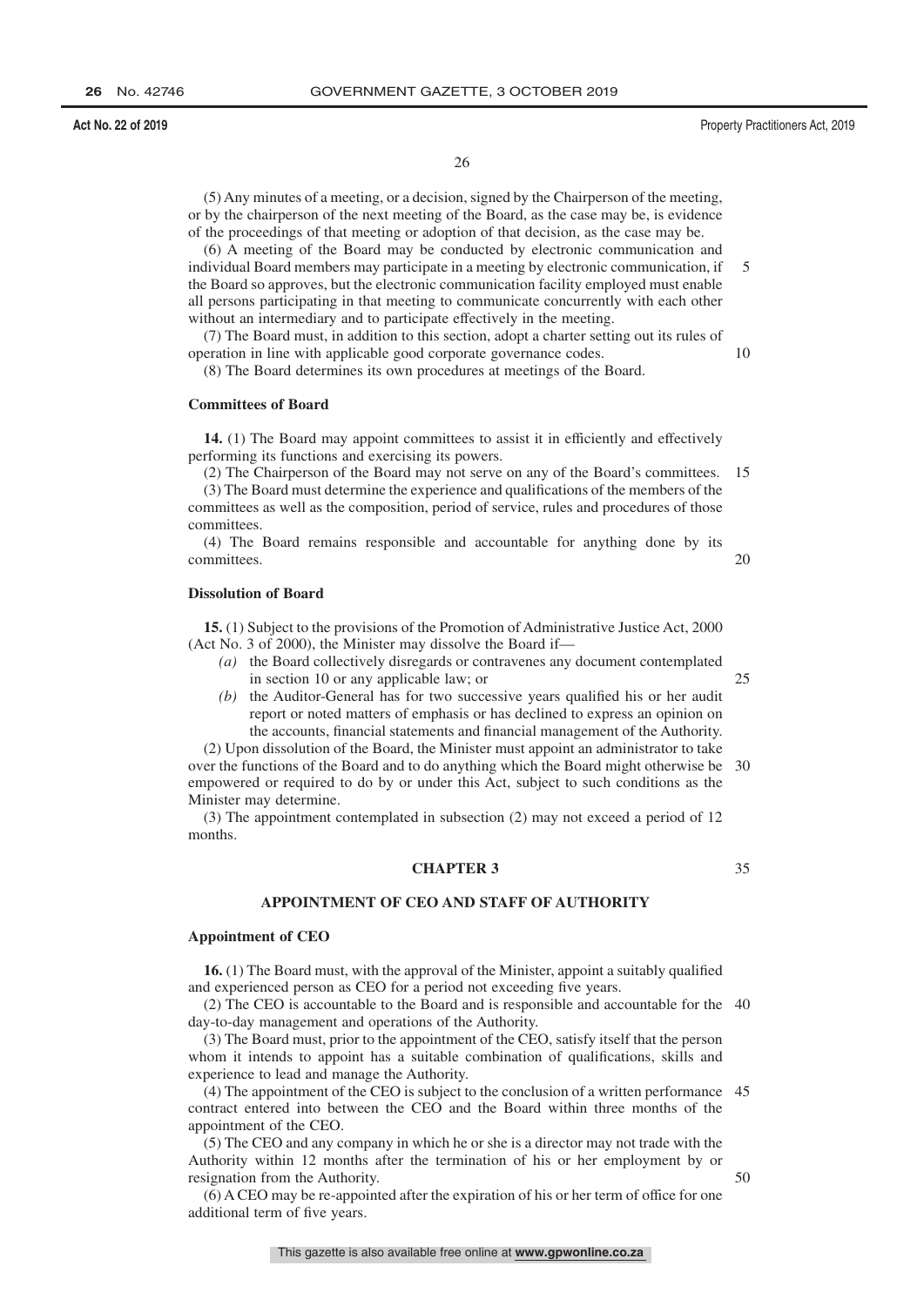(5) Any minutes of a meeting, or a decision, signed by the Chairperson of the meeting, or by the chairperson of the next meeting of the Board, as the case may be, is evidence of the proceedings of that meeting or adoption of that decision, as the case may be.

(6) A meeting of the Board may be conducted by electronic communication and individual Board members may participate in a meeting by electronic communication, if the Board so approves, but the electronic communication facility employed must enable all persons participating in that meeting to communicate concurrently with each other without an intermediary and to participate effectively in the meeting.

(7) The Board must, in addition to this section, adopt a charter setting out its rules of operation in line with applicable good corporate governance codes.

(8) The Board determines its own procedures at meetings of the Board.

**Committees of Board**

**14.** (1) The Board may appoint committees to assist it in efficiently and effectively performing its functions and exercising its powers.

(2) The Chairperson of the Board may not serve on any of the Board's committees.

(3) The Board must determine the experience and qualifications of the members of the committees as well as the composition, period of service, rules and procedures of those committees.

(4) The Board remains responsible and accountable for anything done by its committees.

**Dissolution of Board**

**15.** (1) Subject to the provisions of the Promotion of Administrative Justice Act, 2000 (Act No. 3 of 2000), the Minister may dissolve the Board if—

*(a)* the Board collectively disregards or contravenes any document contemplated in section 10 or any applicable law; or

*(b)* the Auditor-General has for two successive years qualified his or her audit report or noted matters of emphasis or has declined to express an opinion on the accounts, financial statements and financial management of the Authority.

(2) Upon dissolution of the Board, the Minister must appoint an administrator to take over the functions of the Board and to do anything which the Board might otherwise be empowered or required to do by or under this Act, subject to such conditions as the Minister may determine.

(3) The appointment contemplated in subsection (2) may not exceed a period of 12 months.

## CHAPTER 3

## APPOINTMENT OF CEO AND STAFF OF AUTHORITY

**Appointment of CEO**

**16.** (1) The Board must, with the approval of the Minister, appoint a suitably qualified and experienced person as CEO for a period not exceeding five years.

(2) The CEO is accountable to the Board and is responsible and accountable for the day-to-day management and operations of the Authority.

(3) The Board must, prior to the appointment of the CEO, satisfy itself that the person whom it intends to appoint has a suitable combination of qualifications, skills and experience to lead and manage the Authority.

(4) The appointment of the CEO is subject to the conclusion of a written performance contract entered into between the CEO and the Board within three months of the appointment of the CEO.

(5) The CEO and any company in which he or she is a director may not trade with the Authority within 12 months after the termination of his or her employment by or resignation from the Authority.

(6) A CEO may be re-appointed after the expiration of his or her term of office for one additional term of five years.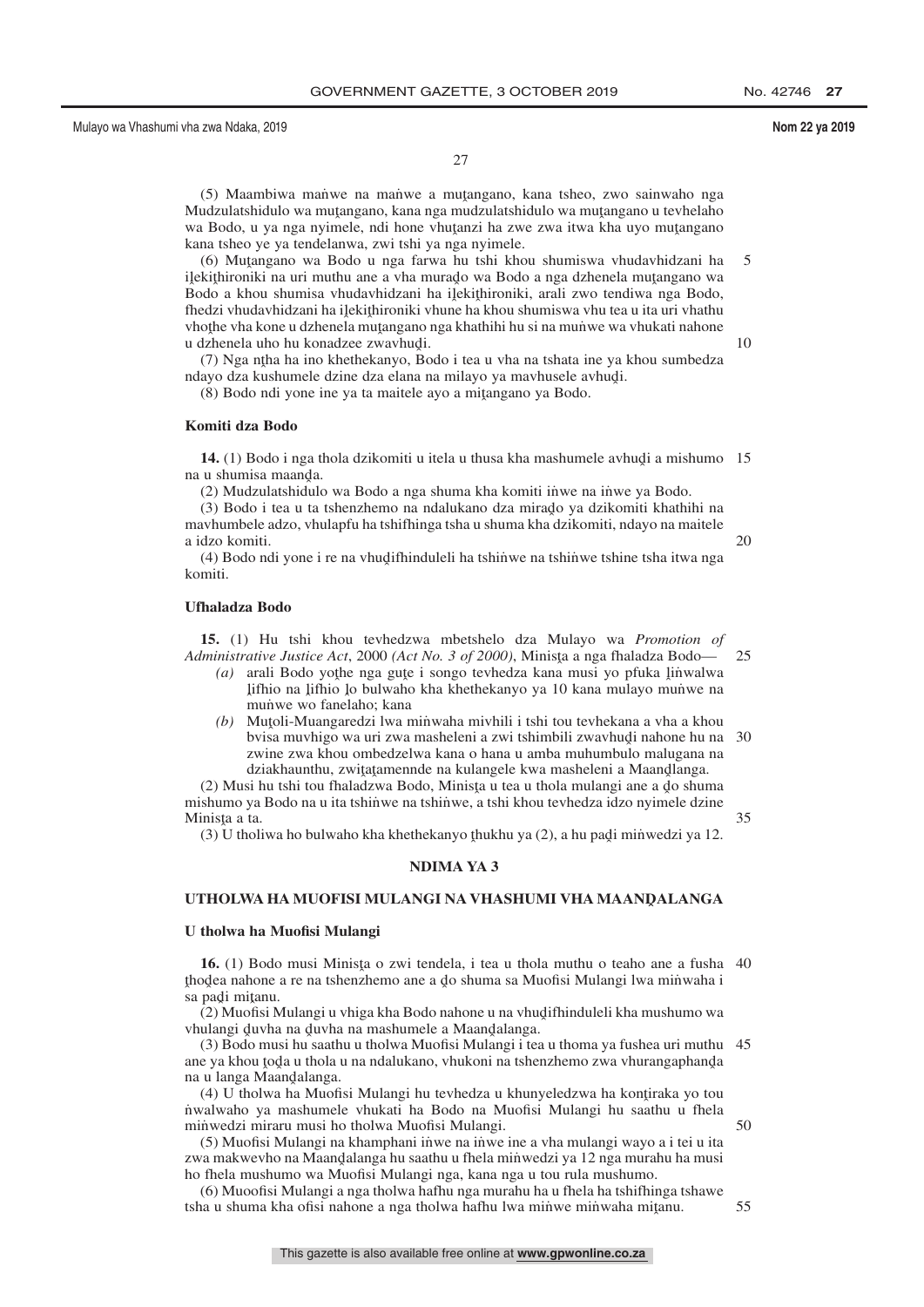(5) Maambiwa maṅwe na maṅwe a muṱangano, kana tsheo, zwo sainwaho nga Mudzulatshidulo wa muṱangano, kana nga mudzulatshidulo wa muṱangano u tevhelaho wa Bodo, u ya nga nyimele, ndi hone vhuṱanzi ha zwe zwa itwa kha uyo muṱangano kana tsheo ye ya tendelanwa, zwi tshi ya nga nyimele.

(6) Muṱangano wa Bodo u nga farwa hu tshi khou shumiswa vhudavhidzani ha iḽekiṱhironiki na uri muthu ane a vha muraḓo wa Bodo a nga dzhenela muṱangano wa Bodo a khou shumisa vhudavhidzani ha iḽekiṱhironiki, arali zwo tendiwa nga Bodo, fhedzi vhudavhidzani ha iḽekiṱhironiki vhune ha khou shumiswa vhu tea u ita uri vhathu vhoṱhe vha kone u dzhenela muṱangano nga khathihi hu si na muṅwe wa vhukati nahone u dzhenela uho hu konadzee zwavhuḓi.

(7) Nga nṱha ha ino khethekanyo, Bodo i tea u vha na tshata ine ya khou sumbedza ndayo dza kushumele dzine dza elana na milayo ya mavhusele avhuḓi.

(8) Bodo ndi yone ine ya ta maitele ayo a miṱangano ya Bodo.

**Komiti dza Bodo**

**14.** (1) Bodo i nga thola dzikomiti u itela u thusa kha mashumele avhuḓi a mishumo na u shumisa maanḓa.

(2) Mudzulatshidulo wa Bodo a nga shuma kha komiti iṅwe na iṅwe ya Bodo.

(3) Bodo i tea u ta tshenzhemo na ndalukano dza miraḓo ya dzikomiti khathihi na mavhumbele adzo, vhulapfu ha tshifhinga tsha u shuma kha dzikomiti, ndayo na maitele a idzo komiti.

(4) Bodo ndi yone i re na vhuḓifhinduleli ha tshiṅwe na tshiṅwe tshine tsha itwa nga komiti.

**Ufhaladza Bodo**

**15.** (1) Hu tshi khou tevhedzwa mbetshelo dza Mulayo wa *Promotion of Administrative Justice Act*, 2000 *(Act No. 3 of 2000)*, Minisṱa a nga fhaladza Bodo—

*(a)* arali Bodo yoṱhe nga guṱe i songo tevhedza kana musi yo pfuka ḽiṅwalwa ḽifhio na ḽifhio ḽo bulwaho kha khethekanyo ya 10 kana mulayo muṅwe na muṅwe wo fanelaho; kana

*(b)* Muṱoli-Muangaredzi lwa miṅwaha mivhili i tshi tou tevhekana a vha a khou bvisa muvhigo wa uri zwa masheleni a zwi tshimbili zwavhuḓi nahone hu na zwine zwa khou ombedzelwa kana o hana u amba muhumbulo malugana na dziakhaunthu, zwiṱaṱamennde na kulangele kwa masheleni a Maanḓlanga.

(2) Musi hu tshi tou fhaladzwa Bodo, Minisṱa u tea u thola mulangi ane a ḓo shuma mishumo ya Bodo na u ita tshiṅwe na tshiṅwe, a tshi khou tevhedza idzo nyimele dzine Minisṱa a ta.

(3) U tholiwa ho bulwaho kha khethekanyo ṱhukhu ya (2), a hu paḓi miṅwedzi ya 12.

## NDIMA YA 3

## UTHOLWA HA MUOFISI MULANGI NA VHASHUMI VHA MAANḒALANGA

**U tholwa ha Muofisi Mulangi**

**16.** (1) Bodo musi Minisṱa o zwi tendela, i tea u thola muthu o teaho ane a fusha ṱhoḓea nahone a re na tshenzhemo ane a ḓo shuma sa Muofisi Mulangi lwa miṅwaha i sa paḓi miṱanu.

(2) Muofisi Mulangi u vhiga kha Bodo nahone u na vhuḓifhinduleli kha mushumo wa vhulangi ḓuvha na ḓuvha na mashumele a Maanḓalanga.

(3) Bodo musi hu saathu u tholwa Muofisi Mulangi i tea u thoma ya fushea uri muthu ane ya khou ṱoḓa u thola u na ndalukano, vhukoni na tshenzhemo zwa vhurangaphanḓa na u langa Maanḓalanga.

(4) U tholwa ha Muofisi Mulangi hu tevhedza u khunyeledzwa ha konṱiraka yo tou ṅwalwaho ya mashumele vhukati ha Bodo na Muofisi Mulangi hu saathu u fhela miṅwedzi miraru musi ho tholwa Muofisi Mulangi.

(5) Muofisi Mulangi na khamphani iṅwe na iṅwe ine a vha mulangi wayo a i tei u ita zwa makwevho na Maanḓalanga hu saathu u fhela miṅwedzi ya 12 nga murahu ha musi ho fhela mushumo wa Muofisi Mulangi nga, kana nga u tou rula mushumo.

(6) Muoofisi Mulangi a nga tholwa hafhu nga murahu ha u fhela ha tshifhinga tshawe tsha u shuma kha ofisi nahone a nga tholwa hafhu lwa miṅwe miṅwaha miṱanu.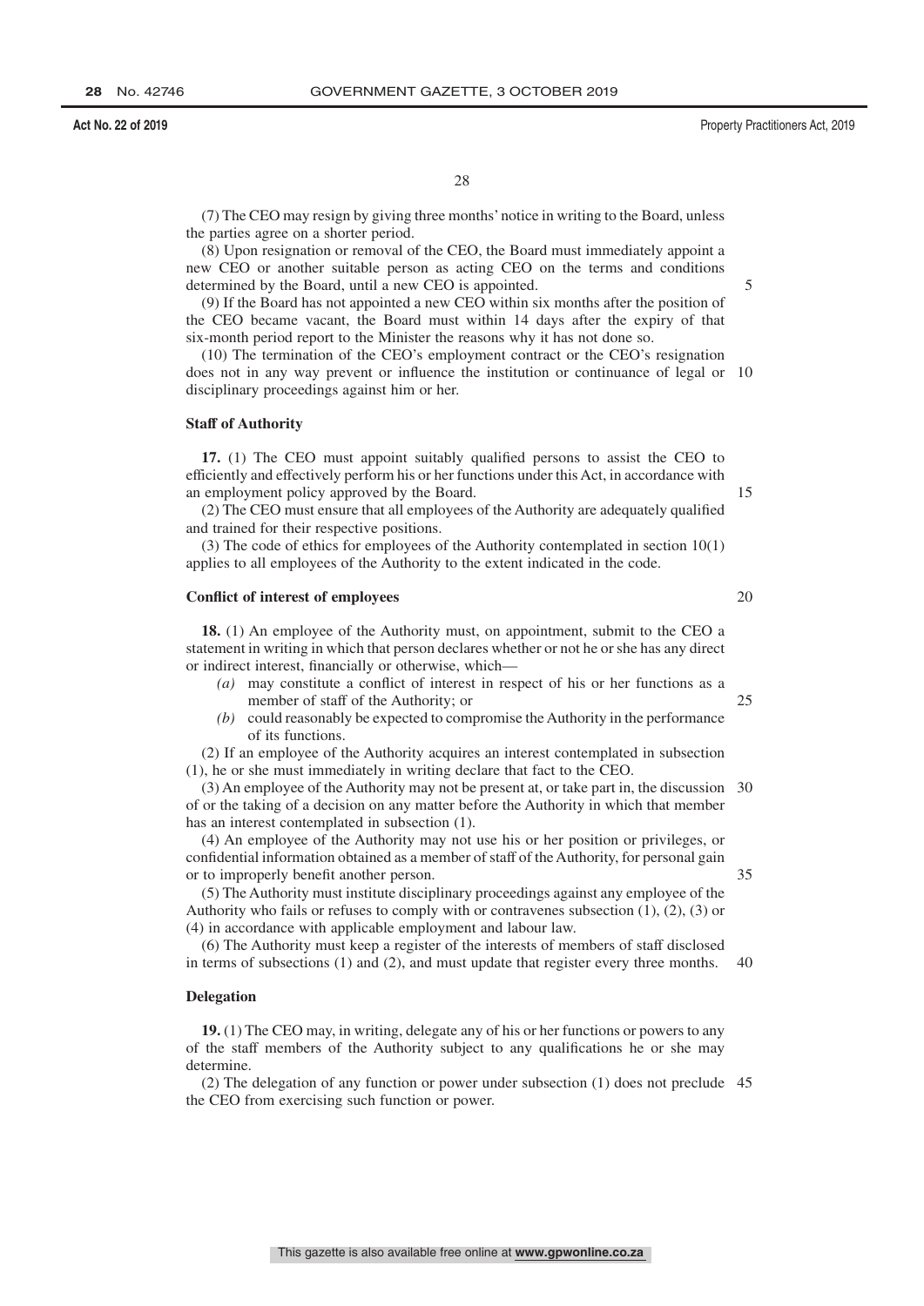(7) The CEO may resign by giving three months' notice in writing to the Board, unless the parties agree on a shorter period.

(8) Upon resignation or removal of the CEO, the Board must immediately appoint a new CEO or another suitable person as acting CEO on the terms and conditions determined by the Board, until a new CEO is appointed.

(9) If the Board has not appointed a new CEO within six months after the position of the CEO became vacant, the Board must within 14 days after the expiry of that six-month period report to the Minister the reasons why it has not done so.

(10) The termination of the CEO's employment contract or the CEO's resignation does not in any way prevent or influence the institution or continuance of legal or disciplinary proceedings against him or her.

### Staff of Authority

**17.** (1) The CEO must appoint suitably qualified persons to assist the CEO to efficiently and effectively perform his or her functions under this Act, in accordance with an employment policy approved by the Board.

(2) The CEO must ensure that all employees of the Authority are adequately qualified and trained for their respective positions.

(3) The code of ethics for employees of the Authority contemplated in section 10(1) applies to all employees of the Authority to the extent indicated in the code.

### Conflict of interest of employees

**18.** (1) An employee of the Authority must, on appointment, submit to the CEO a statement in writing in which that person declares whether or not he or she has any direct or indirect interest, financially or otherwise, which—

*(a)* may constitute a conflict of interest in respect of his or her functions as a member of staff of the Authority; or

*(b)* could reasonably be expected to compromise the Authority in the performance of its functions.

(2) If an employee of the Authority acquires an interest contemplated in subsection (1), he or she must immediately in writing declare that fact to the CEO.

(3) An employee of the Authority may not be present at, or take part in, the discussion of or the taking of a decision on any matter before the Authority in which that member has an interest contemplated in subsection (1).

(4) An employee of the Authority may not use his or her position or privileges, or confidential information obtained as a member of staff of the Authority, for personal gain or to improperly benefit another person.

(5) The Authority must institute disciplinary proceedings against any employee of the Authority who fails or refuses to comply with or contravenes subsection (1), (2), (3) or (4) in accordance with applicable employment and labour law.

(6) The Authority must keep a register of the interests of members of staff disclosed in terms of subsections (1) and (2), and must update that register every three months.

### Delegation

**19.** (1) The CEO may, in writing, delegate any of his or her functions or powers to any of the staff members of the Authority subject to any qualifications he or she may determine.

(2) The delegation of any function or power under subsection (1) does not preclude the CEO from exercising such function or power.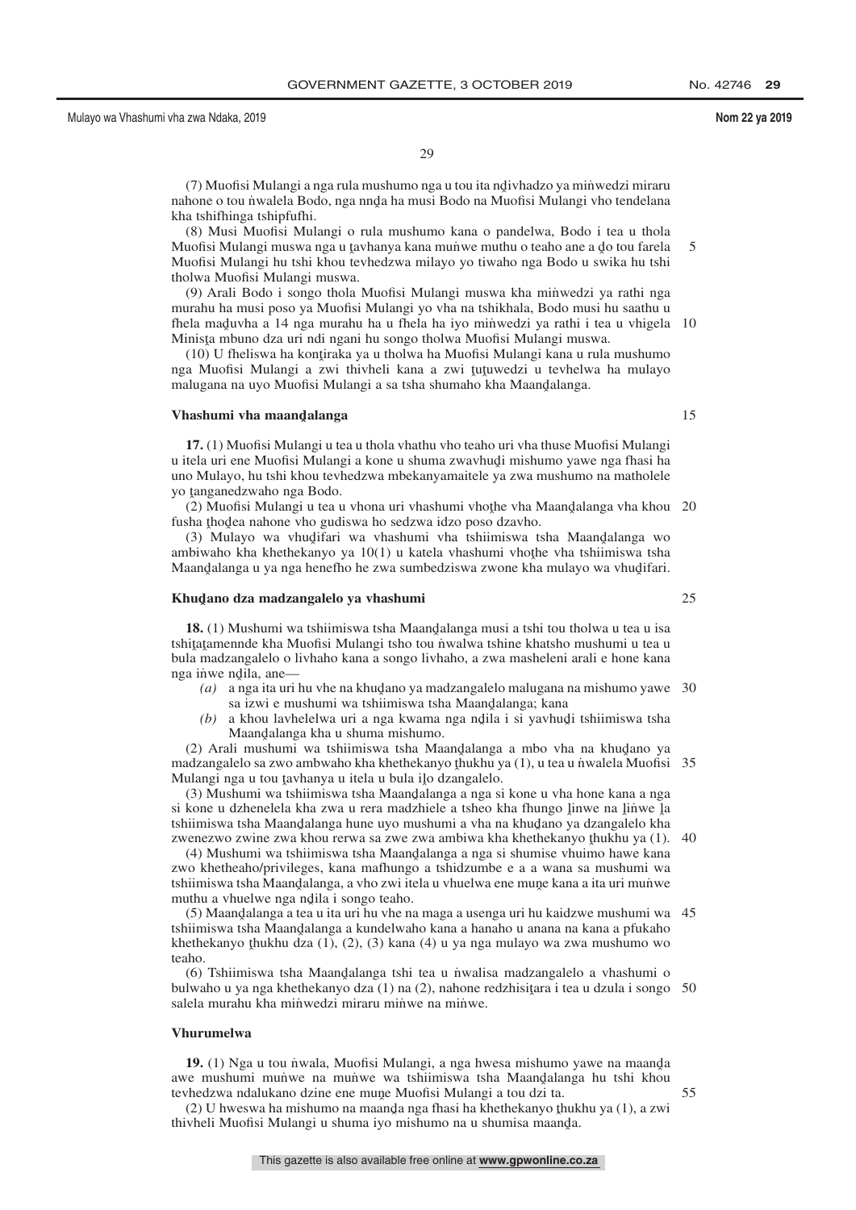(7) Muofisi Mulangi a nga rula mushumo nga u tou ita nḓivhadzo ya miṅwedzi miraru nahone o tou ṅwalela Bodo, nga nnḓa ha musi Bodo na Muofisi Mulangi vho tendelana kha tshifhinga tshipfufhi.

(8) Musi Muofisi Mulangi o rula mushumo kana o pandelwa, Bodo i tea u thola Muofisi Mulangi muswa nga u ṱavhanya kana muṅwe muthu o teaho ane a ḓo tou farela Muofisi Mulangi hu tshi khou tevhedzwa milayo yo tiwaho nga Bodo u swika hu tshi tholwa Muofisi Mulangi muswa.

(9) Arali Bodo i songo thola Muofisi Mulangi muswa kha miṅwedzi ya rathi nga murahu ha musi poso ya Muofisi Mulangi yo vha na tshikhala, Bodo musi hu saathu u fhela maḓuvha a 14 nga murahu ha u fhela ha iyo miṅwedzi ya rathi i tea u vhigela Minisṱa mbuno dza uri ndi ngani hu songo tholwa Muofisi Mulangi muswa.

(10) U fheliswa ha konṱiraka ya u tholwa ha Muofisi Mulangi kana u rula mushumo nga Muofisi Mulangi a zwi thivheli kana a zwi ṱuṱuwedzi u tevhelwa ha mulayo malugana na uyo Muofisi Mulangi a sa tsha shumaho kha Maanḓalanga.

**Vhashumi vha maanḓalanga**

**17.** (1) Muofisi Mulangi u tea u thola vhathu vho teaho uri vha thuse Muofisi Mulangi u itela uri ene Muofisi Mulangi a kone u shuma zwavhuḓi mishumo yawe nga fhasi ha uno Mulayo, hu tshi khou tevhedzwa mbekanyamaitele ya zwa mushumo na matholele yo ṱanganedzwaho nga Bodo.

(2) Muofisi Mulangi u tea u vhona uri vhashumi vhoṱhe vha Maanḓalanga vha khou fusha ṱhoḓea nahone vho gudiswa ho sedzwa idzo poso dzavho.

(3) Mulayo wa vhuḓifari wa vhashumi vha tshiimiswa tsha Maanḓalanga wo ambiwaho kha khethekanyo ya 10(1) u katela vhashumi vhoṱhe vha tshiimiswa tsha Maanḓalanga u ya nga henefho he zwa sumbedziswa zwone kha mulayo wa vhuḓifari.

**Khuḓano dza madzangalelo ya vhashumi**

**18.** (1) Mushumi wa tshiimiswa tsha Maanḓalanga musi a tshi tou tholwa u tea u isa tshiṱaṱamennde kha Muofisi Mulangi tsho tou ṅwalwa tshine khatsho mushumi u tea u bula madzangalelo o livhaho kana a songo livhaho, a zwa masheleni arali e hone kana nga iṅwe nḓila, ane—

*(a)* a nga ita uri hu vhe na khuḓano ya madzangalelo malugana na mishumo yawe sa izwi e mushumi wa tshiimiswa tsha Maanḓalanga; kana

*(b)* a khou lavhelelwa uri a nga kwama nga nḓila i si yavhuḓi tshiimiswa tsha Maanḓalanga kha u shuma mishumo.

(2) Arali mushumi wa tshiimiswa tsha Maanḓalanga a mbo vha na khuḓano ya madzangalelo sa zwo ambwaho kha khethekanyo ṱhukhu ya (1), u tea u ṅwalela Muofisi Mulangi nga u tou ṱavhanya u itela u bula iḽo dzangalelo.

(3) Mushumi wa tshiimiswa tsha Maanḓalanga a nga si kone u vha hone kana a nga si kone u dzhenelela kha zwa u rera madzhiele a tsheo kha fhungo ḽinwe na ḽiṅwe ḽa tshiimiswa tsha Maanḓalanga hune uyo mushumi a vha na khuḓano ya dzangalelo kha zwenezwo zwine zwa khou rerwa sa zwe zwa ambiwa kha khethekanyo ṱhukhu ya (1).

(4) Mushumi wa tshiimiswa tsha Maanḓalanga a nga si shumise vhuimo hawe kana zwo khetheaho/privileges, kana mafhungo a tshidzumbe e a a wana sa mushumi wa tshiimiswa tsha Maanḓalanga, a vho zwi itela u vhuelwa ene muṋe kana a ita uri muṅwe muthu a vhuelwe nga nḓila i songo teaho.

(5) Maanḓalanga a tea u ita uri hu vhe na maga a usenga uri hu kaidzwe mushumi wa tshiimiswa tsha Maanḓalanga a kundelwaho kana a hanaho u anana na kana a pfukaho khethekanyo ṱhukhu dza (1), (2), (3) kana (4) u ya nga mulayo wa zwa mushumo wo teaho.

(6) Tshiimiswa tsha Maanḓalanga tshi tea u ṅwalisa madzangalelo a vhashumi o bulwaho u ya nga khethekanyo dza (1) na (2), nahone redzhisiṱara i tea u dzula i songo salela murahu kha miṅwedzi miraru miṅwe na miṅwe.

**Vhurumelwa**

**19.** (1) Nga u tou ṅwala, Muofisi Mulangi, a nga hwesa mishumo yawe na maanḓa awe mushumi muṅwe na muṅwe wa tshiimiswa tsha Maanḓalanga hu tshi khou tevhedzwa ndalukano dzine ene muṋe Muofisi Mulangi a tou dzi ta.

(2) U hweswa ha mishumo na maanḓa nga fhasi ha khethekanyo ṱhukhu ya (1), a zwi thivheli Muofisi Mulangi u shuma iyo mishumo na u shumisa maanḓa.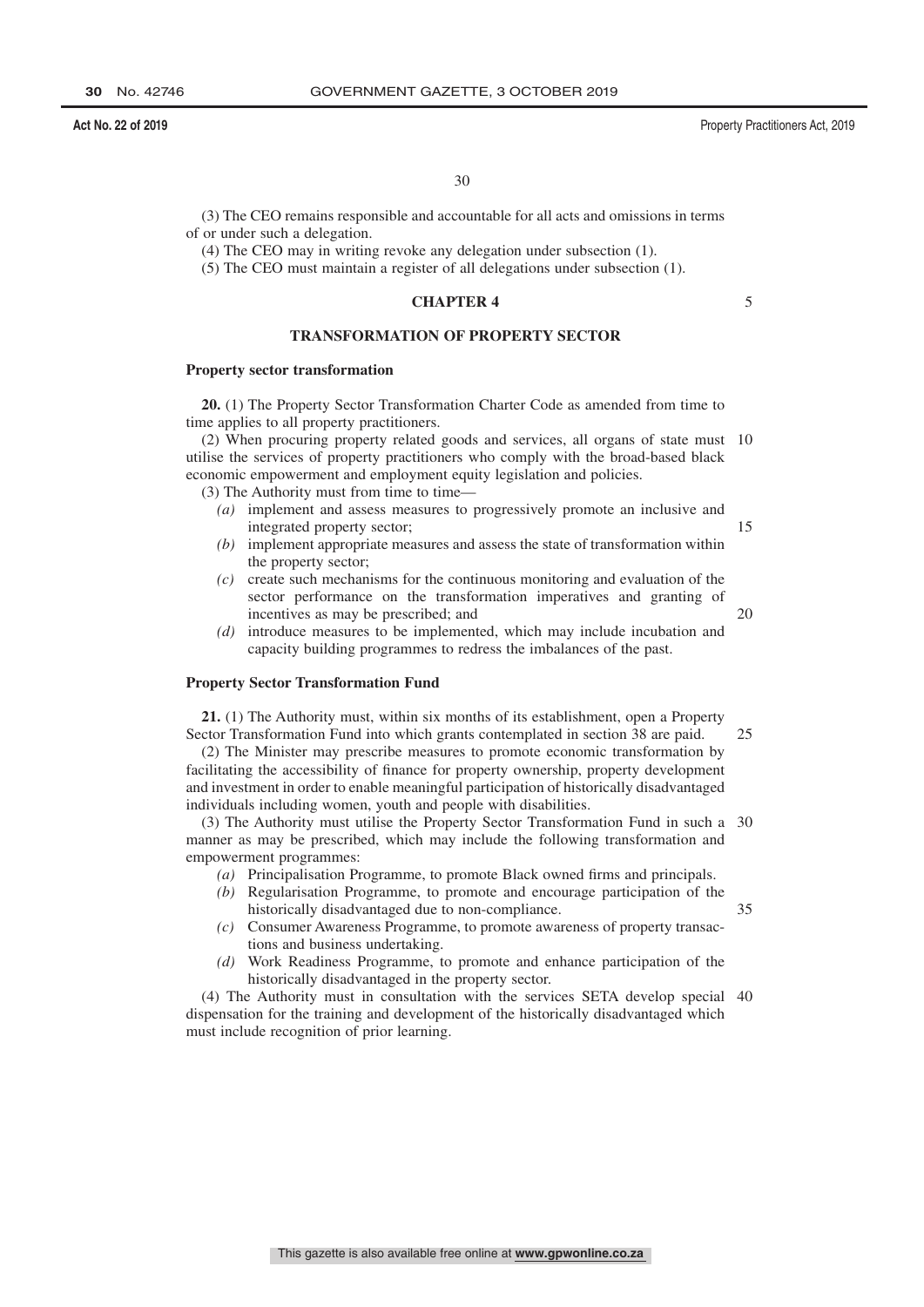(3) The CEO remains responsible and accountable for all acts and omissions in terms of or under such a delegation.

(4) The CEO may in writing revoke any delegation under subsection (1).

(5) The CEO must maintain a register of all delegations under subsection (1).

## CHAPTER 4

## TRANSFORMATION OF PROPERTY SECTOR

### Property sector transformation

**20.** (1) The Property Sector Transformation Charter Code as amended from time to time applies to all property practitioners.

(2) When procuring property related goods and services, all organs of state must utilise the services of property practitioners who comply with the broad-based black economic empowerment and employment equity legislation and policies.

(3) The Authority must from time to time—

*(a)* implement and assess measures to progressively promote an inclusive and integrated property sector;

*(b)* implement appropriate measures and assess the state of transformation within the property sector;

*(c)* create such mechanisms for the continuous monitoring and evaluation of the sector performance on the transformation imperatives and granting of incentives as may be prescribed; and

*(d)* introduce measures to be implemented, which may include incubation and capacity building programmes to redress the imbalances of the past.

### Property Sector Transformation Fund

**21.** (1) The Authority must, within six months of its establishment, open a Property Sector Transformation Fund into which grants contemplated in section 38 are paid.

(2) The Minister may prescribe measures to promote economic transformation by facilitating the accessibility of finance for property ownership, property development and investment in order to enable meaningful participation of historically disadvantaged individuals including women, youth and people with disabilities.

(3) The Authority must utilise the Property Sector Transformation Fund in such a manner as may be prescribed, which may include the following transformation and empowerment programmes:

*(a)* Principalisation Programme, to promote Black owned firms and principals.

*(b)* Regularisation Programme, to promote and encourage participation of the historically disadvantaged due to non-compliance.

*(c)* Consumer Awareness Programme, to promote awareness of property transactions and business undertaking.

*(d)* Work Readiness Programme, to promote and enhance participation of the historically disadvantaged in the property sector.

(4) The Authority must in consultation with the services SETA develop special dispensation for the training and development of the historically disadvantaged which must include recognition of prior learning.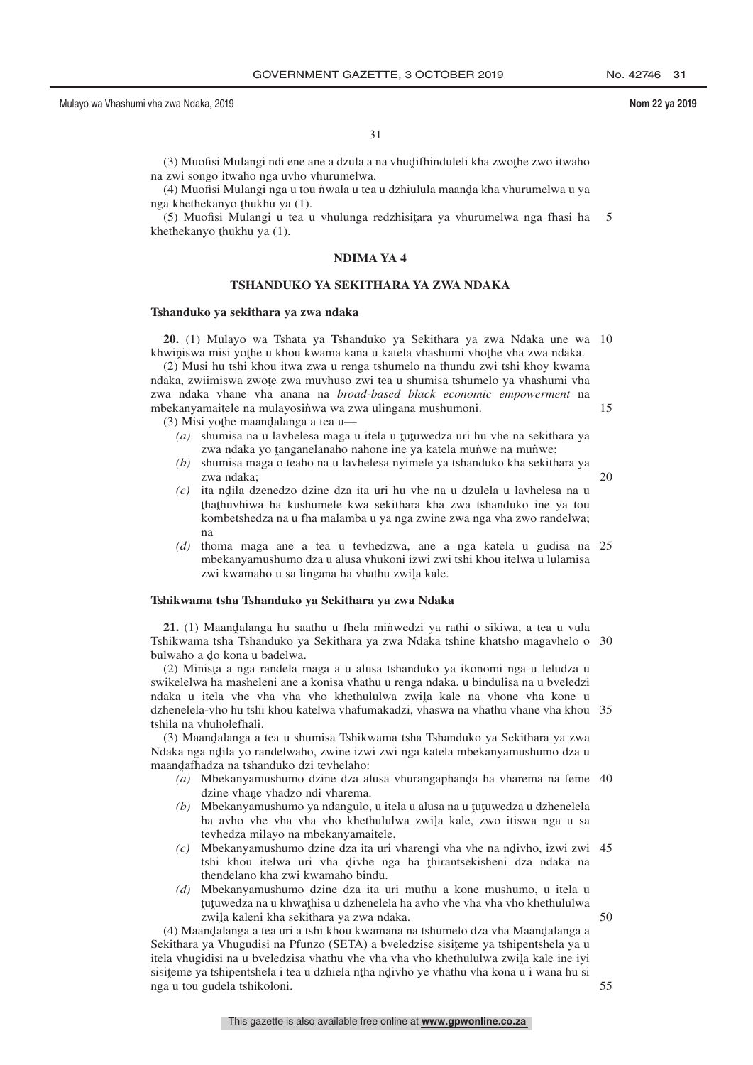(3) Muofisi Mulangi ndi ene ane a dzula a na vhuḓifhinduleli kha zwoṱhe zwo itwaho na zwi songo itwaho nga uvho vhurumelwa.

(4) Muofisi Mulangi nga u tou ṅwala u tea u dzhiulula maanḓa kha vhurumelwa u ya nga khethekanyo ṭhukhu ya (1).

(5) Muofisi Mulangi u tea u vhulunga redzhisiṭara ya vhurumelwa nga fhasi ha khethekanyo ṭhukhu ya (1).

## NDIMA YA 4

## TSHANDUKO YA SEKITHARA YA ZWA NDAKA

### Tshanduko ya sekithara ya zwa ndaka

**20.** (1) Mulayo wa Tshata ya Tshanduko ya Sekithara ya zwa Ndaka une wa khwiṋiswa misi yoṱhe u khou kwama kana u katela vhashumi vhoṱhe vha zwa ndaka.

(2) Musi hu tshi khou itwa zwa u renga tshumelo na thundu zwi tshi khoy kwama ndaka, zwiimiswa zwoṱe zwa muvhuso zwi tea u shumisa tshumelo ya vhashumi vha zwa ndaka vhane vha anana na *broad-based black economic empowerment* na mbekanyamaitele na mulayosiṅwa wa zwa ulingana mushumoni.

(3) Misi yoṱhe maanḓalanga a tea u—

*(a)* shumisa na u lavhelesa maga u itela u ṱuṱuwedza uri hu vhe na sekithara ya zwa ndaka yo ṱanganelanaho nahone ine ya katela muṅwe na muṅwe;

*(b)* shumisa maga o teaho na u lavhelesa nyimele ya tshanduko kha sekithara ya zwa ndaka;

*(c)* ita nḓila dzenedzo dzine dza ita uri hu vhe na u dzulela u lavhelesa na u ṱhaṱhuvhiwa ha kushumele kwa sekithara kha zwa tshanduko ine ya tou kombetshedza na u fha malamba u ya nga zwine zwa nga vha zwo randelwa; na

*(d)* thoma maga ane a tea u tevhedzwa, ane a nga katela u gudisa na mbekanyamushumo dza u alusa vhukoni izwi zwi tshi khou itelwa u lulamisa zwi kwamaho u sa lingana ha vhathu zwiḽa kale.

### Tshikwama tsha Tshanduko ya Sekithara ya zwa Ndaka

**21.** (1) Maanḓalanga hu saathu u fhela miṅwedzi ya rathi o sikiwa, a tea u vula Tshikwama tsha Tshanduko ya Sekithara ya zwa Ndaka tshine khatsho magavhelo o bulwaho a ḓo kona u badelwa.

(2) Minisṱa a nga randela maga a u alusa tshanduko ya ikonomi nga u leludza u swikelelwa ha masheleni ane a konisa vhathu u renga ndaka, u bindulisa na u bveledzi ndaka u itela vhe vha vha vho khethululwa zwiḽa kale na vhone vha kone u dzhenelela-vho hu tshi khou katelwa vhafumakadzi, vhaswa na vhathu vhane vha khou tshila na vhuholefhali.

(3) Maanḓalanga a tea u shumisa Tshikwama tsha Tshanduko ya Sekithara ya zwa Ndaka nga nḓila yo randelwaho, zwine izwi zwi nga katela mbekanyamushumo dza u maanḓafhadza na tshanduko dzi tevhelaho:

*(a)* Mbekanyamushumo dzine dza alusa vhurangaphanḓa ha vharema na feme dzine vhaṋe vhadzo ndi vharema.

*(b)* Mbekanyamushumo ya ndangulo, u itela u alusa na u ṱuṱuwedza u dzhenelela ha avho vhe vha vha vho khethululwa zwiḽa kale, zwo itiswa nga u sa tevhedza milayo na mbekanyamaitele.

*(c)* Mbekanyamushumo dzine dza ita uri vharengi vha vhe na nḓivho, izwi zwi tshi khou itelwa uri vha ḓivhe nga ha ṱhirantsekisheni dza ndaka na thendelano kha zwi kwamaho bindu.

*(d)* Mbekanyamushumo dzine dza ita uri muthu a kone mushumo, u itela u ṱuṱuwedza na u khwaṭhisa u dzhenelela ha avho vhe vha vha vho khethululwa zwiḽa kaleni kha sekithara ya zwa ndaka.

(4) Maanḓalanga a tea uri a tshi khou kwamana na tshumelo dza vha Maanḓalanga a Sekithara ya Vhugudisi na Pfunzo (SETA) a bveledzise sisiṱeme ya tshipentshela ya u itela vhugidisi na u bveledzisa vhathu vhe vha vha vho khethululwa zwiḽa kale ine iyi sisiṱeme ya tshipentshela i tea u dzhiela nṱha nḓivho ye vhathu vha kona u i wana hu si nga u tou gudela tshikoloni.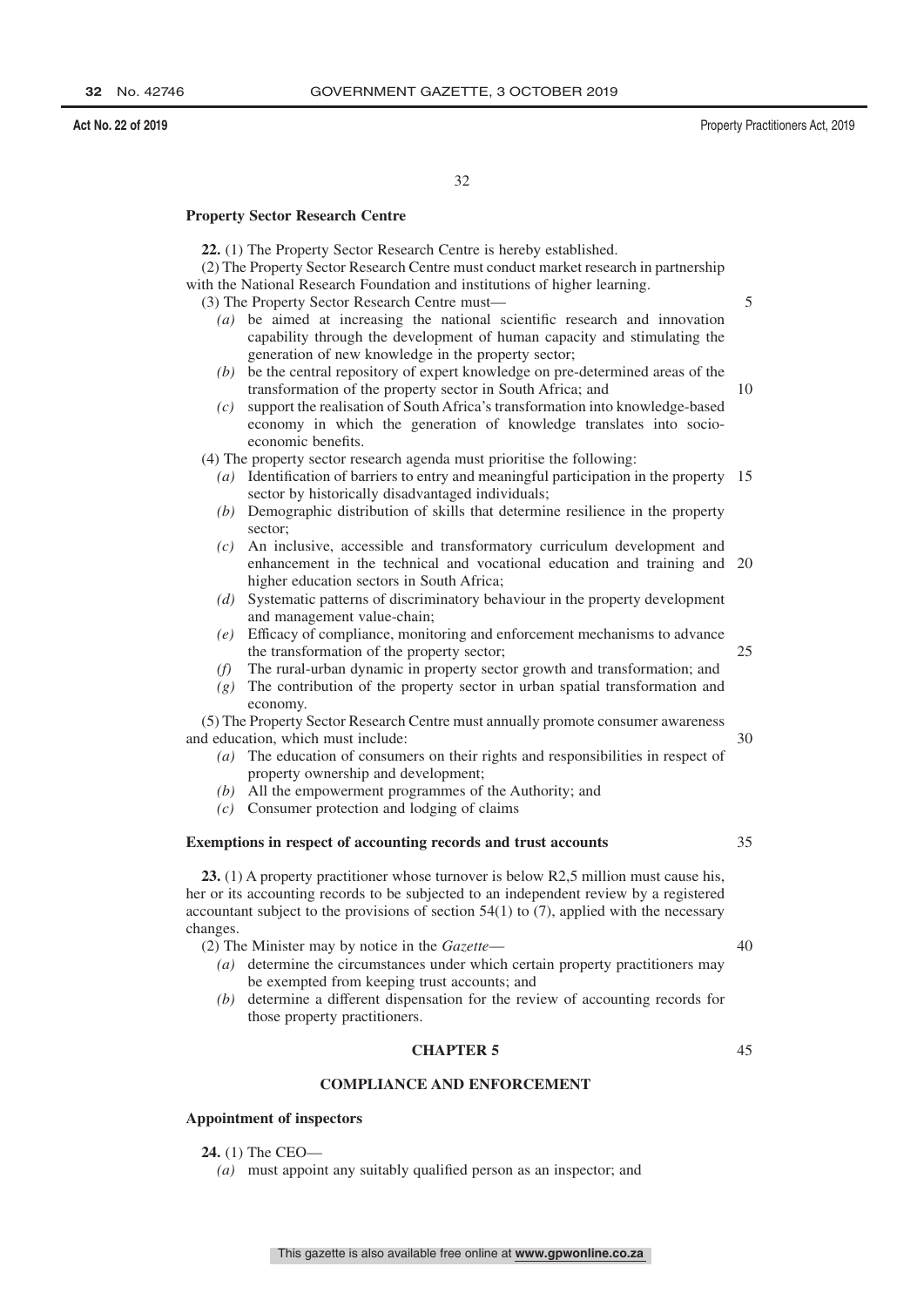**Property Sector Research Centre**

**22.** (1) The Property Sector Research Centre is hereby established.

(2) The Property Sector Research Centre must conduct market research in partnership with the National Research Foundation and institutions of higher learning.

(3) The Property Sector Research Centre must—

- *(a)* be aimed at increasing the national scientific research and innovation capability through the development of human capacity and stimulating the generation of new knowledge in the property sector;
- *(b)* be the central repository of expert knowledge on pre-determined areas of the transformation of the property sector in South Africa; and
- *(c)* support the realisation of South Africa's transformation into knowledge-based economy in which the generation of knowledge translates into socio-economic benefits.

(4) The property sector research agenda must prioritise the following:

- *(a)* Identification of barriers to entry and meaningful participation in the property sector by historically disadvantaged individuals;
- *(b)* Demographic distribution of skills that determine resilience in the property sector;
- *(c)* An inclusive, accessible and transformatory curriculum development and enhancement in the technical and vocational education and training and higher education sectors in South Africa;
- *(d)* Systematic patterns of discriminatory behaviour in the property development and management value-chain;
- *(e)* Efficacy of compliance, monitoring and enforcement mechanisms to advance the transformation of the property sector;
- *(f)* The rural-urban dynamic in property sector growth and transformation; and
- *(g)* The contribution of the property sector in urban spatial transformation and economy.

(5) The Property Sector Research Centre must annually promote consumer awareness and education, which must include:

- *(a)* The education of consumers on their rights and responsibilities in respect of property ownership and development;
- *(b)* All the empowerment programmes of the Authority; and
- *(c)* Consumer protection and lodging of claims

**Exemptions in respect of accounting records and trust accounts**

**23.** (1) A property practitioner whose turnover is below R2,5 million must cause his, her or its accounting records to be subjected to an independent review by a registered accountant subject to the provisions of section 54(1) to (7), applied with the necessary changes.

(2) The Minister may by notice in the *Gazette*—

- *(a)* determine the circumstances under which certain property practitioners may be exempted from keeping trust accounts; and
- *(b)* determine a different dispensation for the review of accounting records for those property practitioners.

## CHAPTER 5

## COMPLIANCE AND ENFORCEMENT

**Appointment of inspectors**

**24.** (1) The CEO—

- *(a)* must appoint any suitably qualified person as an inspector; and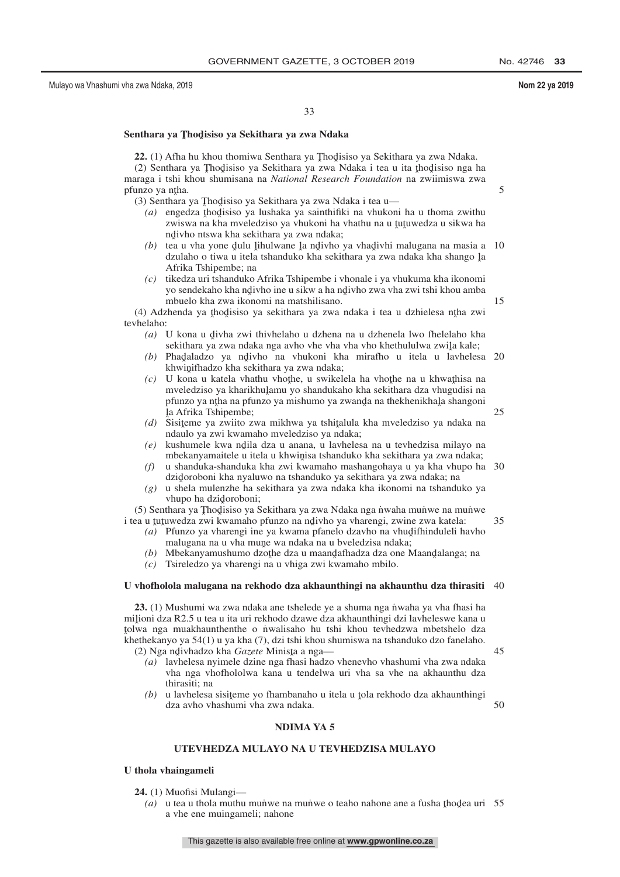### Senthara ya Ṱhoḓisiso ya Sekithara ya zwa Ndaka

**22.** (1) Afha hu khou thomiwa Senthara ya Ṱhoḓisiso ya Sekithara ya zwa Ndaka.

(2) Senthara ya Ṱhoḓisiso ya Sekithara ya zwa Ndaka i tea u ita ṱhoḓisiso nga ha maraga i tshi khou shumisana na *National Research Foundation* na zwiimiswa zwa pfunzo ya nṱha.

(3) Senthara ya Ṱhoḓisiso ya Sekithara ya zwa Ndaka i tea u—

- *(a)* engedza ṱhoḓisiso ya lushaka ya sainthifiki na vhukoni ha u thoma zwithu zwiswa na kha mveledziso ya vhukoni ha vhathu na u ṱuṱuwedza u sikwa ha nḓivho ntswa kha sekithara ya zwa ndaka;
- *(b)* tea u vha yone ḓulu ḽihulwane ḽa nḓivho ya vhaḓivhi malugana na masia a dzulaho o tiwa u itela tshanduko kha sekithara ya zwa ndaka kha shango ḽa Afrika Tshipembe; na
- *(c)* tikedza uri tshanduko Afrika Tshipembe i vhonale i ya vhukuma kha ikonomi yo sendekaho kha nḓivho ine u sikw a ha nḓivho zwa vha zwi tshi khou amba mbuelo kha zwa ikonomi na matshilisano.

(4) Adzhenda ya ṱhoḓisiso ya sekithara ya zwa ndaka i tea u dzhielesa nṱha zwi tevhelaho:

- *(a)* U kona u ḓivha zwi thivhelaho u dzhena na u dzhenela lwo fhelelaho kha sekithara ya zwa ndaka nga avho vhe vha vha vho khethululwa zwiḽa kale;
- *(b)* Phaḓaladzo ya nḓivho na vhukoni kha mirafho u itela u lavhelesa khwiṋifhadzo kha sekithara ya zwa ndaka;
- *(c)* U kona u katela vhathu vhoṱhe, u swikelela ha vhoṱhe na u khwaṭhisa na mveledziso ya kharikhuḽamu yo shandukaho kha sekithara dza vhugudisi na pfunzo ya nṱha na pfunzo ya mishumo ya zwanḓa na thekhenikhaḽa shangoni ḽa Afrika Tshipembe;
- *(d)* Sisiṭeme ya zwiito zwa mikhwa ya tshiṱalula kha mveledziso ya ndaka na ndaulo ya zwi kwamaho mveledziso ya ndaka;
- *(e)* kushumele kwa nḓila dza u anana, u lavhelesa na u tevhedzisa milayo na mbekanyamaitele u itela u khwiṋisa tshanduko kha sekithara ya zwa ndaka;
- *(f)* u shanduka-shanduka kha zwi kwamaho mashangohaya u ya kha vhupo ha dziḓoroboni kha nyaluwo na tshanduko ya sekithara ya zwa ndaka; na
- *(g)* u shela mulenzhe ha sekithara ya zwa ndaka kha ikonomi na tshanduko ya vhupo ha dziḓoroboni;

(5) Senthara ya Ṱhoḓisiso ya Sekithara ya zwa Ndaka nga ṅwaha muṅwe na muṅwe i tea u ṱuṱuwedza zwi kwamaho pfunzo na nḓivho ya vharengi, zwine zwa katela:

- *(a)* Pfunzo ya vharengi ine ya kwama pfanelo dzavho na vhuḓifhinduleli havho malugana na u vha muṋe wa ndaka na u bveledzisa ndaka;
- *(b)* Mbekanyamushumo dzoṱhe dza u maanḓafhadza dza one Maanḓalanga; na
- *(c)* Tsireledzo ya vharengi na u vhiga zwi kwamaho mbilo.

### U vhofholola malugana na rekhodo dza akhaunthingi na akhaunthu dza thirasiti

**23.** (1) Mushumi wa zwa ndaka ane tshelede ye a shuma nga ṅwaha ya vha fhasi ha miḽioni dza R2.5 u tea u ita uri rekhodo dzawe dza akhaunthingi dzi lavheleswe kana u ṱolwa nga muakhaunthenthe o ṅwalisaho hu tshi khou tevhedzwa mbetshelo dza khethekanyo ya 54(1) u ya kha (7), dzi tshi khou shumiswa na tshanduko dzo fanelaho.

(2) Nga nḓivhadzo kha *Gazete* Minisṭa a nga—

- *(a)* lavhelesa nyimele dzine nga fhasi hadzo vhenevho vhashumi vha zwa ndaka vha nga vhofhololwa kana u tendelwa uri vha sa vhe na akhaunthu dza thirasiti; na
- *(b)* u lavhelesa sisiṭeme yo fhambanaho u itela u ṱola rekhodo dza akhaunthingi dza avho vhashumi vha zwa ndaka.

## NDIMA YA 5

## UTEVHEDZA MULAYO NA U TEVHEDZISA MULAYO

### U thola vhaingameli

**24.** (1) Muofisi Mulangi—

- *(a)* u tea u thola muthu muṅwe na muṅwe o teaho nahone ane a fusha ṱhoḓea uri a vhe ene muingameli; nahone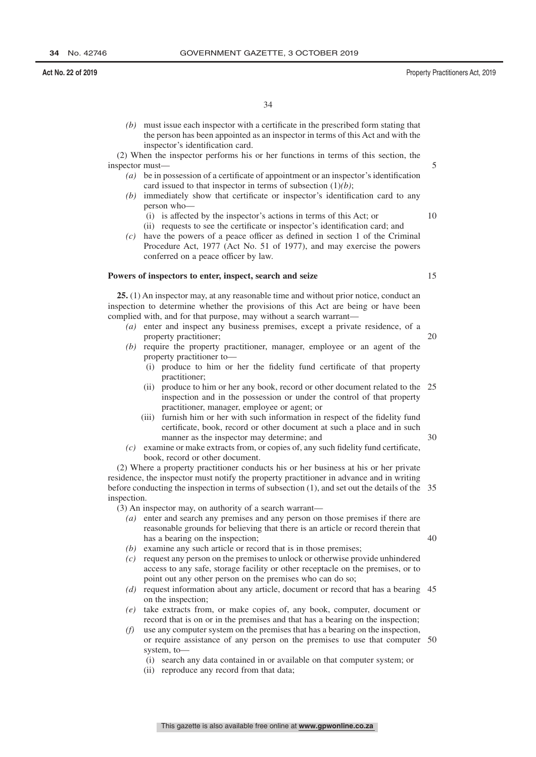*(b)* must issue each inspector with a certificate in the prescribed form stating that the person has been appointed as an inspector in terms of this Act and with the inspector's identification card.

(2) When the inspector performs his or her functions in terms of this section, the inspector must—

*(a)* be in possession of a certificate of appointment or an inspector's identification card issued to that inspector in terms of subsection (1)*(b)*;

*(b)* immediately show that certificate or inspector's identification card to any person who—

(i) is affected by the inspector's actions in terms of this Act; or

(ii) requests to see the certificate or inspector's identification card; and

*(c)* have the powers of a peace officer as defined in section 1 of the Criminal Procedure Act, 1977 (Act No. 51 of 1977), and may exercise the powers conferred on a peace officer by law.

**Powers of inspectors to enter, inspect, search and seize**

**25.** (1) An inspector may, at any reasonable time and without prior notice, conduct an inspection to determine whether the provisions of this Act are being or have been complied with, and for that purpose, may without a search warrant—

*(a)* enter and inspect any business premises, except a private residence, of a property practitioner;

*(b)* require the property practitioner, manager, employee or an agent of the property practitioner to—

(i) produce to him or her the fidelity fund certificate of that property practitioner;

(ii) produce to him or her any book, record or other document related to the inspection and in the possession or under the control of that property practitioner, manager, employee or agent; or

(iii) furnish him or her with such information in respect of the fidelity fund certificate, book, record or other document at such a place and in such manner as the inspector may determine; and

*(c)* examine or make extracts from, or copies of, any such fidelity fund certificate, book, record or other document.

(2) Where a property practitioner conducts his or her business at his or her private residence, the inspector must notify the property practitioner in advance and in writing before conducting the inspection in terms of subsection (1), and set out the details of the inspection.

(3) An inspector may, on authority of a search warrant—

*(a)* enter and search any premises and any person on those premises if there are reasonable grounds for believing that there is an article or record therein that has a bearing on the inspection;

*(b)* examine any such article or record that is in those premises;

*(c)* request any person on the premises to unlock or otherwise provide unhindered access to any safe, storage facility or other receptacle on the premises, or to point out any other person on the premises who can do so;

*(d)* request information about any article, document or record that has a bearing on the inspection;

*(e)* take extracts from, or make copies of, any book, computer, document or record that is on or in the premises and that has a bearing on the inspection;

*(f)* use any computer system on the premises that has a bearing on the inspection, or require assistance of any person on the premises to use that computer system, to—

(i) search any data contained in or available on that computer system; or

(ii) reproduce any record from that data;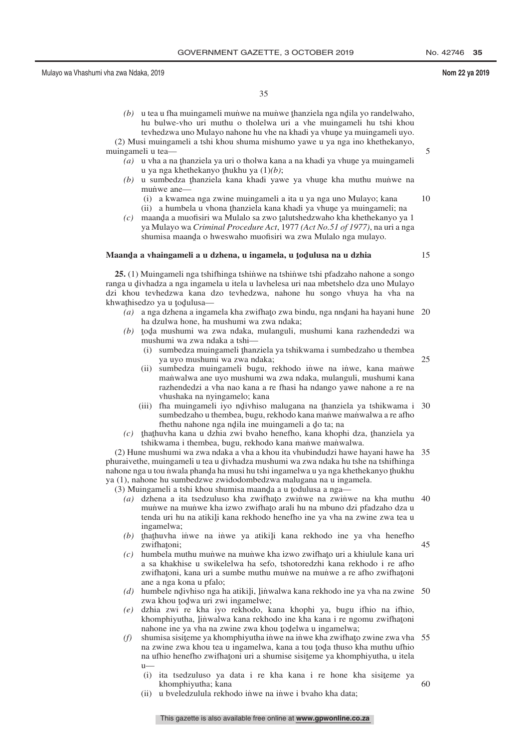*(b)* u tea u fha muingameli muṅwe na muṅwe ṭhanziela nga ṇḓila yo randelwaho, hu bulwe-vho uri muthu o tholelwa uri a vhe muingameli hu tshi khou tevhedzwa uno Mulayo nahone hu vhe na khadi ya vhuṋe ya muingameli uyo.

(2) Musi muingameli a tshi khou shuma mishumo yawe u ya nga ino khethekanyo, muingameli u tea—

*(a)* u vha a na ṭhanziela ya uri o tholwa kana a na khadi ya vhuṋe ya muingameli u ya nga khethekanyo ṭhukhu ya (1)*(b)*;

*(b)* u sumbedza ṭhanziela kana khadi yawe ya vhuṋe kha muthu muṅwe na muṅwe ane—

(i) a kwamea nga zwine muingameli a ita u ya nga uno Mulayo; kana

(ii) a humbela u vhona ṭhanziela kana khadi ya vhuṋe ya muingameli; na

*(c)* maanḓa a muofisiri wa Mulalo sa zwo ṱalutshedzwaho kha khethekanyo ya 1 ya Mulayo wa *Criminal Procedure Act*, 1977 *(Act No.51 of 1977)*, na uri a nga shumisa maanḓa o hweswaho muofisiri wa zwa Mulalo nga mulayo.

**Maanḓa a vhaingameli a u dzhena, u ingamela, u ṱoḓulusa na u dzhia**

**25.** (1) Muingameli nga tshifhinga tshiṅwe na tshiṅwe tshi pfadzaho nahone a songo ranga u ḓivhadza a nga ingamela u itela u lavhelesa uri naa mbetshelo dza uno Mulayo dzi khou tevhedzwa kana dzo tevhedzwa, nahone hu songo vhuya ha vha na khwaṭhisedzo ya u ṱoḓulusa—

*(a)* a nga dzhena a ingamela kha zwifhaṱo zwa bindu, nga nnḓani ha hayani hune ha dzulwa hone, ha mushumi wa zwa ndaka;

*(b)* ṱoḓa mushumi wa zwa ndaka, mulanguli, mushumi kana razhendedzi wa mushumi wa zwa ndaka a tshi—

(i) sumbedza muingameli ṭhanziela ya tshikwama i sumbedzaho u thembea ya uyo mushumi wa zwa ndaka;

(ii) sumbedza muingameli bugu, rekhodo iṅwe na iṅwe, kana maṅwe maṅwalwa ane uyo mushumi wa zwa ndaka, mulanguli, mushumi kana razhendedzi a vha nao kana a re fhasi ha ndango yawe nahone a re na vhushaka na nyingamelo; kana

(iii) fha muingameli iyo nḓivhiso malugana na ṭhanziela ya tshikwama i sumbedzaho u thembea, bugu, rekhodo kana maṅwe maṅwalwa a re afho fhethu nahone nga nḓila ine muingameli a ḓo ta; na

*(c)* ṭhaṭhuvha kana u dzhia zwi bvaho henefho, kana khophi dza, ṭhanziela ya tshikwama i thembea, bugu, rekhodo kana maṅwe maṅwalwa.

(2) Hune mushumi wa zwa ndaka a vha a khou ita vhubindudzi hawe hayani hawe ha phuraivethe, muingameli u tea u ḓivhadza mushumi wa zwa ndaka hu tshe na tshifhinga nahone nga u tou ṅwala phanḓa ha musi hu tshi ingamelwa u ya nga khethekanyo ṭhukhu ya (1), nahone hu sumbedzwe zwidodombedzwa malugana na u ingamela.

(3) Muingameli a tshi khou shumisa maanḓa a u ṱodulusa a nga—

*(a)* dzhena a ita tsedzuluso kha zwifhaṱo zwiṅwe na zwiṅwe na kha muthu muṅwe na muṅwe kha izwo zwifhaṱo arali hu na mbuno dzi pfadzaho dza u tenda uri hu na atikiḽi kana rekhodo henefho ine ya vha na zwine zwa tea u ingamelwa;

*(b)* ṭhaṭhuvha iṅwe na iṅwe ya atikiḽi kana rekhodo ine ya vha henefho zwifhaṱoni;

*(c)* humbela muthu muṅwe na muṅwe kha izwo zwifhaṱo uri a khiulule kana uri a sa khakhise u swikelelwa ha sefo, tshotoredzhi kana rekhodo i re afho zwifhaṱoni, kana uri a sumbe muthu muṅwe na muṅwe a re afho zwifhaṱoni ane a nga kona u pfalo;

*(d)* humbele nḓivhiso nga ha atikiḽi, ḽiṅwalwa kana rekhodo ine ya vha na zwine zwa khou ṱodwa uri zwi ingamelwe;

*(e)* dzhia zwi re kha iyo rekhodo, kana khophi ya, bugu ifhio na ifhio, khomphiyutha, ḽiṅwalwa kana rekhodo ine kha kana i re ngomu zwifhaṱoni nahone ine ya vha na zwine zwa khou ṱoḓelwa u ingamelwa;

*(f)* shumisa sisiṭeme ya khomphiyutha iṅwe na iṅwe kha zwifhaṱo zwine zwa vha na zwine zwa khou tea u ingamelwa, kana a tou ṱoḓa thuso kha muthu ufhio na ufhio henefho zwifhaṱoni uri a shumise sisiṭeme ya khomphiyutha, u itela u—

(i) ita tsedzuluso ya data i re kha kana i re hone kha sisiṭeme ya khomphiyutha; kana

(ii) u bveledzulula rekhodo iṅwe na iṅwe i bvaho kha data;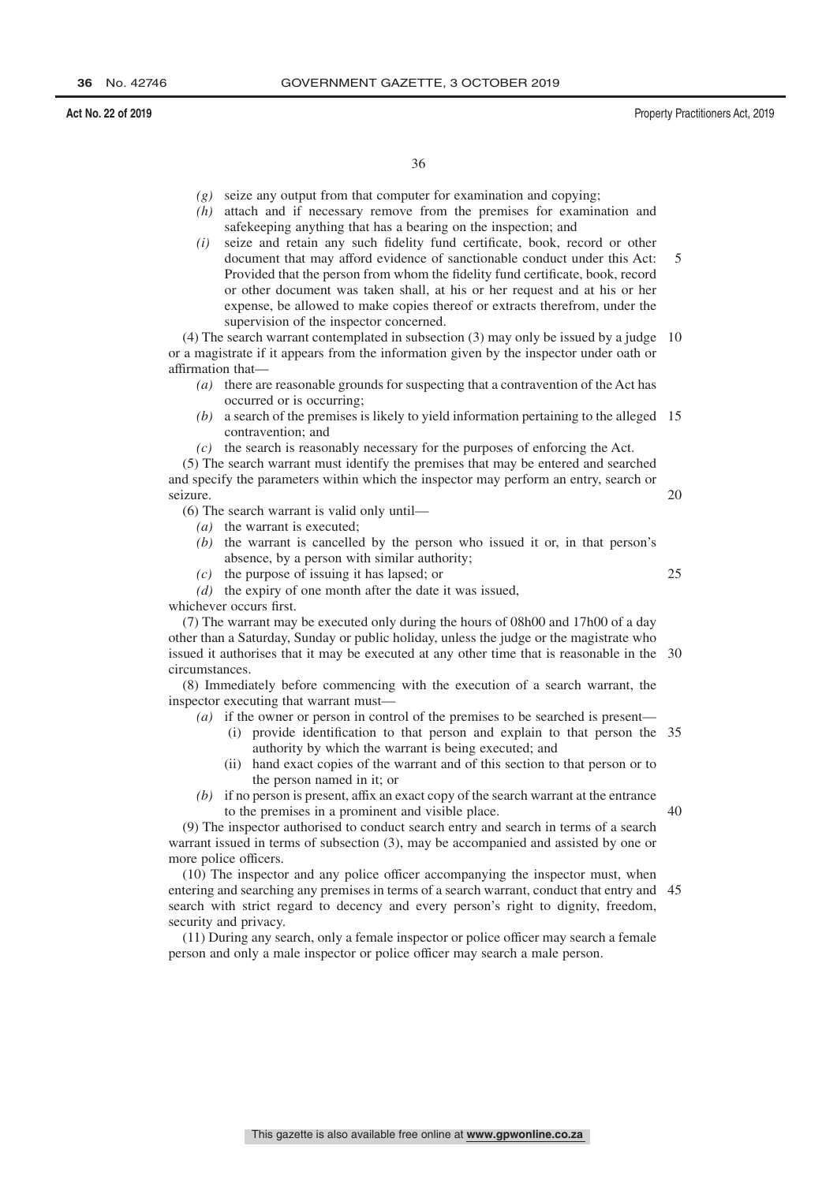*(g)* seize any output from that computer for examination and copying;

*(h)* attach and if necessary remove from the premises for examination and safekeeping anything that has a bearing on the inspection; and

*(i)* seize and retain any such fidelity fund certificate, book, record or other document that may afford evidence of sanctionable conduct under this Act: Provided that the person from whom the fidelity fund certificate, book, record or other document was taken shall, at his or her request and at his or her expense, be allowed to make copies thereof or extracts therefrom, under the supervision of the inspector concerned.

(4) The search warrant contemplated in subsection (3) may only be issued by a judge or a magistrate if it appears from the information given by the inspector under oath or affirmation that—

*(a)* there are reasonable grounds for suspecting that a contravention of the Act has occurred or is occurring;

*(b)* a search of the premises is likely to yield information pertaining to the alleged contravention; and

*(c)* the search is reasonably necessary for the purposes of enforcing the Act.

(5) The search warrant must identify the premises that may be entered and searched and specify the parameters within which the inspector may perform an entry, search or seizure.

(6) The search warrant is valid only until—

*(a)* the warrant is executed;

*(b)* the warrant is cancelled by the person who issued it or, in that person's absence, by a person with similar authority;

*(c)* the purpose of issuing it has lapsed; or

*(d)* the expiry of one month after the date it was issued,

whichever occurs first.

(7) The warrant may be executed only during the hours of 08h00 and 17h00 of a day other than a Saturday, Sunday or public holiday, unless the judge or the magistrate who issued it authorises that it may be executed at any other time that is reasonable in the circumstances.

(8) Immediately before commencing with the execution of a search warrant, the inspector executing that warrant must—

*(a)* if the owner or person in control of the premises to be searched is present—

(i) provide identification to that person and explain to that person the authority by which the warrant is being executed; and

(ii) hand exact copies of the warrant and of this section to that person or to the person named in it; or

*(b)* if no person is present, affix an exact copy of the search warrant at the entrance to the premises in a prominent and visible place.

(9) The inspector authorised to conduct search entry and search in terms of a search warrant issued in terms of subsection (3), may be accompanied and assisted by one or more police officers.

(10) The inspector and any police officer accompanying the inspector must, when entering and searching any premises in terms of a search warrant, conduct that entry and search with strict regard to decency and every person's right to dignity, freedom, security and privacy.

(11) During any search, only a female inspector or police officer may search a female person and only a male inspector or police officer may search a male person.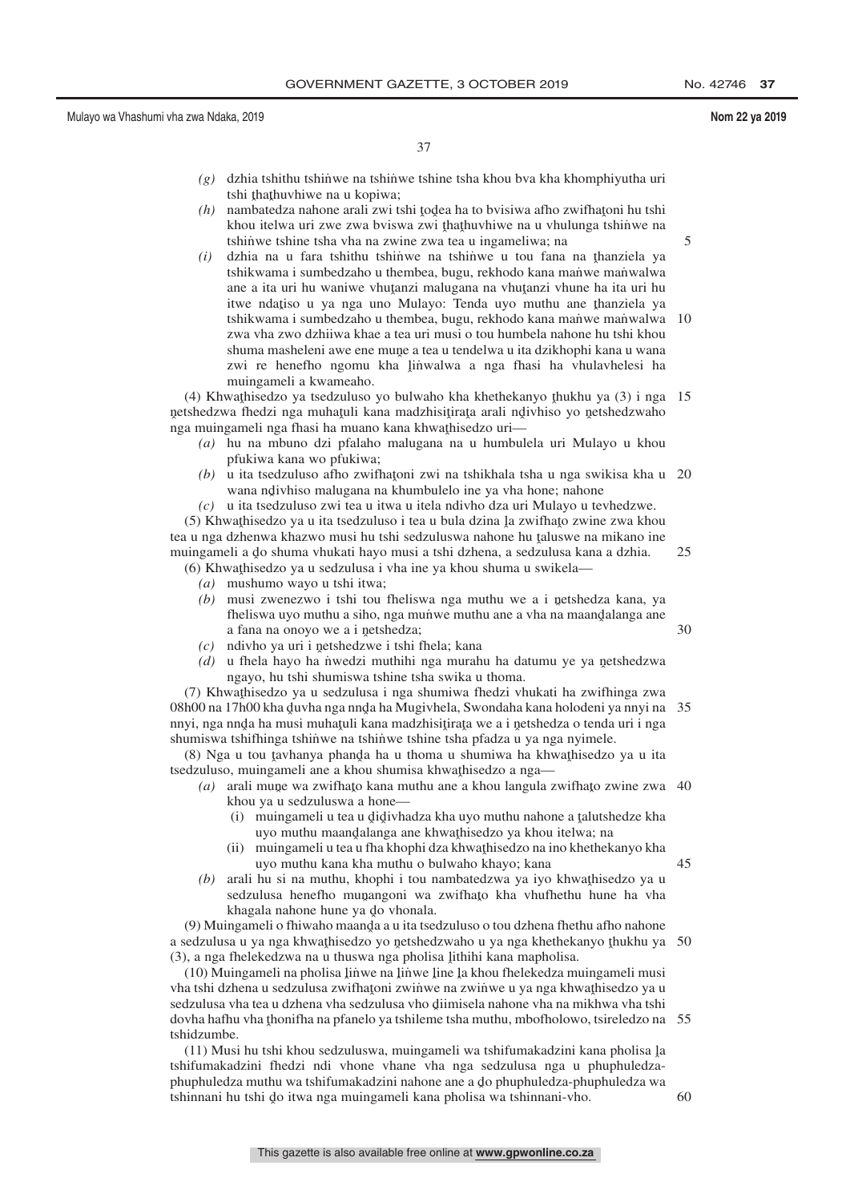*(g)* dzhia tshithu tshiṅwe na tshiṅwe tshine tsha khou bva kha khomphiyutha uri tshi ṭhaṭhuvhiwe na u kopiwa;

*(h)* nambatedza nahone arali zwi tshi ṭoḓea ha to bvisiwa afho zwifhaṭoni hu tshi khou itelwa uri zwe zwa bviswa zwi ṭhaṭhuvhiwe na u vhulunga tshiṅwe na tshiṅwe tshine tsha vha na zwine zwa tea u ingameliwa; na

*(i)* dzhia na u fara tshithu tshiṅwe na tshiṅwe u tou fana na ṭhanziela ya tshikwama i sumbedzaho u thembea, bugu, rekhodo kana maṅwe maṅwalwa ane a ita uri hu waniwe vhuṭanzi malugana na vhuṭanzi vhune ha ita uri hu itwe ndaṭiso u ya nga uno Mulayo: Tenda uyo muthu ane ṭhanziela ya tshikwama i sumbedzaho u thembea, bugu, rekhodo kana maṅwe maṅwalwa zwa vha zwo dzhiiwa khae a tea uri musi o tou humbela nahone hu tshi khou shuma masheleni awe ene muṋe a tea u tendelwa u ita dzikhophi kana u wana zwi re henefho ngomu kha ḽiṅwalwa a nga fhasi ha vhulavhelesi ha muingameli a kwameaho.

(4) Khwaṭhisedzo ya tsedzuluso yo bulwaho kha khethekanyo ṭhukhu ya (3) i nga ṋetshedzwa fhedzi nga muhaṭuli kana madzhisiṭiraṭa arali nḓivhiso yo ṋetshedzwaho nga muingameli nga fhasi ha muano kana khwaṭhisedzo uri—

*(a)* hu na mbuno dzi pfalaho malugana na u humbulela uri Mulayo u khou pfukiwa kana wo pfukiwa;

*(b)* u ita tsedzuluso afho zwifhaṭoni zwi na tshikhala tsha u nga swikisa kha u wana nḓivhiso malugana na khumbulelo ine ya vha hone; nahone

*(c)* u ita tsedzuluso zwi tea u itwa u itela ndivho dza uri Mulayo u tevhedzwe.

(5) Khwaṭhisedzo ya u ita tsedzuluso i tea u bula dzina ḽa zwifhaṭo zwine zwa khou tea u nga dzhenwa khazwo musi hu tshi sedzuluswa nahone hu ṭaluswe na mikano ine muingameli a ḓo shuma vhukati hayo musi a tshi dzhena, a sedzulusa kana a dzhia.

(6) Khwaṭhisedzo ya u sedzulusa i vha ine ya khou shuma u swikela—

*(a)* mushumo wayo u tshi itwa;

*(b)* musi zwenezwo i tshi tou fheliswa nga muthu we a i ṋetshedza kana, ya fheliswa uyo muthu a siho, nga muṅwe muthu ane a vha na maanḓalanga ane a fana na onoyo we a i ṋetshedza;

*(c)* ndivho ya uri i ṋetshedzwe i tshi fhela; kana

*(d)* u fhela hayo ha ṅwedzi muthihi nga murahu ha datumu ye ya ṋetshedzwa ngayo, hu tshi shumiswa tshine tsha swika u thoma.

(7) Khwaṭhisedzo ya u sedzulusa i nga shumiwa fhedzi vhukati ha zwifhinga zwa 08h00 na 17h00 kha ḓuvha nga nnḓa ha Mugivhela, Swondaha kana holodeni ya nnyi na nnyi, nga nnḓa ha musi muhaṭuli kana madzhisiṭiraṭa we a i ṋetshedza o tenda uri i nga shumiswa tshifhinga tshiṅwe na tshiṅwe tshine tsha pfadza u ya nga nyimele.

(8) Nga u tou ṭavhanya phanḓa ha u thoma u shumiwa ha khwaṭhisedzo ya u ita tsedzuluso, muingameli ane a khou shumisa khwaṭhisedzo a nga—

*(a)* arali muṋe wa zwifhaṭo kana muthu ane a khou langula zwifhaṭo zwine zwa khou ya u sedzuluswa a hone—

(i) muingameli u tea u ḓiḓivhadza kha uyo muthu nahone a ṭalutshedze kha uyo muthu maanḓalanga ane khwaṭhisedzo ya khou itelwa; na

(ii) muingameli u tea u fha khophi dza khwaṭhisedzo na ino khethekanyo kha uyo muthu kana kha muthu o bulwaho khayo; kana

*(b)* arali hu si na muthu, khophi i tou nambatedzwa ya iyo khwaṭhisedzo ya u sedzulusa henefho muṋangoni wa zwifhaṭo kha vhufhethu hune ha vha khagala nahone hune ya ḓo vhonala.

(9) Muingameli o fhiwaho maanḓa a u ita tsedzuluso o tou dzhena fhethu afho nahone a sedzulusa u ya nga khwaṭhisedzo yo ṋetshedzwaho u ya nga khethekanyo ṭhukhu ya (3), a nga fhelekedzwa na u thuswa nga pholisa ḽithihi kana mapholisa.

(10) Muingameli na pholisa ḽiṅwe na ḽiṅwe ḽine ḽa khou fhelekedza muingameli musi vha tshi dzhena u sedzulusa zwifhaṭoni zwiṅwe na zwiṅwe u ya nga khwaṭhisedzo ya u sedzulusa vha tea u dzhena vha sedzulusa vho ḓiimisela nahone vha na mikhwa vha tshi dovha hafhu vha ṭhonifha na pfanelo ya tshileme tsha muthu, mbofholowo, tsireledzo na tshidzumbe.

(11) Musi hu tshi khou sedzuluswa, muingameli wa tshifumakadzini kana pholisa ḽa tshifumakadzini fhedzi ndi vhone vhane vha nga sedzulusa nga u phuphuledza-phuphuledza muthu wa tshifumakadzini nahone ane a ḓo phuphuledza-phuphuledza wa tshinnani hu tshi ḓo itwa nga muingameli kana pholisa wa tshinnani-vho.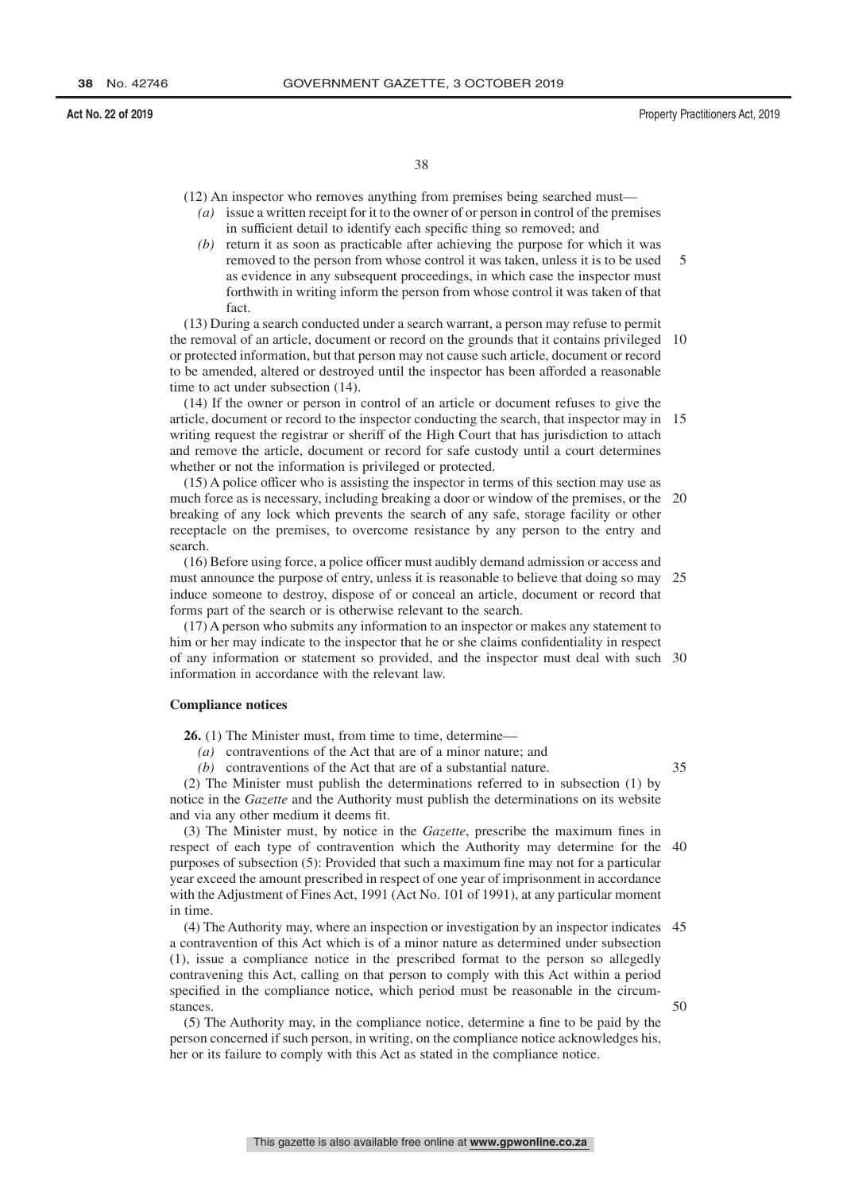(12) An inspector who removes anything from premises being searched must—

*(a)* issue a written receipt for it to the owner of or person in control of the premises in sufficient detail to identify each specific thing so removed; and

*(b)* return it as soon as practicable after achieving the purpose for which it was removed to the person from whose control it was taken, unless it is to be used as evidence in any subsequent proceedings, in which case the inspector must forthwith in writing inform the person from whose control it was taken of that fact.

(13) During a search conducted under a search warrant, a person may refuse to permit the removal of an article, document or record on the grounds that it contains privileged or protected information, but that person may not cause such article, document or record to be amended, altered or destroyed until the inspector has been afforded a reasonable time to act under subsection (14).

(14) If the owner or person in control of an article or document refuses to give the article, document or record to the inspector conducting the search, that inspector may in writing request the registrar or sheriff of the High Court that has jurisdiction to attach and remove the article, document or record for safe custody until a court determines whether or not the information is privileged or protected.

(15) A police officer who is assisting the inspector in terms of this section may use as much force as is necessary, including breaking a door or window of the premises, or the breaking of any lock which prevents the search of any safe, storage facility or other receptacle on the premises, to overcome resistance by any person to the entry and search.

(16) Before using force, a police officer must audibly demand admission or access and must announce the purpose of entry, unless it is reasonable to believe that doing so may induce someone to destroy, dispose of or conceal an article, document or record that forms part of the search or is otherwise relevant to the search.

(17) A person who submits any information to an inspector or makes any statement to him or her may indicate to the inspector that he or she claims confidentiality in respect of any information or statement so provided, and the inspector must deal with such information in accordance with the relevant law.

**Compliance notices**

**26.** (1) The Minister must, from time to time, determine—

*(a)* contraventions of the Act that are of a minor nature; and

*(b)* contraventions of the Act that are of a substantial nature.

(2) The Minister must publish the determinations referred to in subsection (1) by notice in the *Gazette* and the Authority must publish the determinations on its website and via any other medium it deems fit.

(3) The Minister must, by notice in the *Gazette*, prescribe the maximum fines in respect of each type of contravention which the Authority may determine for the purposes of subsection (5): Provided that such a maximum fine may not for a particular year exceed the amount prescribed in respect of one year of imprisonment in accordance with the Adjustment of Fines Act, 1991 (Act No. 101 of 1991), at any particular moment in time.

(4) The Authority may, where an inspection or investigation by an inspector indicates a contravention of this Act which is of a minor nature as determined under subsection (1), issue a compliance notice in the prescribed format to the person so allegedly contravening this Act, calling on that person to comply with this Act within a period specified in the compliance notice, which period must be reasonable in the circumstances.

(5) The Authority may, in the compliance notice, determine a fine to be paid by the person concerned if such person, in writing, on the compliance notice acknowledges his, her or its failure to comply with this Act as stated in the compliance notice.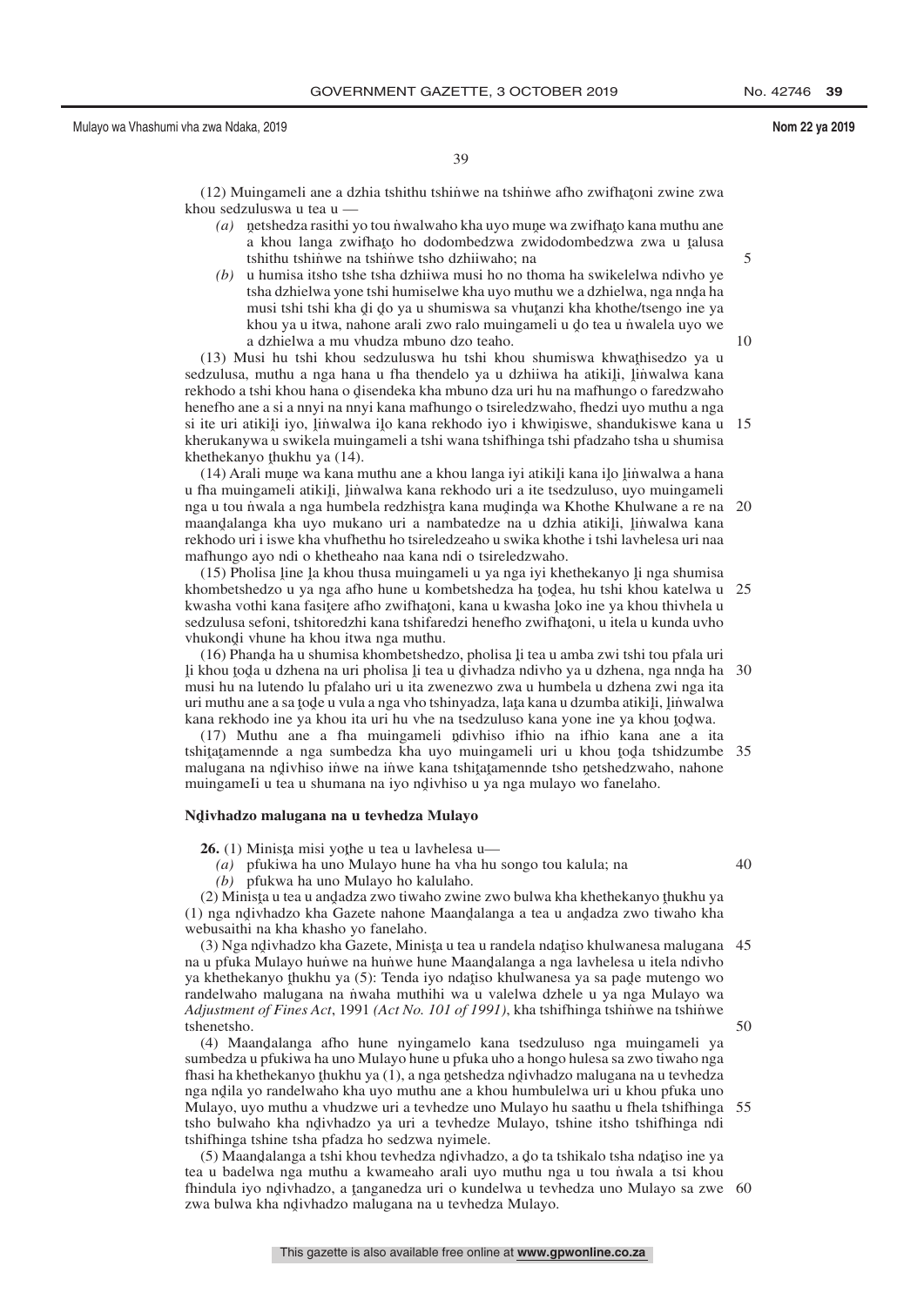(12) Muingameli ane a dzhia tshithu tshiṅwe na tshiṅwe afho zwifhaṭoni zwine zwa khou sedzuluswa u tea u —

*(a)* ṋetshedza rasithi yo tou ṅwalwaho kha uyo muṋe wa zwifhaṭo kana muthu ane a khou langa zwifhaṭo ho dodombedzwa zwidodombedzwa zwa u ṭalusa tshithu tshiṅwe na tshiṅwe tsho dzhiiwaho; na

*(b)* u humisa itsho tshe tsha dzhiiwa musi ho no thoma ha swikelelwa ndivho ye tsha dzhielwa yone tshi humiselwe kha uyo muthu we a dzhielwa, nga nnḓa ha musi tshi tshi kha ḓi ḓo ya u shumiswa sa vhuṭanzi kha khothe/tsengo ine ya khou ya u itwa, nahone arali zwo ralo muingameli u ḓo tea u ṅwalela uyo we a dzhielwa a mu vhudza mbuno dzo teaho.

(13) Musi hu tshi khou sedzuluswa hu tshi khou shumiswa khwaṭhisedzo ya u sedzulusa, muthu a nga hana u fha thendelo ya u dzhiiwa ha atikiḽi, ḽiṅwalwa kana rekhodo a tshi khou hana o ḓisendeka kha mbuno dza uri hu na mafhungo o faredzwaho henefho ane a si a nnyi na nnyi kana mafhungo o tsireledzwaho, fhedzi uyo muthu a nga si ite uri atikiḽi iyo, ḽiṅwalwa iḽo kana rekhodo iyo i khwiṋiswe, shandukiswe kana u kherukanywa u swikela muingameli a tshi wana tshifhinga tshi pfadzaho tsha u shumisa khethekanyo ṭhukhu ya (14).

(14) Arali muṋe wa kana muthu ane a khou langa iyi atikiḽi kana iḽo ḽiṅwalwa a hana u fha muingameli atikiḽi, ḽiṅwalwa kana rekhodo uri a ite tsedzuluso, uyo muingameli nga u tou ṅwala a nga humbela redzhisṭra kana muḓinḓa wa Khothe Khulwane a re na maanḓalanga kha uyo mukano uri a nambatedze u dzhia atikiḽi, ḽiṅwalwa kana rekhodo uri i iswe kha vhufhethu ho tsireledzeaho u swika khothe i tshi lavhelesa uri naa mafhungo ayo ndi o khetheaho naa kana ndi o tsireledzwaho.

(15) Pholisa ḽine ḽa khou thusa muingameli u ya nga iyi khethekanyo ḽi nga shumisa khombetshedzo u ya nga afho hune u kombetshedza ha ṭoḓea, hu tshi khou katelwa u kwasha vothi kana fasiṭere afho zwifhaṭoni, kana u kwasha ḽoko ine ya khou thivhela u sedzulusa sefoni, tshitoredzhi kana tshifaredzi henefho zwifhaṭoni, u itela u kunda uvho vhukonḓi vhune ha khou itwa nga muthu.

(16) Phanḓa ha u shumisa khombetshedzo, pholisa ḽi tea u amba zwi tshi tou pfala uri ḽi khou ṭoḓa u dzhena na uri pholisa ḽi tea u ḓivhadza ndivho ya u dzhena, nga nnḓa ha musi hu na lutendo lu pfalaho uri u ita zwenezwo zwa u humbela u dzhena zwi nga ita uri muthu ane a sa ṭoḓe u vula a nga vho tshinyadza, laṭa kana u dzumba atikiḽi, ḽiṅwalwa kana rekhodo ine ya khou ita uri hu vhe na tsedzuluso kana yone ine ya khou ṭoḓwa.

(17) Muthu ane a fha muingameli ṇdivhiso ifhio na ifhio kana ane a ita tshiṭaṭamennde a nga sumbedza kha uyo muingameli uri u khou ṭoḓa tshidzumbe malugana na nḓivhiso iṅwe na iṅwe kana tshiṭaṭamennde tsho ṋetshedzwaho, nahone muingameli u tea u shumana na iyo nḓivhiso u ya nga mulayo wo fanelaho.

#### Nḓivhadzo malugana na u tevhedza Mulayo

**26.** (1) Minisṭa misi yoṭhe u tea u lavhelesa u—

*(a)* pfukiwa ha uno Mulayo hune ha vha hu songo tou kalula; na

*(b)* pfukwa ha uno Mulayo ho kalulaho.

(2) Minisṭa u tea u anḓadza zwo tiwaho zwine zwo bulwa kha khethekanyo ṭhukhu ya (1) nga nḓivhadzo kha Gazete nahone Maanḓalanga a tea u anḓadza zwo tiwaho kha webusaithi na kha khasho yo fanelaho.

(3) Nga nḓivhadzo kha Gazete, Minisṭa u tea u randela ndaṭiso khulwanesa malugana na u pfuka Mulayo huṅwe na huṅwe hune Maanḓalanga a nga lavhelesa u itela ndivho ya khethekanyo ṭhukhu ya (5): Tenda iyo ndaṭiso khulwanesa ya sa paḓe mutengo wo randelwaho malugana na ṅwaha muthihi wa u valelwa dzhele u ya nga Mulayo wa *Adjustment of Fines Act*, 1991 *(Act No. 101 of 1991)*, kha tshifhinga tshiṅwe na tshiṅwe tshenetsho.

(4) Maanḓalanga afho hune nyingamelo kana tsedzuluso nga muingameli ya sumbedza u pfukiwa ha uno Mulayo hune u pfuka uho a hongo hulesa sa zwo tiwaho nga fhasi ha khethekanyo ṭhukhu ya (1), a nga ṋetshedza nḓivhadzo malugana na u tevhedza nga nḓila yo randelwaho kha uyo muthu ane a khou humbulelwa uri u khou pfuka uno Mulayo, uyo muthu a vhudzwe uri a tevhedze uno Mulayo hu saathu u fhela tshifhinga tsho bulwaho kha nḓivhadzo ya uri a tevhedze Mulayo, tshine itsho tshifhinga ndi tshifhinga tshine tsha pfadza ho sedzwa nyimele.

(5) Maanḓalanga a tshi khou tevhedza nḓivhadzo, a ḓo ta tshikalo tsha ndaṭiso ine ya tea u badelwa nga muthu a kwameaho arali uyo muthu nga u tou ṅwala a tsi khou fhindula iyo nḓivhadzo, a ṭanganedza uri o kundelwa u tevhedza uno Mulayo sa zwe zwa bulwa kha nḓivhadzo malugana na u tevhedza Mulayo.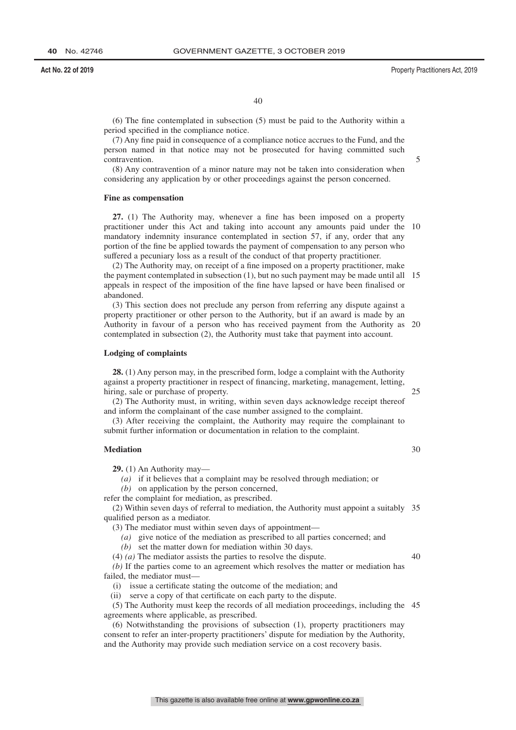(6) The fine contemplated in subsection (5) must be paid to the Authority within a period specified in the compliance notice.

(7) Any fine paid in consequence of a compliance notice accrues to the Fund, and the person named in that notice may not be prosecuted for having committed such contravention.

(8) Any contravention of a minor nature may not be taken into consideration when considering any application by or other proceedings against the person concerned.

**Fine as compensation**

**27.** (1) The Authority may, whenever a fine has been imposed on a property practitioner under this Act and taking into account any amounts paid under the mandatory indemnity insurance contemplated in section 57, if any, order that any portion of the fine be applied towards the payment of compensation to any person who suffered a pecuniary loss as a result of the conduct of that property practitioner.

(2) The Authority may, on receipt of a fine imposed on a property practitioner, make the payment contemplated in subsection (1), but no such payment may be made until all appeals in respect of the imposition of the fine have lapsed or have been finalised or abandoned.

(3) This section does not preclude any person from referring any dispute against a property practitioner or other person to the Authority, but if an award is made by an Authority in favour of a person who has received payment from the Authority as contemplated in subsection (2), the Authority must take that payment into account.

**Lodging of complaints**

**28.** (1) Any person may, in the prescribed form, lodge a complaint with the Authority against a property practitioner in respect of financing, marketing, management, letting, hiring, sale or purchase of property.

(2) The Authority must, in writing, within seven days acknowledge receipt thereof and inform the complainant of the case number assigned to the complaint.

(3) After receiving the complaint, the Authority may require the complainant to submit further information or documentation in relation to the complaint.

**Mediation**

**29.** (1) An Authority may—

*(a)* if it believes that a complaint may be resolved through mediation; or

*(b)* on application by the person concerned,

refer the complaint for mediation, as prescribed.

(2) Within seven days of referral to mediation, the Authority must appoint a suitably qualified person as a mediator.

(3) The mediator must within seven days of appointment—

*(a)* give notice of the mediation as prescribed to all parties concerned; and

*(b)* set the matter down for mediation within 30 days.

(4) *(a)* The mediator assists the parties to resolve the dispute.

*(b)* If the parties come to an agreement which resolves the matter or mediation has failed, the mediator must—

(i) issue a certificate stating the outcome of the mediation; and

(ii) serve a copy of that certificate on each party to the dispute.

(5) The Authority must keep the records of all mediation proceedings, including the agreements where applicable, as prescribed.

(6) Notwithstanding the provisions of subsection (1), property practitioners may consent to refer an inter-property practitioners' dispute for mediation by the Authority, and the Authority may provide such mediation service on a cost recovery basis.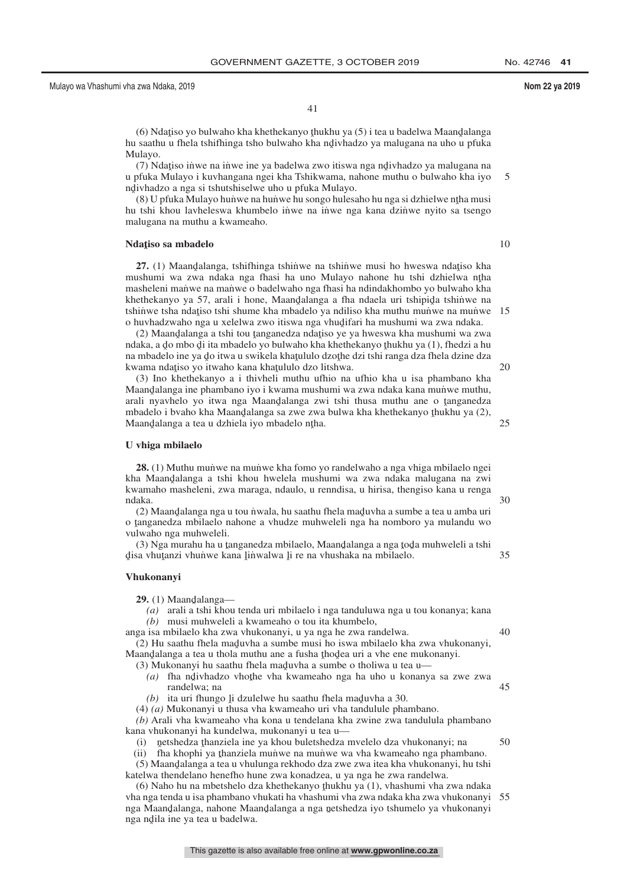(6) Ndaṱiso yo bulwaho kha khethekanyo ṱhukhu ya (5) i tea u badelwa Maanḓalanga hu saathu u fhela tshifhinga tsho bulwaho kha nḓivhadzo ya malugana na uho u pfuka Mulayo.

(7) Ndaṱiso iṅwe na iṅwe ine ya badelwa zwo itiswa nga nḓivhadzo ya malugana na u pfuka Mulayo i kuvhangana ngei kha Tshikwama, nahone muthu o bulwaho kha iyo nḓivhadzo a nga si tshutshiselwe uho u pfuka Mulayo.

(8) U pfuka Mulayo huṅwe na huṅwe hu songo hulesaho hu nga si dzhielwe nṱha musi hu tshi khou lavheleswa khumbelo iṅwe na iṅwe nga kana dziṅwe nyito sa tsengo malugana na muthu a kwameaho.

**Ndaṱiso sa mbadelo**

**27.** (1) Maanḓalanga, tshifhinga tshiṅwe na tshiṅwe musi ho hweswa ndaṱiso kha mushumi wa zwa ndaka nga fhasi ha uno Mulayo nahone hu tshi dzhielwa nṱha masheleni maṅwe na maṅwe o badelwaho nga fhasi ha ndindakhombo yo bulwaho kha khethekanyo ya 57, arali i hone, Maanḓalanga a fha ndaela uri tshipiḓa tshiṅwe na tshiṅwe tsha ndaṱiso tshi shume kha mbadelo ya ndiliso kha muthu muṅwe na muṅwe o huvhadzwaho nga u xelelwa zwo itiswa nga vhuḓifari ha mushumi wa zwa ndaka.

(2) Maanḓalanga a tshi tou ṱanganedza ndaṱiso ye ya hweswa kha mushumi wa zwa ndaka, a ḓo mbo ḓi ita mbadelo yo bulwaho kha khethekanyo ṱhukhu ya (1), fhedzi a hu na mbadelo ine ya ḓo itwa u swikela khaṱululo dzoṱhe dzi tshi ranga dza fhela dzine dza kwama ndaṱiso yo itwaho kana khaṱululo dzo litshwa.

(3) Ino khethekanyo a i thivheli muthu ufhio na ufhio kha u isa phambano kha Maanḓalanga ine phambano iyo i kwama mushumi wa zwa ndaka kana muṅwe muthu, arali nyavhelo yo itwa nga Maanḓalanga zwi tshi thusa muthu ane o ṱanganedza mbadelo i bvaho kha Maanḓalanga sa zwe zwa bulwa kha khethekanyo ṱhukhu ya (2), Maanḓalanga a tea u dzhiela iyo mbadelo nṱha.

**U vhiga mbilaelo**

**28.** (1) Muthu muṅwe na muṅwe kha fomo yo randelwaho a nga vhiga mbilaelo ngei kha Maanḓalanga a tshi khou hwelela mushumi wa zwa ndaka malugana na zwi kwamaho masheleni, zwa maraga, ndaulo, u renndisa, u hirisa, thengiso kana u renga ndaka.

(2) Maanḓalanga nga u tou ṅwala, hu saathu fhela maḓuvha a sumbe a tea u amba uri o ṱanganedza mbilaelo nahone a vhudze muhweleli nga ha nomboro ya mulandu wo vulwaho nga muhweleli.

(3) Nga murahu ha u ṱanganedza mbilaelo, Maanḓalanga a nga ṱoḓa muhweleli a tshi ḓisa vhuṱanzi vhuṅwe kana ḽiṅwalwa ḽi re na vhushaka na mbilaelo.

**Vhukonanyi**

**29.** (1) Maanḓalanga—

*(a)* arali a tshi khou tenda uri mbilaelo i nga tanduluwa nga u tou konanya; kana

*(b)* musi muhweleli a kwameaho o tou ita khumbelo,

anga isa mbilaelo kha zwa vhukonanyi, u ya nga he zwa randelwa.

(2) Hu saathu fhela maḓuvha a sumbe musi ho iswa mbilaelo kha zwa vhukonanyi, Maanḓalanga a tea u thola muthu ane a fusha ṱhoḓea uri a vhe ene mukonanyi.

(3) Mukonanyi hu saathu fhela maḓuvha a sumbe o tholiwa u tea u—

*(a)* fha nḓivhadzo vhoṱhe vha kwameaho nga ha uho u konanya sa zwe zwa randelwa; na

*(b)* ita uri fhungo ḽi dzulelwe hu saathu fhela maḓuvha a 30.

(4) *(a)* Mukonanyi u thusa vha kwameaho uri vha tandulule phambano.

*(b)* Arali vha kwameaho vha kona u tendelana kha zwine zwa tandulula phambano kana vhukonanyi ha kundelwa, mukonanyi u tea u—

(i) ṋetshedza ṱhanziela ine ya khou buletshedza mvelelo dza vhukonanyi; na

(ii) fha khophi ya ṱhanziela muṅwe na muṅwe wa vha kwameaho nga phambano.

(5) Maanḓalanga a tea u vhulunga rekhodo dza zwe zwa itea kha vhukonanyi, hu tshi katelwa thendelano henefho hune zwa konadzea, u ya nga he zwa randelwa.

(6) Naho hu na mbetshelo dza khethekanyo ṱhukhu ya (1), vhashumi vha zwa ndaka vha nga tenda u isa phambano vhukati ha vhashumi vha zwa ndaka kha zwa vhukonanyi nga Maanḓalanga, nahone Maanḓalanga a nga ṋetshedza iyo tshumelo ya vhukonanyi nga nḓila ine ya tea u badelwa.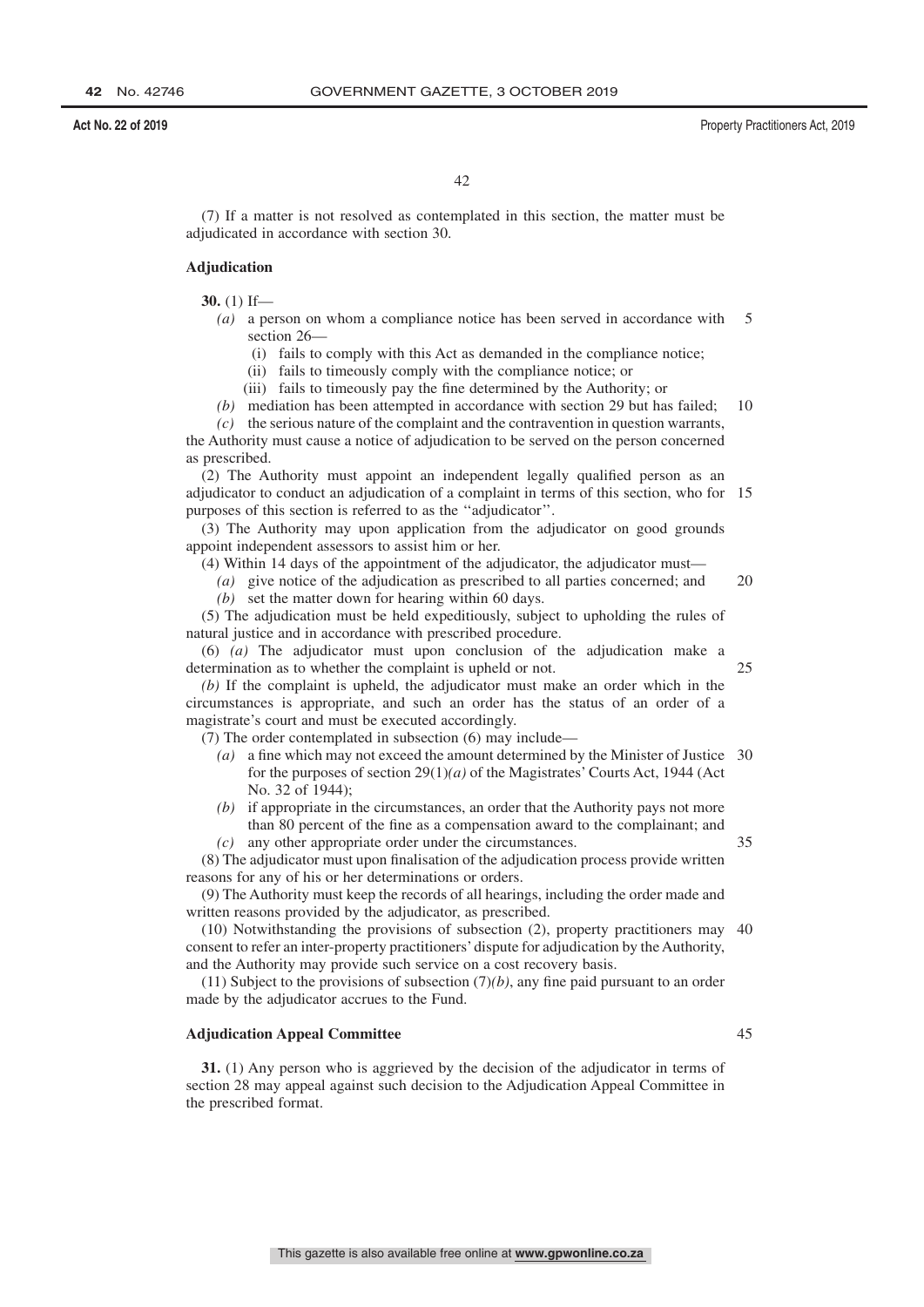(7) If a matter is not resolved as contemplated in this section, the matter must be adjudicated in accordance with section 30.

**Adjudication**

**30.** (1) If—

*(a)* a person on whom a compliance notice has been served in accordance with section 26—

(i) fails to comply with this Act as demanded in the compliance notice;

(ii) fails to timeously comply with the compliance notice; or

(iii) fails to timeously pay the fine determined by the Authority; or

*(b)* mediation has been attempted in accordance with section 29 but has failed;

*(c)* the serious nature of the complaint and the contravention in question warrants,

the Authority must cause a notice of adjudication to be served on the person concerned as prescribed.

(2) The Authority must appoint an independent legally qualified person as an adjudicator to conduct an adjudication of a complaint in terms of this section, who for purposes of this section is referred to as the ''adjudicator''.

(3) The Authority may upon application from the adjudicator on good grounds appoint independent assessors to assist him or her.

(4) Within 14 days of the appointment of the adjudicator, the adjudicator must—

*(a)* give notice of the adjudication as prescribed to all parties concerned; and

*(b)* set the matter down for hearing within 60 days.

(5) The adjudication must be held expeditiously, subject to upholding the rules of natural justice and in accordance with prescribed procedure.

(6) *(a)* The adjudicator must upon conclusion of the adjudication make a determination as to whether the complaint is upheld or not.

*(b)* If the complaint is upheld, the adjudicator must make an order which in the circumstances is appropriate, and such an order has the status of an order of a magistrate's court and must be executed accordingly.

(7) The order contemplated in subsection (6) may include—

*(a)* a fine which may not exceed the amount determined by the Minister of Justice for the purposes of section 29(1)*(a)* of the Magistrates' Courts Act, 1944 (Act No. 32 of 1944);

*(b)* if appropriate in the circumstances, an order that the Authority pays not more than 80 percent of the fine as a compensation award to the complainant; and

*(c)* any other appropriate order under the circumstances.

(8) The adjudicator must upon finalisation of the adjudication process provide written reasons for any of his or her determinations or orders.

(9) The Authority must keep the records of all hearings, including the order made and written reasons provided by the adjudicator, as prescribed.

(10) Notwithstanding the provisions of subsection (2), property practitioners may consent to refer an inter-property practitioners' dispute for adjudication by the Authority, and the Authority may provide such service on a cost recovery basis.

(11) Subject to the provisions of subsection (7)*(b)*, any fine paid pursuant to an order made by the adjudicator accrues to the Fund.

**Adjudication Appeal Committee**

**31.** (1) Any person who is aggrieved by the decision of the adjudicator in terms of section 28 may appeal against such decision to the Adjudication Appeal Committee in the prescribed format.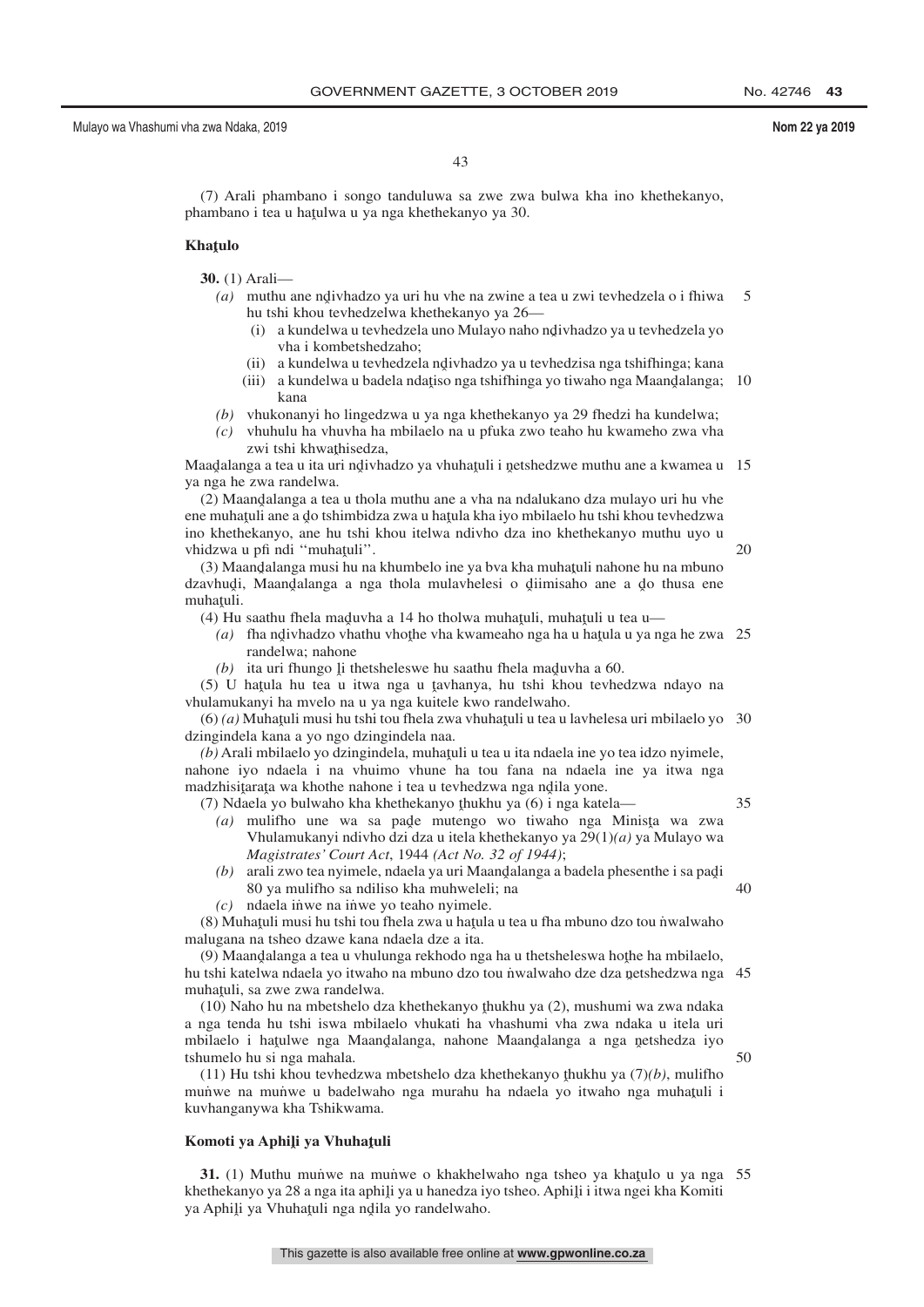(7) Arali phambano i songo tanduluwa sa zwe zwa bulwa kha ino khethekanyo, phambano i tea u haṱulwa u ya nga khethekanyo ya 30.

**Khaṱulo**

**30.** (1) Arali—

*(a)* muthu ane nḓivhadzo ya uri hu vhe na zwine a tea u zwi tevhedzela o i fhiwa hu tshi khou tevhedzelwa khethekanyo ya 26—

(i) a kundelwa u tevhedzela uno Mulayo naho nḓivhadzo ya u tevhedzela yo vha i kombetshedzaho;

(ii) a kundelwa u tevhedzela nḓivhadzo ya u tevhedzisa nga tshifhinga; kana

(iii) a kundelwa u badela ndaṱiso nga tshifhinga yo tiwaho nga Maanḓalanga; kana

*(b)* vhukonanyi ho lingedzwa u ya nga khethekanyo ya 29 fhedzi ha kundelwa;

*(c)* vhuhulu ha vhuvha ha mbilaelo na u pfuka zwo teaho hu kwameho zwa vha zwi tshi khwaṭhisedza,

Maaḓalanga a tea u ita uri nḓivhadzo ya vhuhaṱuli i ṋetshedzwe muthu ane a kwamea u ya nga he zwa randelwa.

(2) Maanḓalanga a tea u thola muthu ane a vha na ndalukano dza mulayo uri hu vhe ene muhaṱuli ane a ḓo tshimbidza zwa u haṱula kha iyo mbilaelo hu tshi khou tevhedzwa ino khethekanyo, ane hu tshi khou itelwa ndivho dza ino khethekanyo muthu uyo u vhidzwa u pfi ndi ''muhaṱuli''.

(3) Maanḓalanga musi hu na khumbelo ine ya bva kha muhaṱuli nahone hu na mbuno dzavhuḓi, Maanḓalanga a nga thola mulavhelesi o ḓiimisaho ane a ḓo thusa ene muhaṱuli.

(4) Hu saathu fhela maḓuvha a 14 ho tholwa muhaṱuli, muhaṱuli u tea u—

*(a)* fha nḓivhadzo vhathu vhoṭhe vha kwameaho nga ha u haṱula u ya nga he zwa randelwa; nahone

*(b)* ita uri fhungo ḽi thetsheleswe hu saathu fhela maḓuvha a 60.

(5) U haṱula hu tea u itwa nga u ṱavhanya, hu tshi khou tevhedzwa ndayo na vhulamukanyi ha mvelo na u ya nga kuitele kwo randelwaho.

(6) *(a)* Muhaṱuli musi hu tshi tou fhela zwa vhuhaṱuli u tea u lavhelesa uri mbilaelo yo dzingindela kana a yo ngo dzingindela naa.

*(b)* Arali mbilaelo yo dzingindela, muhaṱuli u tea u ita ndaela ine yo tea idzo nyimele, nahone iyo ndaela i na vhuimo vhune ha tou fana na ndaela ine ya itwa nga madzhisiṱaraṱa wa khothe nahone i tea u tevhedzwa nga nḓila yone.

(7) Ndaela yo bulwaho kha khethekanyo ṱhukhu ya (6) i nga katela—

*(a)* mulifho une wa sa paḓe mutengo wo tiwaho nga Minisṱa wa zwa Vhulamukanyi ndivho dzi dza u itela khethekanyo ya 29(1)*(a)* ya Mulayo wa *Magistrates' Court Act*, 1944 *(Act No. 32 of 1944)*;

*(b)* arali zwo tea nyimele, ndaela ya uri Maanḓalanga a badela phesenthe i sa paḓi 80 ya mulifho sa ndiliso kha muhweleli; na

*(c)* ndaela iṅwe na iṅwe yo teaho nyimele.

(8) Muhaṱuli musi hu tshi tou fhela zwa u haṱula u tea u fha mbuno dzo tou ṅwalwaho malugana na tsheo dzawe kana ndaela dze a ita.

(9) Maanḓalanga a tea u vhulunga rekhodo nga ha u thetsheleswa hoṭhe ha mbilaelo, hu tshi katelwa ndaela yo itwaho na mbuno dzo tou ṅwalwaho dze dza ṋetshedzwa nga muhaṱuli, sa zwe zwa randelwa.

(10) Naho hu na mbetshelo dza khethekanyo ṱhukhu ya (2), mushumi wa zwa ndaka a nga tenda hu tshi iswa mbilaelo vhukati ha vhashumi vha zwa ndaka u itela uri mbilaelo i haṱulwe nga Maanḓalanga, nahone Maanḓalanga a nga ṋetshedza iyo tshumelo hu si nga mahala.

(11) Hu tshi khou tevhedzwa mbetshelo dza khethekanyo ṱhukhu ya (7)*(b)*, mulifho muṅwe na muṅwe u badelwaho nga murahu ha ndaela yo itwaho nga muhaṱuli i kuvhanganywa kha Tshikwama.

**Komoti ya Aphiḽi ya Vhuhaṱuli**

**31.** (1) Muthu muṅwe na muṅwe o khakhelwaho nga tsheo ya khaṱulo u ya nga khethekanyo ya 28 a nga ita aphiḽi ya u ḥanedza iyo tsheo. Aphiḽi i itwa ngei kha Komiti ya Aphiḽi ya Vhuhaṱuli nga nḓila yo randelwaho.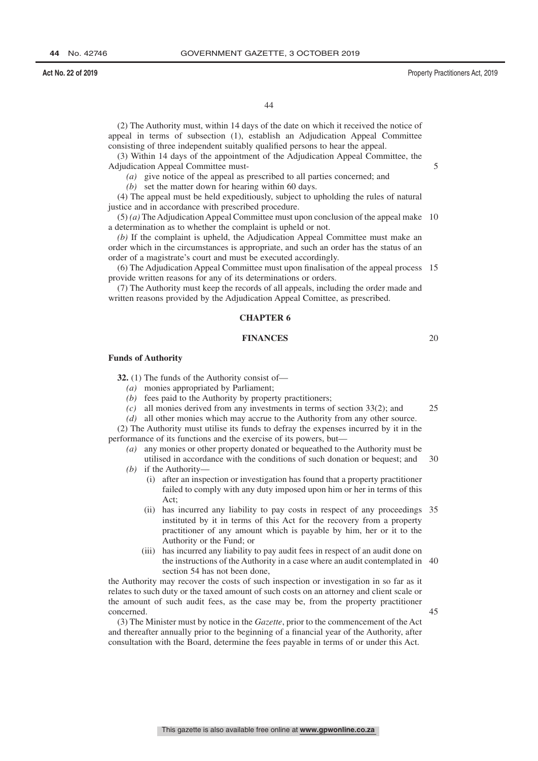(2) The Authority must, within 14 days of the date on which it received the notice of appeal in terms of subsection (1), establish an Adjudication Appeal Committee consisting of three independent suitably qualified persons to hear the appeal.

(3) Within 14 days of the appointment of the Adjudication Appeal Committee, the Adjudication Appeal Committee must-

*(a)* give notice of the appeal as prescribed to all parties concerned; and

*(b)* set the matter down for hearing within 60 days.

(4) The appeal must be held expeditiously, subject to upholding the rules of natural justice and in accordance with prescribed procedure.

(5) *(a)* The Adjudication Appeal Committee must upon conclusion of the appeal make a determination as to whether the complaint is upheld or not.

*(b)* If the complaint is upheld, the Adjudication Appeal Committee must make an order which in the circumstances is appropriate, and such an order has the status of an order of a magistrate's court and must be executed accordingly.

(6) The Adjudication Appeal Committee must upon finalisation of the appeal process provide written reasons for any of its determinations or orders.

(7) The Authority must keep the records of all appeals, including the order made and written reasons provided by the Adjudication Appeal Comittee, as prescribed.

## CHAPTER 6

## FINANCES

### Funds of Authority

**32.** (1) The funds of the Authority consist of—

*(a)* monies appropriated by Parliament;

*(b)* fees paid to the Authority by property practitioners;

*(c)* all monies derived from any investments in terms of section 33(2); and

*(d)* all other monies which may accrue to the Authority from any other source.

(2) The Authority must utilise its funds to defray the expenses incurred by it in the performance of its functions and the exercise of its powers, but—

*(a)* any monies or other property donated or bequeathed to the Authority must be utilised in accordance with the conditions of such donation or bequest; and

*(b)* if the Authority—

(i) after an inspection or investigation has found that a property practitioner failed to comply with any duty imposed upon him or her in terms of this Act;

(ii) has incurred any liability to pay costs in respect of any proceedings instituted by it in terms of this Act for the recovery from a property practitioner of any amount which is payable by him, her or it to the Authority or the Fund; or

(iii) has incurred any liability to pay audit fees in respect of an audit done on the instructions of the Authority in a case where an audit contemplated in section 54 has not been done,

the Authority may recover the costs of such inspection or investigation in so far as it relates to such duty or the taxed amount of such costs on an attorney and client scale or the amount of such audit fees, as the case may be, from the property practitioner concerned.

(3) The Minister must by notice in the *Gazette*, prior to the commencement of the Act and thereafter annually prior to the beginning of a financial year of the Authority, after consultation with the Board, determine the fees payable in terms of or under this Act.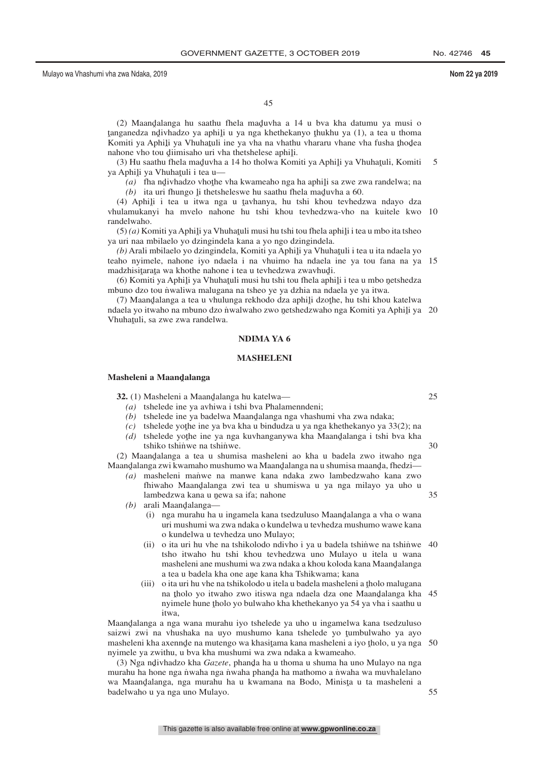(2) Maanḓalanga hu saathu fhela maḓuvha a 14 u bva kha datumu ya musi o ṭanganedza nḓivhadzo ya aphiḽi u ya nga khethekanyo ṭhukhu ya (1), a tea u thoma Komiti ya Aphiḽi ya Vhuhaṭuli ine ya vha na vhathu vhararu vhane vha fusha ṭhoḓea nahone vho tou ḓiimisaho uri vha thetshelese aphiḽi.

(3) Hu saathu fhela maḓuvha a 14 ho tholwa Komiti ya Aphiḽi ya Vhuhaṭuli, Komiti ya Aphiḽi ya Vhuhaṭuli i tea u—

*(a)* fha nḓivhadzo vhoṱhe vha kwameaho nga ha aphiḽi sa zwe zwa randelwa; na

*(b)* ita uri fhungo ḽi thetsheleswe hu saathu fhela maḓuvha a 60.

(4) Aphiḽi i tea u itwa nga u ṭavhanya, hu tshi khou tevhedzwa ndayo dza vhulamukanyi ha mvelo nahone hu tshi khou tevhedzwa-vho na kuitele kwo randelwaho.

(5) *(a)* Komiti ya Aphiḽi ya Vhuhaṭuli musi hu tshi tou fhela aphiḽi i tea u mbo ita tsheo ya uri naa mbilaelo yo dzingindela kana a yo ngo dzingindela.

*(b)* Arali mbilaelo yo dzingindela, Komiti ya Aphiḽi ya Vhuhaṭuli i tea u ita ndaela yo teaho nyimele, nahone iyo ndaela i na vhuimo ha ndaela ine ya tou fana na ya madzhisiṭaraṭa wa khothe nahone i tea u tevhedzwa zwavhuḓi.

(6) Komiti ya Aphiḽi ya Vhuhaṭuli musi hu tshi tou fhela aphiḽi i tea u mbo ṋetshedza mbuno dzo tou ṅwaliwa malugana na tsheo ye ya dzhia na ndaela ye ya itwa.

(7) Maanḓalanga a tea u vhulunga rekhodo dza aphiḽi dzoṱhe, hu tshi khou katelwa ndaela yo itwaho na mbuno dzo ṅwalwaho zwo ṋetshedzwaho nga Komiti ya Aphiḽi ya Vhuhaṭuli, sa zwe zwa randelwa.

## NDIMA YA 6

## MASHELENI

### Masheleni a Maanḓalanga

**32.** (1) Masheleni a Maanḓalanga hu katelwa—

*(a)* tshelede ine ya avhiwa i tshi bva Phalamenndeni;

*(b)* tshelede ine ya badelwa Maanḓalanga nga vhashumi vha zwa ndaka;

*(c)* tshelede yoṱhe ine ya bva kha u bindudza u ya nga khethekanyo ya 33(2); na

*(d)* tshelede yoṱhe ine ya nga kuvhanganywa kha Maanḓalanga i tshi bva kha tshiko tshiṅwe na tshiṅwe.

(2) Maanḓalanga a tea u shumisa masheleni ao kha u badela zwo itwaho nga Maanḓalanga zwi kwamaho mushumo wa Maanḓalanga na u shumisa maanḓa, fhedzi—

*(a)* masheleni maṅwe na manwe kana ndaka zwo lambedzwaho kana zwo fhiwaho Maanḓalanga zwi tea u shumiswa u ya nga milayo ya uho u lambedzwa kana u ṋewa sa ifa; nahone

*(b)* arali Maanḓalanga—

(i) nga murahu ha u ingamela kana tsedzuluso Maanḓalanga a vha o wana uri mushumi wa zwa ndaka o kundelwa u tevhedza mushumo wawe kana o kundelwa u tevhedza uno Mulayo;

(ii) o ita uri hu vhe na tshikolodo ndivho i ya u badela tshiṅwe na tshiṅwe tsho itwaho hu tshi khou tevhedzwa uno Mulayo u itela u wana masheleni ane mushumi wa zwa ndaka a khou koloda kana Maanḓalanga a tea u badela kha one aṋe kana kha Tshikwama; kana

(iii) o ita uri hu vhe na tshikolodo u itela u badela masheleni a ṭholo malugana na ṭholo yo itwaho zwo itiswa nga ndaela dza one Maanḓalanga kha nyimele hune ṭholo yo bulwaho kha khethekanyo ya 54 ya vha i saathu u itwa,

Maanḓalanga a nga wana murahu iyo tshelede ya uho u ingamelwa kana tsedzuluso saizwi zwi na vhushaka na uyo mushumo kana tshelede yo ṭumbulwaho ya ayo masheleni kha axennḓe na mutengo wa khasiṭama kana masheleni a iyo ṭholo, u ya nga nyimele ya zwithu, u bva kha mushumi wa zwa ndaka a kwameaho.

(3) Nga nḓivhadzo kha *Gazete*, phanḓa ha u thoma u shuma ha uno Mulayo na nga murahu ha hone nga ṅwaha nga ṅwaha phanḓa ha mathomo a ṅwaha wa muvhalelano wa Maanḓalanga, nga murahu ha u kwamana na Bodo, Minisṭa u ta masheleni a badelwaho u ya nga uno Mulayo.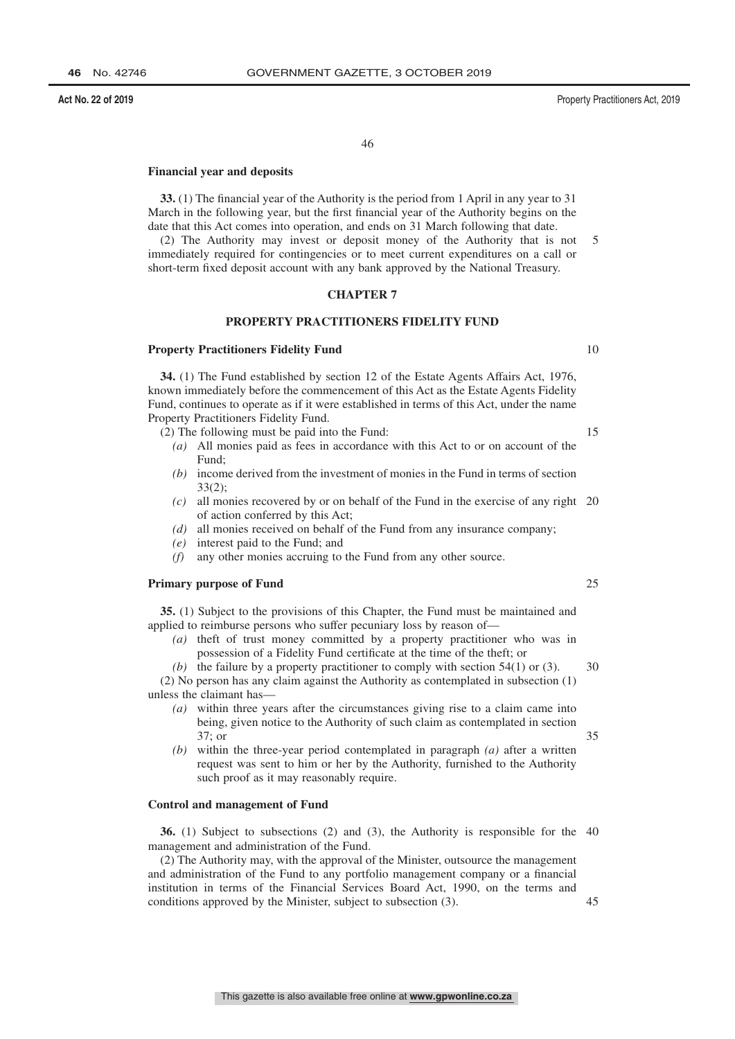**Financial year and deposits**

**33.** (1) The financial year of the Authority is the period from 1 April in any year to 31 March in the following year, but the first financial year of the Authority begins on the date that this Act comes into operation, and ends on 31 March following that date.

(2) The Authority may invest or deposit money of the Authority that is not immediately required for contingencies or to meet current expenditures on a call or short-term fixed deposit account with any bank approved by the National Treasury.

## CHAPTER 7

## PROPERTY PRACTITIONERS FIDELITY FUND

**Property Practitioners Fidelity Fund**

**34.** (1) The Fund established by section 12 of the Estate Agents Affairs Act, 1976, known immediately before the commencement of this Act as the Estate Agents Fidelity Fund, continues to operate as if it were established in terms of this Act, under the name Property Practitioners Fidelity Fund.

(2) The following must be paid into the Fund:

*(a)* All monies paid as fees in accordance with this Act to or on account of the Fund;

*(b)* income derived from the investment of monies in the Fund in terms of section 33(2);

*(c)* all monies recovered by or on behalf of the Fund in the exercise of any right of action conferred by this Act;

*(d)* all monies received on behalf of the Fund from any insurance company;

*(e)* interest paid to the Fund; and

*(f)* any other monies accruing to the Fund from any other source.

**Primary purpose of Fund**

**35.** (1) Subject to the provisions of this Chapter, the Fund must be maintained and applied to reimburse persons who suffer pecuniary loss by reason of—

*(a)* theft of trust money committed by a property practitioner who was in possession of a Fidelity Fund certificate at the time of the theft; or

*(b)* the failure by a property practitioner to comply with section 54(1) or (3).

(2) No person has any claim against the Authority as contemplated in subsection (1) unless the claimant has—

*(a)* within three years after the circumstances giving rise to a claim came into being, given notice to the Authority of such claim as contemplated in section 37; or

*(b)* within the three-year period contemplated in paragraph *(a)* after a written request was sent to him or her by the Authority, furnished to the Authority such proof as it may reasonably require.

**Control and management of Fund**

**36.** (1) Subject to subsections (2) and (3), the Authority is responsible for the management and administration of the Fund.

(2) The Authority may, with the approval of the Minister, outsource the management and administration of the Fund to any portfolio management company or a financial institution in terms of the Financial Services Board Act, 1990, on the terms and conditions approved by the Minister, subject to subsection (3).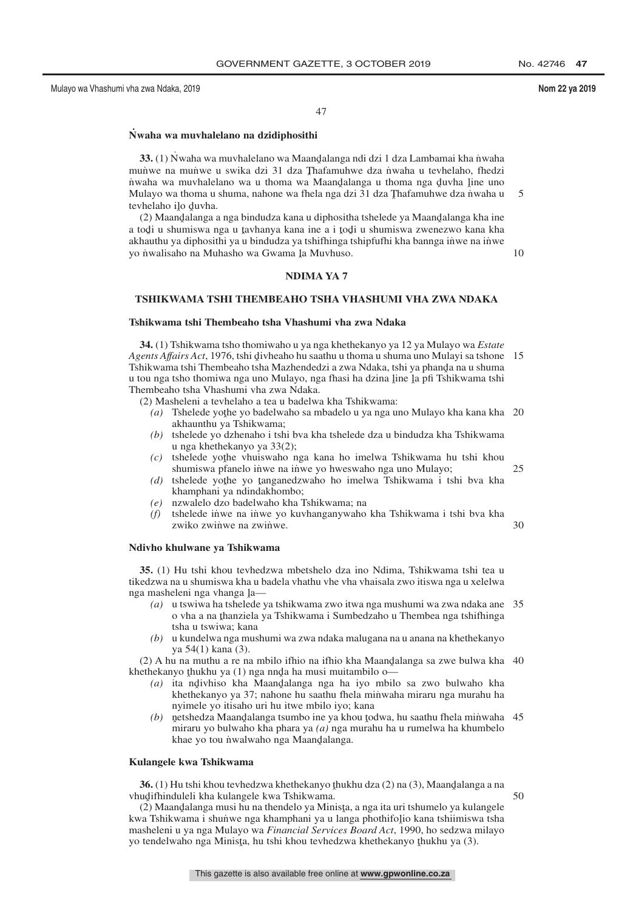**Ṅwaha wa muvhalelano na dzidiphosithi**

**33.** (1) Ṅwaha wa muvhalelano wa Maanḓalanga ndi dzi 1 dza Lambamai kha ṅwaha muṅwe na muṅwe u swika dzi 31 dza Ṱhafamuhwe dza ṅwaha u tevhelaho, fhedzi ṅwaha wa muvhalelano wa u thoma wa Maanḓalanga u thoma nga ḓuvha ḽine uno Mulayo wa thoma u shuma, nahone wa fhela nga dzi 31 dza Ṱhafamuhwe dza ṅwaha u tevhelaho iḽo ḓuvha.

(2) Maanḓalanga a nga bindudza kana u diphositha tshelede ya Maanḓalanga kha ine a toḓi u shumiswa nga u ṱavhanya kana ine a i ṱoḓi u shumiswa zwenezwo kana kha akhauthu ya diphosithi ya u bindudza ya tshifhinga tshipfufhi kha bannga iṅwe na iṅwe yo ṅwalisaho na Muhasho wa Gwama ḽa Muvhuso.

## NDIMA YA 7

## TSHIKWAMA TSHI THEMBEAHO TSHA VHASHUMI VHA ZWA NDAKA

**Tshikwama tshi Thembeaho tsha Vhashumi vha zwa Ndaka**

**34.** (1) Tshikwama tsho thomiwaho u ya nga khethekanyo ya 12 ya Mulayo wa *Estate Agents Affairs Act*, 1976, tshi ḓivheaho hu saathu u thoma u shuma uno Mulayi sa tshone Tshikwama tshi Thembeaho tsha Mazhendedzi a zwa Ndaka, tshi ya phanḓa na u shuma u tou nga tsho thomiwa nga uno Mulayo, nga fhasi ha dzina ḽine ḽa pfi Tshikwama tshi Thembeaho tsha Vhashumi vha zwa Ndaka.

(2) Masheleni a tevhelaho a tea u badelwa kha Tshikwama:

*(a)* Tshelede yoṱhe yo badelwaho sa mbadelo u ya nga uno Mulayo kha kana kha akhaunthu ya Tshikwama;

*(b)* tshelede yo dzhenaho i tshi bva kha tshelede dza u bindudza kha Tshikwama u nga khethekanyo ya 33(2);

*(c)* tshelede yoṱhe vhuiswaho nga kana ho imelwa Tshikwama hu tshi khou shumiswa pfanelo iṅwe na iṅwe yo hweswaho nga uno Mulayo;

*(d)* tshelede yo ṱanganedzwaho ho imelwa Tshikwama i tshi bva kha khamphani ya ndindakhombo;

*(e)* nzwalelo dzo badelwaho kha Tshikwama; na

*(f)* tshelede iṅwe na iṅwe yo kuvhanganywaho kha Tshikwama i tshi bva kha zwiko zwiṅwe na zwiṅwe.

**Ndivho khulwane ya Tshikwama**

**35.** (1) Hu tshi khou tevhedzwa mbetshelo dza ino Ndima, Tshikwama tshi tea u tikedzwa na u shumiswa kha u badela vhathu vhe vha vhaisala zwo itiswa nga u xelelwa nga masheleni nga vhanga ḽa—

*(a)* u tswiwa ha tshelede ya tshikwama zwo itwa nga mushumi wa zwa ndaka ane o vha a na ṱhanziela ya Tshikwama i Sumbedzaho u Thembea nga tshifhinga tsha u tswiwa; kana

*(b)* u kundelwa nga mushumi wa zwa ndaka malugana na u anana na khethekanyo ya 54(1) kana (3).

(2) A hu na muthu a re na mbilo ifhio na ifhio kha Maanḓalanga sa zwe bulwa kha khethekanyo ṱhukhu ya (1) nga nnḓa ha musi muitambilo o—

*(a)* ita nḓivhiso kha Maanḓalanga nga ha iyo mbilo sa zwo bulwaho kha khethekanyo ya 37; nahone hu saathu fhela miṅwaha miraru nga murahu ha nyimele yo itisaho uri hu itwe mbilo iyo; kana

*(b)* ṋetshedza Maanḓalanga tsumbo ine ya khou ṱodwa, hu saathu fhela miṅwaha miraru yo bulwaho kha phara ya *(a)* nga murahu ha u rumelwa ha khumbelo khae yo tou ṅwalwaho nga Maanḓalanga.

**Kulangele kwa Tshikwama**

**36.** (1) Hu tshi khou tevhedzwa khethekanyo ṱhukhu dza (2) na (3), Maanḓalanga a na vhuḓifhinduleli kha kulangele kwa Tshikwama.

(2) Maanḓalanga musi hu na thendelo ya Minisṱa, a nga ita uri tshumelo ya kulangele kwa Tshikwama i shuṅwe nga khamphani ya u langa phothifoḽio kana tshiimiswa tsha masheleni u ya nga Mulayo wa *Financial Services Board Act*, 1990, ho sedzwa milayo yo tendelwaho nga Minisṱa, hu tshi khou tevhedzwa khethekanyo ṱhukhu ya (3).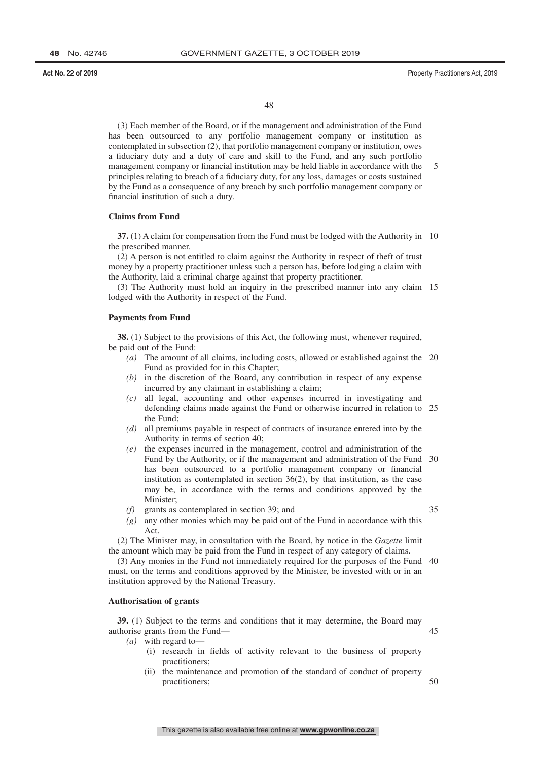(3) Each member of the Board, or if the management and administration of the Fund has been outsourced to any portfolio management company or institution as contemplated in subsection (2), that portfolio management company or institution, owes a fiduciary duty and a duty of care and skill to the Fund, and any such portfolio management company or financial institution may be held liable in accordance with the principles relating to breach of a fiduciary duty, for any loss, damages or costs sustained by the Fund as a consequence of any breach by such portfolio management company or financial institution of such a duty.

**Claims from Fund**

**37.** (1) A claim for compensation from the Fund must be lodged with the Authority in the prescribed manner.

(2) A person is not entitled to claim against the Authority in respect of theft of trust money by a property practitioner unless such a person has, before lodging a claim with the Authority, laid a criminal charge against that property practitioner.

(3) The Authority must hold an inquiry in the prescribed manner into any claim lodged with the Authority in respect of the Fund.

**Payments from Fund**

**38.** (1) Subject to the provisions of this Act, the following must, whenever required, be paid out of the Fund:

*(a)* The amount of all claims, including costs, allowed or established against the Fund as provided for in this Chapter;
*(b)* in the discretion of the Board, any contribution in respect of any expense incurred by any claimant in establishing a claim;
*(c)* all legal, accounting and other expenses incurred in investigating and defending claims made against the Fund or otherwise incurred in relation to the Fund;
*(d)* all premiums payable in respect of contracts of insurance entered into by the Authority in terms of section 40;
*(e)* the expenses incurred in the management, control and administration of the Fund by the Authority, or if the management and administration of the Fund has been outsourced to a portfolio management company or financial institution as contemplated in section 36(2), by that institution, as the case may be, in accordance with the terms and conditions approved by the Minister;
*(f)* grants as contemplated in section 39; and
*(g)* any other monies which may be paid out of the Fund in accordance with this Act.

(2) The Minister may, in consultation with the Board, by notice in the *Gazette* limit the amount which may be paid from the Fund in respect of any category of claims.

(3) Any monies in the Fund not immediately required for the purposes of the Fund must, on the terms and conditions approved by the Minister, be invested with or in an institution approved by the National Treasury.

**Authorisation of grants**

**39.** (1) Subject to the terms and conditions that it may determine, the Board may authorise grants from the Fund—

*(a)* with regard to—
   (i) research in fields of activity relevant to the business of property practitioners;
   (ii) the maintenance and promotion of the standard of conduct of property practitioners;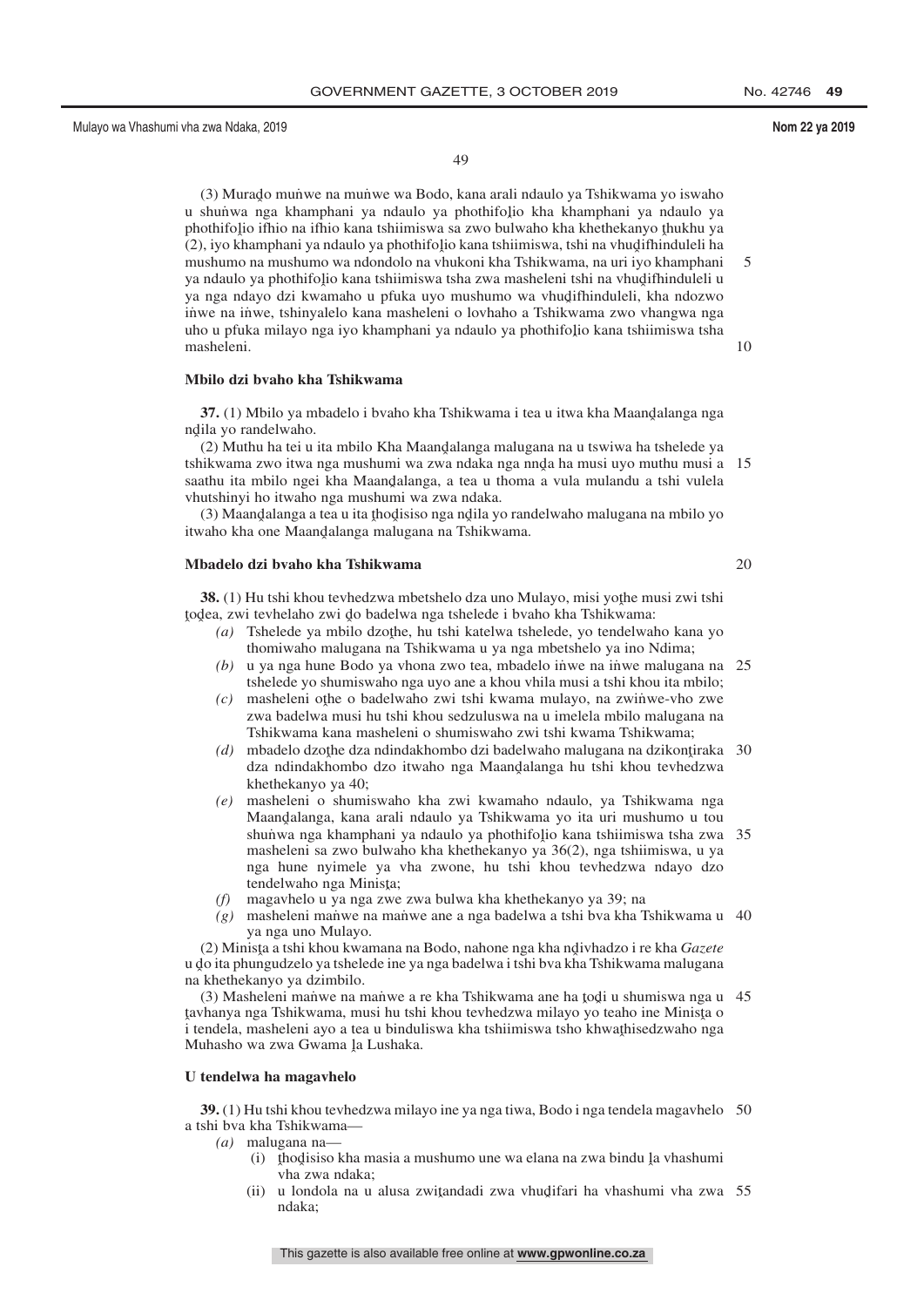(3) Murado muṅwe na muṅwe wa Bodo, kana arali ndaulo ya Tshikwama yo iswaho u shuṅwa nga khamphani ya ndaulo ya phothifoḽio kha khamphani ya ndaulo ya phothifoḽio ifhio na ifhio kana tshiimiswa sa zwo bulwaho kha khethekanyo ṱhukhu ya (2), iyo khamphani ya ndaulo ya phothifoḽio kana tshiimiswa, tshi na vhuḓifhinduleli ha mushumo na mushumo wa ndondolo na vhukoni kha Tshikwama, na uri iyo khamphani ya ndaulo ya phothifoḽio kana tshiimiswa tsha zwa masheleni tshi na vhuḓifhinduleli u ya nga ndayo dzi kwamaho u pfuka uyo mushumo wa vhuḓifhinduleli, kha ndozwo iṅwe na iṅwe, tshinyalelo kana masheleni o lovhaho a Tshikwama zwo vhangwa nga uho u pfuka milayo nga iyo khamphani ya ndaulo ya phothifoḽio kana tshiimiswa tsha masheleni.

**Mbilo dzi bvaho kha Tshikwama**

**37.** (1) Mbilo ya mbadelo i bvaho kha Tshikwama i tea u itwa kha Maanḓalanga nga nḓila yo randelwaho.

(2) Muthu ha tei u ita mbilo Kha Maanḓalanga malugana na u tswiwa ha tshelede ya tshikwama zwo itwa nga mushumi wa zwa ndaka nga nnḓa ha musi uyo muthu musi a saathu ita mbilo ngei kha Maanḓalanga, a tea u thoma a vula mulandu a tshi vulela vhutshinyi ho itwaho nga mushumi wa zwa ndaka.

(3) Maanḓalanga a tea u ita ṱhoḓisiso nga nḓila yo randelwaho malugana na mbilo yo itwaho kha one Maanḓalanga malugana na Tshikwama.

**Mbadelo dzi bvaho kha Tshikwama**

**38.** (1) Hu tshi khou tevhedzwa mbetshelo dza uno Mulayo, misi yoṱhe musi zwi tshi ṱoḓea, zwi tevhelaho zwi ḓo badelwa nga tshelede i bvaho kha Tshikwama:

*(a)* Tshelede ya mbilo dzoṱhe, hu tshi katelwa tshelede, yo tendelwaho kana yo thomiwaho malugana na Tshikwama u ya nga mbetshelo ya ino Ndima;

*(b)* u ya nga hune Bodo ya vhona zwo tea, mbadelo iṅwe na iṅwe malugana na tshelede yo shumiswaho nga uyo ane a khou vhila musi a tshi khou ita mbilo;

*(c)* masheleni oṱhe o badelwaho zwi tshi kwama mulayo, na zwiṅwe-vho zwe zwa badelwa musi hu tshi khou sedzuluswa na u imelela mbilo malugana na Tshikwama kana masheleni o shumiswaho zwi tshi kwama Tshikwama;

*(d)* mbadelo dzoṱhe dza ndindakhombo dzi badelwaho malugana na dzikonṱiraka dza ndindakhombo dzo itwaho nga Maanḓalanga hu tshi khou tevhedzwa khethekanyo ya 40;

*(e)* masheleni o shumiswaho kha zwi kwamaho ndaulo, ya Tshikwama nga Maanḓalanga, kana arali ndaulo ya Tshikwama yo ita uri mushumo u tou shuṅwa nga khamphani ya ndaulo ya phothifoḽio kana tshiimiswa tsha zwa masheleni sa zwo bulwaho kha khethekanyo ya 36(2), nga tshiimiswa, u ya nga hune nyimele ya vha zwone, hu tshi khou tevhedzwa ndayo dzo tendelwaho nga Minisṱa;

*(f)* magavhelo u ya nga zwe zwa bulwa kha khethekanyo ya 39; na

*(g)* masheleni maṅwe na maṅwe ane a nga badelwa a tshi bva kha Tshikwama u ya nga uno Mulayo.

(2) Minisṱa a tshi khou kwamana na Bodo, nahone nga kha nḓivhadzo i re kha *Gazete* u ḓo ita phungudzelo ya tshelede ine ya nga badelwa i tshi bva kha Tshikwama malugana na khethekanyo ya dzimbilo.

(3) Masheleni maṅwe na maṅwe a re kha Tshikwama ane ha ṱoḓi u shumiswa nga u ṱavhanya nga Tshikwama, musi hu tshi khou tevhedzwa milayo yo teaho ine Minisṱa o i tendela, masheleni ayo a tea u binduliswa kha tshiimiswa tsho khwaṱhisedzwaho nga Muhasho wa zwa Gwama ḽa Lushaka.

**U tendelwa ha magavhelo**

**39.** (1) Hu tshi khou tevhedzwa milayo ine ya nga tiwa, Bodo i nga tendela magavhelo a tshi bva kha Tshikwama—

*(a)* malugana na—

(i) ṱhoḓisiso kha masia a mushumo une wa elana na zwa bindu ḽa vhashumi vha zwa ndaka;

(ii) u londola na u alusa zwiṱandadi zwa vhuḓifari ha vhashumi vha zwa ndaka;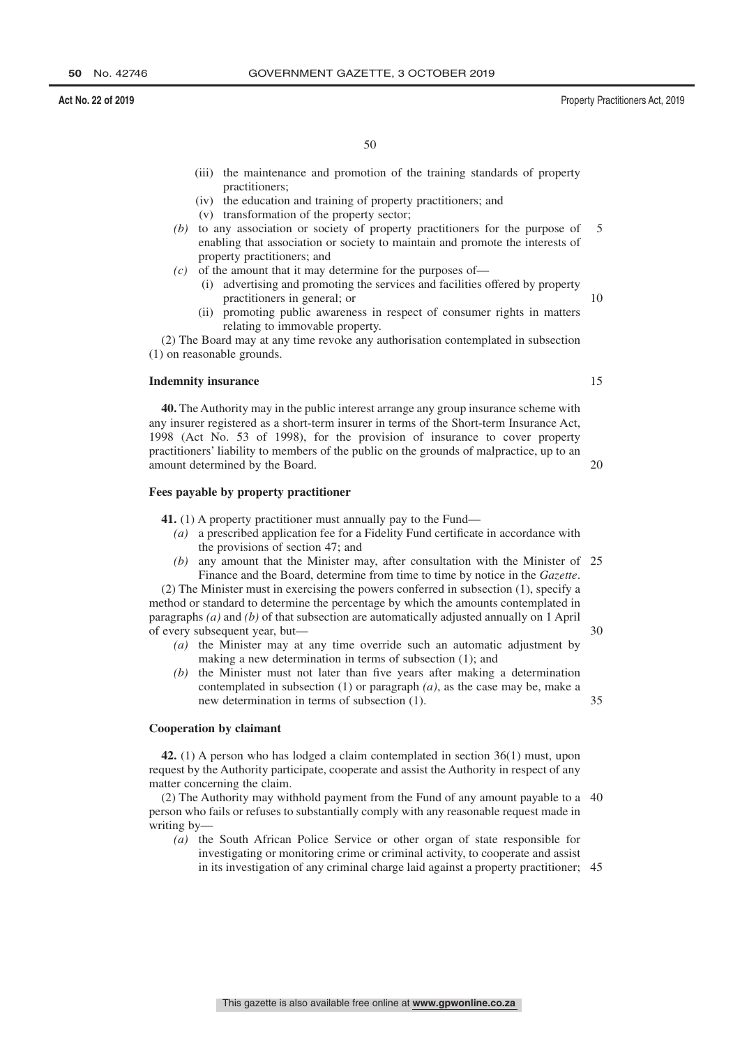(iii) the maintenance and promotion of the training standards of property practitioners;

(iv) the education and training of property practitioners; and

(v) transformation of the property sector;

*(b)* to any association or society of property practitioners for the purpose of enabling that association or society to maintain and promote the interests of property practitioners; and

*(c)* of the amount that it may determine for the purposes of—

(i) advertising and promoting the services and facilities offered by property practitioners in general; or

(ii) promoting public awareness in respect of consumer rights in matters relating to immovable property.

(2) The Board may at any time revoke any authorisation contemplated in subsection (1) on reasonable grounds.

**Indemnity insurance**

**40.** The Authority may in the public interest arrange any group insurance scheme with any insurer registered as a short-term insurer in terms of the Short-term Insurance Act, 1998 (Act No. 53 of 1998), for the provision of insurance to cover property practitioners' liability to members of the public on the grounds of malpractice, up to an amount determined by the Board.

**Fees payable by property practitioner**

**41.** (1) A property practitioner must annually pay to the Fund—

*(a)* a prescribed application fee for a Fidelity Fund certificate in accordance with the provisions of section 47; and

*(b)* any amount that the Minister may, after consultation with the Minister of Finance and the Board, determine from time to time by notice in the *Gazette*.

(2) The Minister must in exercising the powers conferred in subsection (1), specify a method or standard to determine the percentage by which the amounts contemplated in paragraphs *(a)* and *(b)* of that subsection are automatically adjusted annually on 1 April of every subsequent year, but—

*(a)* the Minister may at any time override such an automatic adjustment by making a new determination in terms of subsection (1); and

*(b)* the Minister must not later than five years after making a determination contemplated in subsection (1) or paragraph *(a)*, as the case may be, make a new determination in terms of subsection (1).

**Cooperation by claimant**

**42.** (1) A person who has lodged a claim contemplated in section 36(1) must, upon request by the Authority participate, cooperate and assist the Authority in respect of any matter concerning the claim.

(2) The Authority may withhold payment from the Fund of any amount payable to a person who fails or refuses to substantially comply with any reasonable request made in writing by—

*(a)* the South African Police Service or other organ of state responsible for investigating or monitoring crime or criminal activity, to cooperate and assist in its investigation of any criminal charge laid against a property practitioner;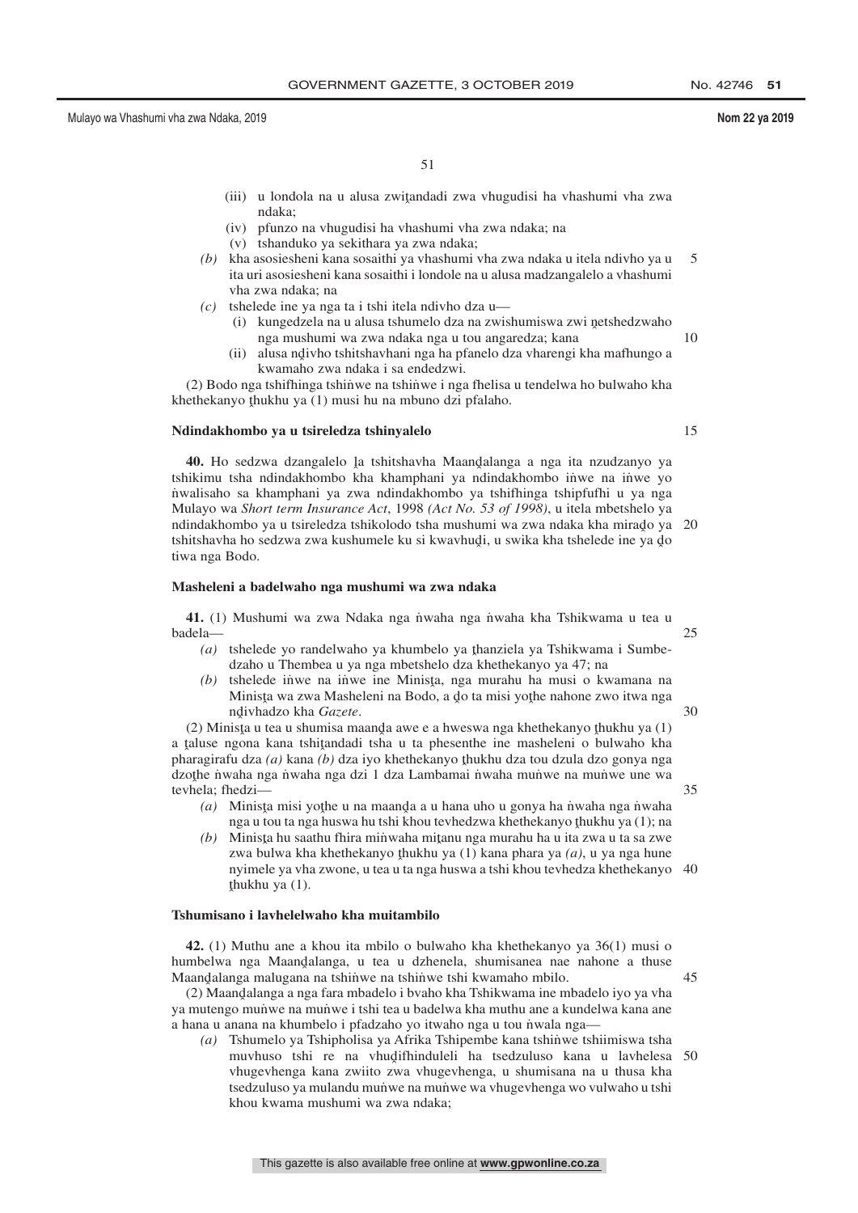(iii) u londola na u alusa zwiṱandadi zwa vhugudisi ha vhashumi vha zwa ndaka;

(iv) pfunzo na vhugudisi ha vhashumi vha zwa ndaka; na

(v) tshanduko ya sekithara ya zwa ndaka;

*(b)* kha asosiesheni kana sosaithi ya vhashumi vha zwa ndaka u itela ndivho ya u ita uri asosiesheni kana sosaithi i londole na u alusa madzangalelo a vhashumi vha zwa ndaka; na

*(c)* tshelede ine ya nga ta i tshi itela ndivho dza u—

(i) kungedzela na u alusa tshumelo dza na zwishumiswa zwi ṋetshedzwaho nga mushumi wa zwa ndaka nga u tou angaredza; kana

(ii) alusa nḓivho tshitshavhani nga ha pfanelo dza vharengi kha mafhungo a kwamaho zwa ndaka i sa endedzwi.

(2) Bodo nga tshifhinga tshiṅwe na tshiṅwe i nga fhelisa u tendelwa ho bulwaho kha khethekanyo ṱhukhu ya (1) musi hu na mbuno dzi pfalaho.

**Ndindakhombo ya u tsireledza tshinyalelo**

**40.** Ho sedzwa dzangalelo ḽa tshitshavha Maanḓalanga a nga ita nzudzanyo ya tshikimu tsha ndindakhombo kha khamphani ya ndindakhombo iṅwe na iṅwe yo ṅwalisaho sa khamphani ya zwa ndindakhombo ya tshifhinga tshipfufhi u ya nga Mulayo wa *Short term Insurance Act*, 1998 *(Act No. 53 of 1998)*, u itela mbetshelo ya ndindakhombo ya u tsireledza tshikolodo tsha mushumi wa zwa ndaka kha mirado ya tshitshavha ho sedzwa zwa kushumele ku si kwavhuḓi, u swika kha tshelede ine ya ḓo tiwa nga Bodo.

**Masheleni a badelwaho nga mushumi wa zwa ndaka**

**41.** (1) Mushumi wa zwa Ndaka nga ṅwaha nga ṅwaha kha Tshikwama u tea u badela—

*(a)* tshelede yo randelwaho ya khumbelo ya ṱhanziela ya Tshikwama i Sumbedzaho u Thembea u ya nga mbetshelo dza khethekanyo ya 47; na

*(b)* tshelede iṅwe na iṅwe ine Minisṱa, nga murahu ha musi o kwamana na Minisṱa wa zwa Masheleni na Bodo, a ḓo ta misi yoṱhe nahone zwo itwa nga nḓivhadzo kha *Gazete*.

(2) Minisṱa u tea u shumisa maanḓa awe e a hweswa nga khethekanyo ṱhukhu ya (1) a ṱaluse ngona kana tshiṱandadi tsha u ta phesenthe ine masheleni o bulwaho kha pharagirafu dza *(a)* kana *(b)* dza iyo khethekanyo ṱhukhu dza tou dzula dzo gonya nga dzoṱhe ṅwaha nga ṅwaha nga dzi 1 dza Lambamai ṅwaha muṅwe na muṅwe une wa tevhela; fhedzi—

*(a)* Minisṱa misi yoṱhe u na maanḓa a u hana uho u gonya ha ṅwaha nga ṅwaha nga u tou ta nga huswa hu tshi khou tevhedzwa khethekanyo ṱhukhu ya (1); na

*(b)* Minisṱa hu saathu fhira miṅwaha miṱanu nga murahu ha u ita zwa u ta sa zwe zwa bulwa kha khethekanyo ṱhukhu ya (1) kana phara ya *(a)*, u ya nga hune nyimele ya vha zwone, u tea u ta nga huswa a tshi khou tevhedza khethekanyo ṱhukhu ya (1).

**Tshumisano i lavhelelwaho kha muitambilo**

**42.** (1) Muthu ane a khou ita mbilo o bulwaho kha khethekanyo ya 36(1) musi o humbelwa nga Maanḓalanga, u tea u dzhenela, shumisanea nae nahone a thuse Maanḓalanga malugana na tshiṅwe na tshiṅwe tshi kwamaho mbilo.

(2) Maanḓalanga a nga fara mbadelo i bvaho kha Tshikwama ine mbadelo iyo ya vha ya mutengo muṅwe na muṅwe i tshi tea u badelwa kha muthu ane a kundelwa kana ane a hana u anana na khumbelo i pfadzaho yo itwaho nga u tou ṅwala nga—

*(a)* Tshumelo ya Tshipholisa ya Afrika Tshipembe kana tshiṅwe tshiimiswa tsha muvhuso tshi re na vhuḓifhinduleli ha tsedzuluso kana u lavhelesa vhugevhenga kana zwiito zwa vhugevhenga, u shumisana na u thusa kha tsedzuluso ya mulandu muṅwe na muṅwe wa vhugevhenga wo vulwaho u tshi khou kwama mushumi wa zwa ndaka;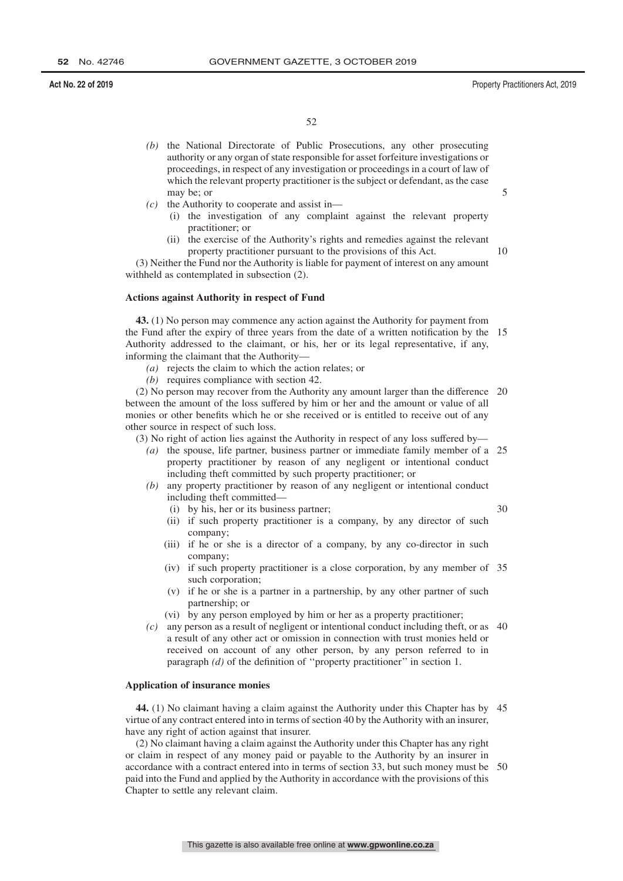*(b)* the National Directorate of Public Prosecutions, any other prosecuting authority or any organ of state responsible for asset forfeiture investigations or proceedings, in respect of any investigation or proceedings in a court of law of which the relevant property practitioner is the subject or defendant, as the case may be; or

*(c)* the Authority to cooperate and assist in—

(i) the investigation of any complaint against the relevant property practitioner; or

(ii) the exercise of the Authority's rights and remedies against the relevant property practitioner pursuant to the provisions of this Act.

(3) Neither the Fund nor the Authority is liable for payment of interest on any amount withheld as contemplated in subsection (2).

**Actions against Authority in respect of Fund**

**43.** (1) No person may commence any action against the Authority for payment from the Fund after the expiry of three years from the date of a written notification by the Authority addressed to the claimant, or his, her or its legal representative, if any, informing the claimant that the Authority—

*(a)* rejects the claim to which the action relates; or

*(b)* requires compliance with section 42.

(2) No person may recover from the Authority any amount larger than the difference between the amount of the loss suffered by him or her and the amount or value of all monies or other benefits which he or she received or is entitled to receive out of any other source in respect of such loss.

(3) No right of action lies against the Authority in respect of any loss suffered by—

*(a)* the spouse, life partner, business partner or immediate family member of a property practitioner by reason of any negligent or intentional conduct including theft committed by such property practitioner; or

*(b)* any property practitioner by reason of any negligent or intentional conduct including theft committed—

(i) by his, her or its business partner;

(ii) if such property practitioner is a company, by any director of such company;

(iii) if he or she is a director of a company, by any co-director in such company;

(iv) if such property practitioner is a close corporation, by any member of such corporation;

(v) if he or she is a partner in a partnership, by any other partner of such partnership; or

(vi) by any person employed by him or her as a property practitioner;

*(c)* any person as a result of negligent or intentional conduct including theft, or as a result of any other act or omission in connection with trust monies held or received on account of any other person, by any person referred to in paragraph *(d)* of the definition of ''property practitioner'' in section 1.

**Application of insurance monies**

**44.** (1) No claimant having a claim against the Authority under this Chapter has by virtue of any contract entered into in terms of section 40 by the Authority with an insurer, have any right of action against that insurer.

(2) No claimant having a claim against the Authority under this Chapter has any right or claim in respect of any money paid or payable to the Authority by an insurer in accordance with a contract entered into in terms of section 33, but such money must be paid into the Fund and applied by the Authority in accordance with the provisions of this Chapter to settle any relevant claim.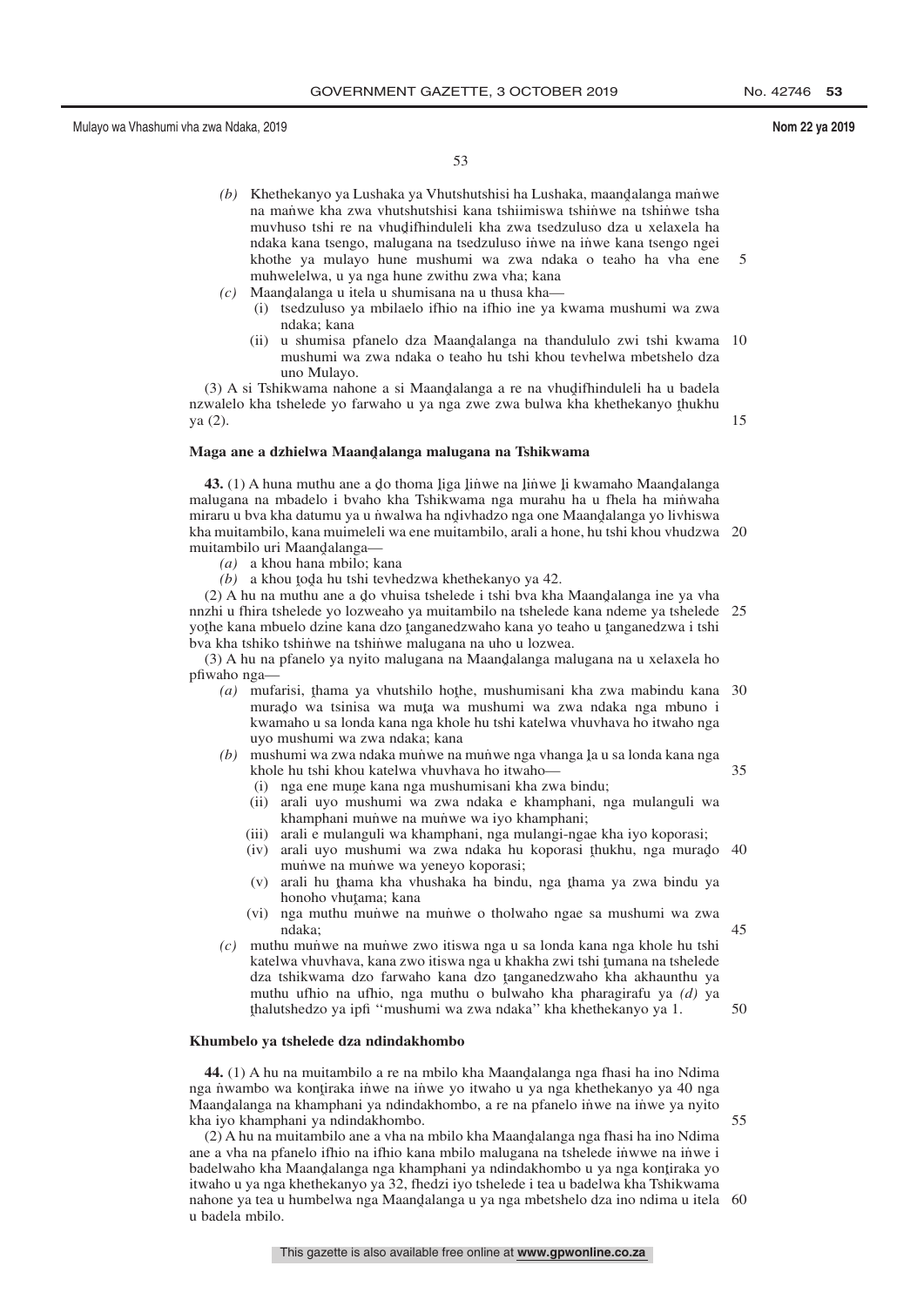*(b)* Khethekanyo ya Lushaka ya Vhutshutshisi ha Lushaka, maanḓalanga maṅwe na maṅwe kha zwa vhutshutshisi kana tshiimiswa tshiṅwe na tshiṅwe tsha muvhuso tshi re na vhuḓifhinduleli kha zwa tsedzuluso dza u xelaxela ha ndaka kana tsengo, malugana na tsedzuluso iṅwe na iṅwe kana tsengo ngei khothe ya mulayo hune mushumi wa zwa ndaka o teaho ha vha ene muhwelelwa, u ya nga hune zwithu zwa vha; kana

*(c)* Maanḓalanga u itela u shumisana na u thusa kha—

(i) tsedzuluso ya mbilaelo ifhio na ifhio ine ya kwama mushumi wa zwa ndaka; kana

(ii) u shumisa pfanelo dza Maanḓalanga na thandululo zwi tshi kwama mushumi wa zwa ndaka o teaho hu tshi khou tevhelwa mbetshelo dza uno Mulayo.

(3) A si Tshikwama nahone a si Maanḓalanga a re na vhuḓifhinduleli ha u badela nzwalelo kha tshelede yo farwaho u ya nga zwe zwa bulwa kha khethekanyo ṭhukhu ya (2).

**Maga ane a dzhielwa Maanḓalanga malugana na Tshikwama**

**43.** (1) A huna muthu ane a ḓo thoma ḽiga ḽiṅwe na ḽiṅwe ḽi kwamaho Maanḓalanga malugana na mbadelo i bvaho kha Tshikwama nga murahu ha u fhela ha miṅwaha miraru u bva kha datumu ya u ṅwalwa ha nḓivhadzo nga one Maanḓalanga yo livhiswa kha muitambilo, kana muimeleli wa ene muitambilo, arali a hone, hu tshi khou vhudzwa muitambilo uri Maanḓalanga—

*(a)* a khou hana mbilo; kana

*(b)* a khou ṭoḓa hu tshi tevhedzwa khethekanyo ya 42.

(2) A hu na muthu ane a ḓo vhuisa tshelede i tshi bva kha Maanḓalanga ine ya vha nnzhi u fhira tshelede yo lozweaho ya muitambilo na tshelede kana ndeme ya tshelede yoṭhe kana mbuelo dzine kana dzo ṭanganedzwaho kana yo teaho u ṭanganedzwa i tshi bva kha tshiko tshiṅwe na tshiṅwe malugana na uho u lozwea.

(3) A hu na pfanelo ya nyito malugana na Maanḓalanga malugana na u xelaxela ho pfiwaho nga—

*(a)* mufarisi, ṭhama ya vhutshilo hoṭhe, mushumisani kha zwa mabindu kana muraḓo wa tsinisa wa muṭa wa mushumi wa zwa ndaka nga mbuno i kwamaho u sa londa kana nga khole hu tshi katelwa vhuvhava ho itwaho nga uyo mushumi wa zwa ndaka; kana

*(b)* mushumi wa zwa ndaka muṅwe na muṅwe nga vhanga ḽa u sa londa kana nga khole hu tshi khou katelwa vhuvhava ho itwaho—

(i) nga ene muṇe kana nga mushumisani kha zwa bindu;

(ii) arali uyo mushumi wa zwa ndaka e khamphani, nga mulanguli wa khamphani muṅwe na muṅwe wa iyo khamphani;

(iii) arali e mulanguli wa khamphani, nga mulangi-ngae kha iyo koporasi;

(iv) arali uyo mushumi wa zwa ndaka hu koporasi ṭhukhu, nga muraḓo muṅwe na muṅwe wa yeneyo koporasi;

(v) arali hu ṭhama kha vhushaka ha bindu, nga ṭhama ya zwa bindu ya honoho vhuṭama; kana

(vi) nga muthu muṅwe na muṅwe o tholwaho ngae sa mushumi wa zwa ndaka;

*(c)* muthu muṅwe na muṅwe zwo itiswa nga u sa londa kana nga khole hu tshi katelwa vhuvhava, kana zwo itiswa nga u khakha zwi tshi ṭumana na tshelede dza tshikwama dzo farwaho kana dzo ṭanganedzwaho kha akhaunthu ya muthu ufhio na ufhio, nga muthu o bulwaho kha pharagirafu ya *(d)* ya ṭhalutshedzo ya ipfi ''mushumi wa zwa ndaka'' kha khethekanyo ya 1.

**Khumbelo ya tshelede dza ndindakhombo**

**44.** (1) A hu na muitambilo a re na mbilo kha Maanḓalanga nga fhasi ha ino Ndima nga ṅwambo wa konṭiraka iṅwe na iṅwe yo itwaho u ya nga khethekanyo ya 40 nga Maanḓalanga na khamphani ya ndindakhombo, a re na pfanelo iṅwe na iṅwe ya nyito kha iyo khamphani ya ndindakhombo.

(2) A hu na muitambilo ane a vha na mbilo kha Maanḓalanga nga fhasi ha ino Ndima ane a vha na pfanelo ifhio kana mbilo malugana na tshelede iṅwwe na iṅwe i badelwaho kha Maanḓalanga nga khamphani ya ndindakhombo u ya nga konṭiraka yo itwaho u ya nga khethekanyo ya 32, fhedzi iyo tshelede i tea u badelwa kha Tshikwama nahone ya tea u humbelwa nga Maanḓalanga u ya nga mbetshelo dza ino ndima u itela u badela mbilo.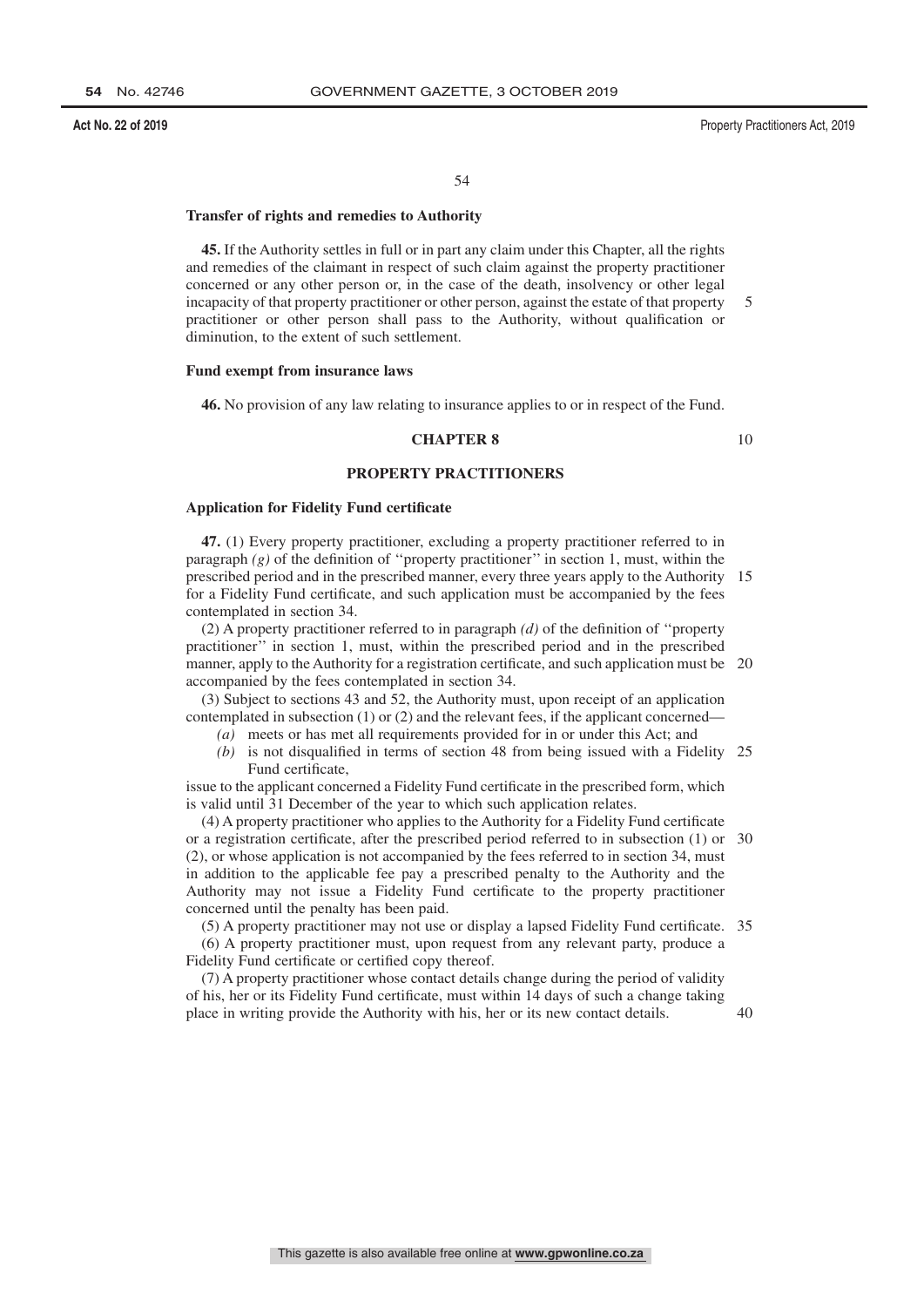**Transfer of rights and remedies to Authority**

**45.** If the Authority settles in full or in part any claim under this Chapter, all the rights and remedies of the claimant in respect of such claim against the property practitioner concerned or any other person or, in the case of the death, insolvency or other legal incapacity of that property practitioner or other person, against the estate of that property practitioner or other person shall pass to the Authority, without qualification or diminution, to the extent of such settlement.

**Fund exempt from insurance laws**

**46.** No provision of any law relating to insurance applies to or in respect of the Fund.

## CHAPTER 8

## PROPERTY PRACTITIONERS

**Application for Fidelity Fund certificate**

**47.** (1) Every property practitioner, excluding a property practitioner referred to in paragraph *(g)* of the definition of ''property practitioner'' in section 1, must, within the prescribed period and in the prescribed manner, every three years apply to the Authority for a Fidelity Fund certificate, and such application must be accompanied by the fees contemplated in section 34.

(2) A property practitioner referred to in paragraph *(d)* of the definition of ''property practitioner'' in section 1, must, within the prescribed period and in the prescribed manner, apply to the Authority for a registration certificate, and such application must be accompanied by the fees contemplated in section 34.

(3) Subject to sections 43 and 52, the Authority must, upon receipt of an application contemplated in subsection (1) or (2) and the relevant fees, if the applicant concerned—

*(a)* meets or has met all requirements provided for in or under this Act; and

*(b)* is not disqualified in terms of section 48 from being issued with a Fidelity Fund certificate,

issue to the applicant concerned a Fidelity Fund certificate in the prescribed form, which is valid until 31 December of the year to which such application relates.

(4) A property practitioner who applies to the Authority for a Fidelity Fund certificate or a registration certificate, after the prescribed period referred to in subsection (1) or (2), or whose application is not accompanied by the fees referred to in section 34, must in addition to the applicable fee pay a prescribed penalty to the Authority and the Authority may not issue a Fidelity Fund certificate to the property practitioner concerned until the penalty has been paid.

(5) A property practitioner may not use or display a lapsed Fidelity Fund certificate.

(6) A property practitioner must, upon request from any relevant party, produce a Fidelity Fund certificate or certified copy thereof.

(7) A property practitioner whose contact details change during the period of validity of his, her or its Fidelity Fund certificate, must within 14 days of such a change taking place in writing provide the Authority with his, her or its new contact details.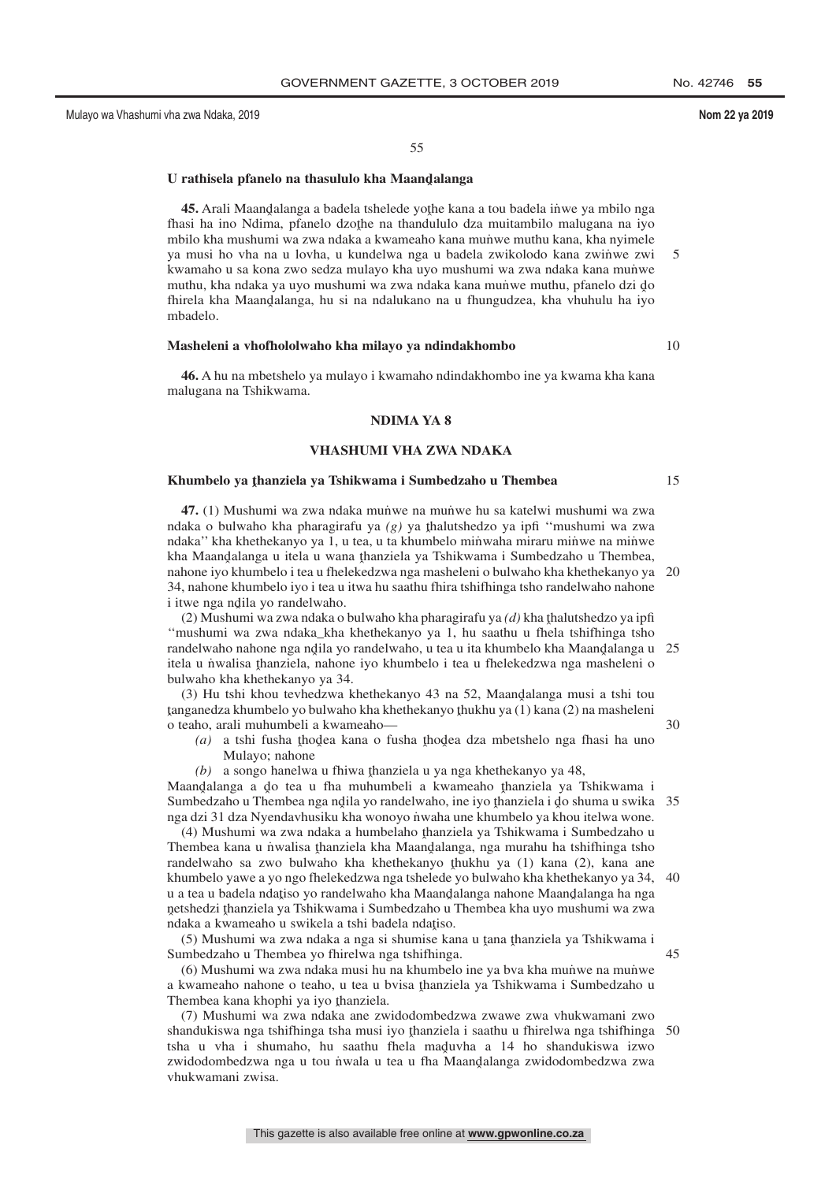**U rathisela pfanelo na thasululo kha Maanḓalanga**

**45.** Arali Maanḓalanga a badela tshelede yoṱhe kana a tou badela inwe ya mbilo nga fhasi ha ino Ndima, pfanelo dzoṱhe na thandululo dza muitambilo malugana na iyo mbilo kha mushumi wa zwa ndaka a kwameaho kana muṅwe muthu kana, kha nyimele ya musi ho vha na u lovha, u kundelwa nga u badela zwikolodo kana zwiṅwe zwi kwamaho u sa kona zwo sedza mulayo kha uyo mushumi wa zwa ndaka kana muṅwe muthu, kha ndaka ya uyo mushumi wa zwa ndaka kana muṅwe muthu, pfanelo dzi ḓo fhirela kha Maanḓalanga, hu si na ndalukano na u fhungudzea, kha vhuhulu ha iyo mbadelo.

**Masheleni a vhofholołwaho kha milayo ya ndindakhombo**

**46.** A hu na mbetshelo ya mulayo i kwamaho ndindakhombo ine ya kwama kha kana malugana na Tshikwama.

## NDIMA YA 8

## VHASHUMI VHA ZWA NDAKA

**Khumbelo ya ṱhanziela ya Tshikwama i Sumbedzaho u Thembea**

**47.** (1) Mushumi wa zwa ndaka muṅwe na muṅwe hu sa katelwi mushumi wa zwa ndaka o bulwaho kha pharagirafu ya *(g)* ya ṱhalutshedzo ya ipfi ''mushumi wa zwa ndaka'' kha khethekanyo ya 1, u tea, u ta khumbelo miṅwaha miraru miṅwe na miṅwe kha Maanḓalanga u itela u wana ṱhanziela ya Tshikwama i Sumbedzaho u Thembea, nahone iyo khumbelo i tea u fhelekedzwa nga masheleni o bulwaho kha khethekanyo ya 34, nahone khumbelo iyo i tea u itwa hu saathu fhira tshifhinga tsho randelwaho nahone i itwe nga nḓila yo randelwaho.

(2) Mushumi wa zwa ndaka o bulwaho kha pharagirafu ya *(d)* kha ṱhalutshedzo ya ipfi ''mushumi wa zwa ndaka_kha khethekanyo ya 1, hu saathu u fhela tshifhinga tsho randelwaho nahone nga nḓila yo randelwaho, u tea u ita khumbelo kha Maanḓalanga u itela u ṅwalisa ṱhanziela, nahone iyo khumbelo i tea u fhelekedzwa nga masheleni o bulwaho kha khethekanyo ya 34.

(3) Hu tshi khou tevhedzwa khethekanyo 43 na 52, Maanḓalanga musi a tshi tou ṱanganedza khumbelo yo bulwaho kha khethekanyo ṱhukhu ya (1) kana (2) na masheleni o teaho, arali muhumbeli a kwameaho—

*(a)* a tshi fusha ṱhoḓea kana o fusha ṱhoḓea dza mbetshelo nga fhasi ha uno Mulayo; nahone

*(b)* a songo hanelwa u fhiwa ṱhanziela u ya nga khethekanyo ya 48,

Maanḓalanga a ḓo tea u fha muhumbeli a kwameaho ṱhanziela ya Tshikwama i Sumbedzaho u Thembea nga nḓila yo randelwaho, ine iyo ṱhanziela i ḓo shuma u swika nga dzi 31 dza Nyendavhusiku kha wonoyo ṅwaha une khumbelo ya khou itelwa wone.

(4) Mushumi wa zwa ndaka a humbelaho ṱhanziela ya Tshikwama i Sumbedzaho u Thembea kana u ṅwalisa ṱhanziela kha Maanḓalanga, nga murahu ha tshifhinga tsho randelwaho sa zwo bulwaho kha khethekanyo ṱhukhu ya (1) kana (2), kana ane khumbelo yawe a yo ngo fhelekedzwa nga tshelede yo bulwaho kha khethekanyo ya 34, u a tea u badela ndaṱiso yo randelwaho kha Maanḓalanga nahone Maanḓalanga ha nga ṋetshedzi ṱhanziela ya Tshikwama i Sumbedzaho u Thembea kha uyo mushumi wa zwa ndaka a kwameaho u swikela a tshi badela ndaṱiso.

(5) Mushumi wa zwa ndaka a nga si shumise kana u ṱana ṱhanziela ya Tshikwama i Sumbedzaho u Thembea yo fhirelwa nga tshifhinga.

(6) Mushumi wa zwa ndaka musi hu na khumbelo ine ya bva kha muṅwe na muṅwe a kwameaho nahone o teaho, u tea u bvisa ṱhanziela ya Tshikwama i Sumbedzaho u Thembea kana khophi ya iyo ṱhanziela.

(7) Mushumi wa zwa ndaka ane zwidodombedzwa zwawe zwa vhukwamani zwo shandukiswa nga tshifhinga tsha musi iyo ṱhanziela i saathu u fhirelwa nga tshifhinga tsha u vha i shumaho, hu saathu fhela maḓuvha a 14 ho shandukiswa izwo zwidodombedzwa nga u tou ṅwala u tea u fha Maanḓalanga zwidodombedzwa zwa vhukwamani zwisa.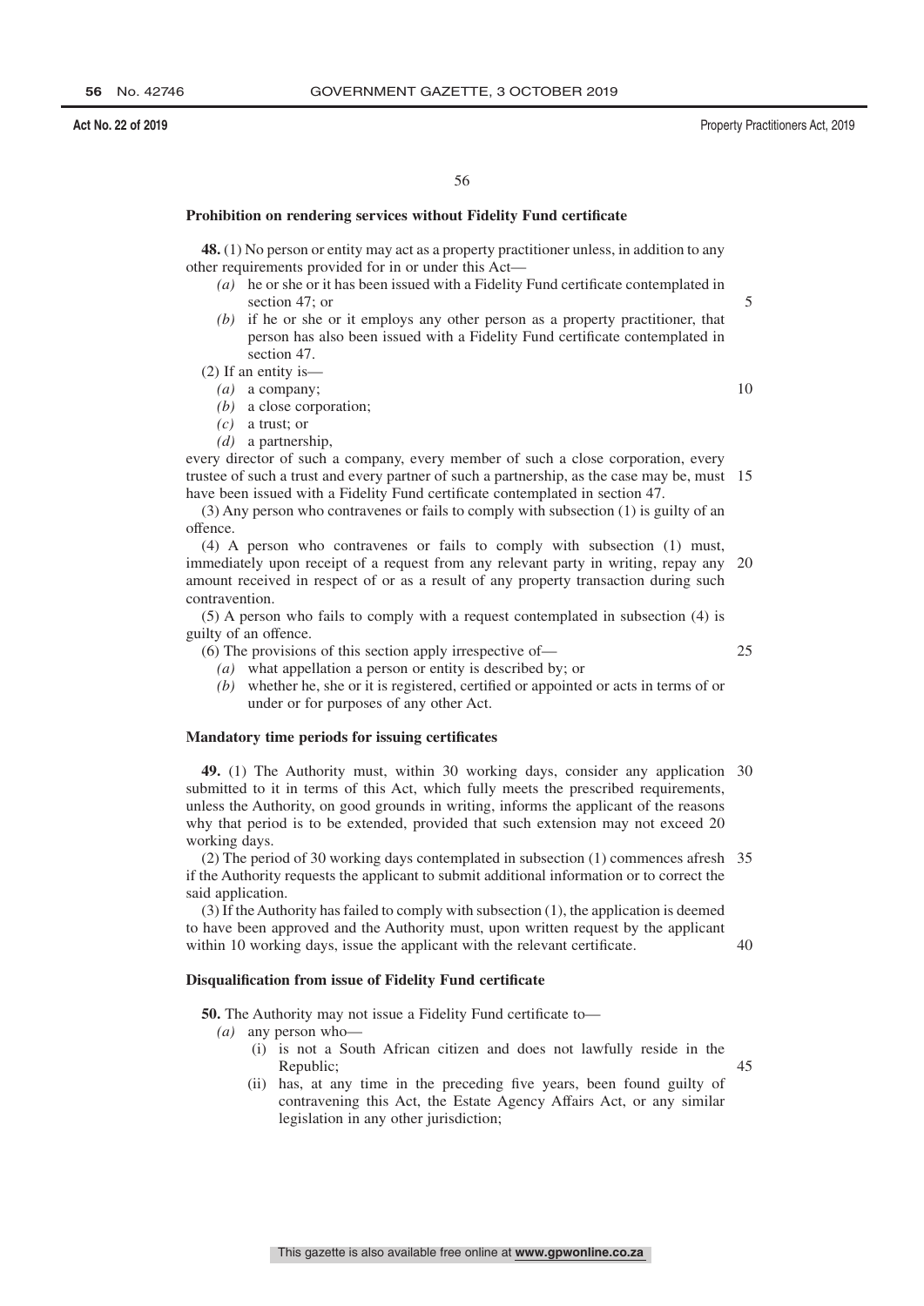**Prohibition on rendering services without Fidelity Fund certificate**

**48.** (1) No person or entity may act as a property practitioner unless, in addition to any other requirements provided for in or under this Act—

*(a)* he or she or it has been issued with a Fidelity Fund certificate contemplated in section 47; or

*(b)* if he or she or it employs any other person as a property practitioner, that person has also been issued with a Fidelity Fund certificate contemplated in section 47.

(2) If an entity is—

*(a)* a company;

*(b)* a close corporation;

*(c)* a trust; or

*(d)* a partnership,

every director of such a company, every member of such a close corporation, every trustee of such a trust and every partner of such a partnership, as the case may be, must have been issued with a Fidelity Fund certificate contemplated in section 47.

(3) Any person who contravenes or fails to comply with subsection (1) is guilty of an offence.

(4) A person who contravenes or fails to comply with subsection (1) must, immediately upon receipt of a request from any relevant party in writing, repay any amount received in respect of or as a result of any property transaction during such contravention.

(5) A person who fails to comply with a request contemplated in subsection (4) is guilty of an offence.

(6) The provisions of this section apply irrespective of—

*(a)* what appellation a person or entity is described by; or

*(b)* whether he, she or it is registered, certified or appointed or acts in terms of or under or for purposes of any other Act.

**Mandatory time periods for issuing certificates**

**49.** (1) The Authority must, within 30 working days, consider any application submitted to it in terms of this Act, which fully meets the prescribed requirements, unless the Authority, on good grounds in writing, informs the applicant of the reasons why that period is to be extended, provided that such extension may not exceed 20 working days.

(2) The period of 30 working days contemplated in subsection (1) commences afresh if the Authority requests the applicant to submit additional information or to correct the said application.

(3) If the Authority has failed to comply with subsection (1), the application is deemed to have been approved and the Authority must, upon written request by the applicant within 10 working days, issue the applicant with the relevant certificate.

**Disqualification from issue of Fidelity Fund certificate**

**50.** The Authority may not issue a Fidelity Fund certificate to—

*(a)* any person who—

(i) is not a South African citizen and does not lawfully reside in the Republic;

(ii) has, at any time in the preceding five years, been found guilty of contravening this Act, the Estate Agency Affairs Act, or any similar legislation in any other jurisdiction;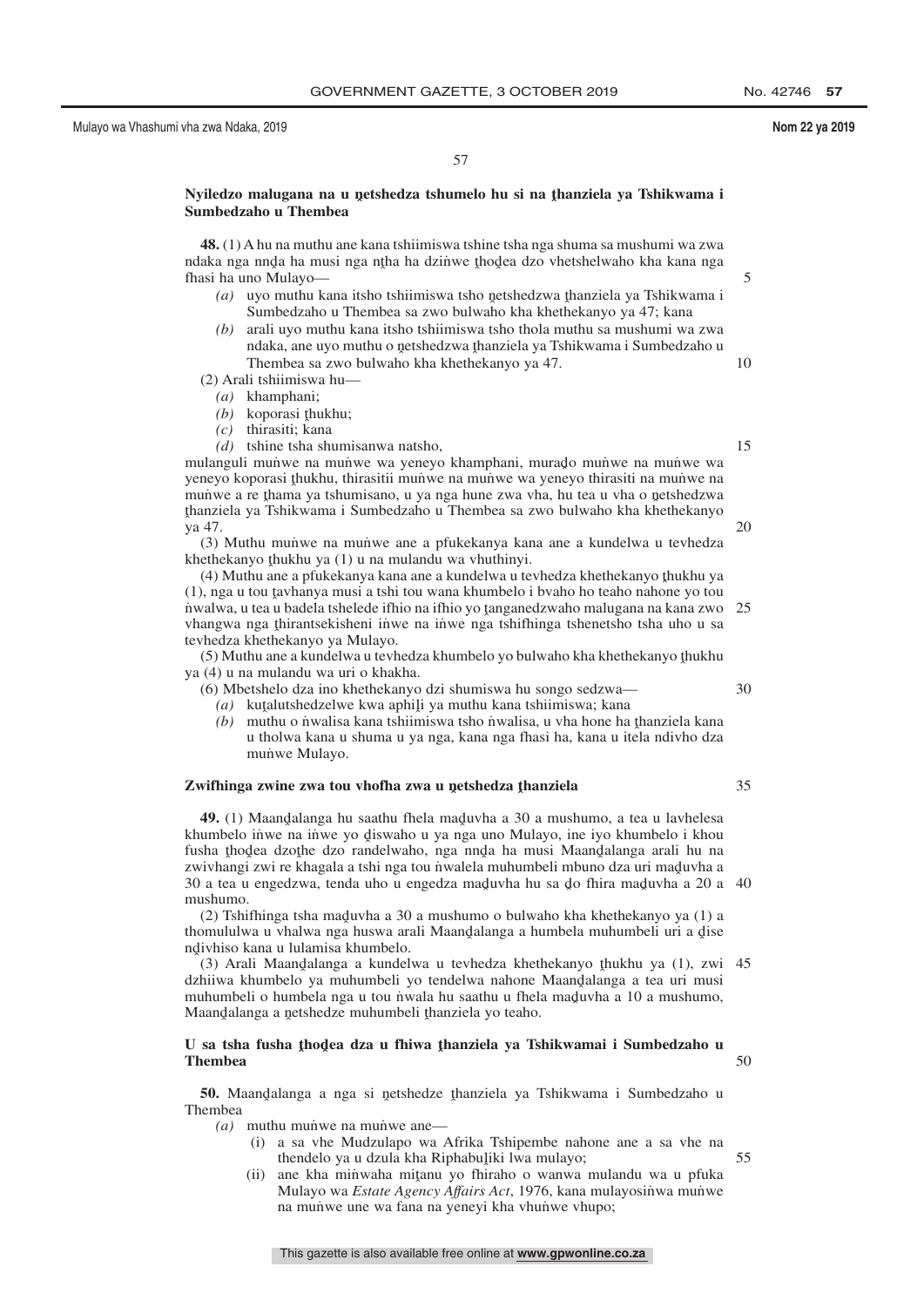**Nyiledzo malugana na u ṋetshedza tshumelo hu si na ṱhanziela ya Tshikwama i Sumbedzaho u Thembea**

**48.** (1) A hu na muthu ane kana tshiimiswa tshine tsha nga shuma sa mushumi wa zwa ndaka nga nnḓa ha musi nga nṱha ha dziṅwe ṱhoḓea dzo vhetshelwaho kha kana nga fhasi ha uno Mulayo—

*(a)* uyo muthu kana itsho tshiimiswa tsho ṋetshedzwa ṱhanziela ya Tshikwama i Sumbedzaho u Thembea sa zwo bulwaho kha khethekanyo ya 47; kana

*(b)* arali uyo muthu kana itsho tshiimiswa tsho thola muthu sa mushumi wa zwa ndaka, ane uyo muthu o ṋetshedzwa ṱhanziela ya Tshikwama i Sumbedzaho u Thembea sa zwo bulwaho kha khethekanyo ya 47.

(2) Arali tshiimiswa hu—

*(a)* khamphani;

*(b)* koporasi ṱhukhu;

*(c)* thirasiti; kana

*(d)* tshine tsha shumisanwa natsho,

mulanguli muṅwe na muṅwe wa yeneyo khamphani, muraḓo muṅwe na muṅwe wa yeneyo koporasi ṱhukhu, thirasitii muṅwe na muṅwe wa yeneyo thirasiti na muṅwe na muṅwe a re ṱhama ya tshumisano, u ya nga hune zwa vha, hu tea u vha o ṋetshedzwa ṱhanziela ya Tshikwama i Sumbedzaho u Thembea sa zwo bulwaho kha khethekanyo ya 47.

(3) Muthu muṅwe na muṅwe ane a pfukekanya kana ane a kundelwa u tevhedza khethekanyo ṱhukhu ya (1) u na mulandu wa vhuthinyi.

(4) Muthu ane a pfukekanya kana ane a kundelwa u tevhedza khethekanyo ṱhukhu ya (1), nga u tou ṱavhanya musi a tshi tou wana khumbelo i bvaho ho teaho nahone yo tou ṅwalwa, u tea u badela tshelede ifhio na ifhio yo ṱanganedzwaho malugana na kana zwo vhangwa nga ṱhirantsekisheni iṅwe na iṅwe nga tshifhinga tshenetsho tsha uho u sa tevhedza khethekanyo ya Mulayo.

(5) Muthu ane a kundelwa u tevhedza khumbelo yo bulwaho kha khethekanyo ṱhukhu ya (4) u na mulandu wa uri o khakha.

(6) Mbetshelo dza ino khethekanyo dzi shumiswa hu songo sedzwa—

*(a)* kuṱalutshedzelwe kwa aphiḽi ya muthu kana tshiimiswa; kana

*(b)* muthu o ṅwalisa kana tshiimiswa tsho ṅwalisa, u vha hone ha ṱhanziela kana u tholwa kana u shuma u ya nga, kana nga fhasi ha, kana u itela ndivho dza muṅwe Mulayo.

**Zwifhinga zwine zwa tou vhofha zwa u ṋetshedza ṱhanziela**

**49.** (1) Maanḓalanga hu saathu fhela maḓuvha a 30 a mushumo, a tea u lavhelesa khumbelo iṅwe na iṅwe yo ḓiswaho u ya nga uno Mulayo, ine iyo khumbelo i khou fusha ṱhoḓea dzoṱhe dzo randelwaho, nga nnḓa ha musi Maanḓalanga arali hu na zwivhangi zwi re khagala a tshi nga tou ṅwalela muhumbeli mbuno dza uri maḓuvha a 30 a tea u engedzwa, tenda uho u engedza maḓuvha hu sa ḓo fhira maḓuvha a 20 a mushumo.

(2) Tshifhinga tsha maḓuvha a 30 a mushumo o bulwaho kha khethekanyo ya (1) a thomululwa u vhalwa nga huswa arali Maanḓalanga a humbela muhumbeli uri a ḓise nḓivhiso kana u lulamisa khumbelo.

(3) Arali Maanḓalanga a kundelwa u tevhedza khethekanyo ṱhukhu ya (1), zwi dzhiiwa khumbelo ya muhumbeli yo tendelwa nahone Maanḓalanga a tea uri musi muhumbeli o humbela nga u tou ṅwala hu saathu u fhela maḓuvha a 10 a mushumo, Maanḓalanga a ṋetshedze muhumbeli ṱhanziela yo teaho.

**U sa tsha fusha ṱhoḓea dza u fhiwa ṱhanziela ya Tshikwamai i Sumbedzaho u Thembea**

**50.** Maanḓalanga a nga si ṋetshedze ṱhanziela ya Tshikwama i Sumbedzaho u Thembea

*(a)* muthu muṅwe na muṅwe ane—

(i) a sa vhe Mudzulapo wa Afrika Tshipembe nahone ane a sa vhe na thendelo ya u dzula kha Riphabuḽiki lwa mulayo;

(ii) ane kha miṅwaha miṱanu yo fhiraho o wanwa mulandu wa u pfuka Mulayo wa *Estate Agency Affairs Act*, 1976, kana mulayosiṅwa muṅwe na muṅwe une wa fana na yeneyi kha vhuṅwe vhupo;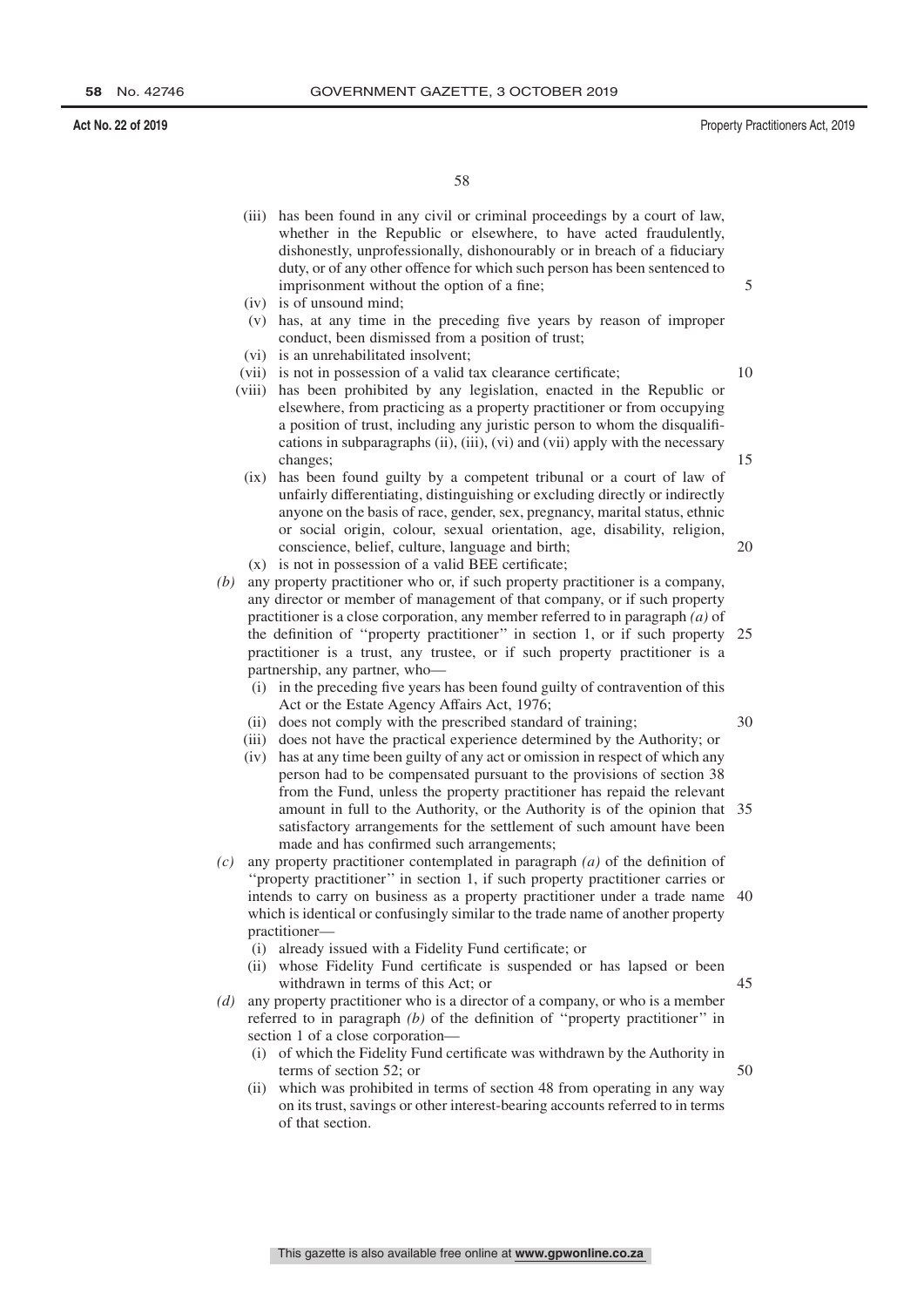(iii) has been found in any civil or criminal proceedings by a court of law, whether in the Republic or elsewhere, to have acted fraudulently, dishonestly, unprofessionally, dishonourably or in breach of a fiduciary duty, or of any other offence for which such person has been sentenced to imprisonment without the option of a fine;

(iv) is of unsound mind;

(v) has, at any time in the preceding five years by reason of improper conduct, been dismissed from a position of trust;

(vi) is an unrehabilitated insolvent;

(vii) is not in possession of a valid tax clearance certificate;

(viii) has been prohibited by any legislation, enacted in the Republic or elsewhere, from practicing as a property practitioner or from occupying a position of trust, including any juristic person to whom the disqualifications in subparagraphs (ii), (iii), (vi) and (vii) apply with the necessary changes;

(ix) has been found guilty by a competent tribunal or a court of law of unfairly differentiating, distinguishing or excluding directly or indirectly anyone on the basis of race, gender, sex, pregnancy, marital status, ethnic or social origin, colour, sexual orientation, age, disability, religion, conscience, belief, culture, language and birth;

(x) is not in possession of a valid BEE certificate;

*(b)* any property practitioner who or, if such property practitioner is a company, any director or member of management of that company, or if such property practitioner is a close corporation, any member referred to in paragraph *(a)* of the definition of ''property practitioner'' in section 1, or if such property practitioner is a trust, any trustee, or if such property practitioner is a partnership, any partner, who—

(i) in the preceding five years has been found guilty of contravention of this Act or the Estate Agency Affairs Act, 1976;

(ii) does not comply with the prescribed standard of training;

(iii) does not have the practical experience determined by the Authority; or

(iv) has at any time been guilty of any act or omission in respect of which any person had to be compensated pursuant to the provisions of section 38 from the Fund, unless the property practitioner has repaid the relevant amount in full to the Authority, or the Authority is of the opinion that satisfactory arrangements for the settlement of such amount have been made and has confirmed such arrangements;

*(c)* any property practitioner contemplated in paragraph *(a)* of the definition of ''property practitioner'' in section 1, if such property practitioner carries or intends to carry on business as a property practitioner under a trade name which is identical or confusingly similar to the trade name of another property practitioner—

(i) already issued with a Fidelity Fund certificate; or

(ii) whose Fidelity Fund certificate is suspended or has lapsed or been withdrawn in terms of this Act; or

*(d)* any property practitioner who is a director of a company, or who is a member referred to in paragraph *(b)* of the definition of ''property practitioner'' in section 1 of a close corporation—

(i) of which the Fidelity Fund certificate was withdrawn by the Authority in terms of section 52; or

(ii) which was prohibited in terms of section 48 from operating in any way on its trust, savings or other interest-bearing accounts referred to in terms of that section.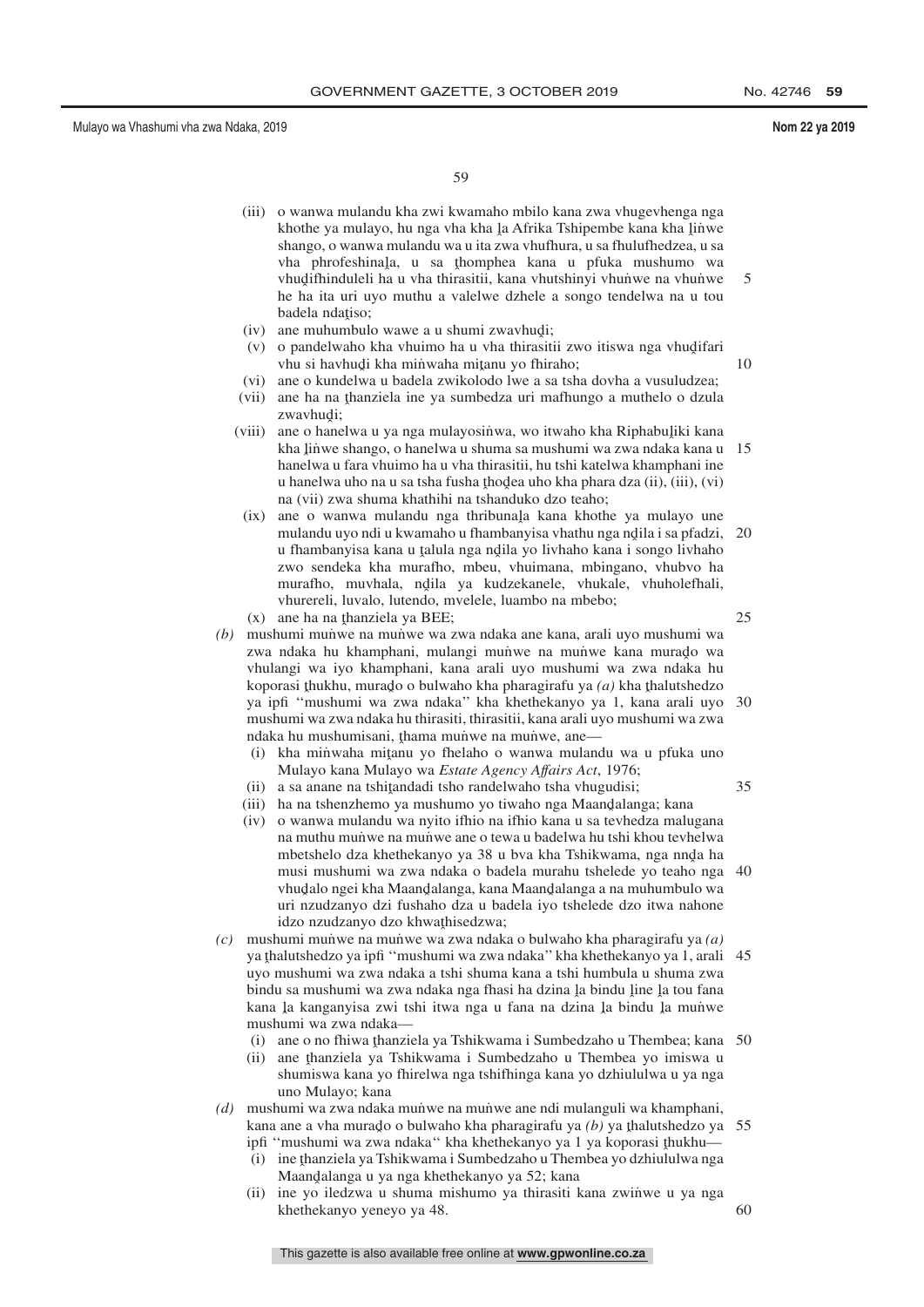(iii) o wanwa mulandu kha zwi kwamaho mbilo kana zwa vhugevhenga nga khothe ya mulayo, hu nga vha kha ḽa Afrika Tshipembe kana kha ḽiṅwe shango, o wanwa mulandu wa u ita zwa vhufhura, u sa fhulufhedzea, u sa vha phrofeshinaḽa, u sa ṱhomphea kana u pfuka mushumo wa vhuḓifhinduleli ha u vha thirasitii, kana vhutshinyi vhuṅwe na vhuṅwe he ha ita uri uyo muthu a valelwe dzhele a songo tendelwa na u tou badela ndaṱiso;

(iv) ane muhumbulo wawe a u shumi zwavhuḓi;

(v) o pandelwaho kha vhuimo ha u vha thirasitii zwo itiswa nga vhuḓifari vhu si havhuḓi kha miṅwaha miṱanu yo fhiraho;

(vi) ane o kundelwa u badela zwikolodo lwe a sa tsha dovha a vusuludzea;

(vii) ane ha na ṱhanziela ine ya sumbedza uri mafhungo a muthelo o dzula zwavhuḓi;

(viii) ane o hanelwa u ya nga mulayosiṅwa, wo itwaho kha Riphabuḽiki kana kha ḽiṅwe shango, o hanelwa u shuma sa mushumi wa zwa ndaka kana u hanelwa u fara vhuimo ha u vha thirasitii, hu tshi katelwa khamphani ine u hanelwa uho na u sa tsha fusha ṱhoḓea uho kha phara dza (ii), (iii), (vi) na (vii) zwa shuma khathihi na tshanduko dzo teaho;

(ix) ane o wanwa mulandu nga thribunaḽa kana khothe ya mulayo une mulandu uyo ndi u kwamaho u fhambanyisa vhathu nga nḓila i sa pfadzi, u fhambanyisa kana u ṱalula nga nḓila yo livhaho kana i songo livhaho zwo sendeka kha murafho, mbeu, vhuimana, mbingano, vhubvo ha murafho, muvhala, nḓila ya kudzekanele, vhukale, vhuholefhali, vhurereli, luvalo, lutendo, mvelele, luambo na mbebo;

(x) ane ha na ṱhanziela ya BEE;

*(b)* mushumi muṅwe na muṅwe wa zwa ndaka ane kana, arali uyo mushumi wa zwa ndaka hu khamphani, mulangi muṅwe na muṅwe kana murado wa vhulangi wa iyo khamphani, kana arali uyo mushumi wa zwa ndaka hu koporasi ṱhukhu, murado o bulwaho kha pharagirafu ya *(a)* kha ṱhalutshedzo ya ipfi ''mushumi wa zwa ndaka'' kha khethekanyo ya 1, kana arali uyo mushumi wa zwa ndaka hu thirasiti, thirasitii, kana arali uyo mushumi wa zwa ndaka hu mushumisani, ṱhama muṅwe na muṅwe, ane—

(i) kha miṅwaha miṱanu yo fhelaho o wanwa mulandu wa u pfuka uno Mulayo kana Mulayo wa *Estate Agency Affairs Act*, 1976;

(ii) a sa anane na tshiṱandadi tsho randelwaho tsha vhugudisi;

(iii) ha na tshenzhemo ya mushumo yo tiwaho nga Maanḓalanga; kana

(iv) o wanwa mulandu wa nyito ifhio na ifhio kana u sa tevhedza malugana na muthu muṅwe na muṅwe ane o tewa u badelwa hu tshi khou tevhelwa mbetshelo dza khethekanyo ya 38 u bva kha Tshikwama, nga nnḓa ha musi mushumi wa zwa ndaka o badela murahu tshelede yo teaho nga vhuḓalo ngei kha Maanḓalanga, kana Maanḓalanga a na muhumbulo wa uri nzudzanyo dzi fushaho dza u badela iyo tshelede dzo itwa nahone idzo nzudzanyo dzo khwaṭhisedzwa;

*(c)* mushumi muṅwe na muṅwe wa zwa ndaka o bulwaho kha pharagirafu ya *(a)* ya ṱhalutshedzo ya ipfi ''mushumi wa zwa ndaka'' kha khethekanyo ya 1, arali uyo mushumi wa zwa ndaka a tshi shuma kana a tshi humbula u shuma zwa bindu sa mushumi wa zwa ndaka nga fhasi ha dzina ḽa bindu ḽine ḽa tou fana kana ḽa kanganyisa zwi tshi itwa nga u fana na dzina ḽa bindu ḽa muṅwe mushumi wa zwa ndaka—

(i) ane o no fhiwa ṱhanziela ya Tshikwama i Sumbedzaho u Thembea; kana

(ii) ane ṱhanziela ya Tshikwama i Sumbedzaho u Thembea yo imiswa u shumiswa kana yo fhirelwa nga tshifhinga kana yo dzhiululwa u ya nga uno Mulayo; kana

*(d)* mushumi wa zwa ndaka muṅwe na muṅwe ane ndi mulanguli wa khamphani, kana ane a vha murado o bulwaho kha pharagirafu ya *(b)* ya ṱhalutshedzo ya ipfi ''mushumi wa zwa ndaka'' kha khethekanyo ya 1 ya koporasi ṱhukhu—

(i) ine ṱhanziela ya Tshikwama i Sumbedzaho u Thembea yo dzhiululwa nga Maanḓalanga u ya nga khethekanyo ya 52; kana

(ii) ine yo iledzwa u shuma mishumo ya thirasiti kana zwiṅwe u ya nga khethekanyo yeneyo ya 48.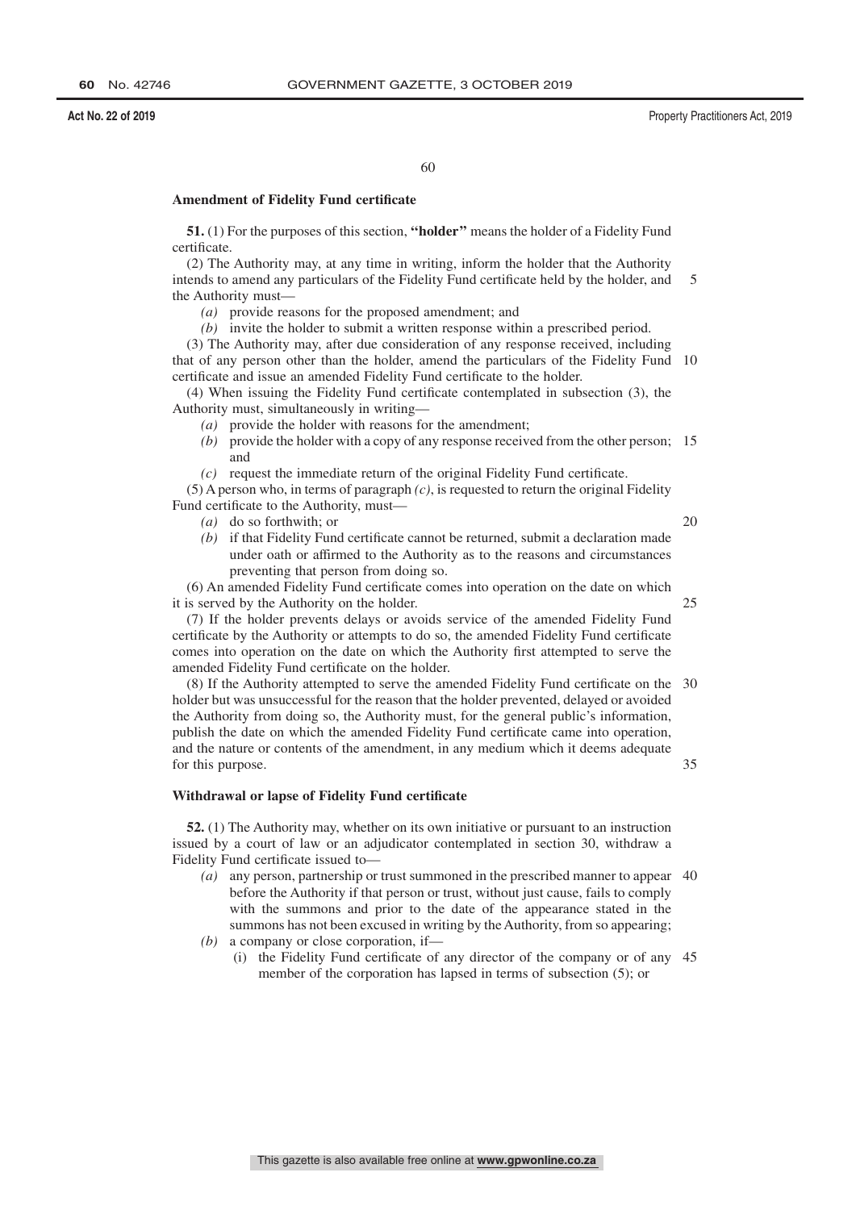### Amendment of Fidelity Fund certificate

**51.** (1) For the purposes of this section, **"holder"** means the holder of a Fidelity Fund certificate.

(2) The Authority may, at any time in writing, inform the holder that the Authority intends to amend any particulars of the Fidelity Fund certificate held by the holder, and the Authority must—

- *(a)* provide reasons for the proposed amendment; and
- *(b)* invite the holder to submit a written response within a prescribed period.

(3) The Authority may, after due consideration of any response received, including that of any person other than the holder, amend the particulars of the Fidelity Fund certificate and issue an amended Fidelity Fund certificate to the holder.

(4) When issuing the Fidelity Fund certificate contemplated in subsection (3), the Authority must, simultaneously in writing—

- *(a)* provide the holder with reasons for the amendment;
- *(b)* provide the holder with a copy of any response received from the other person; and
- *(c)* request the immediate return of the original Fidelity Fund certificate.

(5) A person who, in terms of paragraph *(c)*, is requested to return the original Fidelity Fund certificate to the Authority, must—

- *(a)* do so forthwith; or
- *(b)* if that Fidelity Fund certificate cannot be returned, submit a declaration made under oath or affirmed to the Authority as to the reasons and circumstances preventing that person from doing so.

(6) An amended Fidelity Fund certificate comes into operation on the date on which it is served by the Authority on the holder.

(7) If the holder prevents delays or avoids service of the amended Fidelity Fund certificate by the Authority or attempts to do so, the amended Fidelity Fund certificate comes into operation on the date on which the Authority first attempted to serve the amended Fidelity Fund certificate on the holder.

(8) If the Authority attempted to serve the amended Fidelity Fund certificate on the holder but was unsuccessful for the reason that the holder prevented, delayed or avoided the Authority from doing so, the Authority must, for the general public's information, publish the date on which the amended Fidelity Fund certificate came into operation, and the nature or contents of the amendment, in any medium which it deems adequate for this purpose.

### Withdrawal or lapse of Fidelity Fund certificate

**52.** (1) The Authority may, whether on its own initiative or pursuant to an instruction issued by a court of law or an adjudicator contemplated in section 30, withdraw a Fidelity Fund certificate issued to—

- *(a)* any person, partnership or trust summoned in the prescribed manner to appear before the Authority if that person or trust, without just cause, fails to comply with the summons and prior to the date of the appearance stated in the summons has not been excused in writing by the Authority, from so appearing;
- *(b)* a company or close corporation, if—
  - (i) the Fidelity Fund certificate of any director of the company or of any member of the corporation has lapsed in terms of subsection (5); or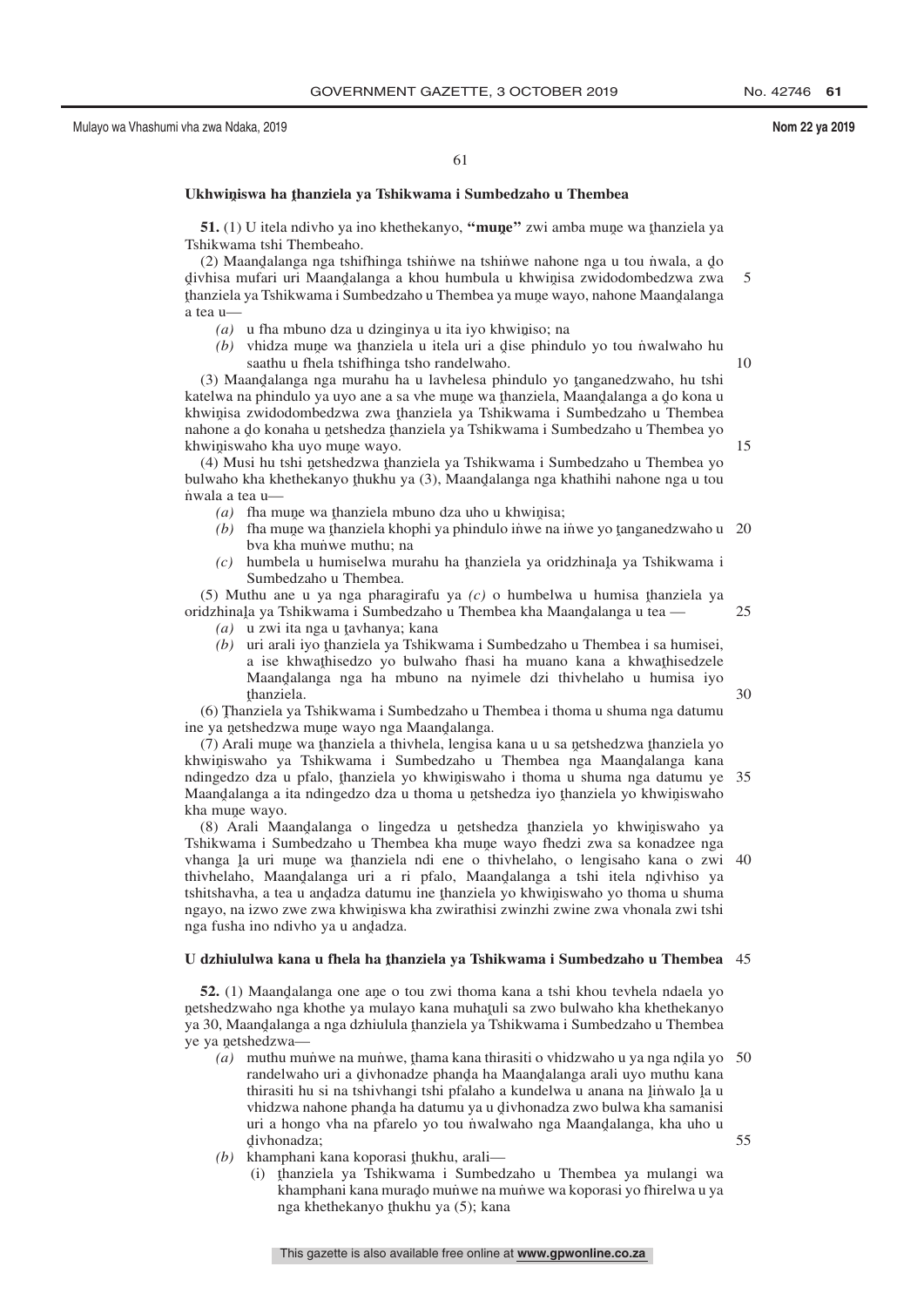### Ukhwiṋiswa ha ṱhanziela ya Tshikwama i Sumbedzaho u Thembea

**51.** (1) U itela ndivho ya ino khethekanyo, **"muṋe"** zwi amba muṋe wa ṱhanziela ya Tshikwama tshi Thembeaho.

(2) Maanḓalanga nga tshifhinga tshiṅwe na tshiṅwe nahone nga u tou ṅwala, a ḓo ḓivhisa mufari uri Maanḓalanga a khou humbula u khwiṋisa zwidodombedzwa zwa ṱhanziela ya Tshikwama i Sumbedzaho u Thembea ya muṋe wayo, nahone Maanḓalanga a tea u—

*(a)* u fha mbuno dza u dzinginya u ita iyo khwiṋiso; na

*(b)* vhidza muṋe wa ṱhanziela u itela uri a ḓise phindulo yo tou ṅwalwaho hu saathu u fhela tshifhinga tsho randelwaho.

(3) Maanḓalanga nga murahu ha u lavhelesa phindulo yo ṱanganedzwaho, hu tshi katelwa na phindulo ya uyo ane a sa vhe muṋe wa ṱhanziela, Maanḓalanga a ḓo kona u khwiṋisa zwidodombedzwa zwa ṱhanziela ya Tshikwama i Sumbedzaho u Thembea nahone a ḓo konaha u ṋetshedza ṱhanziela ya Tshikwama i Sumbedzaho u Thembea yo khwiṋiswaho kha uyo muṋe wayo.

(4) Musi hu tshi ṋetshedzwa ṱhanziela ya Tshikwama i Sumbedzaho u Thembea yo bulwaho kha khethekanyo ṱhukhu ya (3), Maanḓalanga nga khathihi nahone nga u tou ṅwala a tea u—

*(a)* fha muṋe wa ṱhanziela mbuno dza uho u khwiṋisa;

*(b)* fha muṋe wa ṱhanziela khophi ya phindulo iṅwe na iṅwe yo ṱanganedzwaho u bva kha muṅwe muthu; na

*(c)* humbela u humiselwa murahu ha ṱhanziela ya oridzhinaḽa ya Tshikwama i Sumbedzaho u Thembea.

(5) Muthu ane u ya nga pharagirafu ya *(c)* o humbelwa u humisa ṱhanziela ya oridzhinaḽa ya Tshikwama i Sumbedzaho u Thembea kha Maanḓalanga u tea —

*(a)* u zwi ita nga u ṱavhanya; kana

*(b)* uri arali iyo ṱhanziela ya Tshikwama i Sumbedzaho u Thembea i sa humisei, a ise khwaṱhisedzo yo bulwaho fhasi ha muano kana a khwaṱhisedzele Maanḓalanga nga ha mbuno na nyimele dzi thivhelaho u humisa iyo ṱhanziela.

(6) Ṱhanziela ya Tshikwama i Sumbedzaho u Thembea i thoma u shuma nga datumu ine ya ṋetshedzwa muṋe wayo nga Maanḓalanga.

(7) Arali muṋe wa ṱhanziela a thivhela, lengisa kana u u sa ṋetshedzwa ṱhanziela yo khwiṋiswaho ya Tshikwama i Sumbedzaho u Thembea nga Maanḓalanga kana ndingedzo dza u pfalo, ṱhanziela yo khwiṋiswaho i thoma u shuma nga datumu ye Maanḓalanga a ita ndingedzo dza u thoma u ṋetshedza iyo ṱhanziela yo khwiṋiswaho kha muṋe wayo.

(8) Arali Maanḓalanga o lingedza u ṋetshedza ṱhanziela yo khwiṋiswaho ya Tshikwama i Sumbedzaho u Thembea kha muṋe wayo fhedzi zwa sa konadzee nga vhanga ḽa uri muṋe wa ṱhanziela ndi ene o thivhelaho, o lengisaho kana o zwi thivhelaho, Maanḓalanga uri a ri pfalo, Maanḓalanga a tshi itela nḓivhiso ya tshitshavha, a tea u anḓadza datumu ine ṱhanziela yo khwiṋiswaho yo thoma u shuma ngayo, na izwo zwe zwa khwiṋiswa kha zwirathisi zwinzhi zwine zwa vhonala zwi tshi nga fusha ino ndivho ya u anḓadza.

### U dzhiululwa kana u fhela ha ṱhanziela ya Tshikwama i Sumbedzaho u Thembea

**52.** (1) Maanḓalanga one aṋe o tou zwi thoma kana a tshi khou tevhela ndaela yo ṋetshedzwaho nga khothe ya mulayo kana muhaṱuli sa zwo bulwaho kha khethekanyo ya 30, Maanḓalanga a nga dzhiulula ṱhanziela ya Tshikwama i Sumbedzaho u Thembea ye ya ṋetshedzwa—

*(a)* muthu muṅwe na muṅwe, ṱhama kana thirasiti o vhidzwaho u ya nga nḓila yo randelwaho uri a ḓivhonadze phanḓa ha Maanḓalanga arali uyo muthu kana thirasiti hu si na tshivhangi tshi pfalaho a kundelwa u anana na ḽiṅwalo ḽa u vhidzwa nahone phanḓa ha datumu ya u ḓivhonadza zwo bulwa kha samanisi uri a hongo vha na pfarelo yo tou ṅwalwaho nga Maanḓalanga, kha uho u ḓivhonadza;

*(b)* khamphani kana koporasi ṱhukhu, arali—

(i) ṱhanziela ya Tshikwama i Sumbedzaho u Thembea ya mulangi wa khamphani kana muraḓo muṅwe na muṅwe wa koporasi yo fhirelwa u ya nga khethekanyo ṱhukhu ya (5); kana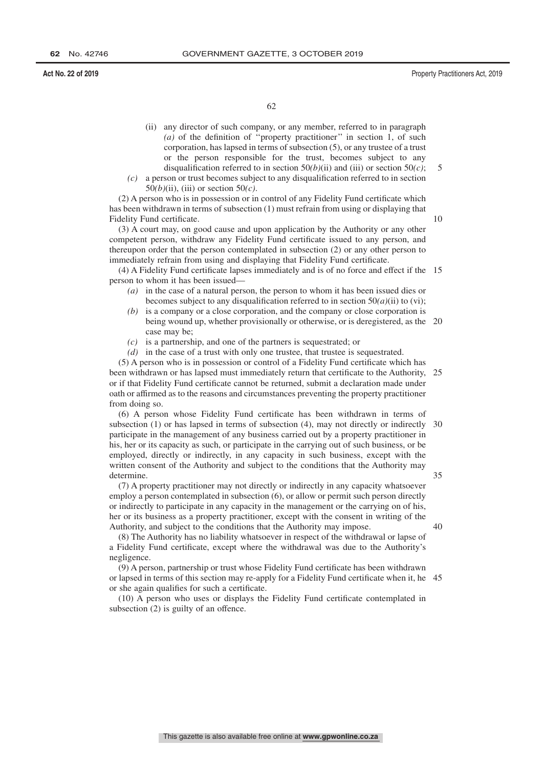(ii) any director of such company, or any member, referred to in paragraph *(a)* of the definition of ''property practitioner'' in section 1, of such corporation, has lapsed in terms of subsection (5), or any trustee of a trust or the person responsible for the trust, becomes subject to any disqualification referred to in section 50*(b)*(ii) and (iii) or section 50*(c)*;

*(c)* a person or trust becomes subject to any disqualification referred to in section 50*(b)*(ii), (iii) or section 50*(c)*.

(2) A person who is in possession or in control of any Fidelity Fund certificate which has been withdrawn in terms of subsection (1) must refrain from using or displaying that Fidelity Fund certificate.

(3) A court may, on good cause and upon application by the Authority or any other competent person, withdraw any Fidelity Fund certificate issued to any person, and thereupon order that the person contemplated in subsection (2) or any other person to immediately refrain from using and displaying that Fidelity Fund certificate.

(4) A Fidelity Fund certificate lapses immediately and is of no force and effect if the person to whom it has been issued—

*(a)* in the case of a natural person, the person to whom it has been issued dies or becomes subject to any disqualification referred to in section 50*(a)*(ii) to (vi);

*(b)* is a company or a close corporation, and the company or close corporation is being wound up, whether provisionally or otherwise, or is deregistered, as the case may be;

*(c)* is a partnership, and one of the partners is sequestrated; or

*(d)* in the case of a trust with only one trustee, that trustee is sequestrated.

(5) A person who is in possession or control of a Fidelity Fund certificate which has been withdrawn or has lapsed must immediately return that certificate to the Authority, or if that Fidelity Fund certificate cannot be returned, submit a declaration made under oath or affirmed as to the reasons and circumstances preventing the property practitioner from doing so.

(6) A person whose Fidelity Fund certificate has been withdrawn in terms of subsection (1) or has lapsed in terms of subsection (4), may not directly or indirectly participate in the management of any business carried out by a property practitioner in his, her or its capacity as such, or participate in the carrying out of such business, or be employed, directly or indirectly, in any capacity in such business, except with the written consent of the Authority and subject to the conditions that the Authority may determine.

(7) A property practitioner may not directly or indirectly in any capacity whatsoever employ a person contemplated in subsection (6), or allow or permit such person directly or indirectly to participate in any capacity in the management or the carrying on of his, her or its business as a property practitioner, except with the consent in writing of the Authority, and subject to the conditions that the Authority may impose.

(8) The Authority has no liability whatsoever in respect of the withdrawal or lapse of a Fidelity Fund certificate, except where the withdrawal was due to the Authority's negligence.

(9) A person, partnership or trust whose Fidelity Fund certificate has been withdrawn or lapsed in terms of this section may re-apply for a Fidelity Fund certificate when it, he or she again qualifies for such a certificate.

(10) A person who uses or displays the Fidelity Fund certificate contemplated in subsection (2) is guilty of an offence.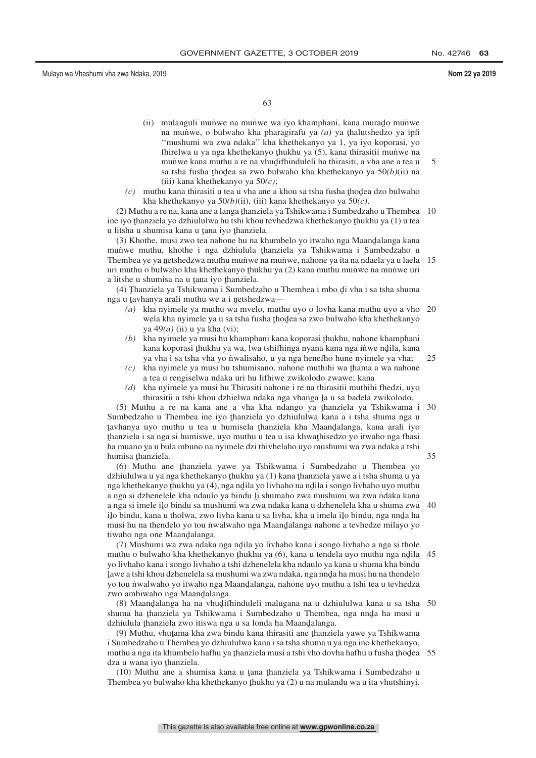(ii) mulanguli muṅwe na muṅwe wa iyo khamphani, kana murad̮o muṅwe na muṅwe, o bulwaho kha pharagirafu ya *(a)* ya t̮halutshedzo ya ipfi ''mushumi wa zwa ndaka'' kha khethekanyo ya 1, ya iyo koporasi, yo fhirelwa u ya nga khethekanyo t̮hukhu ya (5), kana thirasitii muṅwe na muṅwe kana muthu a re na vhud̮ifhinduleli ha thirasiti, a vha ane a tea u sa tsha fusha t̮hod̮ea sa zwo bulwaho kha khethekanyo ya 50*(b)*(ii) na (iii) kana khethekanyo ya 50*(c)*;

*(c)* muthu kana thirasiti u tea u vha ane a khou sa tsha fusha t̮hod̮ea dzo bulwaho kha khethekanyo ya 50*(b)*(ii), (iii) kana khethekanyo ya 50*(c)*.

(2) Muthu a re na, kana ane a langa t̮hanziela ya Tshikwama i Sumbedzaho u Thembea ine iyo t̮hanziela yo dzhiululwa hu tshi khou tevhedzwa khethekanyo t̮hukhu ya (1) u tea u litsha u shumisa kana u t̮ana iyo t̮hanziela.

(3) Khothe, musi zwo tea nahone hu na khumbelo yo itwaho nga Maand̮alanga kana muṅwe muthu, khothe i nga dzhiulula t̮hanziela ya Tshikwama i Sumbedzaho u Thembea ye ya ṋetshedzwa muthu muṅwe na muṅwe, nahone ya ita na ndaela ya u laela uri muthu o bulwaho kha khethekanyo t̮hukhu ya (2) kana muthu muṅwe na muṅwe uri a litshe u shumisa na u t̮ana iyo t̮hanziela.

(4) T̮hanziela ya Tshikwama i Sumbedzaho u Thembea i mbo d̮i vha i sa tsha shuma nga u t̮avhanya arali muthu we a i ṋetshedzwa—

*(a)* kha nyimele ya muthu wa mvelo, muthu uyo o lovha kana muthu uyo a vho wela kha nyimele ya u sa tsha fusha t̮hod̮ea sa zwo bulwaho kha khethekanyo ya 49*(a)* (ii) u ya kha (vi);

*(b)* kha nyimele ya musi hu khamphani kana koporasi t̮hukhu, nahone khamphani kana koporasi t̮hukhu ya wa, lwa tshifhinga nyana kana nga iṅwe nd̮ila, kana ya vha i sa tsha vha yo ṅwalisaho, u ya nga henefho hune nyimele ya vha;

*(c)* kha nyimele ya musi hu tshumisano, nahone muthihi wa t̮hama a wa nahone a tea u rengiselwa ndaka uri hu lifhiwe zwikolodo zwawe; kana

*(d)* kha nyimele ya musi hu Thirasiti nahone i re na thirasitii muthihi fhedzi, uyo thirasitii a tshi khou dzhielwa ndaka nga vhanga ḽa u sa badela zwikolodo.

(5) Muthu a re na kana ane a vha kha ndango ya t̮hanziela ya Tshikwama i Sumbedzaho u Thembea ine iyo t̮hanziela yo dzhiululwa kana a i tsha shuma nga u t̮avhanya uyo muthu u tea u humisela t̮hanziela kha Maand̮alanga, kana arali iyo t̮hanziela i sa nga si humiswe, uyo muthu u tea u isa khwat̮hisedzo yo itwaho nga fhasi ha muano ya u bula mbuno na nyimele dzi thivhelaho uyo mushumi wa zwa ndaka a tshi humisa t̮hanziela.

(6) Muthu ane t̮hanziela yawe ya Tshikwama i Sumbedzaho u Thembea yo dzhiululwa u ya nga khethekanyo t̮hukhu ya (1) kana t̮hanziela yawe a i tsha shuma u ya nga khethekanyo t̮hukhu ya (4), nga nd̮ila yo livhaho na nd̮ila i songo livhaho uyo muthu a nga si dzhenelele kha ndaulo ya bindu ḽi shumaho zwa mushumi wa zwa ndaka kana a nga si imele iḽo bindu sa mushumi wa zwa ndaka kana u dzhenelela kha u shuma zwa iḽo bindu, kana u tholwa, zwo livha kana u sa livha, kha u imela iḽo bindu, nga nnd̮a ha musi hu na thendelo yo tou ṅwalwaho nga Maand̮alanga nahone a tevhedze milayo yo tiwaho nga one Maand̮alanga.

(7) Mushumi wa zwa ndaka nga nd̮ila yo livhaho kana i songo livhaho a nga si thole muthu o bulwaho kha khethekanyo t̮hukhu ya (6), kana u tendela uyo muthu nga nd̮ila yo livhaho kana i songo livhaho a tshi dzhenelela kha ndaulo ya kana u shuma kha bindu ḽawe a tshi khou dzhenelela sa mushumi wa zwa ndaka, nga nnd̮a ha musi hu na thendelo yo tou ṅwalwaho yo itwaho nga Maand̮alanga, nahone uyo muthu a tshi tea u tevhedza zwo ambiwaho nga Maand̮alanga.

(8) Maand̮alanga ha na vhud̮ifhinduleli malugana na u dzhiululwa kana u sa tsha shuma ha t̮hanziela ya Tshikwama i Sumbedzaho u Thembea, nga nnd̮a ha musi u dzhiulula t̮hanziela zwo itiswa nga u sa londa ha Maand̮alanga.

(9) Muthu, vhut̮ama kha zwa bindu kana thirasiti ane t̮hanziela yawe ya Tshikwama i Sumbedzaho u Thembea yo dzhiululwa kana i sa tsha shuma u ya nga ino khethekanyo, muthu a nga ita khumbelo hafhu ya t̮hanziela musi a tshi vho dovha hafhu u fusha t̮hod̮ea dza u wana iyo t̮hanziela.

(10) Muthu ane a shumisa kana u t̮ana t̮hanziela ya Tshikwama i Sumbedzaho u Thembea yo bulwaho kha khethekanyo t̮hukhu ya (2) u na mulandu wa u ita vhutshinyi.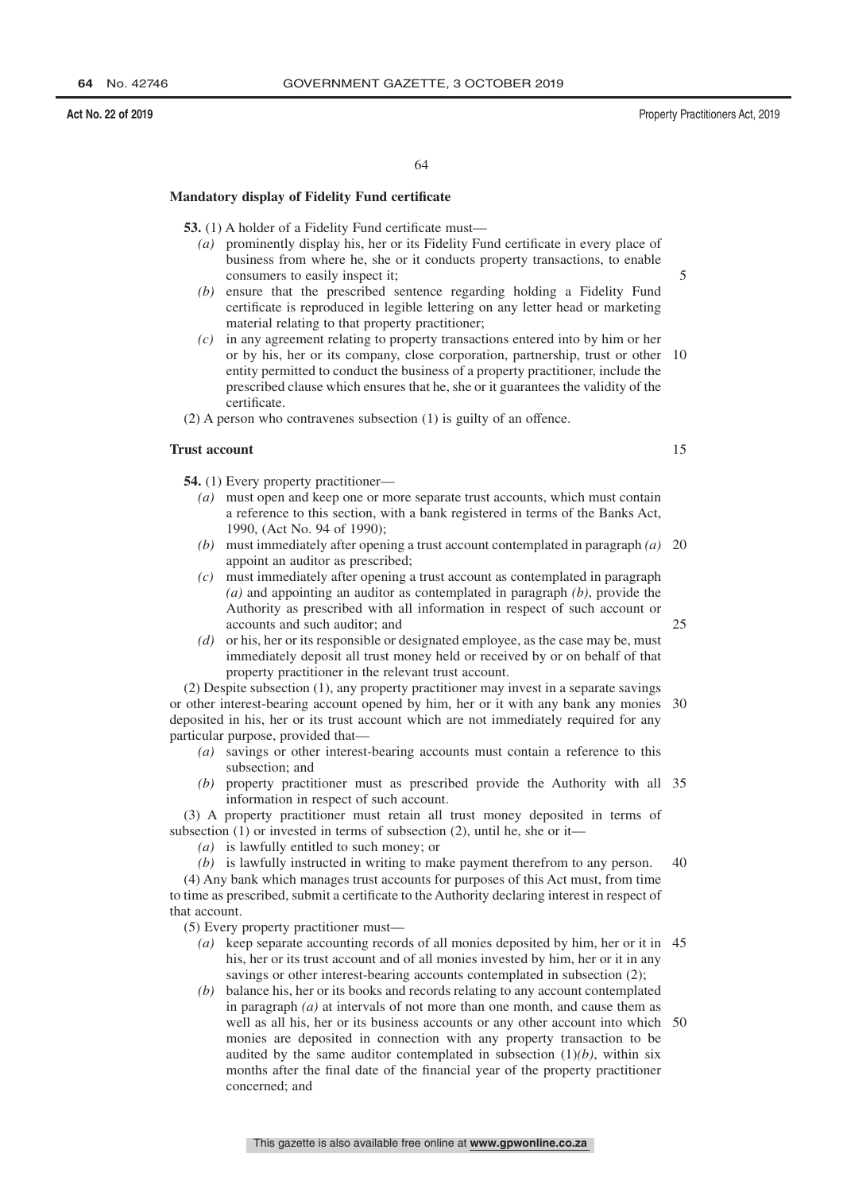### Mandatory display of Fidelity Fund certificate

**53.** (1) A holder of a Fidelity Fund certificate must—

*(a)* prominently display his, her or its Fidelity Fund certificate in every place of business from where he, she or it conducts property transactions, to enable consumers to easily inspect it;

*(b)* ensure that the prescribed sentence regarding holding a Fidelity Fund certificate is reproduced in legible lettering on any letter head or marketing material relating to that property practitioner;

*(c)* in any agreement relating to property transactions entered into by him or her or by his, her or its company, close corporation, partnership, trust or other entity permitted to conduct the business of a property practitioner, include the prescribed clause which ensures that he, she or it guarantees the validity of the certificate.

(2) A person who contravenes subsection (1) is guilty of an offence.

### Trust account

**54.** (1) Every property practitioner—

*(a)* must open and keep one or more separate trust accounts, which must contain a reference to this section, with a bank registered in terms of the Banks Act, 1990, (Act No. 94 of 1990);

*(b)* must immediately after opening a trust account contemplated in paragraph *(a)* appoint an auditor as prescribed;

*(c)* must immediately after opening a trust account as contemplated in paragraph *(a)* and appointing an auditor as contemplated in paragraph *(b)*, provide the Authority as prescribed with all information in respect of such account or accounts and such auditor; and

*(d)* or his, her or its responsible or designated employee, as the case may be, must immediately deposit all trust money held or received by or on behalf of that property practitioner in the relevant trust account.

(2) Despite subsection (1), any property practitioner may invest in a separate savings or other interest-bearing account opened by him, her or it with any bank any monies deposited in his, her or its trust account which are not immediately required for any particular purpose, provided that—

*(a)* savings or other interest-bearing accounts must contain a reference to this subsection; and

*(b)* property practitioner must as prescribed provide the Authority with all information in respect of such account.

(3) A property practitioner must retain all trust money deposited in terms of subsection (1) or invested in terms of subsection (2), until he, she or it—

*(a)* is lawfully entitled to such money; or

*(b)* is lawfully instructed in writing to make payment therefrom to any person.

(4) Any bank which manages trust accounts for purposes of this Act must, from time to time as prescribed, submit a certificate to the Authority declaring interest in respect of that account.

(5) Every property practitioner must—

*(a)* keep separate accounting records of all monies deposited by him, her or it in his, her or its trust account and of all monies invested by him, her or it in any savings or other interest-bearing accounts contemplated in subsection (2);

*(b)* balance his, her or its books and records relating to any account contemplated in paragraph *(a)* at intervals of not more than one month, and cause them as well as all his, her or its business accounts or any other account into which monies are deposited in connection with any property transaction to be audited by the same auditor contemplated in subsection (1)*(b)*, within six months after the final date of the financial year of the property practitioner concerned; and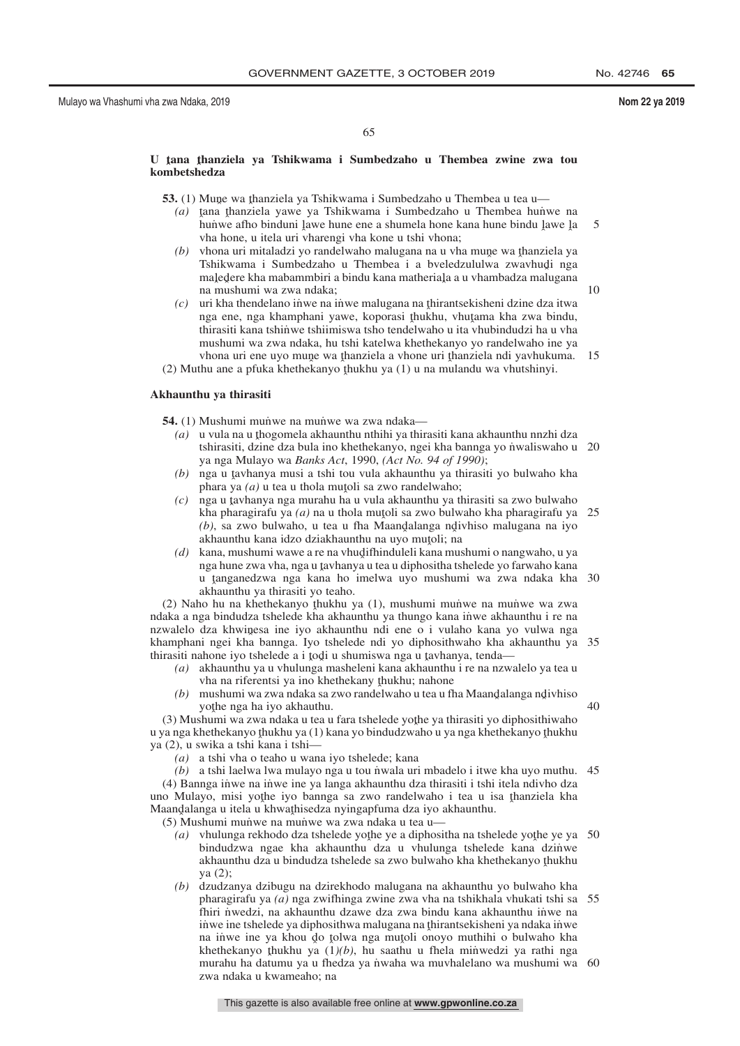**U ṱana ṱhanziela ya Tshikwama i Sumbedzaho u Thembea zwine zwa tou kombetshedza**

**53.** (1) Muṋe wa ṱhanziela ya Tshikwama i Sumbedzaho u Thembea u tea u—

*(a)* ṱana ṱhanziela yawe ya Tshikwama i Sumbedzaho u Thembea huṅwe na huṅwe afho binduni ḽawe hune ene a shumela hone kana hune bindu ḽawe ḽa vha hone, u itela uri vharengi vha kone u tshi vhona;

*(b)* vhona uri mitaladzi yo randelwaho malugana na u vha muṋe wa ṱhanziela ya Tshikwama i Sumbedzaho u Thembea i a bveledzululwa zwavhuḓi nga maḽeḓere kha mabammbiri a bindu kana matheriaḽa a u vhambadza malugana na mushumi wa zwa ndaka;

*(c)* uri kha thendelano iṅwe na iṅwe malugana na ṱhirantsekisheni dzine dza itwa nga ene, nga khamphani yawe, koporasi ṱhukhu, vhuṱama kha zwa bindu, thirasiti kana tshiṅwe tshiimiswa tsho tendelwaho u ita vhubindudzi ha u vha mushumi wa zwa ndaka, hu tshi katelwa khethekanyo yo randelwaho ine ya vhona uri ene uyo muṋe wa ṱhanziela a vhone uri ṱhanziela ndi yavhukuma.

(2) Muthu ane a pfuka khethekanyo ṱhukhu ya (1) u na mulandu wa vhutshinyi.

**Akhaunthu ya thirasiti**

**54.** (1) Mushumi muṅwe na muṅwe wa zwa ndaka—

*(a)* u vula na u ṱhogomela akhaunthu nthihi ya thirasiti kana akhaunthu nnzhi dza tshirasiti, dzine dza bula ino khethekanyo, ngei kha bannga yo ṅwaliswaho u ya nga Mulayo wa *Banks Act*, 1990, *(Act No. 94 of 1990)*;

*(b)* nga u ṱavhanya musi a tshi tou vula akhaunthu ya thirasiti yo bulwaho kha phara ya *(a)* u tea u thola muṱoli sa zwo randelwaho;

*(c)* nga u ṱavhanya nga murahu ha u vula akhaunthu ya thirasiti sa zwo bulwaho kha pharagirafu ya *(a)* na u thola muṱoli sa zwo bulwaho kha pharagirafu ya *(b)*, sa zwo bulwaho, u tea u fha Maanḓalanga nḓivhiso malugana na iyo akhaunthu kana idzo dziakhaunthu na uyo muṱoli; na

*(d)* kana, mushumi wawe a re na vhuḓifhinduleli kana mushumi o nangwaho, u ya nga hune zwa vha, nga u ṱavhanya u tea u diphositha tshelede yo farwaho kana u ṱanganedzwa nga kana ho imelwa uyo mushumi wa zwa ndaka kha akhaunthu ya thirasiti yo teaho.

(2) Naho hu na khethekanyo ṱhukhu ya (1), mushumi muṅwe na muṅwe wa zwa ndaka a nga bindudza tshelede kha akhaunthu ya thungo kana iṅwe akhaunthu i re na nzwalelo dza khwiṋesa ine iyo akhaunthu ndi ene o i vulaho kana yo vulwa nga khamphani ngei kha bannga. Iyo tshelede ndi yo diphosithwaho kha akhaunthu ya thirasiti nahone iyo tshelede a i ṱoḓi u shumiswa nga u ṱavhanya, tenda—

*(a)* akhaunthu ya u vhulunga masheleni kana akhaunthu i re na nzwalelo ya tea u vha na riferentsi ya ino khethekany ṱhukhu; nahone

*(b)* mushumi wa zwa ndaka sa zwo randelwaho u tea u fha Maanḓalanga nḓivhiso yoṱhe nga ha iyo akhauthu.

(3) Mushumi wa zwa ndaka u tea u fara tshelede yoṱhe ya thirasiti yo diphosithiwaho u ya nga khethekanyo ṱhukhu ya (1) kana yo bindudzwaho u ya nga khethekanyo ṱhukhu ya (2), u swika a tshi kana i tshi—

*(a)* a tshi vha o teaho u wana iyo tshelede; kana

*(b)* a tshi laelwa lwa mulayo nga u tou ṅwala uri mbadelo i itwe kha uyo muthu.

(4) Bannga iṅwe na iṅwe ine ya langa akhaunthu dza thirasiti i tshi itela ndivho dza uno Mulayo, misi yoṱhe iyo bannga sa zwo randelwaho i tea u isa ṱhanziela kha Maanḓalanga u itela u khwaṱhisedza nyingapfuma dza iyo akhaunthu.

(5) Mushumi muṅwe na muṅwe wa zwa ndaka u tea u—

*(a)* vhulunga rekhodo dza tshelede yoṱhe ye a diphositha na tshelede yoṱhe ye ya bindudzwa ngae kha akhaunthu dza u vhulunga tshelede kana dziṅwe akhaunthu dza u bindudza tshelede sa zwo bulwaho kha khethekanyo ṱhukhu ya (2);

*(b)* dzudzanya dzibugu na dzirekhodo malugana na akhaunthu yo bulwaho kha pharagirafu ya *(a)* nga zwifhinga zwine zwa vha na tshikhala vhukati tshi sa fhiri ṅwedzi, na akhaunthu dzawe dza zwa bindu kana akhaunthu iṅwe na iṅwe ine tshelede ya diphosithwa malugana na ṱhirantsekisheni ya ndaka iṅwe na iṅwe ine ya khou ḓo ṱolwa nga muṱoli onoyo muthihi o bulwaho kha khethekanyo ṱhukhu ya (1)*(b)*, hu saathu u fhela miṅwedzi ya rathi nga murahu ha datumu ya u fhedza ya ṅwaha wa muvhalelano wa mushumi wa zwa ndaka u kwameaho; na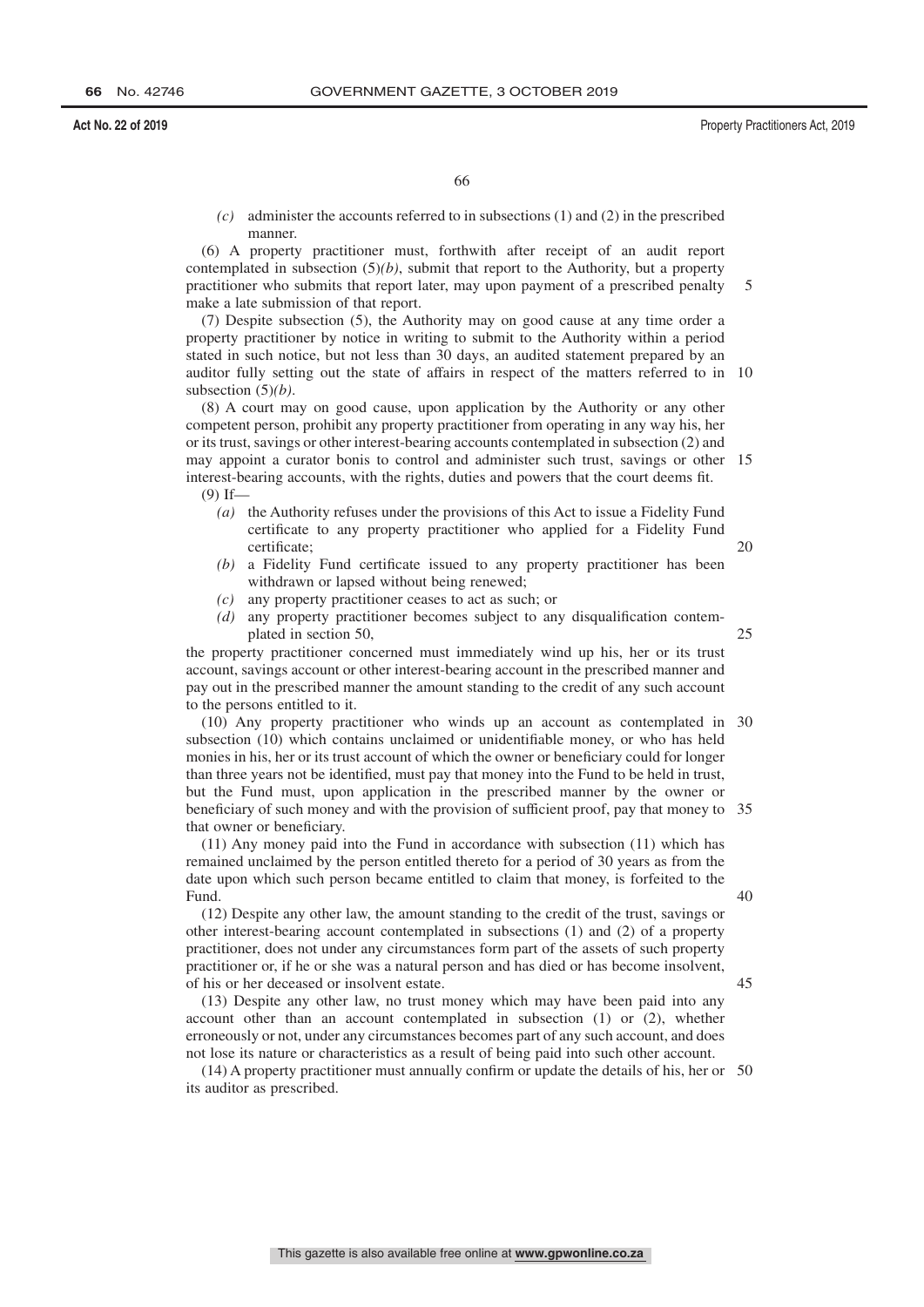*(c)* administer the accounts referred to in subsections (1) and (2) in the prescribed manner.

(6) A property practitioner must, forthwith after receipt of an audit report contemplated in subsection (5)*(b)*, submit that report to the Authority, but a property practitioner who submits that report later, may upon payment of a prescribed penalty make a late submission of that report.

(7) Despite subsection (5), the Authority may on good cause at any time order a property practitioner by notice in writing to submit to the Authority within a period stated in such notice, but not less than 30 days, an audited statement prepared by an auditor fully setting out the state of affairs in respect of the matters referred to in subsection (5)*(b)*.

(8) A court may on good cause, upon application by the Authority or any other competent person, prohibit any property practitioner from operating in any way his, her or its trust, savings or other interest-bearing accounts contemplated in subsection (2) and may appoint a curator bonis to control and administer such trust, savings or other interest-bearing accounts, with the rights, duties and powers that the court deems fit.

(9) If—

*(a)* the Authority refuses under the provisions of this Act to issue a Fidelity Fund certificate to any property practitioner who applied for a Fidelity Fund certificate;

*(b)* a Fidelity Fund certificate issued to any property practitioner has been withdrawn or lapsed without being renewed;

*(c)* any property practitioner ceases to act as such; or

*(d)* any property practitioner becomes subject to any disqualification contemplated in section 50,

the property practitioner concerned must immediately wind up his, her or its trust account, savings account or other interest-bearing account in the prescribed manner and pay out in the prescribed manner the amount standing to the credit of any such account to the persons entitled to it.

(10) Any property practitioner who winds up an account as contemplated in subsection (10) which contains unclaimed or unidentifiable money, or who has held monies in his, her or its trust account of which the owner or beneficiary could for longer than three years not be identified, must pay that money into the Fund to be held in trust, but the Fund must, upon application in the prescribed manner by the owner or beneficiary of such money and with the provision of sufficient proof, pay that money to that owner or beneficiary.

(11) Any money paid into the Fund in accordance with subsection (11) which has remained unclaimed by the person entitled thereto for a period of 30 years as from the date upon which such person became entitled to claim that money, is forfeited to the Fund.

(12) Despite any other law, the amount standing to the credit of the trust, savings or other interest-bearing account contemplated in subsections (1) and (2) of a property practitioner, does not under any circumstances form part of the assets of such property practitioner or, if he or she was a natural person and has died or has become insolvent, of his or her deceased or insolvent estate.

(13) Despite any other law, no trust money which may have been paid into any account other than an account contemplated in subsection (1) or (2), whether erroneously or not, under any circumstances becomes part of any such account, and does not lose its nature or characteristics as a result of being paid into such other account.

(14) A property practitioner must annually confirm or update the details of his, her or its auditor as prescribed.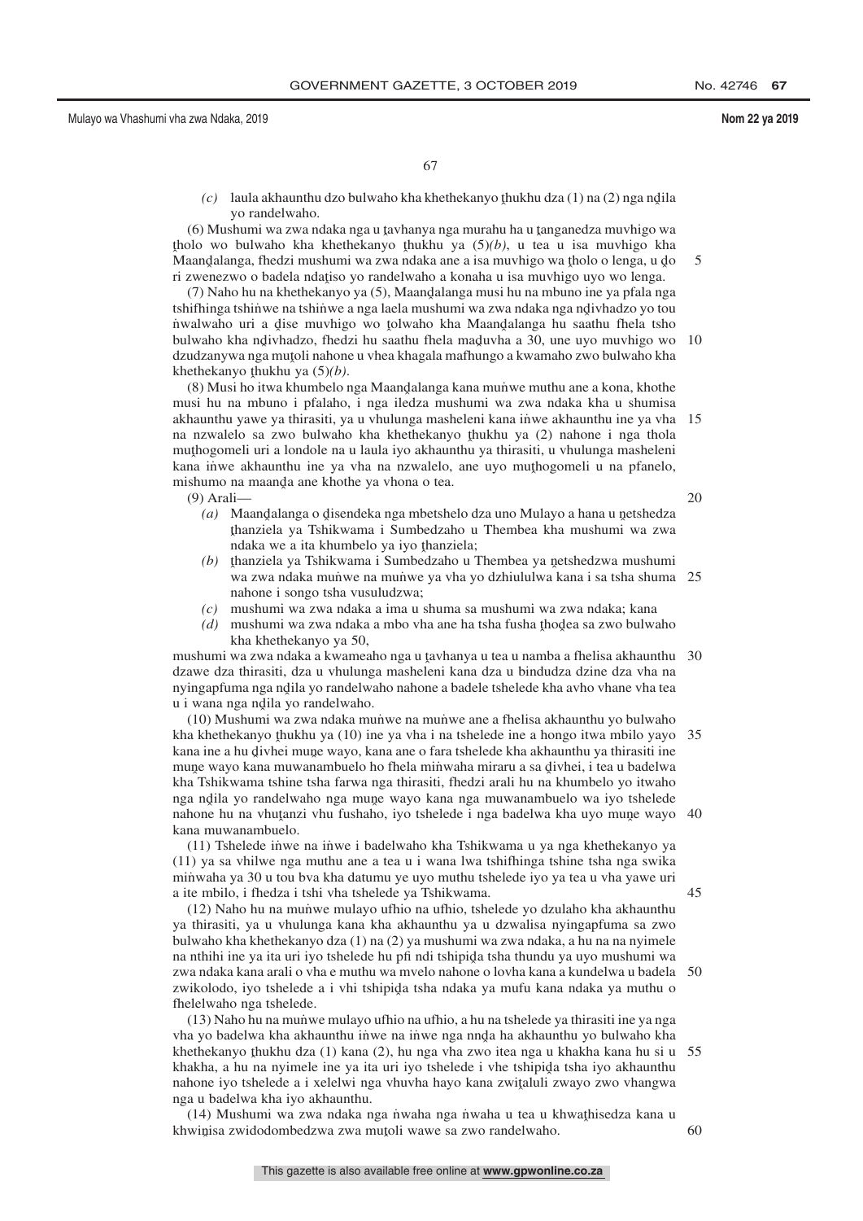*(c)* laula akhaunthu dzo bulwaho kha khethekanyo ṱhukhu dza (1) na (2) nga nḓila yo randelwaho.

(6) Mushumi wa zwa ndaka nga u ṱavhanya nga murahu ha u ṱanganedza muvhigo wa ṱholo wo bulwaho kha khethekanyo ṱhukhu ya (5)*(b)*, u tea u isa muvhigo kha Maanḓalanga, fhedzi mushumi wa zwa ndaka ane a isa muvhigo wa ṱholo o lenga, u ḓo ri zwenezwo o badela ndaṱiso yo randelwaho a konaha u isa muvhigo uyo wo lenga.

(7) Naho hu na khethekanyo ya (5), Maanḓalanga musi hu na mbuno ine ya pfala nga tshifhinga tshiṅwe na tshiṅwe a nga laela mushumi wa zwa ndaka nga nḓivhadzo yo tou ṅwalwaho uri a ḓise muvhigo wo ṱolwaho kha Maanḓalanga hu saathu fhela tsho bulwaho kha nḓivhadzo, fhedzi hu saathu fhela maḓuvha a 30, une uyo muvhigo wo dzudzanywa nga muṱoli nahone u vhea khagala mafhungo a kwamaho zwo bulwaho kha khethekanyo ṱhukhu ya (5)*(b)*.

(8) Musi ho itwa khumbelo nga Maanḓalanga kana muṅwe muthu ane a kona, khothe musi hu na mbuno i pfalaho, i nga iledza mushumi wa zwa ndaka kha u shumisa akhaunthu yawe ya thirasiti, ya u vhulunga masheleni kana iṅwe akhaunthu ine ya vha na nzwalelo sa zwo bulwaho kha khethekanyo ṱhukhu ya (2) nahone i nga thola muṱhogomeli uri a londole na u laula iyo akhaunthu ya thirasiti, u vhulunga masheleni kana iṅwe akhaunthu ine ya vha na nzwalelo, ane uyo muṱhogomeli u na pfanelo, mishumo na maanḓa ane khothe ya vhona o tea.

(9) Arali—

*(a)* Maanḓalanga o ḓisendeka nga mbetshelo dza uno Mulayo a hana u ṋetshedza ṱhanziela ya Tshikwama i Sumbedzaho u Thembea kha mushumi wa zwa ndaka we a ita khumbelo ya iyo ṱhanziela;

*(b)* ṱhanziela ya Tshikwama i Sumbedzaho u Thembea ya ṋetshedzwa mushumi wa zwa ndaka muṅwe na muṅwe ya vha yo dzhiululwa kana i sa tsha shuma nahone i songo tsha vusuludzwa;

*(c)* mushumi wa zwa ndaka a ima u shuma sa mushumi wa zwa ndaka; kana

*(d)* mushumi wa zwa ndaka a mbo vha ane ha tsha fusha ṱhoḓea sa zwo bulwaho kha khethekanyo ya 50,

mushumi wa zwa ndaka a kwameaho nga u ṱavhanya u tea u namba a fhelisa akhaunthu dzawe dza thirasiti, dza u vhulunga masheleni kana dza u bindudza dzine dza vha na nyingapfuma nga nḓila yo randelwaho nahone a badele tshelede kha avho vhane vha tea u i wana nga nḓila yo randelwaho.

(10) Mushumi wa zwa ndaka muṅwe na muṅwe ane a fhelisa akhaunthu yo bulwaho kha khethekanyo ṱhukhu ya (10) ine ya vha i na tshelede ine a hongo itwa mbilo yayo kana ine a hu ḓivhei muṋe wayo, kana ane o fara tshelede kha akhaunthu ya thirasiti ine muṋe wayo kana muwanambuelo ho fhela miṅwaha miraru a sa ḓivhei, i tea u badelwa kha Tshikwama tshine tsha farwa nga thirasiti, fhedzi arali hu na khumbelo yo itwaho nga nḓila yo randelwaho nga muṋe wayo kana nga muwanambuelo wa iyo tshelede nahone hu na vhuṱanzi vhu fushaho, iyo tshelede i nga badelwa kha uyo muṋe wayo kana muwanambuelo.

(11) Tshelede iṅwe na iṅwe i badelwaho kha Tshikwama u ya nga khethekanyo ya (11) ya sa vhilwe nga muthu ane a tea u i wana lwa tshifhinga tshine tsha nga swika miṅwaha ya 30 u tou bva kha datumu ye uyo muthu tshelede iyo ya tea u vha yawe uri a ite mbilo, i fhedza i tshi vha tshelede ya Tshikwama.

(12) Naho hu na muṅwe mulayo ufhio na ufhio, tshelede yo dzulaho kha akhaunthu ya thirasiti, ya u vhulunga kana kha akhaunthu ya u dzwalisa nyingapfuma sa zwo bulwaho kha khethekanyo dza (1) na (2) ya mushumi wa zwa ndaka, a hu na na nyimele na nthihi ine ya ita uri iyo tshelede hu pfi ndi tshipiḓa tsha thundu ya uyo mushumi wa zwa ndaka kana arali o vha e muthu wa mvelo nahone o lovha kana a kundelwa u badela zwikolodo, iyo tshelede a i vhi tshipiḓa tsha ndaka ya mufu kana ndaka ya muthu o fhelelwaho nga tshelede.

(13) Naho hu na muṅwe mulayo ufhio na ufhio, a hu na tshelede ya thirasiti ine ya nga vha yo badelwa kha akhaunthu iṅwe na iṅwe nga nnḓa ha akhaunthu yo bulwaho kha khethekanyo ṱhukhu dza (1) kana (2), hu nga vha zwo itea nga u khakha kana hu si u khakha, a hu na nyimele ine ya ita uri iyo tshelede i vhe tshipiḓa tsha iyo akhaunthu nahone iyo tshelede a i xelelwi nga vhuvha hayo kana zwiṱaluli zwayo zwo vhangwa nga u badelwa kha iyo akhaunthu.

(14) Mushumi wa zwa ndaka nga ṅwaha nga ṅwaha u tea u khwaṱhisedza kana u khwiṋisa zwidodombedzwa zwa muṱoli wawe sa zwo randelwaho.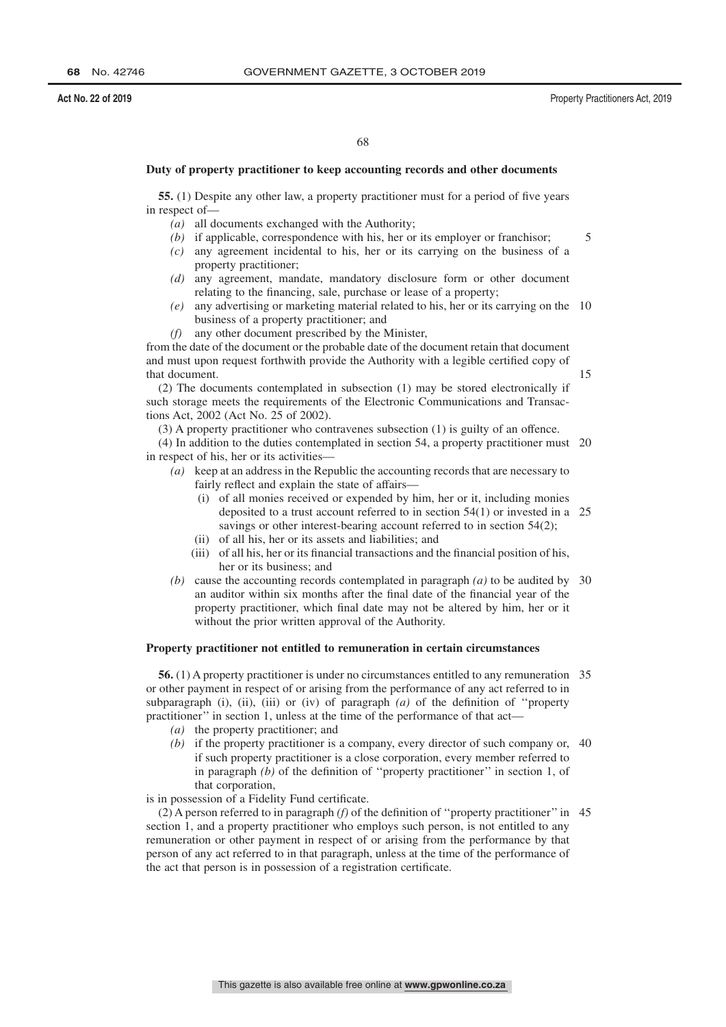### Duty of property practitioner to keep accounting records and other documents

**55.** (1) Despite any other law, a property practitioner must for a period of five years in respect of—

*(a)* all documents exchanged with the Authority;

*(b)* if applicable, correspondence with his, her or its employer or franchisor;

*(c)* any agreement incidental to his, her or its carrying on the business of a property practitioner;

*(d)* any agreement, mandate, mandatory disclosure form or other document relating to the financing, sale, purchase or lease of a property;

*(e)* any advertising or marketing material related to his, her or its carrying on the business of a property practitioner; and

*(f)* any other document prescribed by the Minister,

from the date of the document or the probable date of the document retain that document and must upon request forthwith provide the Authority with a legible certified copy of that document.

(2) The documents contemplated in subsection (1) may be stored electronically if such storage meets the requirements of the Electronic Communications and Transactions Act, 2002 (Act No. 25 of 2002).

(3) A property practitioner who contravenes subsection (1) is guilty of an offence.

(4) In addition to the duties contemplated in section 54, a property practitioner must in respect of his, her or its activities—

*(a)* keep at an address in the Republic the accounting records that are necessary to fairly reflect and explain the state of affairs—

(i) of all monies received or expended by him, her or it, including monies deposited to a trust account referred to in section 54(1) or invested in a savings or other interest-bearing account referred to in section 54(2);

(ii) of all his, her or its assets and liabilities; and

(iii) of all his, her or its financial transactions and the financial position of his, her or its business; and

*(b)* cause the accounting records contemplated in paragraph *(a)* to be audited by an auditor within six months after the final date of the financial year of the property practitioner, which final date may not be altered by him, her or it without the prior written approval of the Authority.

### Property practitioner not entitled to remuneration in certain circumstances

**56.** (1) A property practitioner is under no circumstances entitled to any remuneration or other payment in respect of or arising from the performance of any act referred to in subparagraph (i), (ii), (iii) or (iv) of paragraph *(a)* of the definition of ''property practitioner'' in section 1, unless at the time of the performance of that act—

*(a)* the property practitioner; and

*(b)* if the property practitioner is a company, every director of such company or, if such property practitioner is a close corporation, every member referred to in paragraph *(b)* of the definition of ''property practitioner'' in section 1, of that corporation,

is in possession of a Fidelity Fund certificate.

(2) A person referred to in paragraph *(f)* of the definition of ''property practitioner'' in section 1, and a property practitioner who employs such person, is not entitled to any remuneration or other payment in respect of or arising from the performance by that person of any act referred to in that paragraph, unless at the time of the performance of the act that person is in possession of a registration certificate.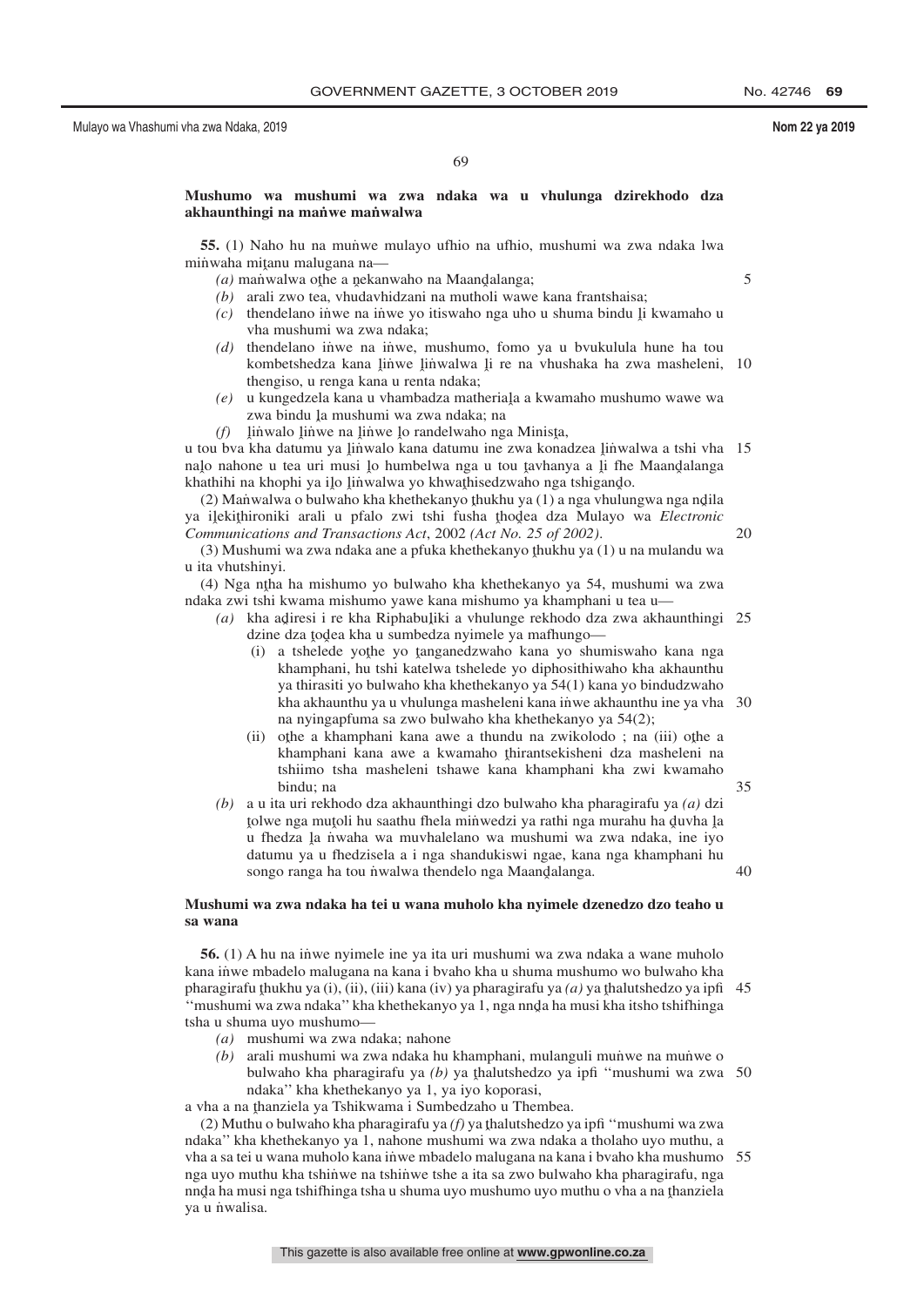**Mushumo wa mushumi wa zwa ndaka wa u vhulunga dzirekhodo dza akhaunthingi na maṅwe maṅwalwa**

**55.** (1) Naho hu na muṅwe mulayo ufhio na ufhio, mushumi wa zwa ndaka lwa miṅwaha miṱanu malugana na—

*(a)* maṅwalwa oṱhe a ṋekanwaho na Maanḓalanga;

*(b)* arali zwo tea, vhudavhidzani na mutholi wawe kana frantshaisa;

*(c)* thendelano iṅwe na iṅwe yo itiswaho nga uho u shuma bindu ḽi kwamaho u vha mushumi wa zwa ndaka;

*(d)* thendelano iṅwe na iṅwe, mushumo, fomo ya u bvukulula hune ha tou kombetshedza kana ḽiṅwe ḽiṅwalwa ḽi re na vhushaka ha zwa masheleni, thengiso, u renga kana u renta ndaka;

*(e)* u kungedzela kana u vhambadza matheriaḽa a kwamaho mushumo wawe wa zwa bindu ḽa mushumi wa zwa ndaka; na

*(f)* ḽiṅwalo ḽiṅwe na ḽiṅwe ḽo randelwaho nga Minisṭa,

u tou bva kha datumu ya ḽiṅwalo kana datumu ine zwa konadzea ḽiṅwalwa a tshi vha naḽo nahone u tea uri musi ḽo humbelwa nga u tou ṱavhanya a ḽi fhe Maanḓalanga khathihi na khophi ya iḽo ḽiṅwalwa yo khwaṭhisedzwaho nga tshiganḓo.

(2) Maṅwalwa o bulwaho kha khethekanyo ṱhukhu ya (1) a nga vhulungwa nga nḓila ya iḽekiṭhironiki arali u pfalo zwi tshi fusha ṱhoḓea dza Mulayo wa *Electronic Communications and Transactions Act*, 2002 *(Act No. 25 of 2002)*.

(3) Mushumi wa zwa ndaka ane a pfuka khethekanyo ṱhukhu ya (1) u na mulandu wa u ita vhutshinyi.

(4) Nga nṱha ha mishumo yo bulwaho kha khethekanyo ya 54, mushumi wa zwa ndaka zwi tshi kwama mishumo yawe kana mishumo ya khamphani u tea u—

*(a)* kha aḓiresi i re kha Riphabuḽiki a vhulunge rekhodo dza zwa akhaunthingi dzine dza ṱoḓea kha u sumbedza nyimele ya mafhungo—

(i) a tshelede yoṱhe yo ṱanganedzwaho kana yo shumiswaho kana nga khamphani, hu tshi katelwa tshelede yo diphosithiwaho kha akhaunthu ya thirasiti yo bulwaho kha khethekanyo ya 54(1) kana yo bindudzwaho kha akhaunthu ya u vhulunga masheleni kana iṅwe akhaunthu ine ya vha na nyingapfuma sa zwo bulwaho kha khethekanyo ya 54(2);

(ii) oṱhe a khamphani kana awe a thundu na zwikolodo ; na (iii) oṱhe a khamphani kana awe a kwamaho ṱhirantsekisheni dza masheleni na tshiimo tsha masheleni tshawe kana khamphani kha zwi kwamaho bindu; na

*(b)* a u ita uri rekhodo dza akhaunthingi dzo bulwaho kha pharagirafu ya *(a)* dzi ṱolwe nga muṱoli hu saathu fhela miṅwedzi ya rathi nga murahu ha ḓuvha ḽa u fhedza ḽa ṅwaha wa muvhalelano wa mushumi wa zwa ndaka, ine iyo datumu ya u fhedzisela a i nga shandukiswi ngae, kana nga khamphani hu songo ranga ha tou ṅwalwa thendelo nga Maanḓalanga.

**Mushumi wa zwa ndaka ha tei u wana muholo kha nyimele dzenedzo dzo teaho u sa wana**

**56.** (1) A hu na iṅwe nyimele ine ya ita uri mushumi wa zwa ndaka a wane muholo kana iṅwe mbadelo malugana na kana i bvaho kha u shuma mushumo wo bulwaho kha pharagirafu ṱhukhu ya (i), (ii), (iii) kana (iv) ya pharagirafu ya *(a)* ya ṱhalutshedzo ya ipfi ''mushumi wa zwa ndaka'' kha khethekanyo ya 1, nga nnḓa ha musi kha itsho tshifhinga tsha u shuma uyo mushumo—

*(a)* mushumi wa zwa ndaka; nahone

*(b)* arali mushumi wa zwa ndaka hu khamphani, mulanguli muṅwe na muṅwe o bulwaho kha pharagirafu ya *(b)* ya ṱhalutshedzo ya ipfi ''mushumi wa zwa ndaka'' kha khethekanyo ya 1, ya iyo koporasi,

a vha a na ṱhanziela ya Tshikwama i Sumbedzaho u Thembea.

(2) Muthu o bulwaho kha pharagirafu ya *(f)* ya ṱhalutshedzo ya ipfi ''mushumi wa zwa ndaka'' kha khethekanyo ya 1, nahone mushumi wa zwa ndaka a tholaho uyo muthu, a vha a sa tei u wana muholo kana iṅwe mbadelo malugana na kana i bvaho kha mushumo nga uyo muthu kha tshiṅwe na tshiṅwe tshe a ita sa zwo bulwaho kha pharagirafu, nga nnḓa ha musi nga tshifhinga tsha u shuma uyo mushumo uyo muthu o vha a na ṱhanziela ya u ṅwalisa.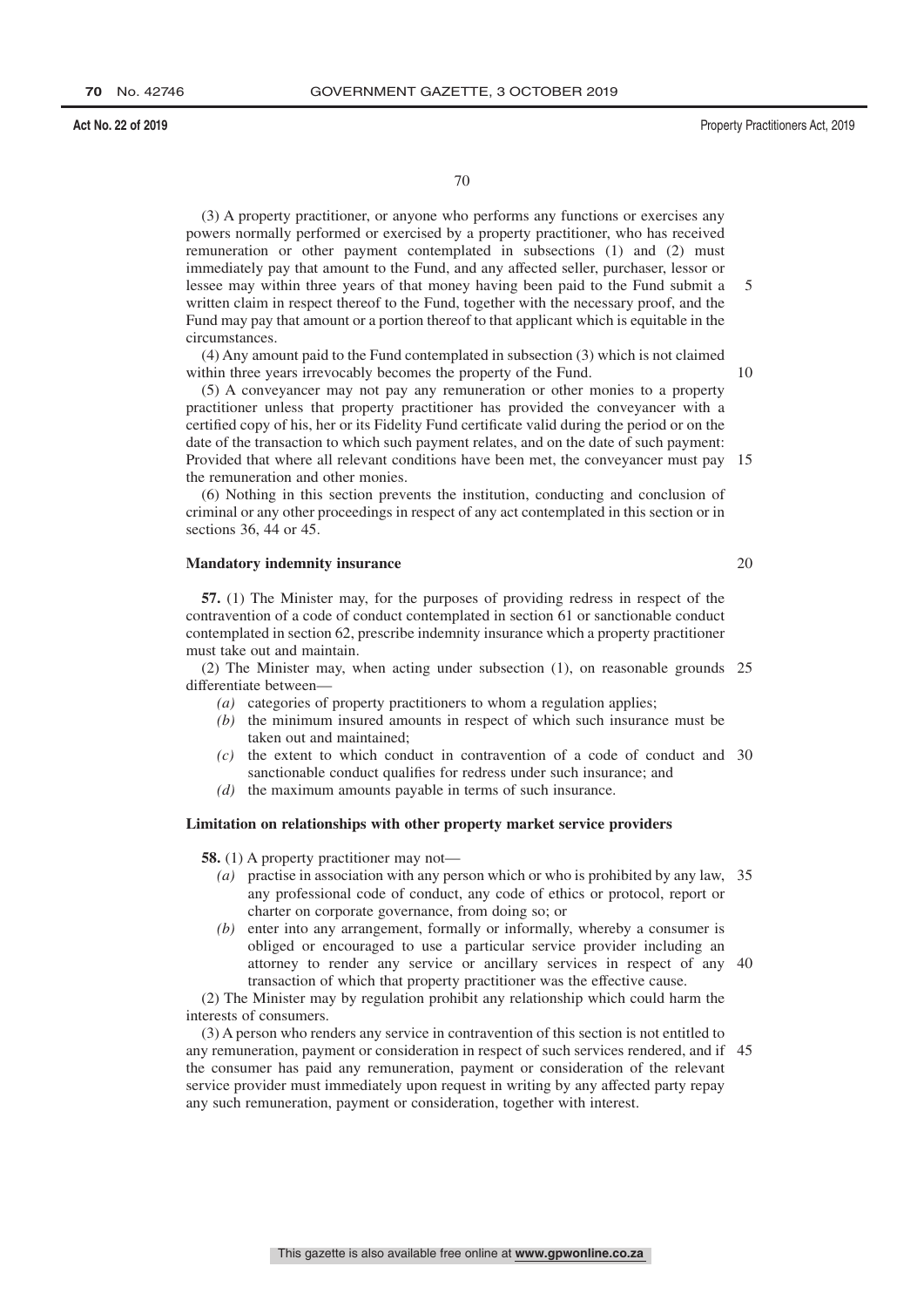(3) A property practitioner, or anyone who performs any functions or exercises any powers normally performed or exercised by a property practitioner, who has received remuneration or other payment contemplated in subsections (1) and (2) must immediately pay that amount to the Fund, and any affected seller, purchaser, lessor or lessee may within three years of that money having been paid to the Fund submit a written claim in respect thereof to the Fund, together with the necessary proof, and the Fund may pay that amount or a portion thereof to that applicant which is equitable in the circumstances.

(4) Any amount paid to the Fund contemplated in subsection (3) which is not claimed within three years irrevocably becomes the property of the Fund.

(5) A conveyancer may not pay any remuneration or other monies to a property practitioner unless that property practitioner has provided the conveyancer with a certified copy of his, her or its Fidelity Fund certificate valid during the period or on the date of the transaction to which such payment relates, and on the date of such payment: Provided that where all relevant conditions have been met, the conveyancer must pay the remuneration and other monies.

(6) Nothing in this section prevents the institution, conducting and conclusion of criminal or any other proceedings in respect of any act contemplated in this section or in sections 36, 44 or 45.

**Mandatory indemnity insurance**

**57.** (1) The Minister may, for the purposes of providing redress in respect of the contravention of a code of conduct contemplated in section 61 or sanctionable conduct contemplated in section 62, prescribe indemnity insurance which a property practitioner must take out and maintain.

(2) The Minister may, when acting under subsection (1), on reasonable grounds differentiate between—

- *(a)* categories of property practitioners to whom a regulation applies;
- *(b)* the minimum insured amounts in respect of which such insurance must be taken out and maintained;
- *(c)* the extent to which conduct in contravention of a code of conduct and sanctionable conduct qualifies for redress under such insurance; and
- *(d)* the maximum amounts payable in terms of such insurance.

**Limitation on relationships with other property market service providers**

**58.** (1) A property practitioner may not—

- *(a)* practise in association with any person which or who is prohibited by any law, any professional code of conduct, any code of ethics or protocol, report or charter on corporate governance, from doing so; or
- *(b)* enter into any arrangement, formally or informally, whereby a consumer is obliged or encouraged to use a particular service provider including an attorney to render any service or ancillary services in respect of any transaction of which that property practitioner was the effective cause.

(2) The Minister may by regulation prohibit any relationship which could harm the interests of consumers.

(3) A person who renders any service in contravention of this section is not entitled to any remuneration, payment or consideration in respect of such services rendered, and if the consumer has paid any remuneration, payment or consideration of the relevant service provider must immediately upon request in writing by any affected party repay any such remuneration, payment or consideration, together with interest.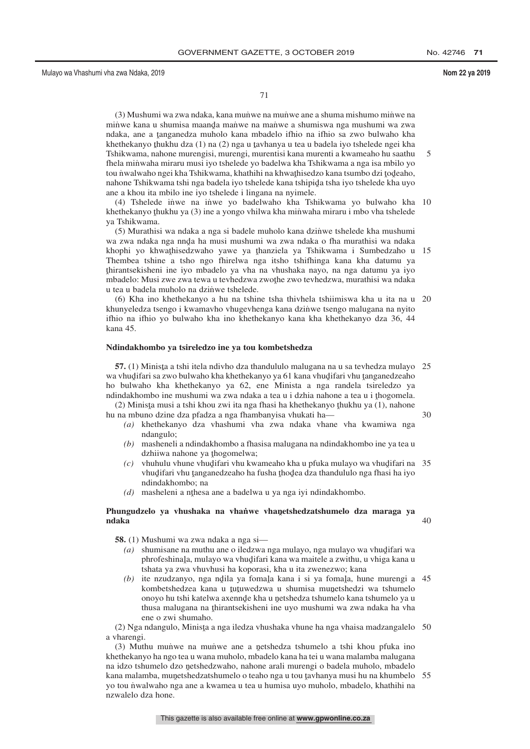(3) Mushumi wa zwa ndaka, kana muṅwe na muṅwe ane a shuma mishumo miṅwe na miṅwe kana u shumisa maanḓa maṅwe na maṅwe a shumiswa nga mushumi wa zwa ndaka, ane a ṱanganedza muholo kana mbadelo ifhio na ifhio sa zwo bulwaho kha khethekanyo ṱhukhu dza (1) na (2) nga u ṱavhanya u tea u badela iyo tshelede ngei kha Tshikwama, nahone murengisi, murengi, murentisi kana murenti a kwameaho hu saathu fhela miṅwaha miraru musi iyo tshelede yo badelwa kha Tshikwama a nga isa mbilo yo tou ṅwalwaho ngei kha Tshikwama, khathihi na khwaṭhisedzo kana tsumbo dzi ṭoḓeaho, nahone Tshikwama tshi nga badela iyo tshelede kana tshipiḓa tsha iyo tshelede kha uyo ane a khou ita mbilo ine iyo tshelede i lingana na nyimele.

(4) Tshelede iṅwe na iṅwe yo badelwaho kha Tshikwama yo bulwaho kha khethekanyo ṱhukhu ya (3) ine a yongo vhilwa kha miṅwaha miraru i mbo vha tshelede ya Tshikwama.

(5) Murathisi wa ndaka a nga si badele muholo kana dziṅwe tshelede kha mushumi wa zwa ndaka nga nnḓa ha musi mushumi wa zwa ndaka o fha murathisi wa ndaka khophi yo khwaṭhisedzwaho yawe ya ṱhanziela ya Tshikwama i Sumbedzaho u Thembea tshine a tsho ngo fhirelwa nga itsho tshifhinga kana kha datumu ya ṱhirantsekisheni ine iyo mbadelo ya vha na vhushaka nayo, na nga datumu ya iyo mbadelo: Musi zwe zwa tewa u tevhedzwa zwoṭhe zwo tevhedzwa, murathisi wa ndaka u tea u badela muholo na dziṅwe tshelede.

(6) Kha ino khethekanyo a hu na tshine tsha thivhela tshiimiswa kha u ita na u khunyeledza tsengo i kwamavho vhugevhenga kana dziṅwe tsengo malugana na nyito ifhio na ifhio yo bulwaho kha ino khethekanyo kana kha khethekanyo dza 36, 44 kana 45.

**Ndindakhombo ya tsireledzo ine ya tou kombetshedza**

**57.** (1) Minisṭa a tshi itela ndivho dza thandululo malugana na u sa tevhedza mulayo wa vhuḓifari sa zwo bulwaho kha khethekanyo ya 61 kana vhuḓifari vhu ṱanganedzeaho ho bulwaho kha khethekanyo ya 62, ene Minista a nga randela tsireledzo ya ndindakhombo ine mushumi wa zwa ndaka a tea u i dzhia nahone a tea u i ṱhogomela.

(2) Minisṭa musi a tshi khou zwi ita nga fhasi ha khethekanyo ṱhukhu ya (1), nahone hu na mbuno dzine dza pfadza a nga fhambanyisa vhukati ha—

*(a)* khethekanyo dza vhashumi vha zwa ndaka vhane vha kwamiwa nga ndangulo;

*(b)* masheneli a ndindakhombo a fhasisa malugana na ndindakhombo ine ya tea u dzhiiwa nahone ya ṱhogomelwa;

*(c)* vhuhulu vhune vhuḓifari vhu kwameaho kha u pfuka mulayo wa vhuḓifari na vhuḓifari vhu ṱanganedzeaho ha fusha ṱhoḓea dza thandululo nga fhasi ha iyo ndindakhombo; na

*(d)* masheleni a nṱhesa ane a badelwa u ya nga iyi ndindakhombo.

**Phungudzelo ya vhushaka na vhaṅwe vhaṇetshedzatshumelo dza maraga ya ndaka**

**58.** (1) Mushumi wa zwa ndaka a nga si—

*(a)* shumisane na muthu ane o iledzwa nga mulayo, nga mulayo wa vhuḓifari wa phrofeshinaḽa, mulayo wa vhuḓifari kana wa maitele a zwithu, u vhiga kana u tshata ya zwa vhuvhusi ha koporasi, kha u ita zwenezwo; kana

*(b)* ite nzudzanyo, nga nḓila ya fomaḽa kana i si ya fomaḽa, hune murengi a kombetshedzea kana u ṱuṱuwedzwa u shumisa muṇetshedzi wa tshumelo onoyo hu tshi katelwa axennḓe kha u ṇetshedza tshumelo kana tshumelo ya u thusa malugana na ṱhirantsekisheni ine uyo mushumi wa zwa ndaka ha vha ene o zwi shumaho.

(2) Nga ndangulo, Minisṭa a nga iledza vhushaka vhune ha nga vhaisa madzangalelo a vharengi.

(3) Muthu muṅwe na muṅwe ane a ṇetshedza tshumelo a tshi khou pfuka ino khethekanyo ha ngo tea u wana muholo, mbadelo kana ha tei u wana malamba malugana na idzo tshumelo dzo ṇetshedzwaho, nahone arali murengi o badela muholo, mbadelo kana malamba, muṇetshedzatshumelo o teaho nga u tou ṱavhanya musi hu na khumbelo yo tou ṅwalwaho nga ane a kwamea u tea u humisa uyo muholo, mbadelo, khathihi na nzwalelo dza hone.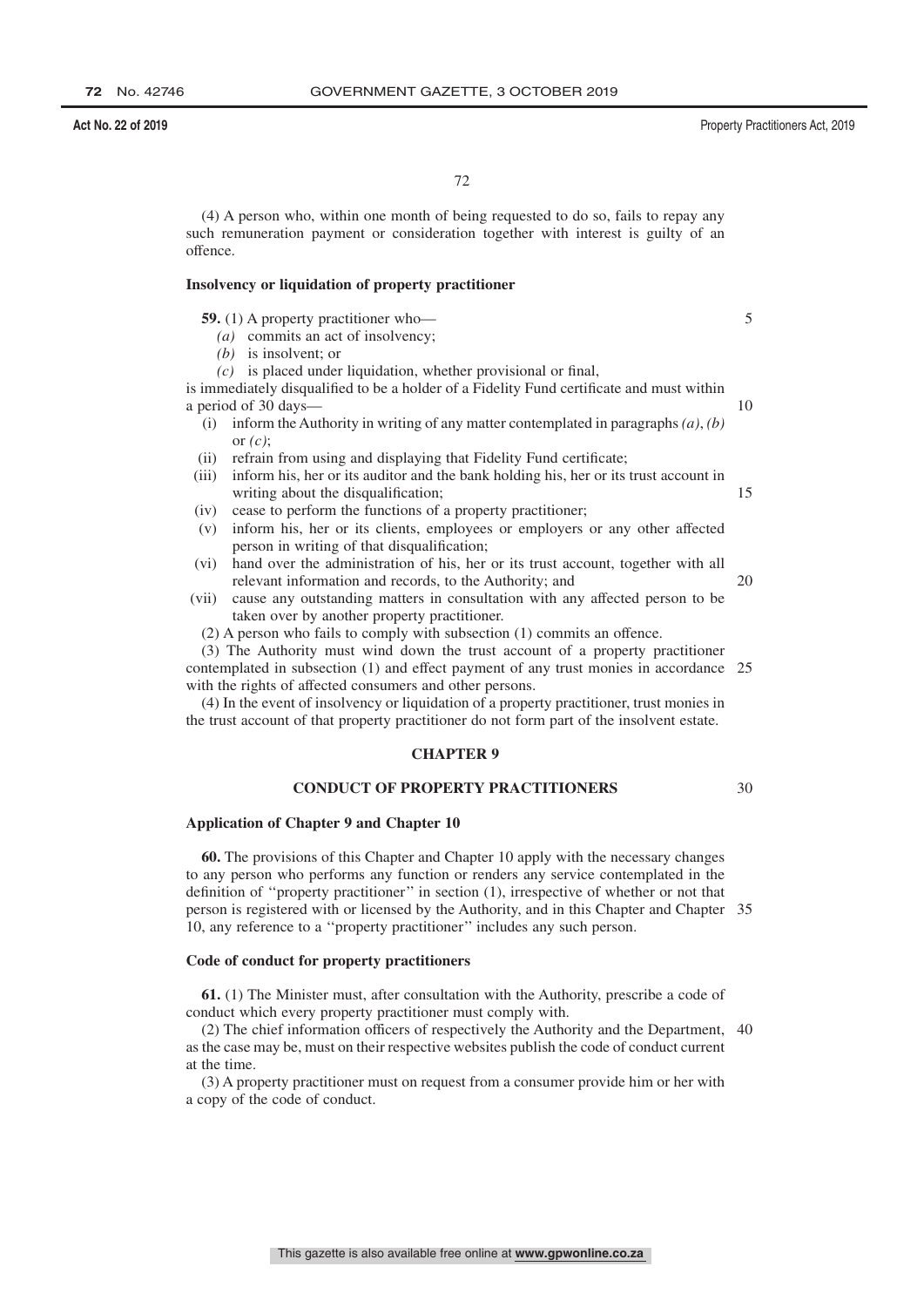(4) A person who, within one month of being requested to do so, fails to repay any such remuneration payment or consideration together with interest is guilty of an offence.

**Insolvency or liquidation of property practitioner**

**59.** (1) A property practitioner who—

*(a)* commits an act of insolvency;

*(b)* is insolvent; or

*(c)* is placed under liquidation, whether provisional or final,

is immediately disqualified to be a holder of a Fidelity Fund certificate and must within a period of 30 days—

(i) inform the Authority in writing of any matter contemplated in paragraphs *(a)*, *(b)* or *(c)*;

(ii) refrain from using and displaying that Fidelity Fund certificate;

(iii) inform his, her or its auditor and the bank holding his, her or its trust account in writing about the disqualification;

(iv) cease to perform the functions of a property practitioner;

(v) inform his, her or its clients, employees or employers or any other affected person in writing of that disqualification;

(vi) hand over the administration of his, her or its trust account, together with all relevant information and records, to the Authority; and

(vii) cause any outstanding matters in consultation with any affected person to be taken over by another property practitioner.

(2) A person who fails to comply with subsection (1) commits an offence.

(3) The Authority must wind down the trust account of a property practitioner contemplated in subsection (1) and effect payment of any trust monies in accordance with the rights of affected consumers and other persons.

(4) In the event of insolvency or liquidation of a property practitioner, trust monies in the trust account of that property practitioner do not form part of the insolvent estate.

## CHAPTER 9

## CONDUCT OF PROPERTY PRACTITIONERS

**Application of Chapter 9 and Chapter 10**

**60.** The provisions of this Chapter and Chapter 10 apply with the necessary changes to any person who performs any function or renders any service contemplated in the definition of ''property practitioner'' in section (1), irrespective of whether or not that person is registered with or licensed by the Authority, and in this Chapter and Chapter 10, any reference to a ''property practitioner'' includes any such person.

**Code of conduct for property practitioners**

**61.** (1) The Minister must, after consultation with the Authority, prescribe a code of conduct which every property practitioner must comply with.

(2) The chief information officers of respectively the Authority and the Department, as the case may be, must on their respective websites publish the code of conduct current at the time.

(3) A property practitioner must on request from a consumer provide him or her with a copy of the code of conduct.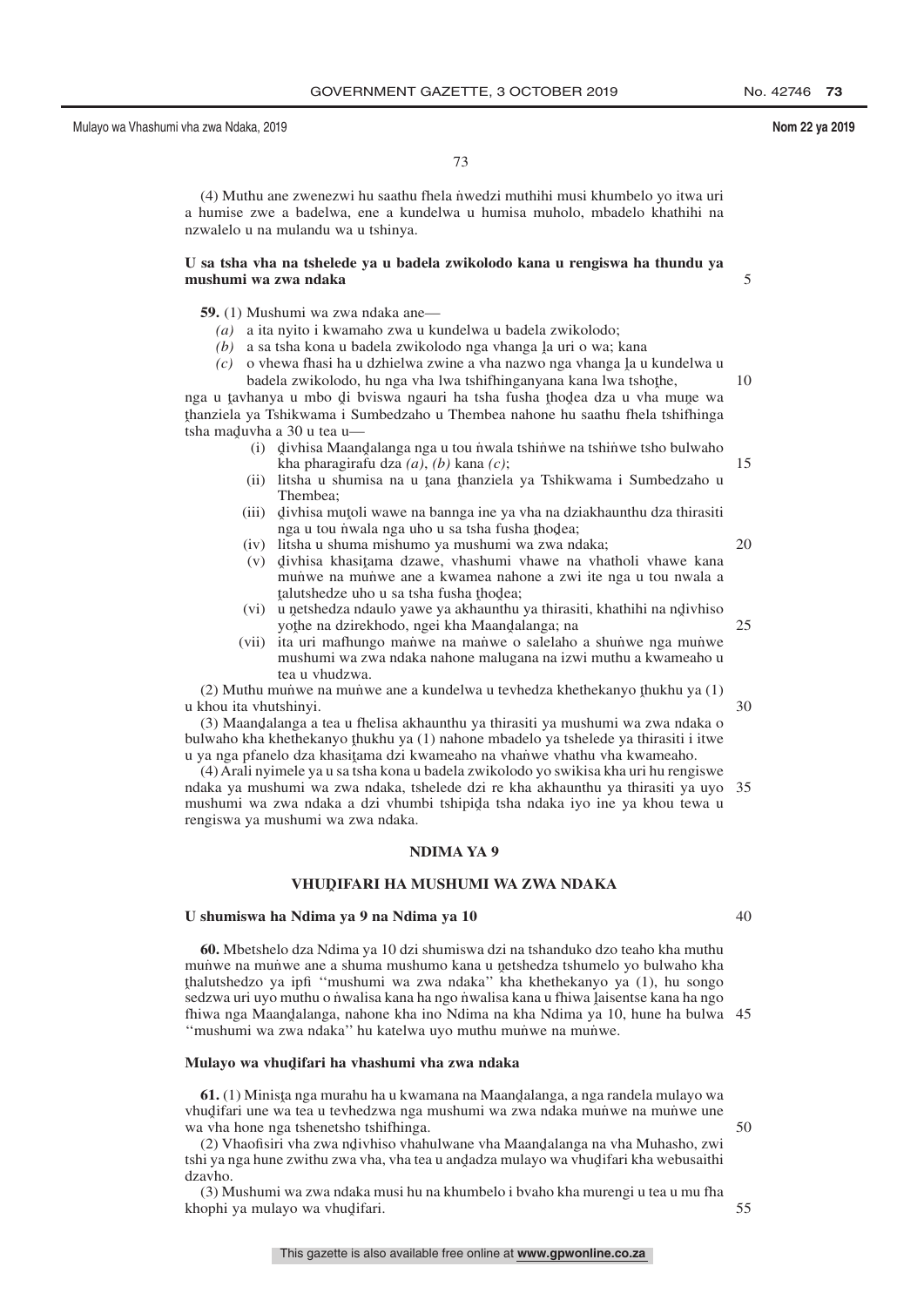(4) Muthu ane zwenezwi hu saathu fhela ṅwedzi muthihi musi khumbelo yo itwa uri a humise zwe a badelwa, ene a kundelwa u humisa muholo, mbadelo khathihi na nzwalelo u na mulandu wa u tshinya.

**U sa tsha vha na tshelede ya u badela zwikolodo kana u rengiswa ha thundu ya mushumi wa zwa ndaka**

**59.** (1) Mushumi wa zwa ndaka ane—

*(a)* a ita nyito i kwamaho zwa u kundelwa u badela zwikolodo;

*(b)* a sa tsha kona u badela zwikolodo nga vhanga ḽa uri o wa; kana

*(c)* o vhewa fhasi ha u dzhielwa zwine a vha nazwo nga vhanga ḽa u kundelwa u badela zwikolodo, hu nga vha lwa tshifhinganyana kana lwa tshoṱhe,

nga u ṱavhanya u mbo ḓi bviswa ngauri ha tsha fusha ṱhoḓea dza u vha muṋe wa ṱhanziela ya Tshikwama i Sumbedzaho u Thembea nahone hu saathu fhela tshifhinga tsha maḓuvha a 30 u tea u—

(i) ḓivhisa Maanḓalanga nga u tou ṅwala tshiṅwe na tshiṅwe tsho bulwaho kha pharagirafu dza *(a)*, *(b)* kana *(c)*;

(ii) litsha u shumisa na u ṱana ṱhanziela ya Tshikwama i Sumbedzaho u Thembea;

(iii) ḓivhisa muṱoli wawe na bannga ine ya vha na dziakhaunthu dza thirasiti nga u tou ṅwala nga uho u sa tsha fusha ṱhoḓea;

(iv) litsha u shuma mishumo ya mushumi wa zwa ndaka;

(v) ḓivhisa khasiṱama dzawe, vhashumi vhawe na vhatholi vhawe kana muṅwe na muṅwe ane a kwamea nahone a zwi ite nga u tou nwala a ṱalutshedze uho u sa tsha fusha ṱhoḓea;

(vi) u ṋetshedza ndaulo yawe ya akhaunthu ya thirasiti, khathihi na nḓivhiso yoṱhe na dzirekhodo, ngei kha Maanḓalanga; na

(vii) ita uri mafhungo maṅwe na maṅwe o salelaho a shuṅwe nga muṅwe mushumi wa zwa ndaka nahone malugana na izwi muthu a kwameaho u tea u vhudzwa.

(2) Muthu muṅwe na muṅwe ane a kundelwa u tevhedza khethekanyo ṱhukhu ya (1) u khou ita vhutshinyi.

(3) Maanḓalanga a tea u fhelisa akhaunthu ya thirasiti ya mushumi wa zwa ndaka o bulwaho kha khethekanyo ṱhukhu ya (1) nahone mbadelo ya tshelede ya thirasiti i itwe u ya nga pfanelo dza khasiṱama dzi kwameaho na vhaṅwe vhathu vha kwameaho.

(4) Arali nyimele ya u sa tsha kona u badela zwikolodo yo swikisa kha uri hu rengiswe ndaka ya mushumi wa zwa ndaka, tshelede dzi re kha akhaunthu ya thirasiti ya uyo mushumi wa zwa ndaka a dzi vhumbi tshipiḓa tsha ndaka iyo ine ya khou tewa u rengiswa ya mushumi wa zwa ndaka.

## NDIMA YA 9

## VHUḒIFARI HA MUSHUMI WA ZWA NDAKA

**U shumiswa ha Ndima ya 9 na Ndima ya 10**

**60.** Mbetshelo dza Ndima ya 10 dzi shumiswa dzi na tshanduko dzo teaho kha muthu muṅwe na muṅwe ane a shuma mushumo kana u ṋetshedza tshumelo yo bulwaho kha ṱalutshedzo ya ipfi ''mushumi wa zwa ndaka'' kha khethekanyo ya (1), hu songo sedzwa uri uyo muthu o ṅwalisa kana ha ngo ṅwalisa kana u fhiwa ḽaisentse kana ha ngo fhiwa nga Maanḓalanga, nahone kha ino Ndima na kha Ndima ya 10, hune ha bulwa ''mushumi wa zwa ndaka'' hu katelwa uyo muthu muṅwe na muṅwe.

**Mulayo wa vhuḓifari ha vhashumi vha zwa ndaka**

**61.** (1) Minisṭa nga murahu ha u kwamana na Maanḓalanga, a nga randela mulayo wa vhuḓifari une wa tea u tevhedzwa nga mushumi wa zwa ndaka muṅwe na muṅwe une wa vha hone nga tshenetsho tshifhinga.

(2) Vhaofisiri vha zwa nḓivhiso vhahulwane vha Maanḓalanga na vha Muhasho, zwi tshi ya nga hune zwithu zwa vha, vha tea u anḓadza mulayo wa vhuḓifari kha webusaithi dzavho.

(3) Mushumi wa zwa ndaka musi hu na khumbelo i bvaho kha murengi u tea u mu fha khophi ya mulayo wa vhuḓifari.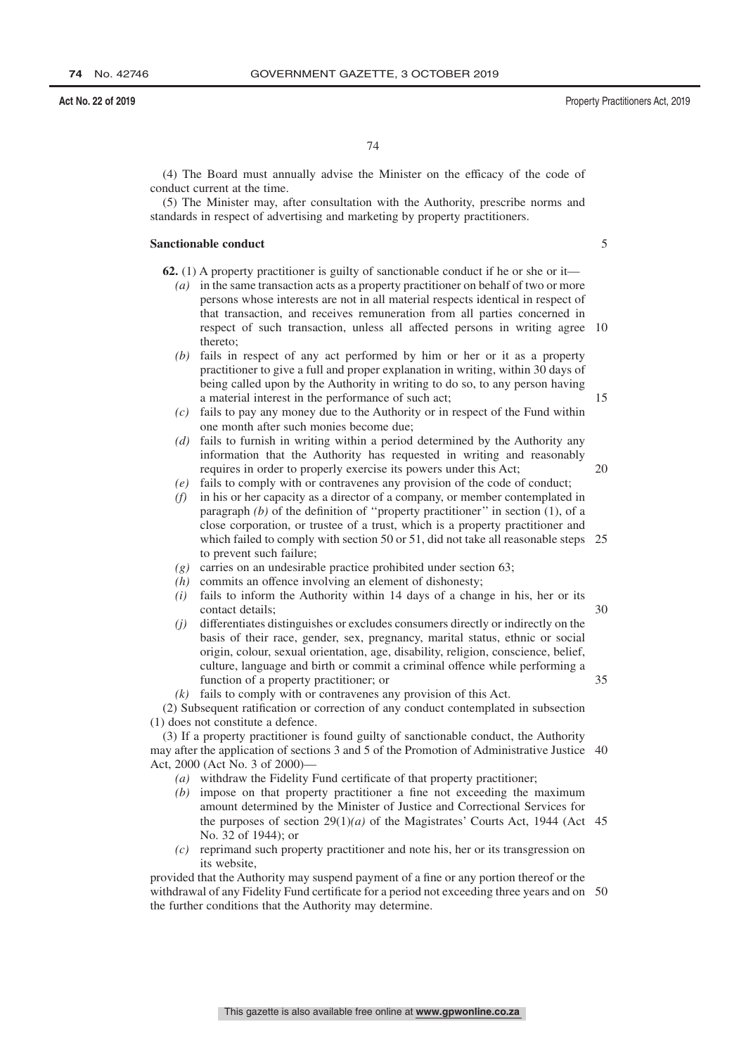(4) The Board must annually advise the Minister on the efficacy of the code of conduct current at the time.

(5) The Minister may, after consultation with the Authority, prescribe norms and standards in respect of advertising and marketing by property practitioners.

**Sanctionable conduct**

**62.** (1) A property practitioner is guilty of sanctionable conduct if he or she or it—

- *(a)* in the same transaction acts as a property practitioner on behalf of two or more persons whose interests are not in all material respects identical in respect of that transaction, and receives remuneration from all parties concerned in respect of such transaction, unless all affected persons in writing agree thereto;
- *(b)* fails in respect of any act performed by him or her or it as a property practitioner to give a full and proper explanation in writing, within 30 days of being called upon by the Authority in writing to do so, to any person having a material interest in the performance of such act;
- *(c)* fails to pay any money due to the Authority or in respect of the Fund within one month after such monies become due;
- *(d)* fails to furnish in writing within a period determined by the Authority any information that the Authority has requested in writing and reasonably requires in order to properly exercise its powers under this Act;
- *(e)* fails to comply with or contravenes any provision of the code of conduct;
- *(f)* in his or her capacity as a director of a company, or member contemplated in paragraph *(b)* of the definition of ''property practitioner'' in section (1), of a close corporation, or trustee of a trust, which is a property practitioner and which failed to comply with section 50 or 51, did not take all reasonable steps to prevent such failure;
- *(g)* carries on an undesirable practice prohibited under section 63;
- *(h)* commits an offence involving an element of dishonesty;
- *(i)* fails to inform the Authority within 14 days of a change in his, her or its contact details;
- *(j)* differentiates distinguishes or excludes consumers directly or indirectly on the basis of their race, gender, sex, pregnancy, marital status, ethnic or social origin, colour, sexual orientation, age, disability, religion, conscience, belief, culture, language and birth or commit a criminal offence while performing a function of a property practitioner; or
- *(k)* fails to comply with or contravenes any provision of this Act.

(2) Subsequent ratification or correction of any conduct contemplated in subsection (1) does not constitute a defence.

(3) If a property practitioner is found guilty of sanctionable conduct, the Authority may after the application of sections 3 and 5 of the Promotion of Administrative Justice Act, 2000 (Act No. 3 of 2000)—

- *(a)* withdraw the Fidelity Fund certificate of that property practitioner;
- *(b)* impose on that property practitioner a fine not exceeding the maximum amount determined by the Minister of Justice and Correctional Services for the purposes of section 29(1)*(a)* of the Magistrates' Courts Act, 1944 (Act No. 32 of 1944); or
- *(c)* reprimand such property practitioner and note his, her or its transgression on its website,

provided that the Authority may suspend payment of a fine or any portion thereof or the withdrawal of any Fidelity Fund certificate for a period not exceeding three years and on the further conditions that the Authority may determine.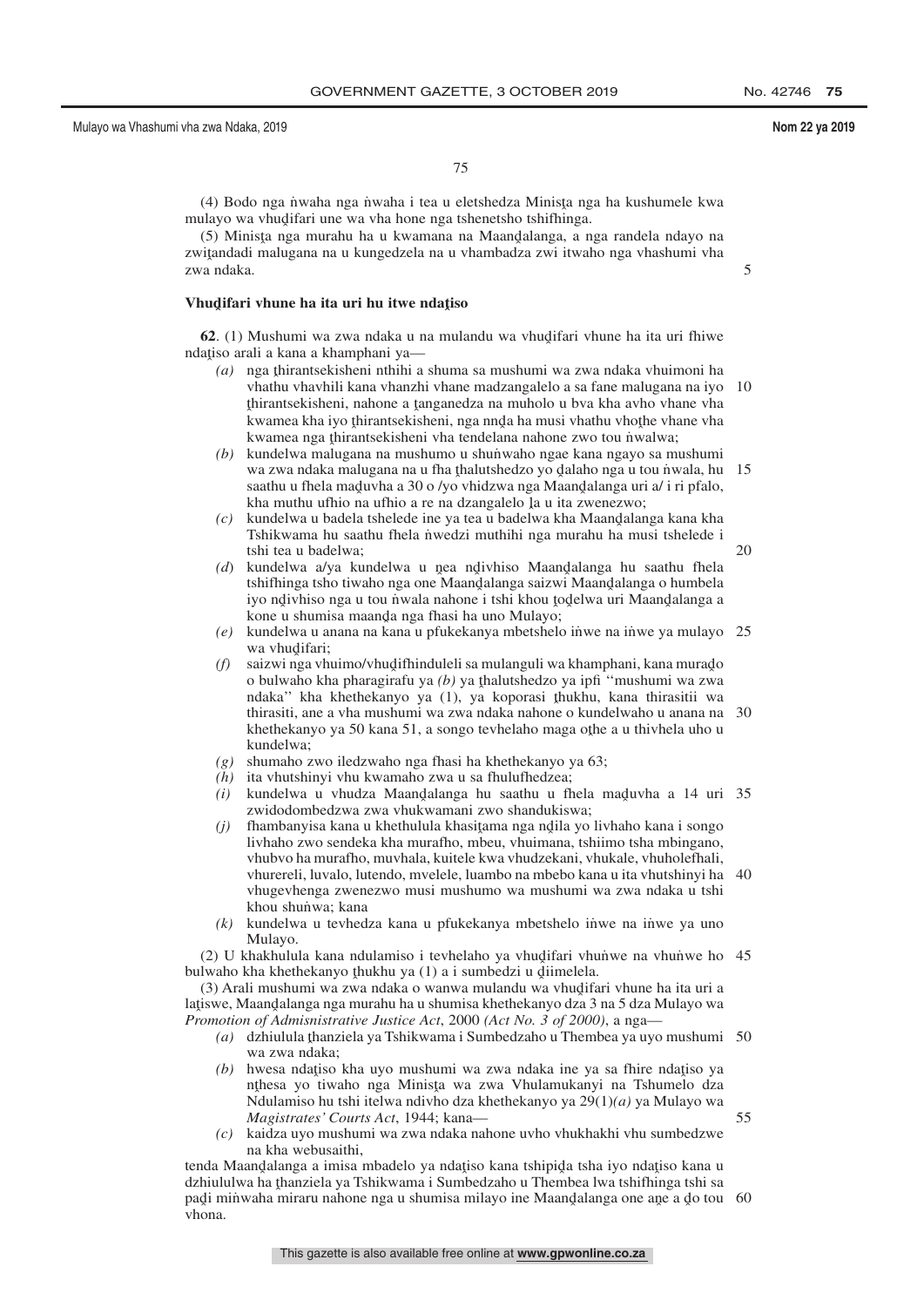(4) Bodo nga ṅwaha nga ṅwaha i tea u eletshedza Minisṱa nga ha kushumele kwa mulayo wa vhuḓifari une wa vha hone nga tshenetsho tshifhinga.

(5) Minisṱa nga murahu ha u kwamana na Maanḓalanga, a nga randela ndayo na zwiṱandadi malugana na u kungedzela na u vhambadza zwi itwaho nga vhashumi vha zwa ndaka.

### Vhuḓifari vhune ha ita uri hu itwe ndaṱiso

**62**. (1) Mushumi wa zwa ndaka u na mulandu wa vhuḓifari vhune ha ita uri fhiwe ndaṱiso arali a kana a khamphani ya—

*(a)* nga ṱhirantsekisheni nthihi a shuma sa mushumi wa zwa ndaka vhuimoni ha vhathu vhavhili kana vhanzhi vhane madzangalelo a sa fane malugana na iyo ṱhirantsekisheni, nahone a ṱanganedza na muholo u bva kha avho vhane vha kwamea kha iyo ṱhirantsekisheni, nga nnḓa ha musi vhathu vhoṱhe vhane vha kwamea nga ṱhirantsekisheni vha tendelana nahone zwo tou ṅwalwa;

*(b)* kundelwa malugana na mushumo u shuṅwaho ngae kana ngayo sa mushumi wa zwa ndaka malugana na u fha ṱhalutshedzo yo ḓalaho nga u tou ṅwala, hu saathu u fhela maḓuvha a 30 o /yo vhidzwa nga Maanḓalanga uri a/ i ri pfalo, kha muthu ufhio na ufhio a re na dzangalelo ḽa u ita zwenezwo;

*(c)* kundelwa u badela tshelede ine ya tea u badelwa kha Maanḓalanga kana kha Tshikwama hu saathu fhela ṅwedzi muthihi nga murahu ha musi tshelede i tshi tea u badelwa;

*(d)* kundelwa a/ya kundelwa u ṋea nḓivhiso Maanḓalanga hu saathu fhela tshifhinga tsho tiwaho nga one Maanḓalanga saizwi Maanḓalanga o humbela iyo nḓivhiso nga u tou ṅwala nahone i tshi khou ṭoḓelwa uri Maanḓalanga a kone u shumisa maanḓa nga fhasi ha uno Mulayo;

*(e)* kundelwa u anana na kana u pfukekanya mbetshelo iṅwe na iṅwe ya mulayo wa vhuḓifari;

*(f)* saizwi nga vhuimo/vhuḓifhinduleli sa mulanguli wa khamphani, kana murado o bulwaho kha pharagirafu ya *(b)* ya ṱhalutshedzo ya ipfi ''mushumi wa zwa ndaka'' kha khethekanyo ya (1), ya koporasi ṱhukhu, kana thirasitii wa thirasiti, ane a vha mushumi wa zwa ndaka nahone o kundelwaho u anana na khethekanyo ya 50 kana 51, a songo tevhelaho maga oṱhe a u thivhela uho u kundelwa;

*(g)* shumaho zwo iledzwaho nga fhasi ha khethekanyo ya 63;

*(h)* ita vhutshinyi vhu kwamaho zwa u sa fhulufhedzea;

*(i)* kundelwa u vhudza Maanḓalanga hu saathu u fhela maḓuvha a 14 uri zwidodombedzwa zwa vhukwamani zwo shandukiswa;

*(j)* fhambanyisa kana u khethulula khasiṱama nga nḓila yo livhaho kana i songo livhaho zwo sendeka kha murafho, mbeu, vhuimana, tshiimo tsha mbingano, vhubvo ha murafho, muvhala, kuitele kwa vhudzekani, vhukale, vhuholefhali, vhurereli, luvalo, lutendo, mvelele, luambo na mbebo kana u ita vhutshinyi ha vhugevhenga zwenezwo musi mushumo wa mushumi wa zwa ndaka u tshi khou shuṅwa; kana

*(k)* kundelwa u tevhedza kana u pfukekanya mbetshelo iṅwe na iṅwe ya uno Mulayo.

(2) U khakhulula kana ndulamiso i tevhelaho ya vhuḓifari vhuṅwe na vhuṅwe ho bulwaho kha khethekanyo ṱhukhu ya (1) a i sumbedzi u ḓiimelela.

(3) Arali mushumi wa zwa ndaka o wanwa mulandu wa vhuḓifari vhune ha ita uri a laṱiswe, Maanḓalanga nga murahu ha u shumisa khethekanyo dza 3 na 5 dza Mulayo wa *Promotion of Admsinistrative Justice Act*, 2000 *(Act No. 3 of 2000)*, a nga—

*(a)* dzhiulula ṱhanziela ya Tshikwama i Sumbedzaho u Thembea ya uyo mushumi wa zwa ndaka;

*(b)* hwesa ndaṱiso kha uyo mushumi wa zwa ndaka ine ya sa fhire ndaṱiso ya nṱhesa yo tiwaho nga Minisṱa wa zwa Vhulamukanyi na Tshumelo dza Ndulamiso hu tshi itelwa ndivho dza khethekanyo ya 29(1)*(a)* ya Mulayo wa *Magistrates' Courts Act*, 1944; kana—

*(c)* kaidza uyo mushumi wa zwa ndaka nahone uvho vhukhakhi vhu sumbedzwe na kha webusaithi,

tenda Maanḓalanga a imisa mbadelo ya ndaṱiso kana tshipiḓa tsha iyo ndaṱiso kana u dzhiululwa ha ṱhanziela ya Tshikwama i Sumbedzaho u Thembea lwa tshifhinga tshi sa paḓi miṅwaha miraru nahone nga u shumisa milayo ine Maanḓalanga one aṋe a ḓo tou vhona.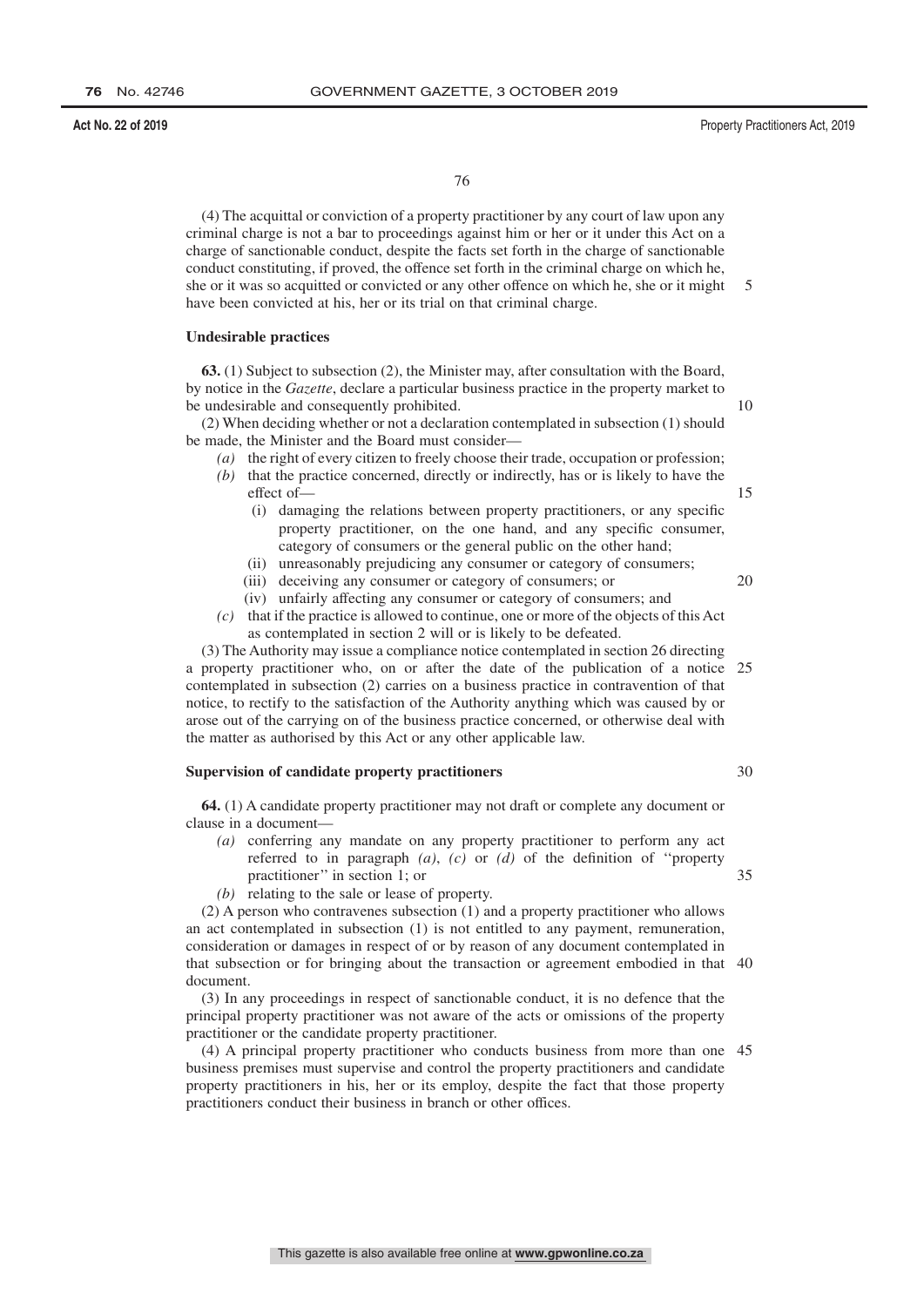(4) The acquittal or conviction of a property practitioner by any court of law upon any criminal charge is not a bar to proceedings against him or her or it under this Act on a charge of sanctionable conduct, despite the facts set forth in the charge of sanctionable conduct constituting, if proved, the offence set forth in the criminal charge on which he, she or it was so acquitted or convicted or any other offence on which he, she or it might have been convicted at his, her or its trial on that criminal charge.

**Undesirable practices**

**63.** (1) Subject to subsection (2), the Minister may, after consultation with the Board, by notice in the *Gazette*, declare a particular business practice in the property market to be undesirable and consequently prohibited.

(2) When deciding whether or not a declaration contemplated in subsection (1) should be made, the Minister and the Board must consider—

- *(a)* the right of every citizen to freely choose their trade, occupation or profession;
- *(b)* that the practice concerned, directly or indirectly, has or is likely to have the effect of—
  - (i) damaging the relations between property practitioners, or any specific property practitioner, on the one hand, and any specific consumer, category of consumers or the general public on the other hand;
  - (ii) unreasonably prejudicing any consumer or category of consumers;
  - (iii) deceiving any consumer or category of consumers; or
  - (iv) unfairly affecting any consumer or category of consumers; and
- *(c)* that if the practice is allowed to continue, one or more of the objects of this Act as contemplated in section 2 will or is likely to be defeated.

(3) The Authority may issue a compliance notice contemplated in section 26 directing a property practitioner who, on or after the date of the publication of a notice contemplated in subsection (2) carries on a business practice in contravention of that notice, to rectify to the satisfaction of the Authority anything which was caused by or arose out of the carrying on of the business practice concerned, or otherwise deal with the matter as authorised by this Act or any other applicable law.

**Supervision of candidate property practitioners**

**64.** (1) A candidate property practitioner may not draft or complete any document or clause in a document—

- *(a)* conferring any mandate on any property practitioner to perform any act referred to in paragraph *(a)*, *(c)* or *(d)* of the definition of ''property practitioner'' in section 1; or
- *(b)* relating to the sale or lease of property.

(2) A person who contravenes subsection (1) and a property practitioner who allows an act contemplated in subsection (1) is not entitled to any payment, remuneration, consideration or damages in respect of or by reason of any document contemplated in that subsection or for bringing about the transaction or agreement embodied in that document.

(3) In any proceedings in respect of sanctionable conduct, it is no defence that the principal property practitioner was not aware of the acts or omissions of the property practitioner or the candidate property practitioner.

(4) A principal property practitioner who conducts business from more than one business premises must supervise and control the property practitioners and candidate property practitioners in his, her or its employ, despite the fact that those property practitioners conduct their business in branch or other offices.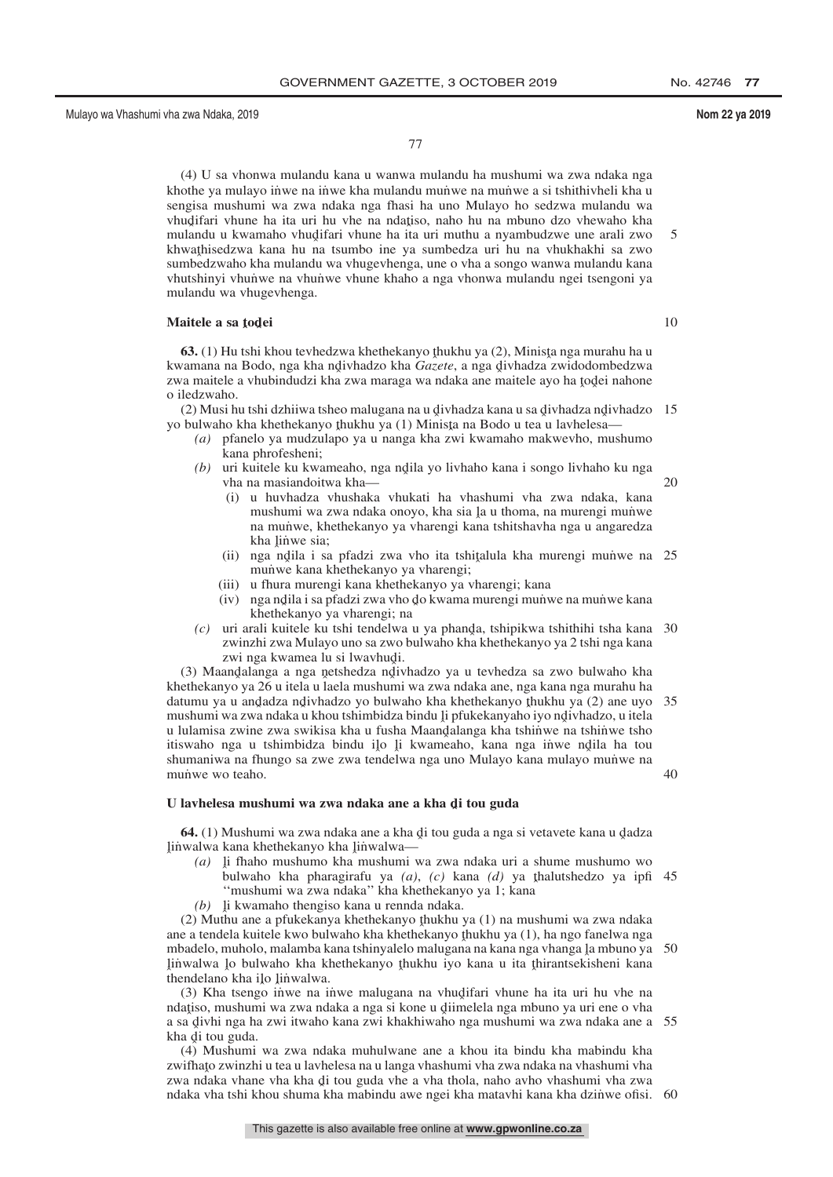(4) U sa vhonwa mulandu kana u wanwa mulandu ha mushumi wa zwa ndaka nga khothe ya mulayo iṅwe na iṅwe kha mulandu muṅwe na muṅwe a si tshithivheli kha u sengisa mushumi wa zwa ndaka nga fhasi ha uno Mulayo ho sedzwa mulandu wa vhuḓifari vhune ha ita uri hu vhe na ndaṱiso, naho hu na mbuno dzo vhewaho kha mulandu u kwamaho vhuḓifari vhune ha ita uri muthu a nyambudzwe une arali zwo khwaṱhisedzwa kana hu na tsumbo ine ya sumbedza uri hu na vhukhakhi sa zwo sumbedzwaho kha mulandu wa vhugevhenga, une o vha a songo wanwa mulandu kana vhutshinyi vhuṅwe na vhuṅwe vhune khaho a nga vhonwa mulandu ngei tsengoni ya mulandu wa vhugevhenga.

**Maitele a sa ṱoḓei**

**63.** (1) Hu tshi khou tevhedzwa khethekanyo ṱhukhu ya (2), Minisṱa nga murahu ha u kwamana na Bodo, nga kha nḓivhadzo kha *Gazete*, a nga ḓivhadza zwidodombedzwa zwa maitele a vhubindudzi kha zwa maraga wa ndaka ane maitele ayo ha ṱoḓei nahone o iledzwaho.

(2) Musi hu tshi dzhiiwa tsheo malugana na u ḓivhadza kana u sa ḓivhadza nḓivhadzo yo bulwaho kha khethekanyo ṱhukhu ya (1) Minisṱa na Bodo u tea u lavhelesa—

*(a)* pfanelo ya mudzulapo ya u nanga kha zwi kwamaho makwevho, mushumo kana phrofesheni;

*(b)* uri kuitele ku kwameaho, nga nḓila yo livhaho kana i songo livhaho ku nga vha na masiandoitwa kha—

(i) u huvhadza vhushaka vhukati ha vhashumi vha zwa ndaka, kana mushumi wa zwa ndaka onoyo, kha sia ḽa u thoma, na murengi muṅwe na muṅwe, khethekanyo ya vharengi kana tshitshavha nga u angaredza kha ḽiṅwe sia;

(ii) nga nḓila i sa pfadzi zwa vho ita tshiṱalula kha murengi muṅwe na muṅwe kana khethekanyo ya vharengi;

(iii) u fhura murengi kana khethekanyo ya vharengi; kana

(iv) nga nḓila i sa pfadzi zwa vho ḓo kwama murengi muṅwe na muṅwe kana khethekanyo ya vharengi; na

*(c)* uri arali kuitele ku tshi tendelwa u ya phanḓa, tshipikwa tshithihi tsha kana zwinzhi zwa Mulayo uno sa zwo bulwaho kha khethekanyo ya 2 tshi nga kana zwi nga kwamea lu si lwavhuḓi.

(3) Maanḓalanga a nga ṋetshedza nḓivhadzo ya u tevhedza sa zwo bulwaho kha khethekanyo ya 26 u itela u laela mushumi wa zwa ndaka ane, nga kana nga murahu ha datumu ya u anḓadza nḓivhadzo yo bulwaho kha khethekanyo ṱhukhu ya (2) ane uyo mushumi wa zwa ndaka u khou tshimbidza bindu ḽi pfukekanyaho iyo nḓivhadzo, u itela u lulamisa zwine zwa swikisa kha u fusha Maanḓalanga kha tshiṅwe na tshiṅwe tsho itiswaho nga u tshimbidza bindu iḽo ḽi kwameaho, kana nga iṅwe nḓila ha tou shumaniwa na fhungo sa zwe zwa tendelwa nga uno Mulayo kana mulayo muṅwe na muṅwe wo teaho.

**U lavhelesa mushumi wa zwa ndaka ane a kha ḓi tou guda**

**64.** (1) Mushumi wa zwa ndaka ane a kha ḓi tou guda a nga si vetavete kana u ḓadza ḽiṅwalwa kana khethekanyo kha ḽiṅwalwa—

*(a)* ḽi fhaho mushumo kha mushumi wa zwa ndaka uri a shume mushumo wo bulwaho kha pharagirafu ya *(a)*, *(c)* kana *(d)* ya ṱhalutshedzo ya ipfi "mushumi wa zwa ndaka" kha khethekanyo ya 1; kana

*(b)* ḽi kwamaho thengiso kana u rennda ndaka.

(2) Muthu ane a pfukekanya khethekanyo ṱhukhu ya (1) na mushumi wa zwa ndaka ane a tendela kuitele kwo bulwaho kha khethekanyo ṱhukhu ya (1), ha ngo fanelwa nga mbadelo, muholo, malamba kana tshinyalelo malugana na kana nga vhanga ḽa mbuno ya ḽiṅwalwa ḽo bulwaho kha khethekanyo ṱhukhu iyo kana u ita ṱhirantsekisheni kana thendelano kha iḽo ḽiṅwalwa.

(3) Kha tsengo iṅwe na iṅwe malugana na vhuḓifari vhune ha ita uri hu vhe na ndaṱiso, mushumi wa zwa ndaka a nga si kone u ḓiimelela nga mbuno ya uri ene o vha a sa ḓivhi nga ha zwi itwaho kana zwi khakhiwaho nga mushumi wa zwa ndaka ane a kha ḓi tou guda.

(4) Mushumi wa zwa ndaka muhulwane ane a khou ita bindu kha mabindu kha zwifhaṱo zwinzhi u tea u lavhelesa na u langa vhashumi vha zwa ndaka na vhashumi vha zwa ndaka vhane vha kha ḓi tou guda vhe a vha thola, naho avho vhashumi vha zwa ndaka vha tshi khou shuma kha mabindu awe ngei kha matavhi kana kha dziṅwe ofisi.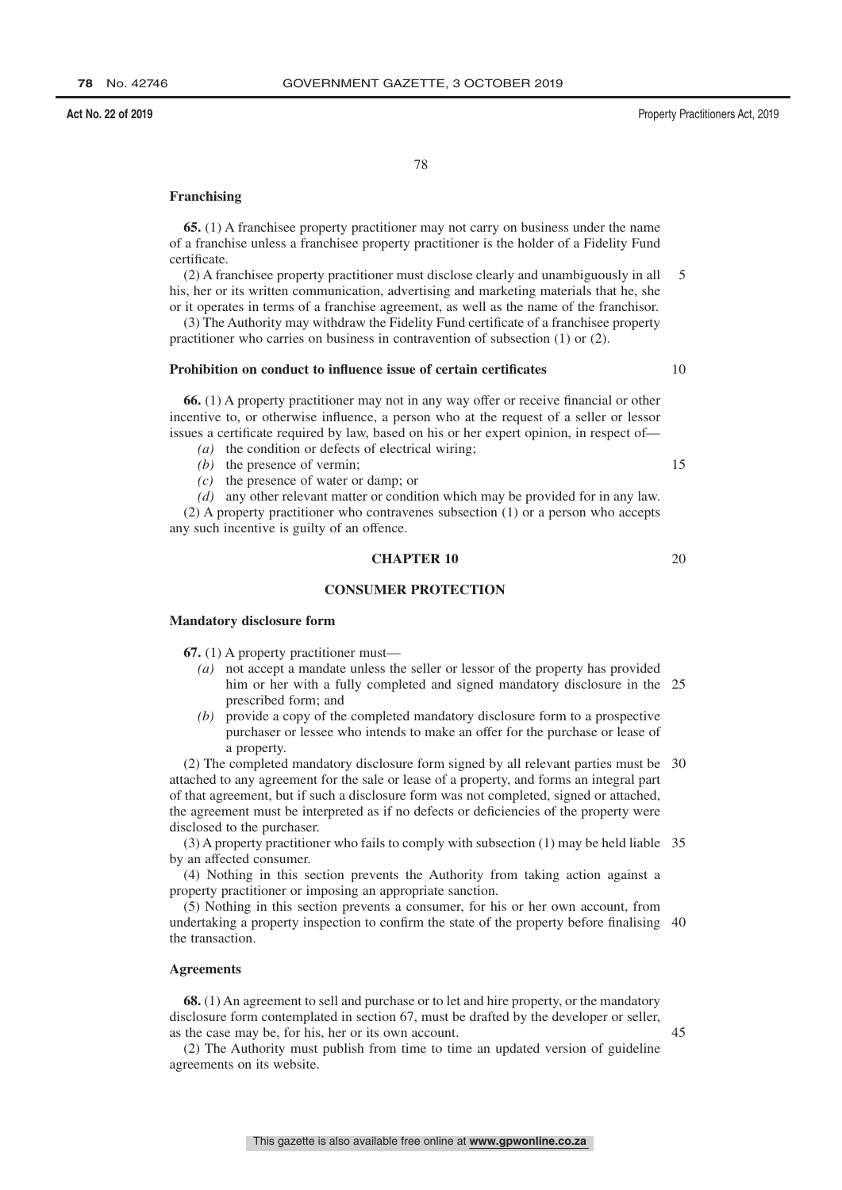### Franchising

**65.** (1) A franchisee property practitioner may not carry on business under the name of a franchise unless a franchisee property practitioner is the holder of a Fidelity Fund certificate.

(2) A franchisee property practitioner must disclose clearly and unambiguously in all his, her or its written communication, advertising and marketing materials that he, she or it operates in terms of a franchise agreement, as well as the name of the franchisor.

(3) The Authority may withdraw the Fidelity Fund certificate of a franchisee property practitioner who carries on business in contravention of subsection (1) or (2).

### Prohibition on conduct to influence issue of certain certificates

**66.** (1) A property practitioner may not in any way offer or receive financial or other incentive to, or otherwise influence, a person who at the request of a seller or lessor issues a certificate required by law, based on his or her expert opinion, in respect of—

*(a)* the condition or defects of electrical wiring;

*(b)* the presence of vermin;

*(c)* the presence of water or damp; or

*(d)* any other relevant matter or condition which may be provided for in any law.

(2) A property practitioner who contravenes subsection (1) or a person who accepts any such incentive is guilty of an offence.

## CHAPTER 10

## CONSUMER PROTECTION

### Mandatory disclosure form

**67.** (1) A property practitioner must—

*(a)* not accept a mandate unless the seller or lessor of the property has provided him or her with a fully completed and signed mandatory disclosure in the prescribed form; and

*(b)* provide a copy of the completed mandatory disclosure form to a prospective purchaser or lessee who intends to make an offer for the purchase or lease of a property.

(2) The completed mandatory disclosure form signed by all relevant parties must be attached to any agreement for the sale or lease of a property, and forms an integral part of that agreement, but if such a disclosure form was not completed, signed or attached, the agreement must be interpreted as if no defects or deficiencies of the property were disclosed to the purchaser.

(3) A property practitioner who fails to comply with subsection (1) may be held liable by an affected consumer.

(4) Nothing in this section prevents the Authority from taking action against a property practitioner or imposing an appropriate sanction.

(5) Nothing in this section prevents a consumer, for his or her own account, from undertaking a property inspection to confirm the state of the property before finalising the transaction.

### Agreements

**68.** (1) An agreement to sell and purchase or to let and hire property, or the mandatory disclosure form contemplated in section 67, must be drafted by the developer or seller, as the case may be, for his, her or its own account.

(2) The Authority must publish from time to time an updated version of guideline agreements on its website.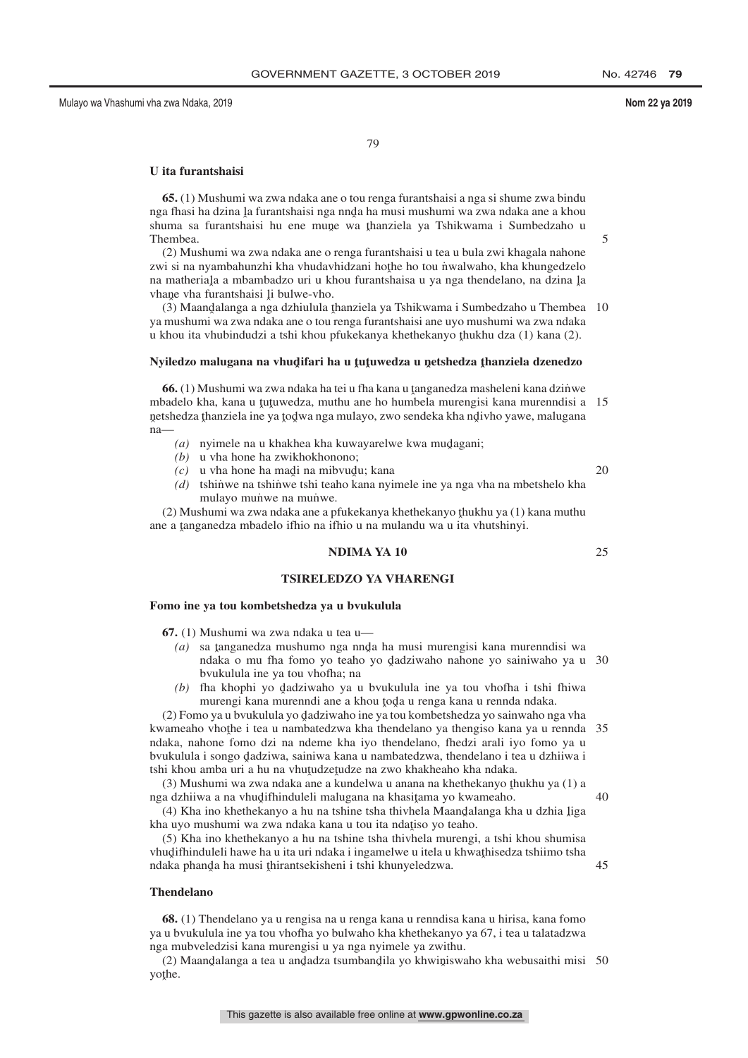**U ita furantshaisi**

**65.** (1) Mushumi wa zwa ndaka ane o tou renga furantshaisi a nga si shume zwa bindu nga fhasi ha dzina ḽa furantshaisi nga nnḓa ha musi mushumi wa zwa ndaka ane a khou shuma sa furantshaisi hu ene muṋe wa ṱhanziela ya Tshikwama i Sumbedzaho u Thembea.

(2) Mushumi wa zwa ndaka ane o renga furantshaisi u tea u bula zwi khagala nahone zwi si na nyambahunzhi kha vhudavhidzani hoṱhe ho tou ṅwalwaho, kha khungedzelo na matheriaḽa a mbambadzo uri u khou furantshaisa u ya nga thendelano, na dzina ḽa vhaṋe vha furantshaisi ḽi bulwe-vho.

(3) Maanḓalanga a nga dzhiulula ṱhanziela ya Tshikwama i Sumbedzaho u Thembea ya mushumi wa zwa ndaka ane o tou renga furantshaisi ane uyo mushumi wa zwa ndaka u khou ita vhubindudzi a tshi khou pfukekanya khethekanyo ṱhukhu dza (1) kana (2).

**Nyiledzo malugana na vhuḓifari ha u ṱuṱuwedza u ṋetshedza ṱhanziela dzenedzo**

**66.** (1) Mushumi wa zwa ndaka ha tei u fha kana u ṱanganedza masheleni kana dziṅwe mbadelo kha, kana u ṱuṱuwedza, muthu ane ho humbela murengisi kana murenndisi a ṋetshedza ṱhanziela ine ya ṱoḓwa nga mulayo, zwo sendeka kha nḓivho yawe, malugana na—

*(a)* nyimele na u khakhea kha kuwayarelwe kwa muḓagani;

*(b)* u vha hone ha zwikhokhonono;

*(c)* u vha hone ha maḓi na mibvuḓu; kana

*(d)* tshiṅwe na tshiṅwe tshi teaho kana nyimele ine ya nga vha na mbetshelo kha mulayo muṅwe na muṅwe.

(2) Mushumi wa zwa ndaka ane a pfukekanya khethekanyo ṱhukhu ya (1) kana muthu ane a ṱanganedza mbadelo ifhio na ifhio u na mulandu wa u ita vhutshinyi.

## NDIMA YA 10

## TSIRELEDZO YA VHARENGI

**Fomo ine ya tou kombetshedza ya u bvukulula**

**67.** (1) Mushumi wa zwa ndaka u tea u—

*(a)* sa ṱanganedza mushumo nga nnḓa ha musi murengisi kana murenndisi wa ndaka o mu fha fomo yo teaho yo ḓadziwaho nahone yo sainiwaho ya u bvukulula ine ya tou vhofha; na

*(b)* fha khophi yo ḓadziwaho ya u bvukulula ine ya tou vhofha i tshi fhiwa murengi kana murenndi ane a khou ṱoḓa u renga kana u rennda ndaka.

(2) Fomo ya u bvukulula yo ḓadziwaho ine ya tou kombetshedza yo sainwaho nga vha kwameaho vhoṱhe i tea u nambatedzwa kha thendelano ya thengiso kana ya u rennda ndaka, nahone fomo dzi na ndeme kha iyo thendelano, fhedzi arali iyo fomo ya u bvukulula i songo ḓadziwa, sainiwa kana u nambatedzwa, thendelano i tea u dzhiiwa i tshi khou amba uri a hu na vhuṱudzeṱudze na zwo khakheaho kha ndaka.

(3) Mushumi wa zwa ndaka ane a kundelwa u anana na khethekanyo ṱhukhu ya (1) a nga dzhiiwa a na vhuḓifhinduleli malugana na khasiṱama yo kwameaho.

(4) Kha ino khethekanyo a hu na tshine tsha thivhela Maanḓalanga kha u dzhia ḽiga kha uyo mushumi wa zwa ndaka kana u tou ita ndaṱiso yo teaho.

(5) Kha ino khethekanyo a hu na tshine tsha thivhela murengi, a tshi khou shumisa vhuḓifhinduleli hawe ha u ita uri ndaka i ingamelwe u itela u khwaṱhisedza tshiimo tsha ndaka phanḓa ha musi ṱhirantsekisheni i tshi khunyeledzwa.

**Thendelano**

**68.** (1) Thendelano ya u rengisa na u renga kana u renndisa kana u hirisa, kana fomo ya u bvukulula ine ya tou vhofha yo bulwaho kha khethekanyo ya 67, i tea u talatadzwa nga mubveledzisi kana murengisi u ya nga nyimele ya zwithu.

(2) Maanḓalanga a tea u anḓadza tsumbanḓila yo khwiṋiswaho kha webusaithi misi yoṱhe.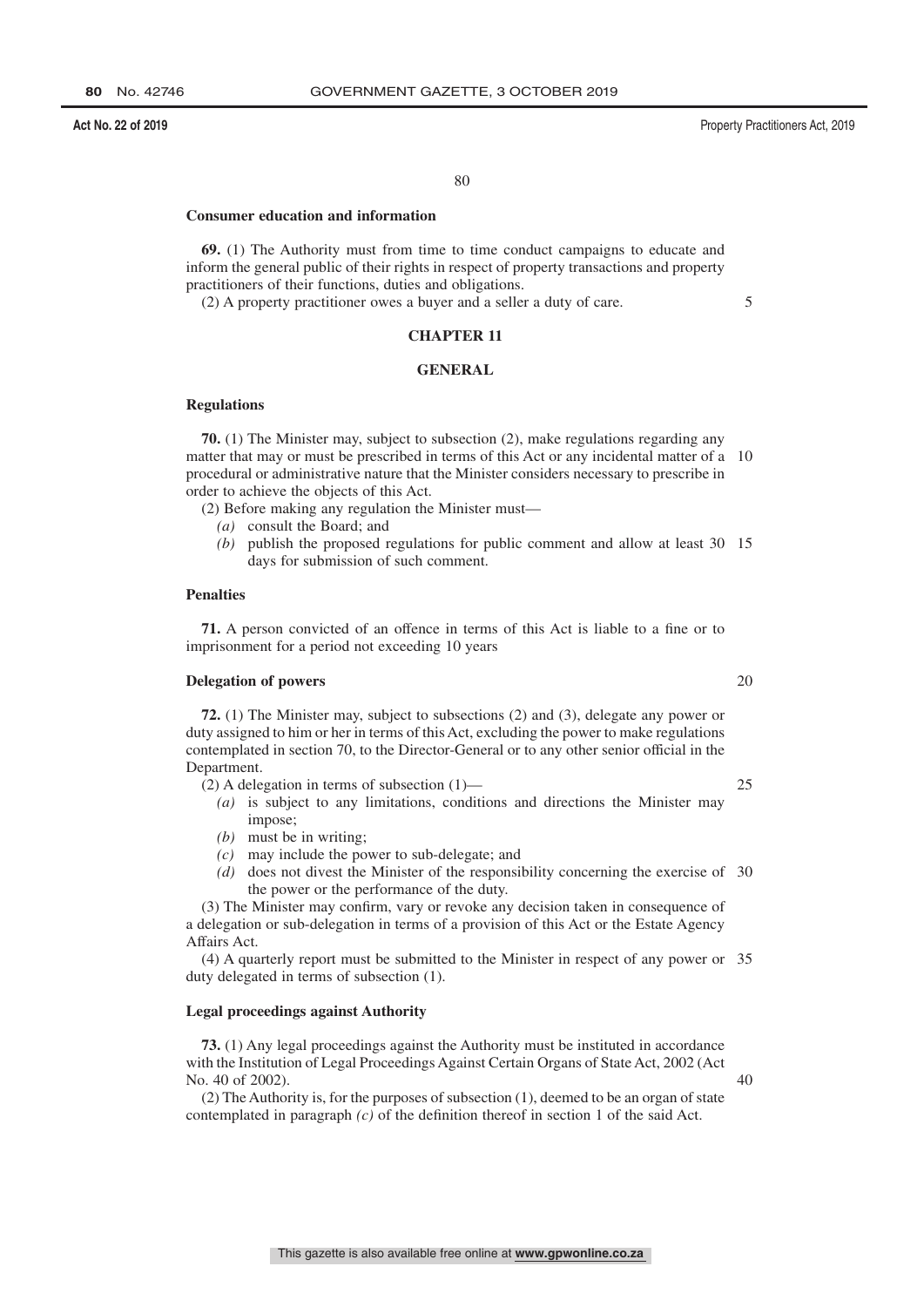### Consumer education and information

**69.** (1) The Authority must from time to time conduct campaigns to educate and inform the general public of their rights in respect of property transactions and property practitioners of their functions, duties and obligations.

(2) A property practitioner owes a buyer and a seller a duty of care.

## CHAPTER 11

## GENERAL

### Regulations

**70.** (1) The Minister may, subject to subsection (2), make regulations regarding any matter that may or must be prescribed in terms of this Act or any incidental matter of a procedural or administrative nature that the Minister considers necessary to prescribe in order to achieve the objects of this Act.

(2) Before making any regulation the Minister must—

*(a)* consult the Board; and

*(b)* publish the proposed regulations for public comment and allow at least 30 days for submission of such comment.

### Penalties

**71.** A person convicted of an offence in terms of this Act is liable to a fine or to imprisonment for a period not exceeding 10 years

### Delegation of powers

**72.** (1) The Minister may, subject to subsections (2) and (3), delegate any power or duty assigned to him or her in terms of this Act, excluding the power to make regulations contemplated in section 70, to the Director-General or to any other senior official in the Department.

(2) A delegation in terms of subsection (1)—

*(a)* is subject to any limitations, conditions and directions the Minister may impose;

*(b)* must be in writing;

*(c)* may include the power to sub-delegate; and

*(d)* does not divest the Minister of the responsibility concerning the exercise of the power or the performance of the duty.

(3) The Minister may confirm, vary or revoke any decision taken in consequence of a delegation or sub-delegation in terms of a provision of this Act or the Estate Agency Affairs Act.

(4) A quarterly report must be submitted to the Minister in respect of any power or duty delegated in terms of subsection (1).

### Legal proceedings against Authority

**73.** (1) Any legal proceedings against the Authority must be instituted in accordance with the Institution of Legal Proceedings Against Certain Organs of State Act, 2002 (Act No. 40 of 2002).

(2) The Authority is, for the purposes of subsection (1), deemed to be an organ of state contemplated in paragraph *(c)* of the definition thereof in section 1 of the said Act.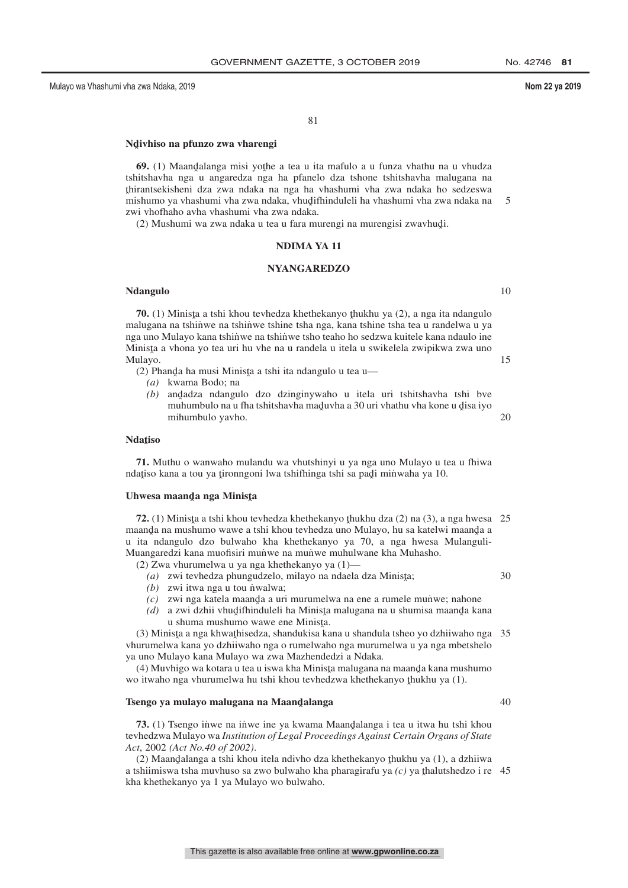**Nḓivhiso na pfunzo zwa vharengi**

**69.** (1) Maanḓalanga misi yoṭhe a tea u ita mafulo a u funza vhathu na u vhudza tshitshavha nga u angaredza nga ha pfanelo dza tshone tshitshavha malugana na ṭhirantsekisheni dza zwa ndaka na nga ha vhashumi vha zwa ndaka ho sedzeswa mishumo ya vhashumi vha zwa ndaka, vhuḓifhinduleli ha vhashumi vha zwa ndaka na zwi vhofhaho avha vhashumi vha zwa ndaka.

(2) Mushumi wa zwa ndaka u tea u fara murengi na murengisi zwavhuḓi.

## NDIMA YA 11

## NYANGAREDZO

**Ndangulo**

**70.** (1) Minisṭa a tshi khou tevhedza khethekanyo ṭhukhu ya (2), a nga ita ndangulo malugana na tshiṅwe na tshiṅwe tshine tsha nga, kana tshine tsha tea u randelwa u ya nga uno Mulayo kana tshiṅwe na tshiṅwe tsho teaho ho sedzwa kuitele kana ndaulo ine Minisṭa a vhona yo tea uri hu vhe na u randela u itela u swikelela zwipikwa zwa uno Mulayo.

(2) Phanḓa ha musi Minisṭa a tshi ita ndangulo u tea u—

*(a)* kwama Bodo; na

*(b)* anḓadza ndangulo dzo dzinginywaho u itela uri tshitshavha tshi bve muhumbulo na u fha tshitshavha maḓuvha a 30 uri vhathu vha kone u ḓisa iyo mihumbulo yavho.

**Ndaṭiso**

**71.** Muthu o wanwaho mulandu wa vhutshinyi u ya nga uno Mulayo u tea u fhiwa ndaṭiso kana a tou ya ṭironngoni lwa tshifhinga tshi sa paḓi miṅwaha ya 10.

**Uhwesa maanḓa nga Minisṭa**

**72.** (1) Minisṭa a tshi khou tevhedza khethekanyo ṭhukhu dza (2) na (3), a nga hwesa maanḓa na mushumo wawe a tshi khou tevhedza uno Mulayo, hu sa katelwi maanḓa a u ita ndangulo dzo bulwaho kha khethekanyo ya 70, a nga hwesa Mulanguli-Muangaredzi kana muofisiri muṅwe na muṅwe muhulwane kha Muhasho.

(2) Zwa vhurumelwa u ya nga khethekanyo ya (1)—

*(a)* zwi tevhedza phungudzelo, milayo na ndaela dza Minisṭa;

*(b)* zwi itwa nga u tou ṅwalwa;

*(c)* zwi nga katela maanḓa a uri murumelwa na ene a rumele muṅwe; nahone

*(d)* a zwi dzhii vhuḓifhinduleli ha Minisṭa malugana na u shumisa maanḓa kana u shuma mushumo wawe ene Minisṭa.

(3) Minisṭa a nga khwaṭhisedza, shandukisa kana u shandula tsheo yo dzhiiwaho nga vhurumelwa kana yo dzhiiwaho nga o rumelwaho nga murumelwa u ya nga mbetshelo ya uno Mulayo kana Mulayo wa zwa Mazhendedzi a Ndaka.

(4) Muvhigo wa kotara u tea u iswa kha Minisṭa malugana na maanḓa kana mushumo wo itwaho nga vhurumelwa hu tshi khou tevhedzwa khethekanyo ṭhukhu ya (1).

**Tsengo ya mulayo malugana na Maanḓalanga**

**73.** (1) Tsengo iṅwe na iṅwe ine ya kwama Maanḓalanga i tea u itwa hu tshi khou tevhedzwa Mulayo wa *Institution of Legal Proceedings Against Certain Organs of State Act*, 2002 *(Act No.40 of 2002)*.

(2) Maanḓalanga a tshi khou itela ndivho dza khethekanyo ṭhukhu ya (1), a dzhiiwa a tshiimiswa tsha muvhuso sa zwo bulwaho kha pharagirafu ya *(c)* ya ṭhalutshedzo i re kha khethekanyo ya 1 ya Mulayo wo bulwaho.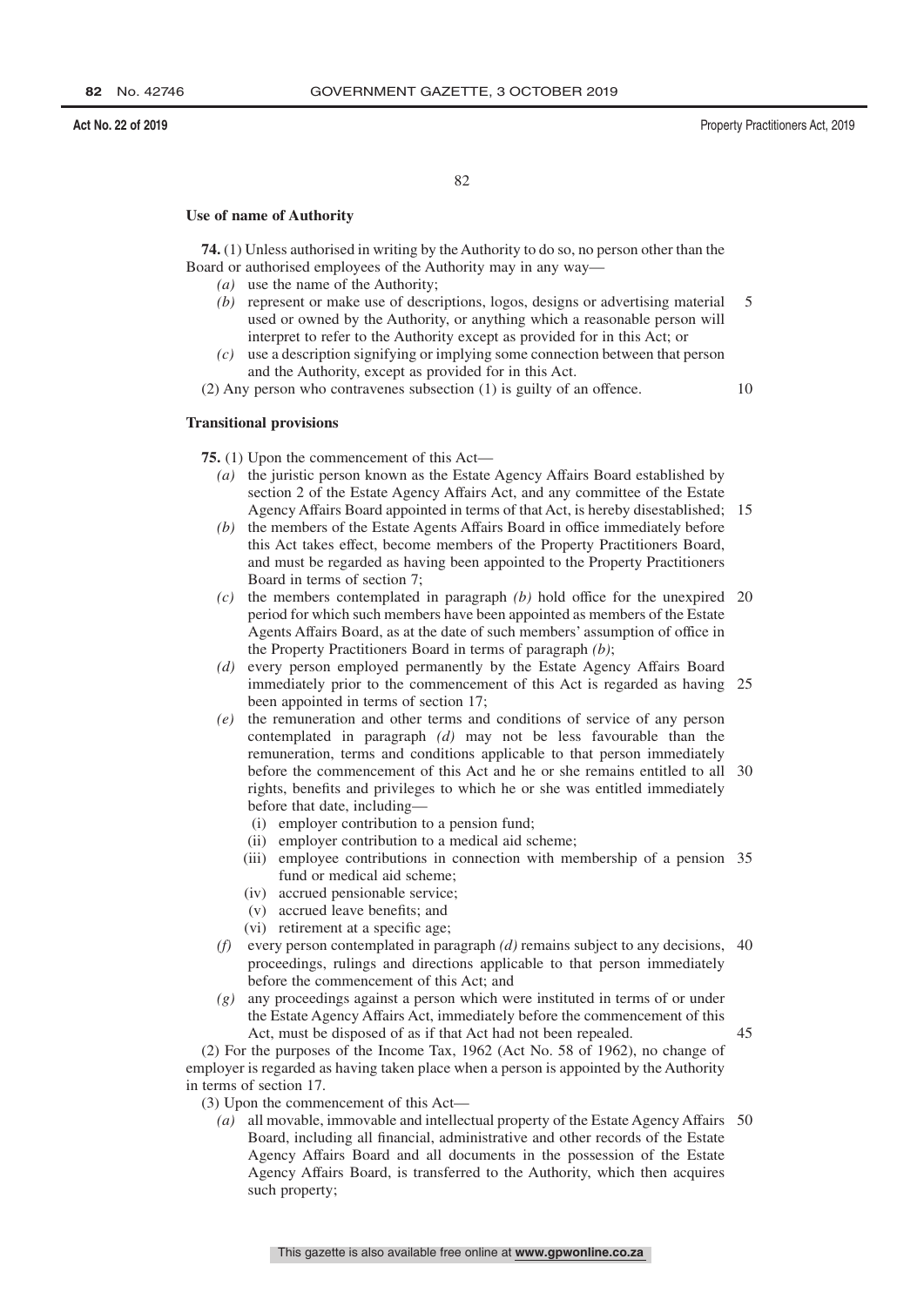**Use of name of Authority**

**74.** (1) Unless authorised in writing by the Authority to do so, no person other than the Board or authorised employees of the Authority may in any way—

*(a)* use the name of the Authority;

*(b)* represent or make use of descriptions, logos, designs or advertising material used or owned by the Authority, or anything which a reasonable person will interpret to refer to the Authority except as provided for in this Act; or

*(c)* use a description signifying or implying some connection between that person and the Authority, except as provided for in this Act.

(2) Any person who contravenes subsection (1) is guilty of an offence.

**Transitional provisions**

**75.** (1) Upon the commencement of this Act—

*(a)* the juristic person known as the Estate Agency Affairs Board established by section 2 of the Estate Agency Affairs Act, and any committee of the Estate Agency Affairs Board appointed in terms of that Act, is hereby disestablished;

*(b)* the members of the Estate Agents Affairs Board in office immediately before this Act takes effect, become members of the Property Practitioners Board, and must be regarded as having been appointed to the Property Practitioners Board in terms of section 7;

*(c)* the members contemplated in paragraph *(b)* hold office for the unexpired period for which such members have been appointed as members of the Estate Agents Affairs Board, as at the date of such members' assumption of office in the Property Practitioners Board in terms of paragraph *(b)*;

*(d)* every person employed permanently by the Estate Agency Affairs Board immediately prior to the commencement of this Act is regarded as having been appointed in terms of section 17;

*(e)* the remuneration and other terms and conditions of service of any person contemplated in paragraph *(d)* may not be less favourable than the remuneration, terms and conditions applicable to that person immediately before the commencement of this Act and he or she remains entitled to all rights, benefits and privileges to which he or she was entitled immediately before that date, including—

(i) employer contribution to a pension fund;

(ii) employer contribution to a medical aid scheme;

(iii) employee contributions in connection with membership of a pension fund or medical aid scheme;

(iv) accrued pensionable service;

(v) accrued leave benefits; and

(vi) retirement at a specific age;

*(f)* every person contemplated in paragraph *(d)* remains subject to any decisions, proceedings, rulings and directions applicable to that person immediately before the commencement of this Act; and

*(g)* any proceedings against a person which were instituted in terms of or under the Estate Agency Affairs Act, immediately before the commencement of this Act, must be disposed of as if that Act had not been repealed.

(2) For the purposes of the Income Tax, 1962 (Act No. 58 of 1962), no change of employer is regarded as having taken place when a person is appointed by the Authority in terms of section 17.

(3) Upon the commencement of this Act—

*(a)* all movable, immovable and intellectual property of the Estate Agency Affairs Board, including all financial, administrative and other records of the Estate Agency Affairs Board and all documents in the possession of the Estate Agency Affairs Board, is transferred to the Authority, which then acquires such property;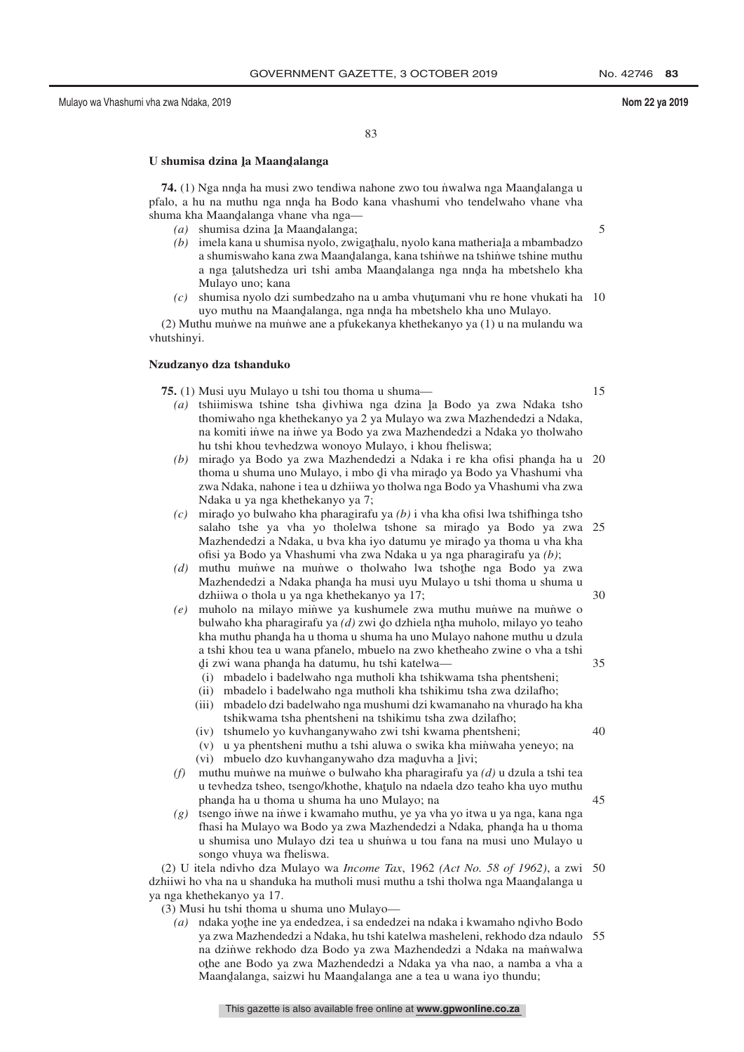**U shumisa dzina ḽa Maanḓalanga**

**74.** (1) Nga nnḓa ha musi zwo tendiwa nahone zwo tou ṅwalwa nga Maanḓalanga u pfalo, a hu na muthu nga nnḓa ha Bodo kana vhashumi vho tendelwaho vhane vha shuma kha Maanḓalanga vhane vha nga—

*(a)* shumisa dzina ḽa Maanḓalanga;

*(b)* imela kana u shumisa nyolo, zwigaṭhalu, nyolo kana matheriaḽa a mbambadzo a shumiswaho kana zwa Maanḓalanga, kana tshiṅwe na tshiṅwe tshine muthu a nga ṱalutshedza uri tshi amba Maanḓalanga nga nnḓa ha mbetshelo kha Mulayo uno; kana

*(c)* shumisa nyolo dzi sumbedzaho na u amba vhuṭumani vhu re hone vhukati ha uyo muthu na Maanḓalanga, nga nnḓa ha mbetshelo kha uno Mulayo.

(2) Muthu muṅwe na muṅwe ane a pfukekanya khethekanyo ya (1) u na mulandu wa vhutshinyi.

**Nzudzanyo dza tshanduko**

**75.** (1) Musi uyu Mulayo u tshi tou thoma u shuma—

*(a)* tshiimiswa tshine tsha ḓivhiwa nga dzina ḽa Bodo ya zwa Ndaka tsho thomiwaho nga khethekanyo ya 2 ya Mulayo wa zwa Mazhendedzi a Ndaka, na komiti iṅwe na iṅwe ya Bodo ya zwa Mazhendedzi a Ndaka yo tholwaho hu tshi khou tevhedzwa wonoyo Mulayo, i khou fheliswa;

*(b)* miraḓo ya Bodo ya zwa Mazhendedzi a Ndaka i re kha ofisi phanḓa ha u thoma u shuma uno Mulayo, i mbo ḓi vha miraḓo ya Bodo ya Vhashumi vha zwa Ndaka, nahone i tea u dzhiiwa yo tholwa nga Bodo ya Vhashumi vha zwa Ndaka u ya nga khethekanyo ya 7;

*(c)* miraḓo yo bulwaho kha pharagirafu ya *(b)* i vha kha ofisi lwa tshifhinga tsho salaho tshe ya vha yo tholelwa tshone sa miraḓo ya Bodo ya zwa Mazhendedzi a Ndaka, u bva kha iyo datumu ye miraḓo ya thoma u vha kha ofisi ya Bodo ya Vhashumi vha zwa Ndaka u ya nga pharagirafu ya *(b)*;

*(d)* muthu muṅwe na muṅwe o tholwaho lwa tshoṭhe nga Bodo ya zwa Mazhendedzi a Ndaka phanḓa ha musi uyu Mulayo u tshi thoma u shuma u dzhiiwa o thola u ya nga khethekanyo ya 17;

*(e)* muholo na milayo miṅwe ya kushumele zwa muthu muṅwe na muṅwe o bulwaho kha pharagirafu ya *(d)* zwi ḓo dzhiela nṱha muholo, milayo yo teaho kha muthu phanḓa ha u thoma u shuma ha uno Mulayo nahone muthu u dzula a tshi khou tea u wana pfanelo, mbuelo na zwo khetheaho zwine o vha a tshi ḓi zwi wana phanḓa ha datumu, hu tshi katelwa—

(i) mbadelo i badelwaho nga mutholi kha tshikwama tsha phentsheni;

(ii) mbadelo i badelwaho nga mutholi kha tshikimu tsha zwa dzilafho;

(iii) mbadelo dzi badelwaho nga mushumi dzi kwamanaho na vhuraḓo ha kha tshikwama tsha phentsheni na tshikimu tsha zwa dzilafho;

(iv) tshumelo yo kuvhanganywaho zwi tshi kwama phentsheni;

(v) u ya phentsheni muthu a tshi aluwa o swika kha miṅwaha yeneyo; na

(vi) mbuelo dzo kuvhanganywaho dza maḓuvha a ḽivi;

*(f)* muthu muṅwe na muṅwe o bulwaho kha pharagirafu ya *(d)* u dzula a tshi tea u tevhedza tsheo, tsengo/khothe, khaṭulo na ndaela dzo teaho kha uyo muthu phanḓa ha u thoma u shuma ha uno Mulayo; na

*(g)* tsengo iṅwe na iṅwe i kwamaho muthu, ye ya vha yo itwa u ya nga, kana nga fhasi ha Mulayo wa Bodo ya zwa Mazhendedzi a Ndaka*,* phanḓa ha u thoma u shumisa uno Mulayo dzi tea u shuṅwa u tou fana na musi uno Mulayo u songo vhuya wa fheliswa.

(2) U itela ndivho dza Mulayo wa *Income Tax*, 1962 *(Act No. 58 of 1962)*, a zwi dzhiiwi ho vha na u shanduka ha mutholi musi muthu a tshi tholwa nga Maanḓalanga u ya nga khethekanyo ya 17.

(3) Musi hu tshi thoma u shuma uno Mulayo—

*(a)* ndaka yoṭhe ine ya endedzea, i sa endedzei na ndaka i kwamaho nḓivho Bodo ya zwa Mazhendedzi a Ndaka, hu tshi katelwa masheleni, rekhodo dza ndaulo na dziṅwe rekhodo dza Bodo ya zwa Mazhendedzi a Ndaka na maṅwalwa oṭhe ane Bodo ya zwa Mazhendedzi a Ndaka ya vha nao, a namba a vha a Maanḓalanga, saizwi hu Maanḓalanga ane a tea u wana iyo thundu;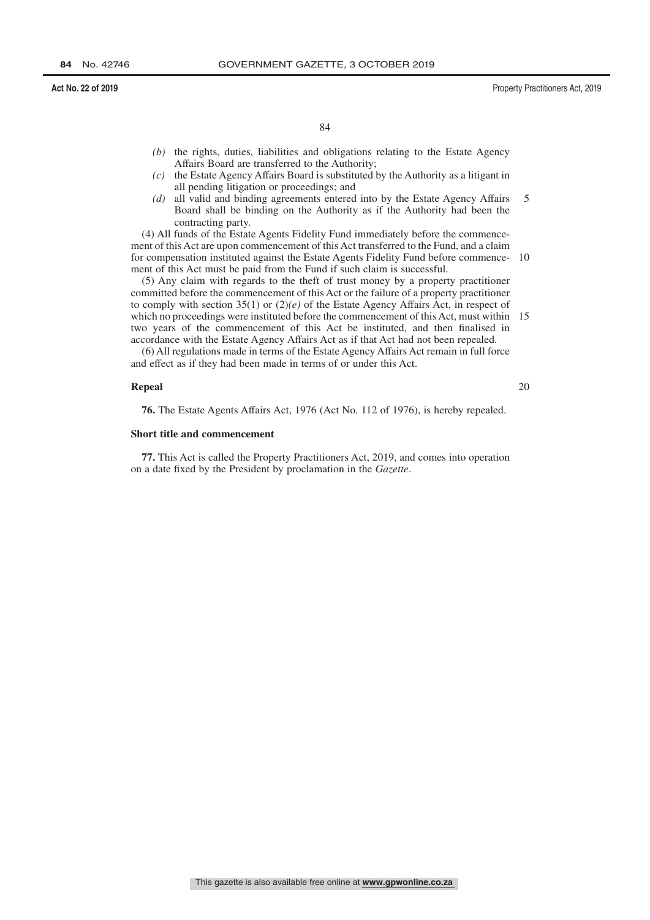*(b)* the rights, duties, liabilities and obligations relating to the Estate Agency Affairs Board are transferred to the Authority;

*(c)* the Estate Agency Affairs Board is substituted by the Authority as a litigant in all pending litigation or proceedings; and

*(d)* all valid and binding agreements entered into by the Estate Agency Affairs Board shall be binding on the Authority as if the Authority had been the contracting party.

(4) All funds of the Estate Agents Fidelity Fund immediately before the commencement of this Act are upon commencement of this Act transferred to the Fund, and a claim for compensation instituted against the Estate Agents Fidelity Fund before commencement of this Act must be paid from the Fund if such claim is successful.

(5) Any claim with regards to the theft of trust money by a property practitioner committed before the commencement of this Act or the failure of a property practitioner to comply with section 35(1) or (2)*(e)* of the Estate Agency Affairs Act, in respect of which no proceedings were instituted before the commencement of this Act, must within two years of the commencement of this Act be instituted, and then finalised in accordance with the Estate Agency Affairs Act as if that Act had not been repealed.

(6) All regulations made in terms of the Estate Agency Affairs Act remain in full force and effect as if they had been made in terms of or under this Act.

**Repeal**

**76.** The Estate Agents Affairs Act, 1976 (Act No. 112 of 1976), is hereby repealed.

**Short title and commencement**

**77.** This Act is called the Property Practitioners Act, 2019, and comes into operation on a date fixed by the President by proclamation in the *Gazette*.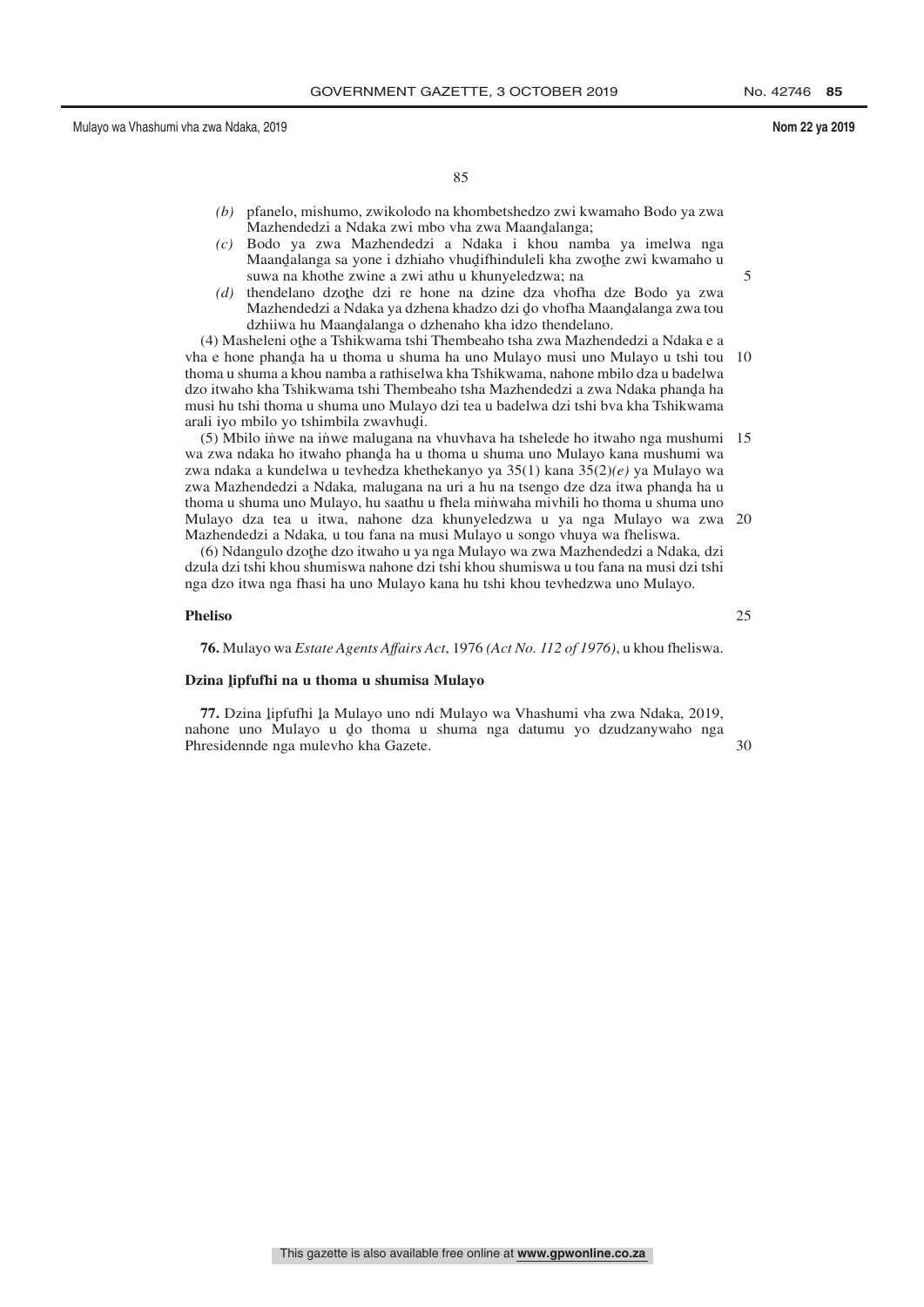*(b)* pfanelo, mishumo, zwikolodo na khombetshedzo zwi kwamaho Bodo ya zwa Mazhendedzi a Ndaka zwi mbo vha zwa Maanḓalanga;

*(c)* Bodo ya zwa Mazhendedzi a Ndaka i khou namba ya imelwa nga Maanḓalanga sa yone i dzhiaho vhuḓifhinduleli kha zwoṱhe zwi kwamaho u suwa na khothe zwine a zwi athu u khunyeledzwa; na

*(d)* thendelano dzoṱhe dzi re hone na dzine dza vhofha dze Bodo ya zwa Mazhendedzi a Ndaka ya dzhena khadzo dzi ḓo vhofha Maanḓalanga zwa tou dzhiiwa hu Maanḓalanga o dzhenaho kha idzo thendelano.

(4) Masheleni oṱhe a Tshikwama tshi Thembeaho tsha zwa Mazhendedzi a Ndaka e a vha e hone phanḓa ha u thoma u shuma ha uno Mulayo musi uno Mulayo u tshi tou thoma u shuma a khou namba a rathiselwa kha Tshikwama, nahone mbilo dza u badelwa dzo itwaho kha Tshikwama tshi Thembeaho tsha Mazhendedzi a zwa Ndaka phanḓa ha musi hu tshi thoma u shuma uno Mulayo dzi tea u badelwa dzi tshi bva kha Tshikwama arali iyo mbilo yo tshimbila zwavhuḓi.

(5) Mbilo iṅwe na iṅwe malugana na vhuvhava ha tshelede ho itwaho nga mushumi wa zwa ndaka ho itwaho phanḓa ha u thoma u shuma uno Mulayo kana mushumi wa zwa ndaka a kundelwa u tevhedza khethekanyo ya 35(1) kana 35(2)*(e)* ya Mulayo wa zwa Mazhendedzi a Ndaka*,* malugana na uri a hu na tsengo dze dza itwa phanḓa ha u thoma u shuma uno Mulayo, hu saathu u fhela miṅwaha mivhili ho thoma u shuma uno Mulayo dza tea u itwa, nahone dza khunyeledzwa u ya nga Mulayo wa zwa Mazhendedzi a Ndaka*,* u tou fana na musi Mulayo u songo vhuya wa fheliswa.

(6) Ndangulo dzoṱhe dzo itwaho u ya nga Mulayo wa zwa Mazhendedzi a Ndaka*,* dzi dzula dzi tshi khou shumiswa nahone dzi tshi khou shumiswa u tou fana na musi dzi tshi nga dzo itwa nga fhasi ha uno Mulayo kana hu tshi khou tevhedzwa uno Mulayo.

**Pheliso**

**76.** Mulayo wa *Estate Agents Affairs Act*, 1976 *(Act No. 112 of 1976)*, u khou fheliswa.

**Dzina ḽipfufhi na u thoma u shumisa Mulayo**

**77.** Dzina ḽipfufhi ḽa Mulayo uno ndi Mulayo wa Vhashumi vha zwa Ndaka, 2019, nahone uno Mulayo u ḓo thoma u shuma nga datumu yo dzudzanywaho nga Phresidennde nga mulevho kha Gazete.